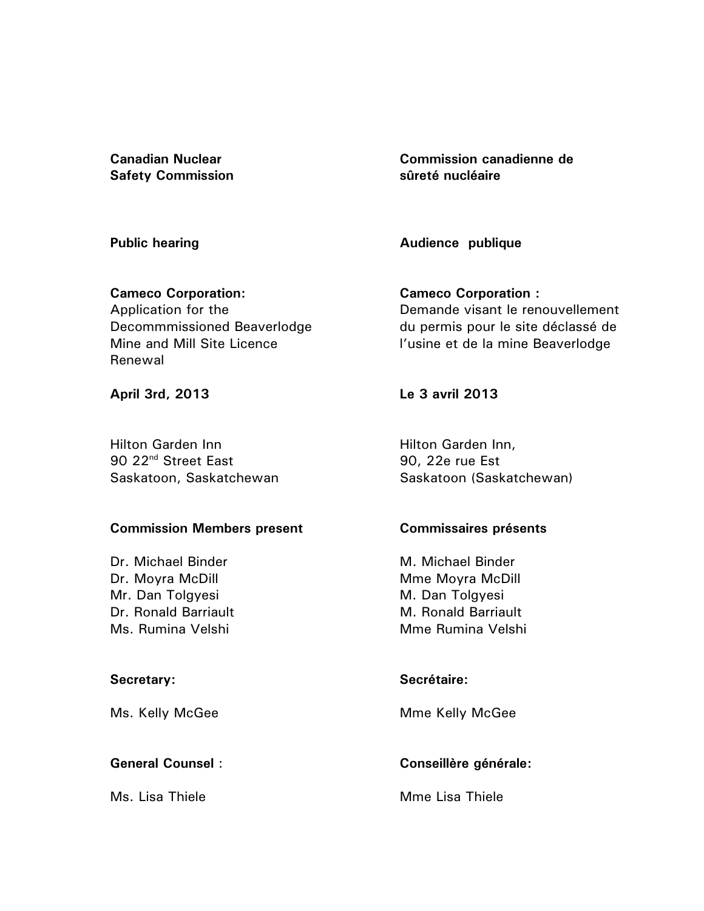**Canadian Nuclear Safety Commission**

**Public hearing**

**Cameco Corporation:**
Application for the Decommmissioned Beaverlodge Mine and Mill Site Licence Renewal

**April 3rd, 2013**

Hilton Garden Inn
90 22nd Street East
Saskatoon, Saskatchewan

**Commission Members present**

Dr. Michael Binder
Dr. Moyra McDill
Mr. Dan Tolgyesi
Dr. Ronald Barriault
Ms. Rumina Velshi

**Secretary:**

Ms. Kelly McGee

**General Counsel** :

Ms. Lisa Thiele

**Commission canadienne de sûreté nucléaire**

**Audience publique**

**Cameco Corporation :**
Demande visant le renouvellement du permis pour le site déclassé de l'usine et de la mine Beaverlodge

**Le 3 avril 2013**

Hilton Garden Inn,
90, 22e rue Est
Saskatoon (Saskatchewan)

**Commissaires présents**

M. Michael Binder
Mme Moyra McDill
M. Dan Tolgyesi
M. Ronald Barriault
Mme Rumina Velshi

**Secrétaire:**

Mme Kelly McGee

**Conseillère générale:**

Mme Lisa Thiele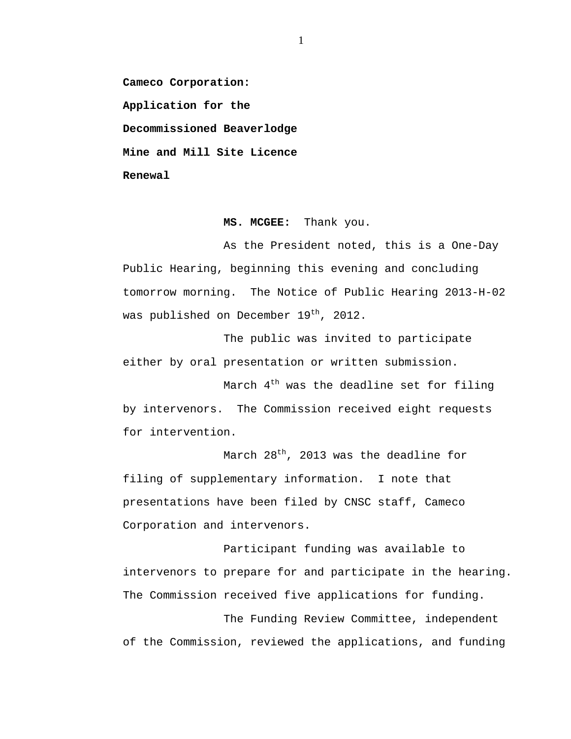**Cameco Corporation:**
**Application for the**
**Decommissioned Beaverlodge**
**Mine and Mill Site Licence**
**Renewal**

**MS. MCGEE:** Thank you.

As the President noted, this is a One-Day Public Hearing, beginning this evening and concluding tomorrow morning. The Notice of Public Hearing 2013-H-02 was published on December 19th, 2012.

The public was invited to participate either by oral presentation or written submission.

March 4th was the deadline set for filing by intervenors. The Commission received eight requests for intervention.

March 28th, 2013 was the deadline for filing of supplementary information. I note that presentations have been filed by CNSC staff, Cameco Corporation and intervenors.

Participant funding was available to intervenors to prepare for and participate in the hearing. The Commission received five applications for funding.

The Funding Review Committee, independent of the Commission, reviewed the applications, and funding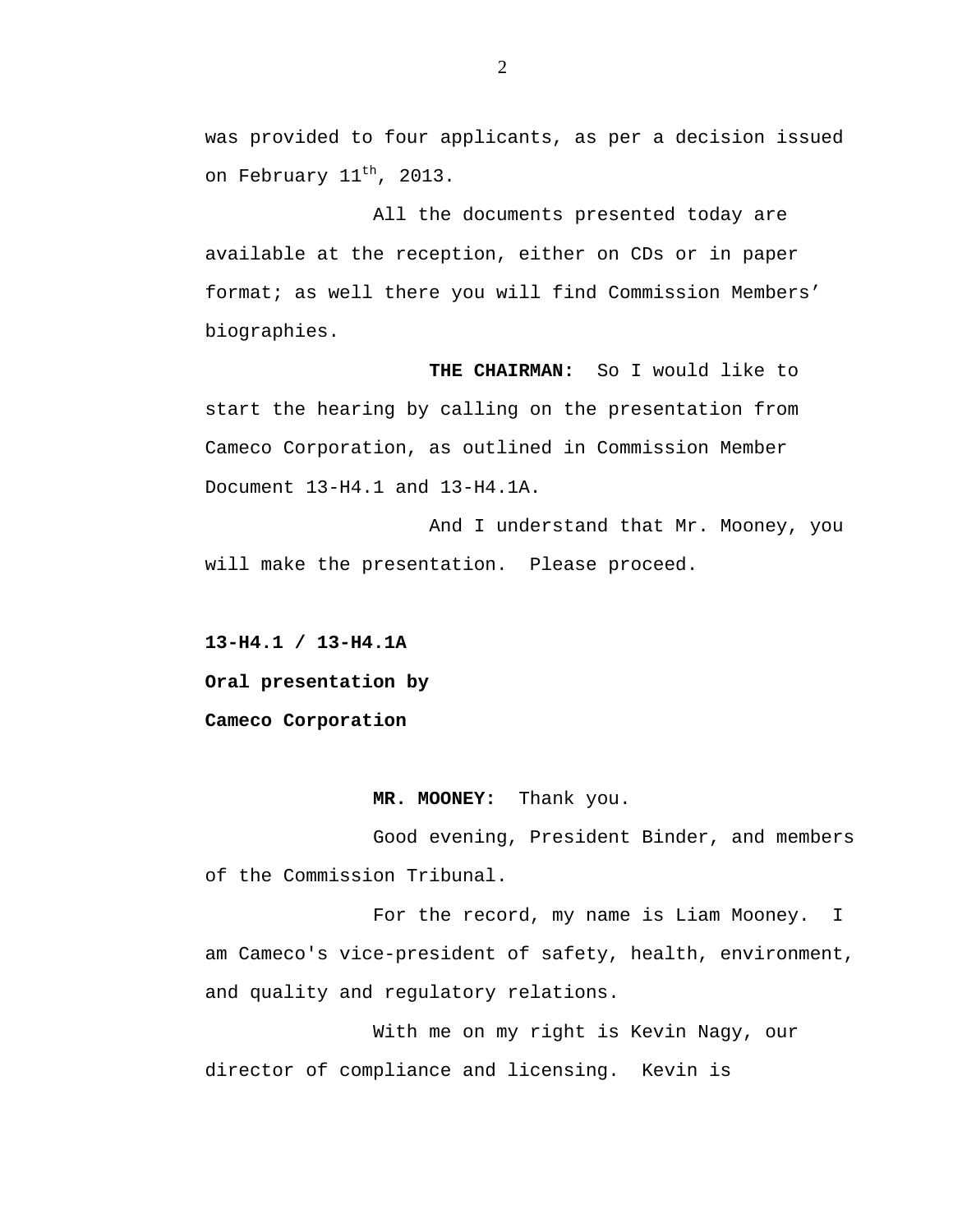was provided to four applicants, as per a decision issued on February 11th, 2013.

All the documents presented today are available at the reception, either on CDs or in paper format; as well there you will find Commission Members' biographies.

**THE CHAIRMAN:** So I would like to start the hearing by calling on the presentation from Cameco Corporation, as outlined in Commission Member Document 13-H4.1 and 13-H4.1A.

And I understand that Mr. Mooney, you will make the presentation. Please proceed.

**13-H4.1 / 13-H4.1A**

**Oral presentation by**

**Cameco Corporation**

**MR. MOONEY:** Thank you.

Good evening, President Binder, and members of the Commission Tribunal.

For the record, my name is Liam Mooney. I am Cameco's vice-president of safety, health, environment, and quality and regulatory relations.

With me on my right is Kevin Nagy, our director of compliance and licensing. Kevin is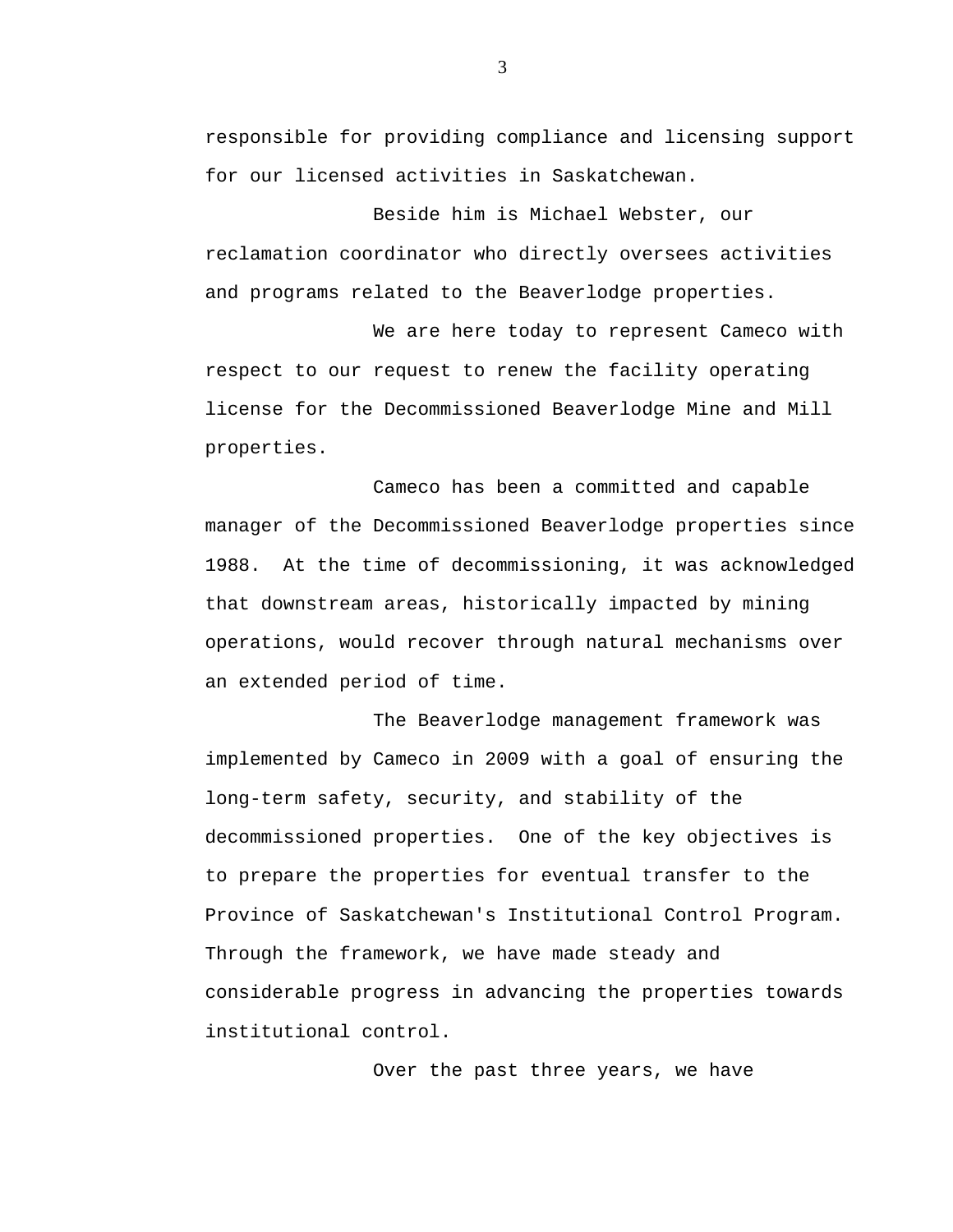responsible for providing compliance and licensing support for our licensed activities in Saskatchewan.

Beside him is Michael Webster, our reclamation coordinator who directly oversees activities and programs related to the Beaverlodge properties.

We are here today to represent Cameco with respect to our request to renew the facility operating license for the Decommissioned Beaverlodge Mine and Mill properties.

Cameco has been a committed and capable manager of the Decommissioned Beaverlodge properties since 1988. At the time of decommissioning, it was acknowledged that downstream areas, historically impacted by mining operations, would recover through natural mechanisms over an extended period of time.

The Beaverlodge management framework was implemented by Cameco in 2009 with a goal of ensuring the long-term safety, security, and stability of the decommissioned properties. One of the key objectives is to prepare the properties for eventual transfer to the Province of Saskatchewan's Institutional Control Program. Through the framework, we have made steady and considerable progress in advancing the properties towards institutional control.

Over the past three years, we have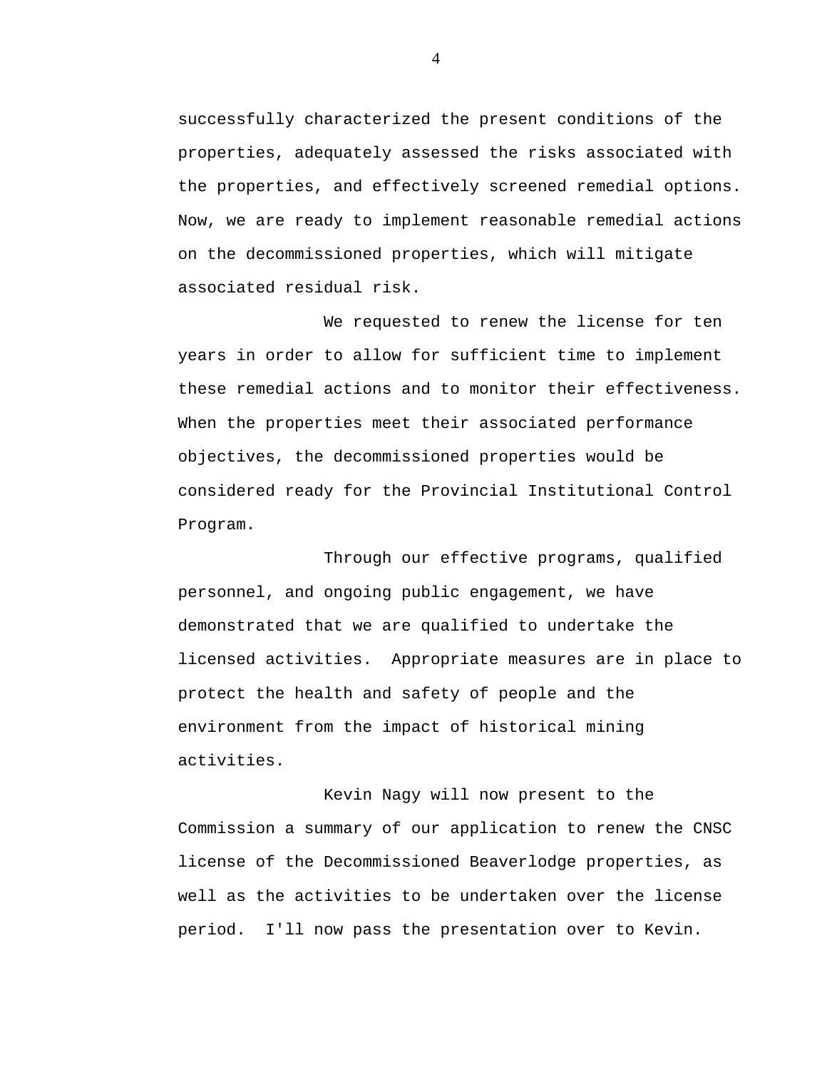successfully characterized the present conditions of the properties, adequately assessed the risks associated with the properties, and effectively screened remedial options. Now, we are ready to implement reasonable remedial actions on the decommissioned properties, which will mitigate associated residual risk.

We requested to renew the license for ten years in order to allow for sufficient time to implement these remedial actions and to monitor their effectiveness. When the properties meet their associated performance objectives, the decommissioned properties would be considered ready for the Provincial Institutional Control Program.

Through our effective programs, qualified personnel, and ongoing public engagement, we have demonstrated that we are qualified to undertake the licensed activities. Appropriate measures are in place to protect the health and safety of people and the environment from the impact of historical mining activities.

Kevin Nagy will now present to the Commission a summary of our application to renew the CNSC license of the Decommissioned Beaverlodge properties, as well as the activities to be undertaken over the license period. I'll now pass the presentation over to Kevin.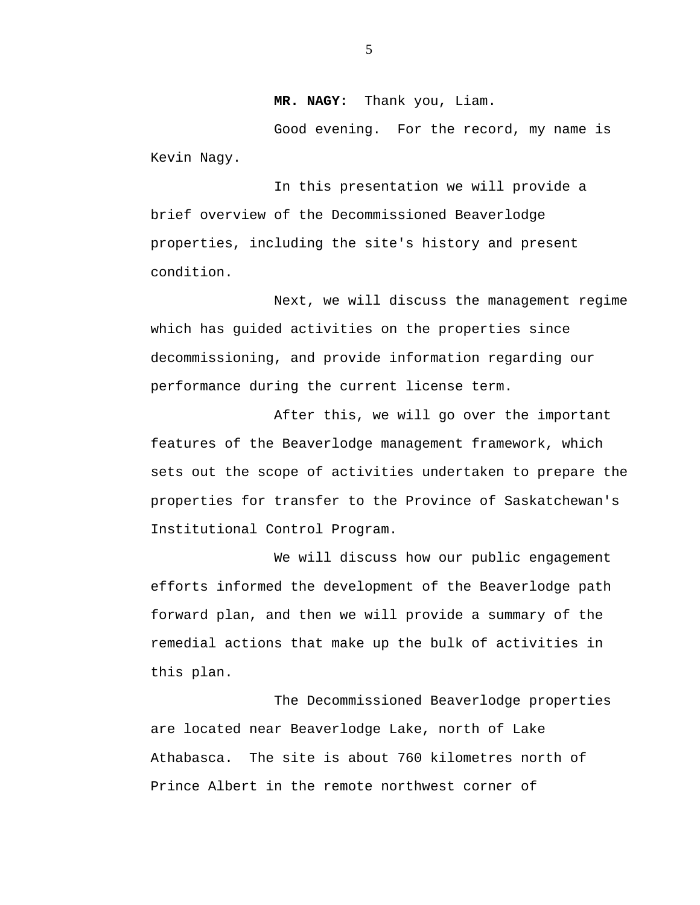**MR. NAGY:** Thank you, Liam.

Good evening. For the record, my name is Kevin Nagy.

In this presentation we will provide a brief overview of the Decommissioned Beaverlodge properties, including the site's history and present condition.

Next, we will discuss the management regime which has guided activities on the properties since decommissioning, and provide information regarding our performance during the current license term.

After this, we will go over the important features of the Beaverlodge management framework, which sets out the scope of activities undertaken to prepare the properties for transfer to the Province of Saskatchewan's Institutional Control Program.

We will discuss how our public engagement efforts informed the development of the Beaverlodge path forward plan, and then we will provide a summary of the remedial actions that make up the bulk of activities in this plan.

The Decommissioned Beaverlodge properties are located near Beaverlodge Lake, north of Lake Athabasca. The site is about 760 kilometres north of Prince Albert in the remote northwest corner of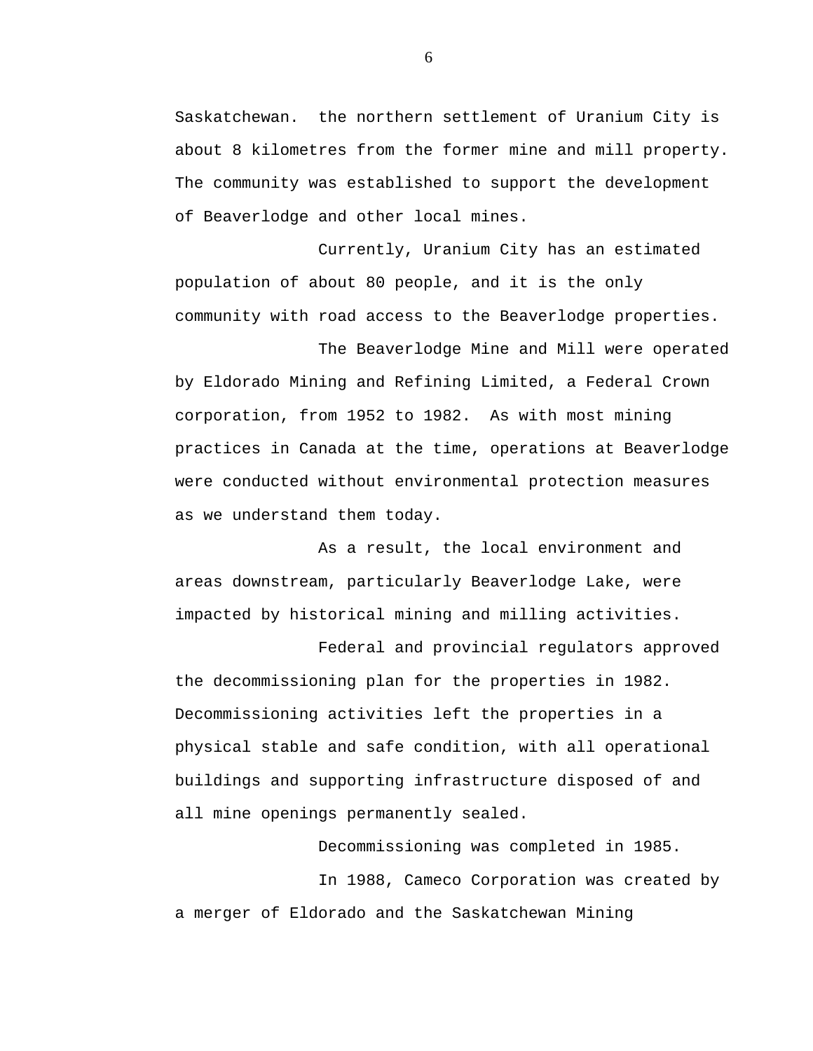Saskatchewan. the northern settlement of Uranium City is about 8 kilometres from the former mine and mill property. The community was established to support the development of Beaverlodge and other local mines.

Currently, Uranium City has an estimated population of about 80 people, and it is the only community with road access to the Beaverlodge properties.

The Beaverlodge Mine and Mill were operated by Eldorado Mining and Refining Limited, a Federal Crown corporation, from 1952 to 1982. As with most mining practices in Canada at the time, operations at Beaverlodge were conducted without environmental protection measures as we understand them today.

As a result, the local environment and areas downstream, particularly Beaverlodge Lake, were impacted by historical mining and milling activities.

Federal and provincial regulators approved the decommissioning plan for the properties in 1982. Decommissioning activities left the properties in a physical stable and safe condition, with all operational buildings and supporting infrastructure disposed of and all mine openings permanently sealed.

Decommissioning was completed in 1985.

In 1988, Cameco Corporation was created by a merger of Eldorado and the Saskatchewan Mining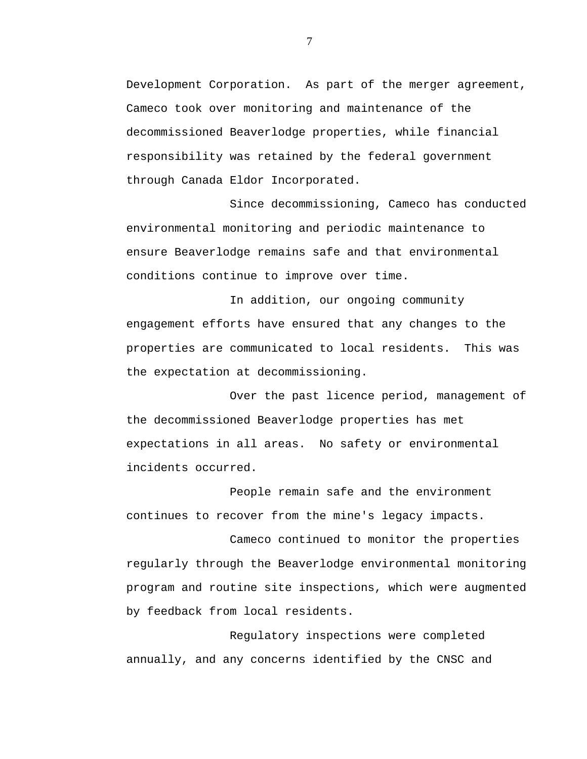Development Corporation. As part of the merger agreement, Cameco took over monitoring and maintenance of the decommissioned Beaverlodge properties, while financial responsibility was retained by the federal government through Canada Eldor Incorporated.

Since decommissioning, Cameco has conducted environmental monitoring and periodic maintenance to ensure Beaverlodge remains safe and that environmental conditions continue to improve over time.

In addition, our ongoing community engagement efforts have ensured that any changes to the properties are communicated to local residents. This was the expectation at decommissioning.

Over the past licence period, management of the decommissioned Beaverlodge properties has met expectations in all areas. No safety or environmental incidents occurred.

People remain safe and the environment continues to recover from the mine's legacy impacts.

Cameco continued to monitor the properties regularly through the Beaverlodge environmental monitoring program and routine site inspections, which were augmented by feedback from local residents.

Regulatory inspections were completed annually, and any concerns identified by the CNSC and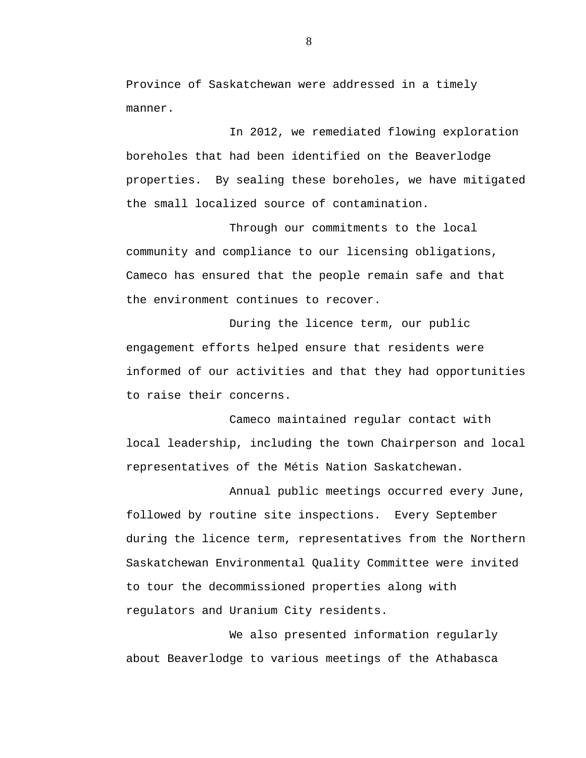Province of Saskatchewan were addressed in a timely manner.

In 2012, we remediated flowing exploration boreholes that had been identified on the Beaverlodge properties. By sealing these boreholes, we have mitigated the small localized source of contamination.

Through our commitments to the local community and compliance to our licensing obligations, Cameco has ensured that the people remain safe and that the environment continues to recover.

During the licence term, our public engagement efforts helped ensure that residents were informed of our activities and that they had opportunities to raise their concerns.

Cameco maintained regular contact with local leadership, including the town Chairperson and local representatives of the Métis Nation Saskatchewan.

Annual public meetings occurred every June, followed by routine site inspections. Every September during the licence term, representatives from the Northern Saskatchewan Environmental Quality Committee were invited to tour the decommissioned properties along with regulators and Uranium City residents.

We also presented information regularly about Beaverlodge to various meetings of the Athabasca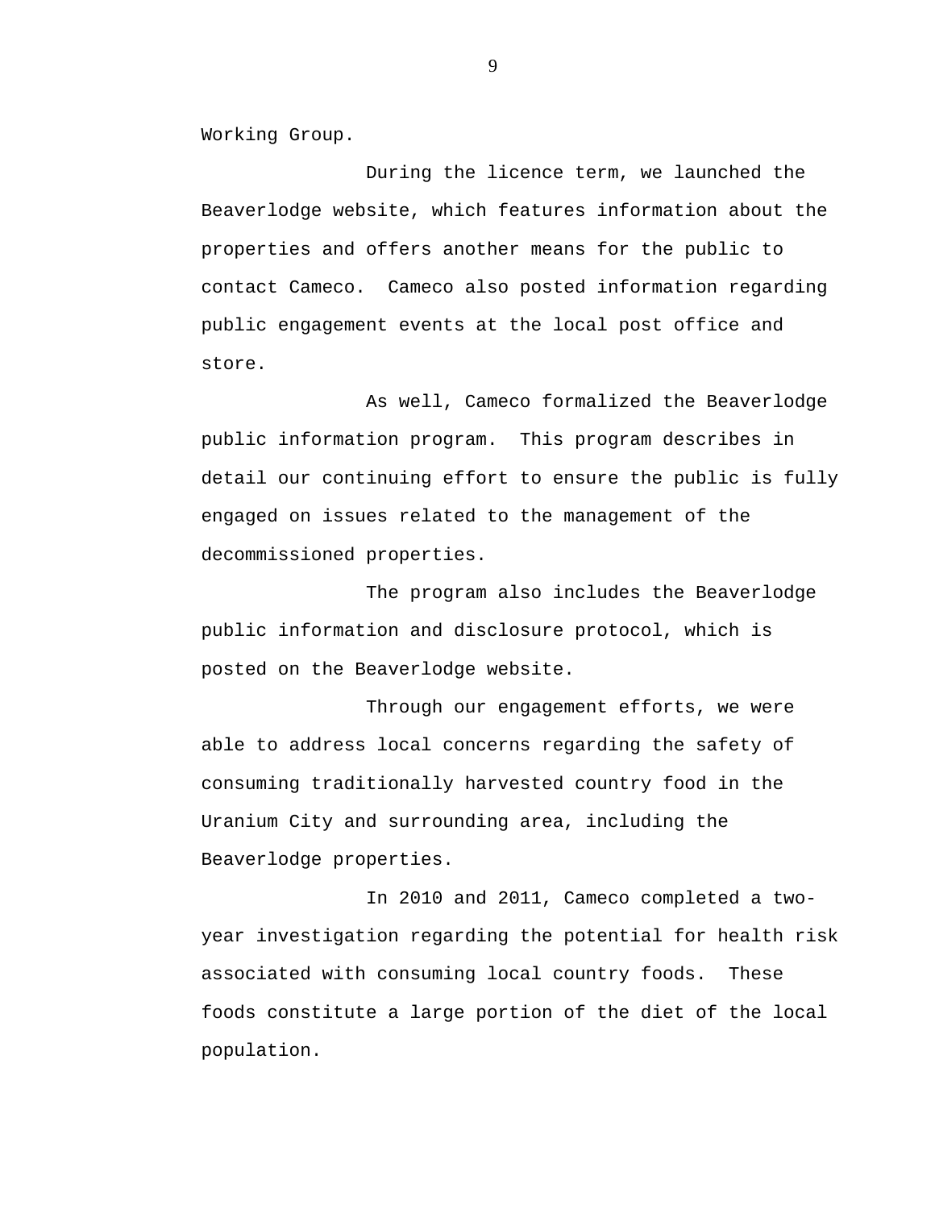Working Group.

During the licence term, we launched the Beaverlodge website, which features information about the properties and offers another means for the public to contact Cameco. Cameco also posted information regarding public engagement events at the local post office and store.

As well, Cameco formalized the Beaverlodge public information program. This program describes in detail our continuing effort to ensure the public is fully engaged on issues related to the management of the decommissioned properties.

The program also includes the Beaverlodge public information and disclosure protocol, which is posted on the Beaverlodge website.

Through our engagement efforts, we were able to address local concerns regarding the safety of consuming traditionally harvested country food in the Uranium City and surrounding area, including the Beaverlodge properties.

In 2010 and 2011, Cameco completed a two-year investigation regarding the potential for health risk associated with consuming local country foods. These foods constitute a large portion of the diet of the local population.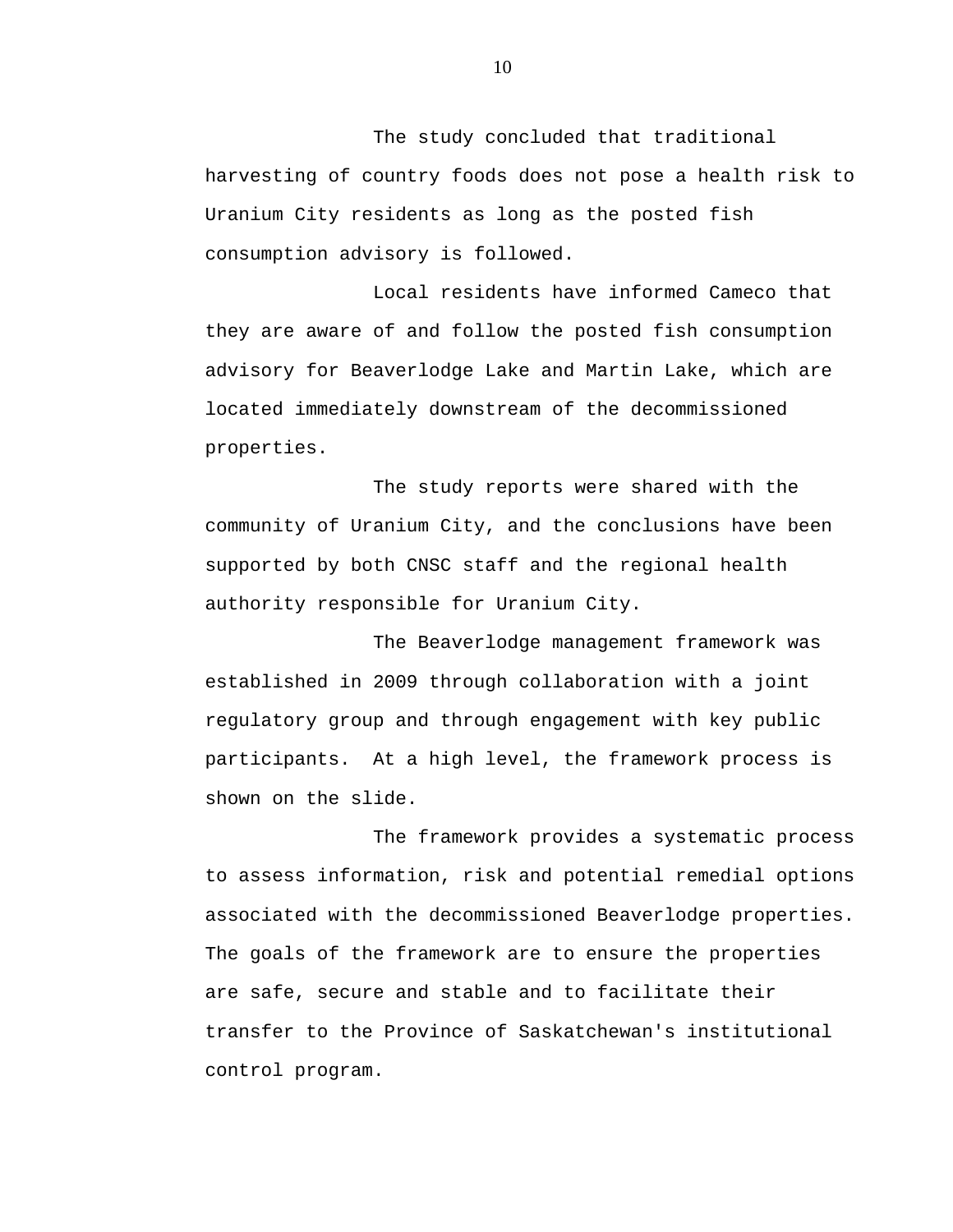The study concluded that traditional harvesting of country foods does not pose a health risk to Uranium City residents as long as the posted fish consumption advisory is followed.

Local residents have informed Cameco that they are aware of and follow the posted fish consumption advisory for Beaverlodge Lake and Martin Lake, which are located immediately downstream of the decommissioned properties.

The study reports were shared with the community of Uranium City, and the conclusions have been supported by both CNSC staff and the regional health authority responsible for Uranium City.

The Beaverlodge management framework was established in 2009 through collaboration with a joint regulatory group and through engagement with key public participants. At a high level, the framework process is shown on the slide.

The framework provides a systematic process to assess information, risk and potential remedial options associated with the decommissioned Beaverlodge properties. The goals of the framework are to ensure the properties are safe, secure and stable and to facilitate their transfer to the Province of Saskatchewan's institutional control program.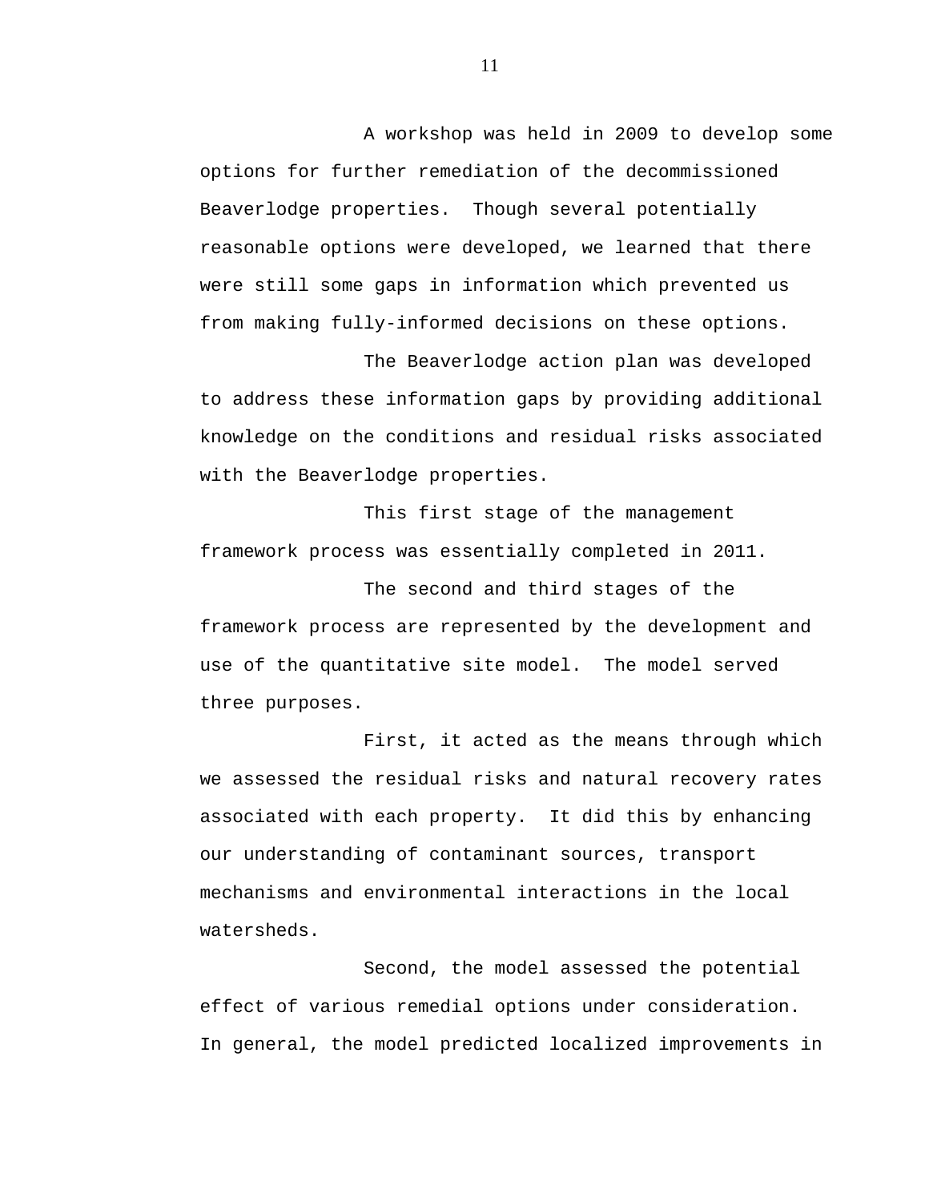A workshop was held in 2009 to develop some options for further remediation of the decommissioned Beaverlodge properties. Though several potentially reasonable options were developed, we learned that there were still some gaps in information which prevented us from making fully-informed decisions on these options.

The Beaverlodge action plan was developed to address these information gaps by providing additional knowledge on the conditions and residual risks associated with the Beaverlodge properties.

This first stage of the management framework process was essentially completed in 2011.

The second and third stages of the framework process are represented by the development and use of the quantitative site model. The model served three purposes.

First, it acted as the means through which we assessed the residual risks and natural recovery rates associated with each property. It did this by enhancing our understanding of contaminant sources, transport mechanisms and environmental interactions in the local watersheds.

Second, the model assessed the potential effect of various remedial options under consideration. In general, the model predicted localized improvements in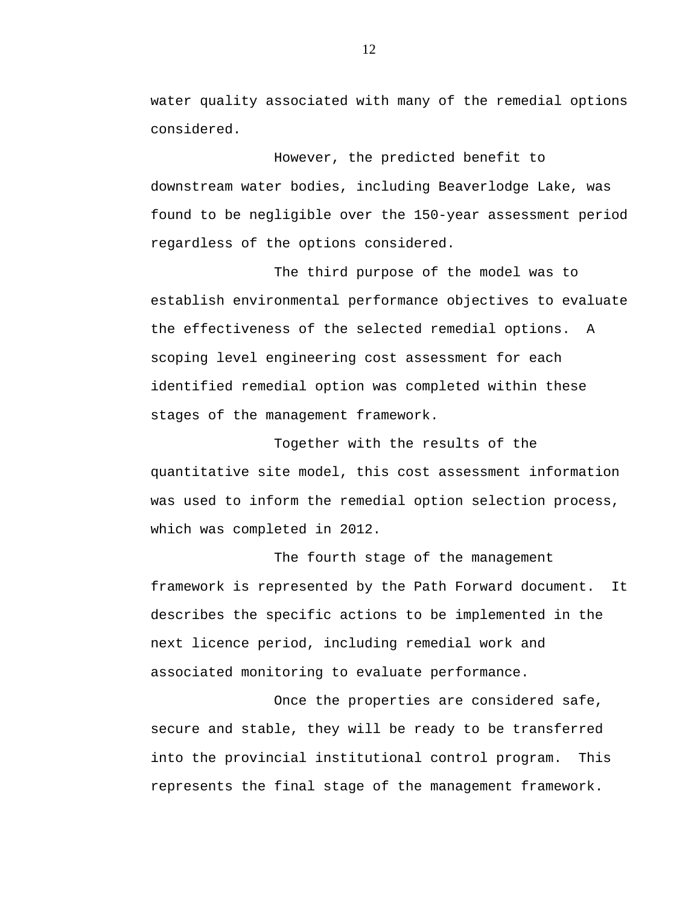water quality associated with many of the remedial options considered.

However, the predicted benefit to downstream water bodies, including Beaverlodge Lake, was found to be negligible over the 150-year assessment period regardless of the options considered.

The third purpose of the model was to establish environmental performance objectives to evaluate the effectiveness of the selected remedial options. A scoping level engineering cost assessment for each identified remedial option was completed within these stages of the management framework.

Together with the results of the quantitative site model, this cost assessment information was used to inform the remedial option selection process, which was completed in 2012.

The fourth stage of the management framework is represented by the Path Forward document. It describes the specific actions to be implemented in the next licence period, including remedial work and associated monitoring to evaluate performance.

Once the properties are considered safe, secure and stable, they will be ready to be transferred into the provincial institutional control program. This represents the final stage of the management framework.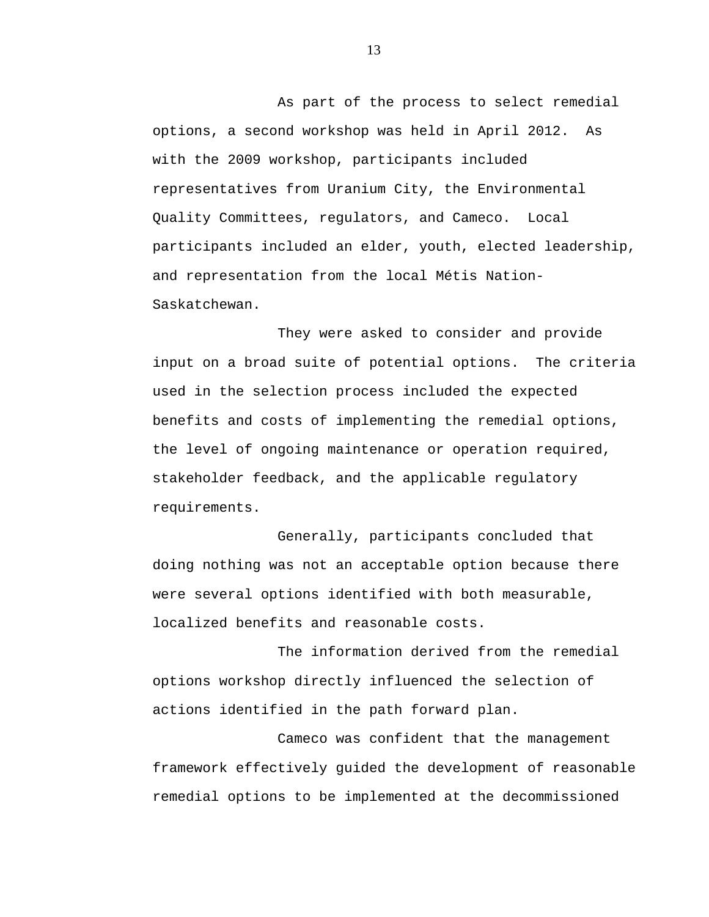As part of the process to select remedial options, a second workshop was held in April 2012. As with the 2009 workshop, participants included representatives from Uranium City, the Environmental Quality Committees, regulators, and Cameco. Local participants included an elder, youth, elected leadership, and representation from the local Métis Nation-Saskatchewan.

They were asked to consider and provide input on a broad suite of potential options. The criteria used in the selection process included the expected benefits and costs of implementing the remedial options, the level of ongoing maintenance or operation required, stakeholder feedback, and the applicable regulatory requirements.

Generally, participants concluded that doing nothing was not an acceptable option because there were several options identified with both measurable, localized benefits and reasonable costs.

The information derived from the remedial options workshop directly influenced the selection of actions identified in the path forward plan.

Cameco was confident that the management framework effectively guided the development of reasonable remedial options to be implemented at the decommissioned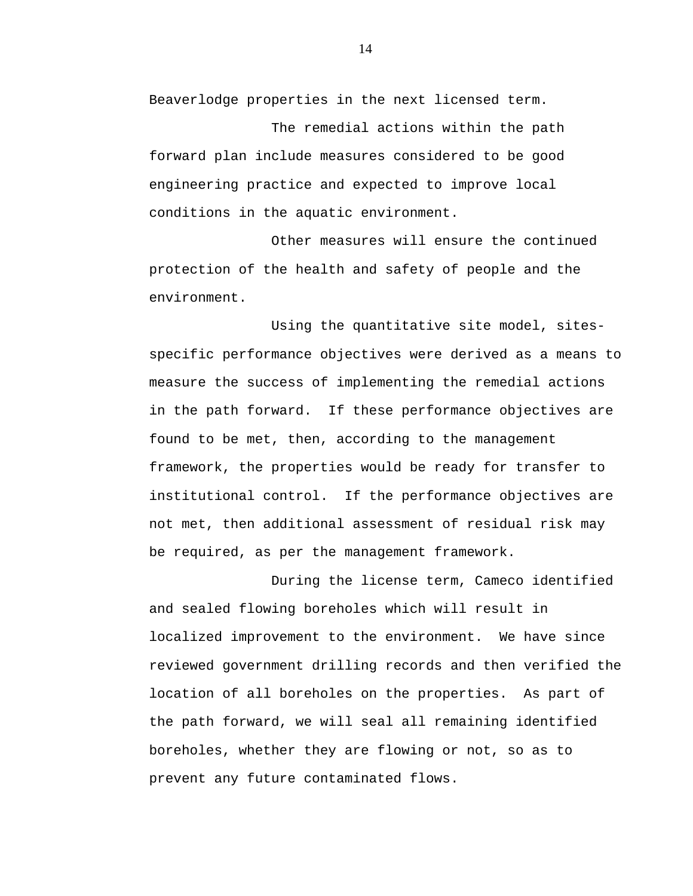Beaverlodge properties in the next licensed term.

The remedial actions within the path forward plan include measures considered to be good engineering practice and expected to improve local conditions in the aquatic environment.

Other measures will ensure the continued protection of the health and safety of people and the environment.

Using the quantitative site model, sites-specific performance objectives were derived as a means to measure the success of implementing the remedial actions in the path forward. If these performance objectives are found to be met, then, according to the management framework, the properties would be ready for transfer to institutional control. If the performance objectives are not met, then additional assessment of residual risk may be required, as per the management framework.

During the license term, Cameco identified and sealed flowing boreholes which will result in localized improvement to the environment. We have since reviewed government drilling records and then verified the location of all boreholes on the properties. As part of the path forward, we will seal all remaining identified boreholes, whether they are flowing or not, so as to prevent any future contaminated flows.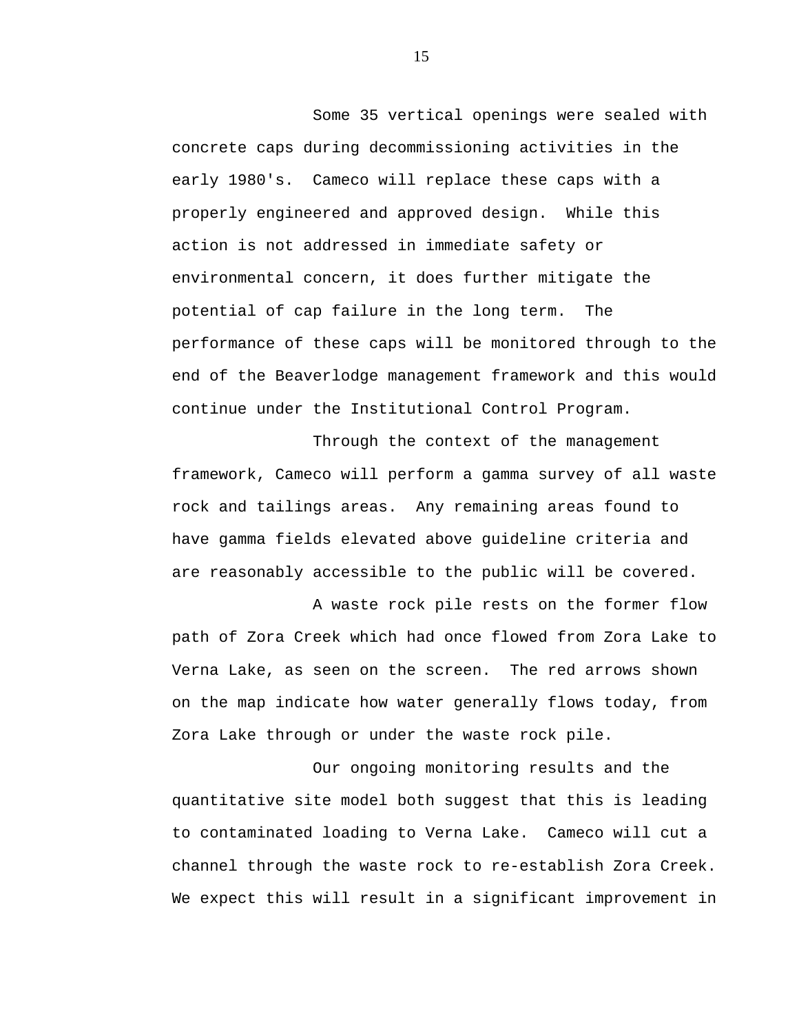Some 35 vertical openings were sealed with concrete caps during decommissioning activities in the early 1980's. Cameco will replace these caps with a properly engineered and approved design. While this action is not addressed in immediate safety or environmental concern, it does further mitigate the potential of cap failure in the long term. The performance of these caps will be monitored through to the end of the Beaverlodge management framework and this would continue under the Institutional Control Program.

Through the context of the management framework, Cameco will perform a gamma survey of all waste rock and tailings areas. Any remaining areas found to have gamma fields elevated above guideline criteria and are reasonably accessible to the public will be covered.

A waste rock pile rests on the former flow path of Zora Creek which had once flowed from Zora Lake to Verna Lake, as seen on the screen. The red arrows shown on the map indicate how water generally flows today, from Zora Lake through or under the waste rock pile.

Our ongoing monitoring results and the quantitative site model both suggest that this is leading to contaminated loading to Verna Lake. Cameco will cut a channel through the waste rock to re-establish Zora Creek. We expect this will result in a significant improvement in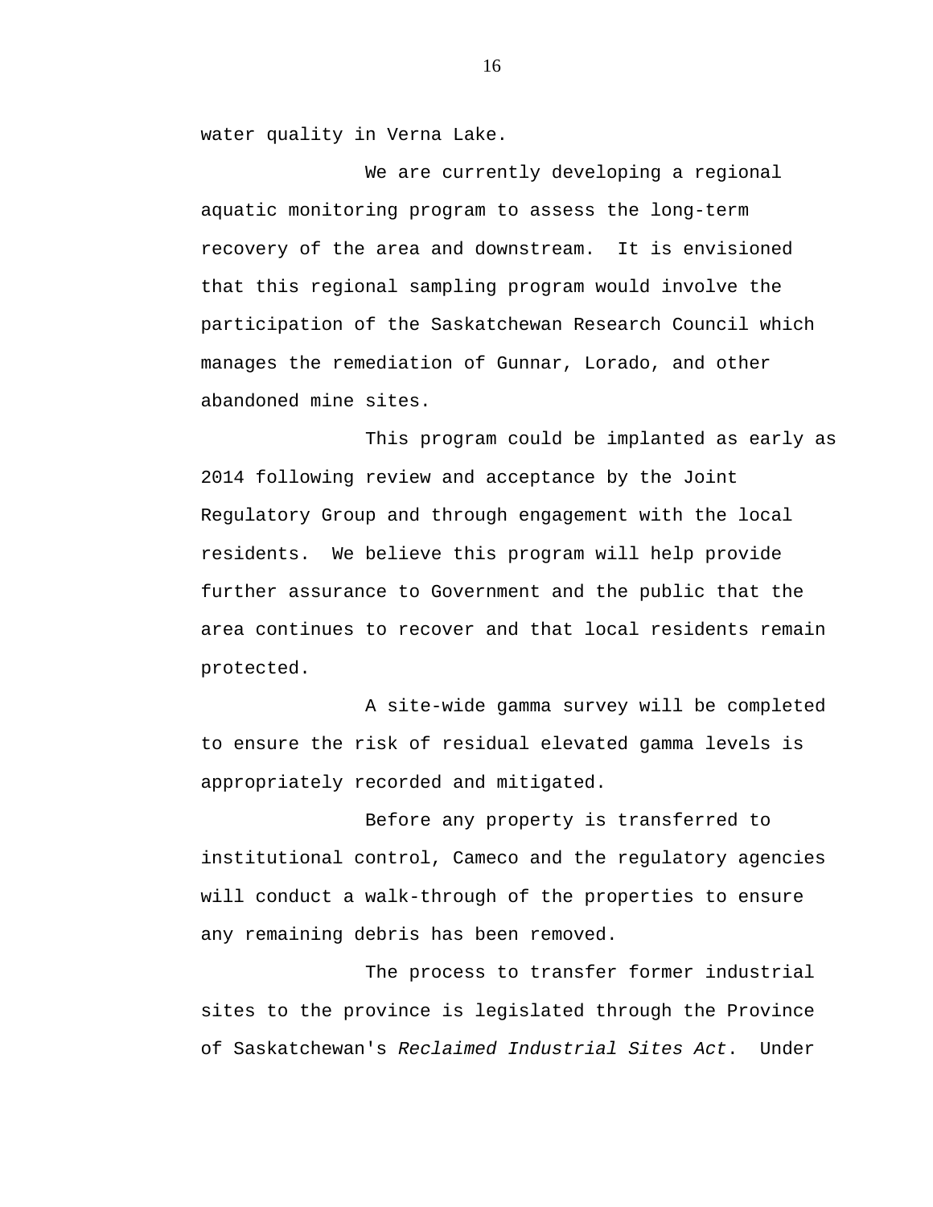water quality in Verna Lake.

We are currently developing a regional aquatic monitoring program to assess the long-term recovery of the area and downstream. It is envisioned that this regional sampling program would involve the participation of the Saskatchewan Research Council which manages the remediation of Gunnar, Lorado, and other abandoned mine sites.

This program could be implanted as early as 2014 following review and acceptance by the Joint Regulatory Group and through engagement with the local residents. We believe this program will help provide further assurance to Government and the public that the area continues to recover and that local residents remain protected.

A site-wide gamma survey will be completed to ensure the risk of residual elevated gamma levels is appropriately recorded and mitigated.

Before any property is transferred to institutional control, Cameco and the regulatory agencies will conduct a walk-through of the properties to ensure any remaining debris has been removed.

The process to transfer former industrial sites to the province is legislated through the Province of Saskatchewan's *Reclaimed Industrial Sites Act*. Under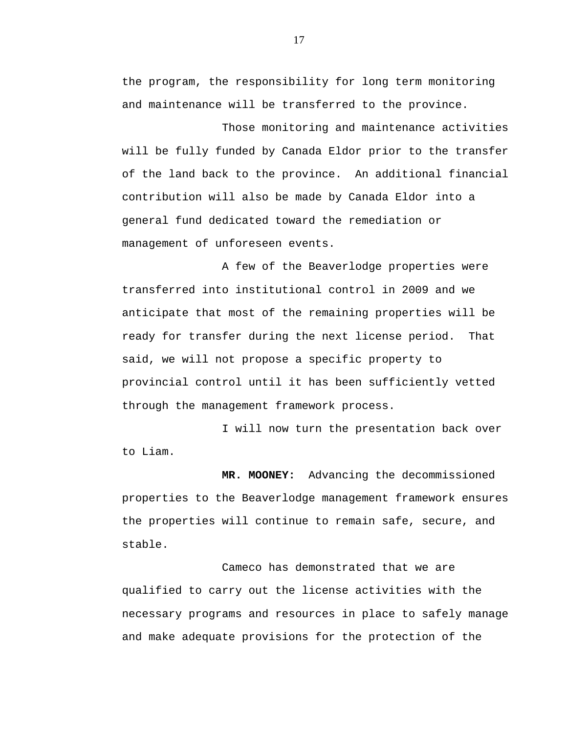the program, the responsibility for long term monitoring and maintenance will be transferred to the province.

Those monitoring and maintenance activities will be fully funded by Canada Eldor prior to the transfer of the land back to the province.  An additional financial contribution will also be made by Canada Eldor into a general fund dedicated toward the remediation or management of unforeseen events.

A few of the Beaverlodge properties were transferred into institutional control in 2009 and we anticipate that most of the remaining properties will be ready for transfer during the next license period.  That said, we will not propose a specific property to provincial control until it has been sufficiently vetted through the management framework process.

I will now turn the presentation back over to Liam.

**MR. MOONEY:**  Advancing the decommissioned properties to the Beaverlodge management framework ensures the properties will continue to remain safe, secure, and stable.

Cameco has demonstrated that we are qualified to carry out the license activities with the necessary programs and resources in place to safely manage and make adequate provisions for the protection of the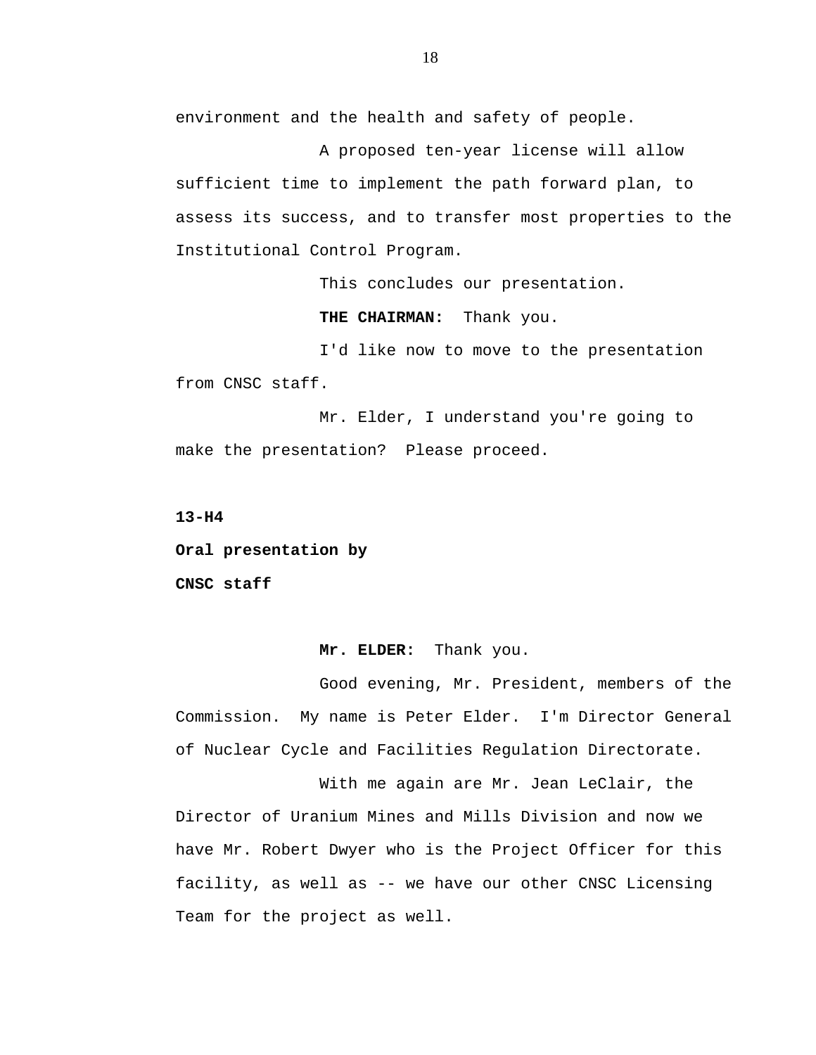environment and the health and safety of people.

A proposed ten-year license will allow sufficient time to implement the path forward plan, to assess its success, and to transfer most properties to the Institutional Control Program.

This concludes our presentation.

**THE CHAIRMAN:** Thank you.

I'd like now to move to the presentation from CNSC staff.

Mr. Elder, I understand you're going to make the presentation? Please proceed.

**13-H4**

**Oral presentation by**

**CNSC staff**

**Mr. ELDER:** Thank you.

Good evening, Mr. President, members of the Commission. My name is Peter Elder. I'm Director General of Nuclear Cycle and Facilities Regulation Directorate.

With me again are Mr. Jean LeClair, the Director of Uranium Mines and Mills Division and now we have Mr. Robert Dwyer who is the Project Officer for this facility, as well as -- we have our other CNSC Licensing Team for the project as well.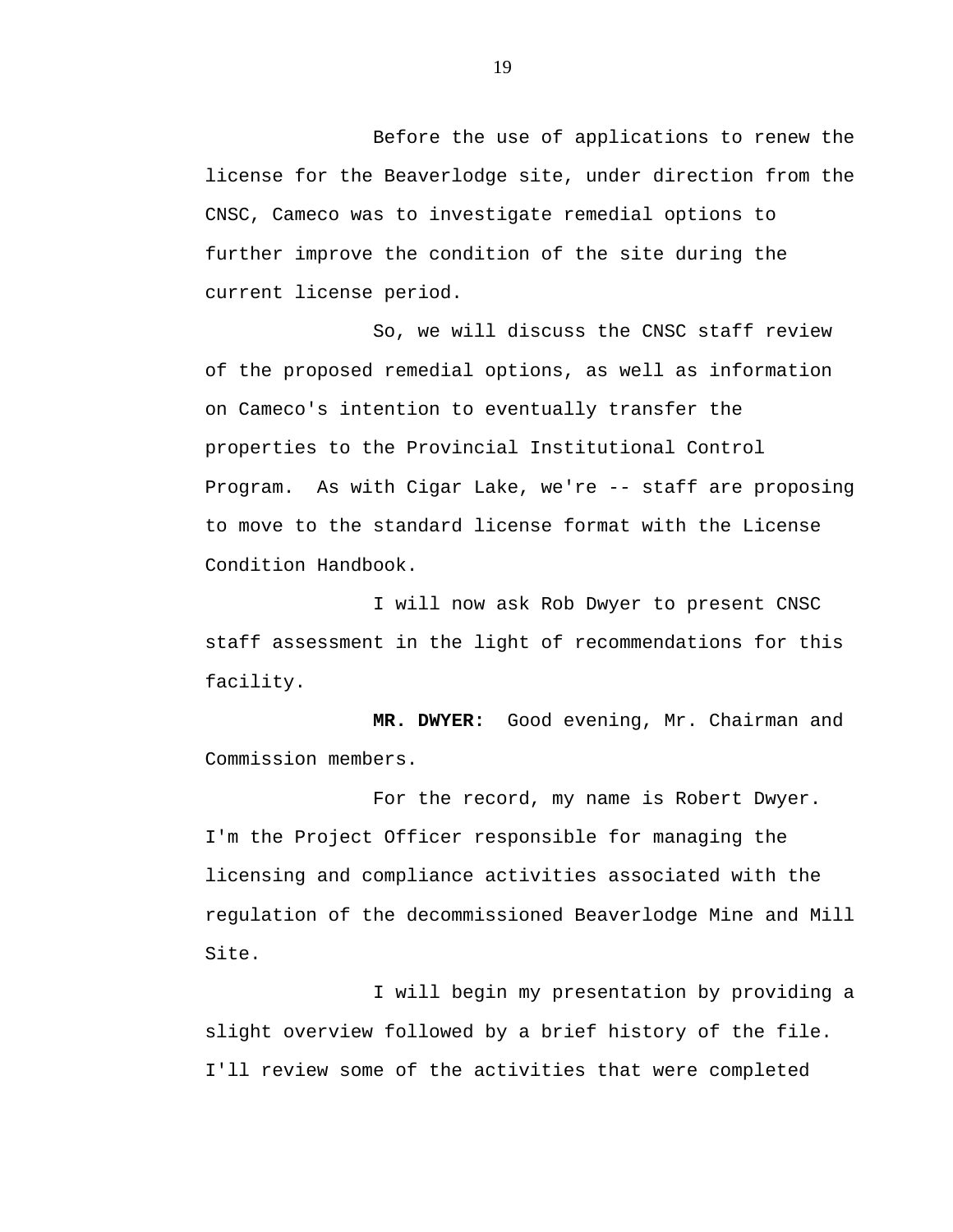Before the use of applications to renew the license for the Beaverlodge site, under direction from the CNSC, Cameco was to investigate remedial options to further improve the condition of the site during the current license period.

So, we will discuss the CNSC staff review of the proposed remedial options, as well as information on Cameco's intention to eventually transfer the properties to the Provincial Institutional Control Program. As with Cigar Lake, we're -- staff are proposing to move to the standard license format with the License Condition Handbook.

I will now ask Rob Dwyer to present CNSC staff assessment in the light of recommendations for this facility.

**MR. DWYER:** Good evening, Mr. Chairman and Commission members.

For the record, my name is Robert Dwyer. I'm the Project Officer responsible for managing the licensing and compliance activities associated with the regulation of the decommissioned Beaverlodge Mine and Mill Site.

I will begin my presentation by providing a slight overview followed by a brief history of the file. I'll review some of the activities that were completed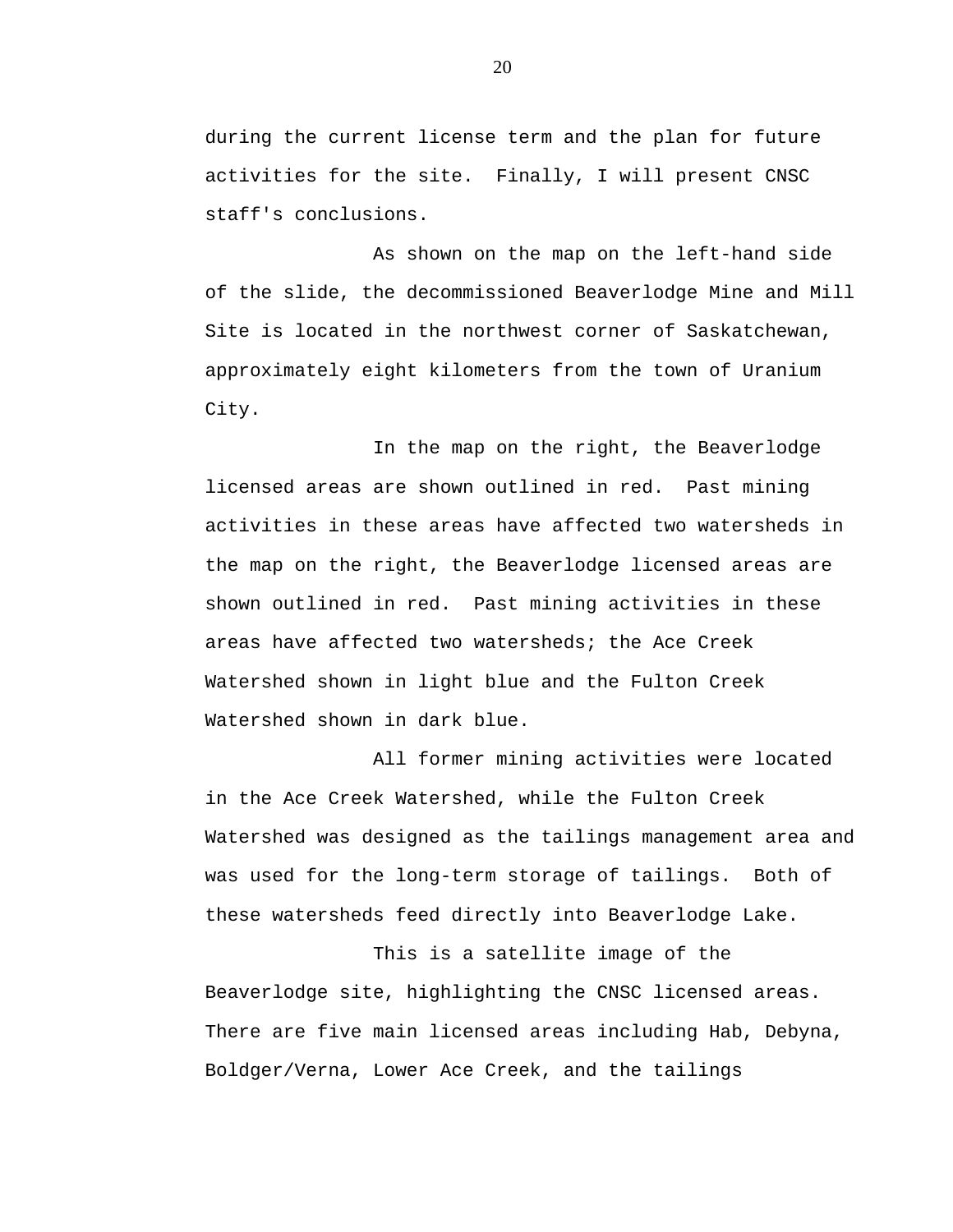during the current license term and the plan for future activities for the site. Finally, I will present CNSC staff's conclusions.

As shown on the map on the left-hand side of the slide, the decommissioned Beaverlodge Mine and Mill Site is located in the northwest corner of Saskatchewan, approximately eight kilometers from the town of Uranium City.

In the map on the right, the Beaverlodge licensed areas are shown outlined in red. Past mining activities in these areas have affected two watersheds in the map on the right, the Beaverlodge licensed areas are shown outlined in red. Past mining activities in these areas have affected two watersheds; the Ace Creek Watershed shown in light blue and the Fulton Creek Watershed shown in dark blue.

All former mining activities were located in the Ace Creek Watershed, while the Fulton Creek Watershed was designed as the tailings management area and was used for the long-term storage of tailings. Both of these watersheds feed directly into Beaverlodge Lake.

This is a satellite image of the Beaverlodge site, highlighting the CNSC licensed areas. There are five main licensed areas including Hab, Debyna, Boldger/Verna, Lower Ace Creek, and the tailings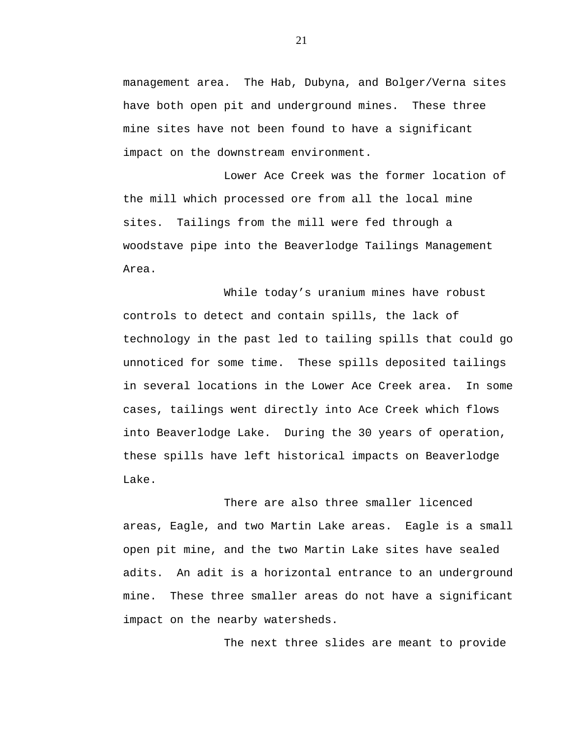management area. The Hab, Dubyna, and Bolger/Verna sites have both open pit and underground mines. These three mine sites have not been found to have a significant impact on the downstream environment.

Lower Ace Creek was the former location of the mill which processed ore from all the local mine sites. Tailings from the mill were fed through a woodstave pipe into the Beaverlodge Tailings Management Area.

While today's uranium mines have robust controls to detect and contain spills, the lack of technology in the past led to tailing spills that could go unnoticed for some time. These spills deposited tailings in several locations in the Lower Ace Creek area. In some cases, tailings went directly into Ace Creek which flows into Beaverlodge Lake. During the 30 years of operation, these spills have left historical impacts on Beaverlodge Lake.

There are also three smaller licenced areas, Eagle, and two Martin Lake areas. Eagle is a small open pit mine, and the two Martin Lake sites have sealed adits. An adit is a horizontal entrance to an underground mine. These three smaller areas do not have a significant impact on the nearby watersheds.

The next three slides are meant to provide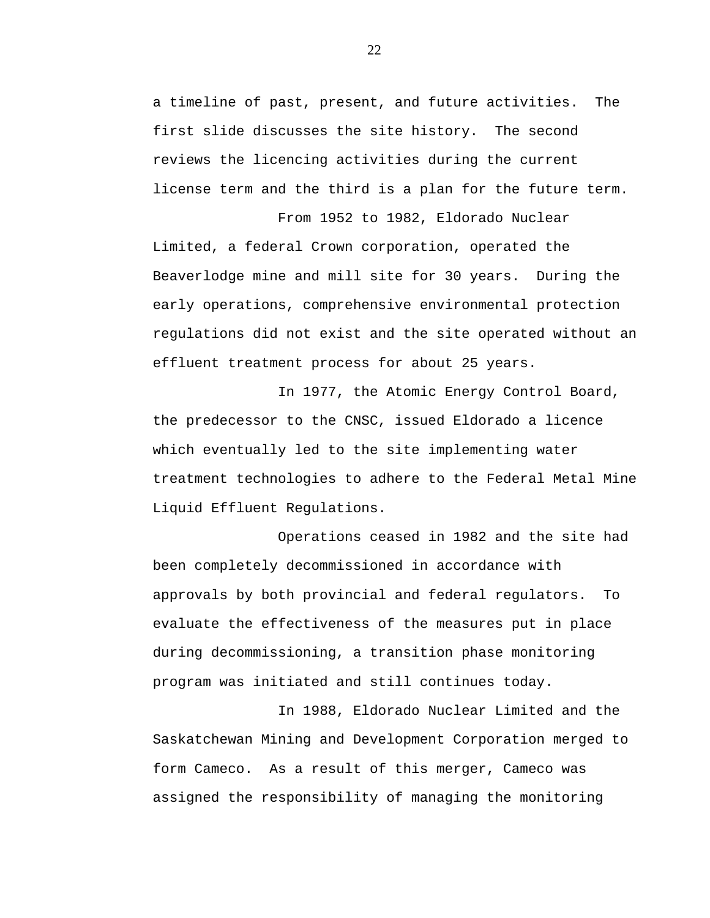a timeline of past, present, and future activities.  The first slide discusses the site history.  The second reviews the licencing activities during the current license term and the third is a plan for the future term.

From 1952 to 1982, Eldorado Nuclear Limited, a federal Crown corporation, operated the Beaverlodge mine and mill site for 30 years.  During the early operations, comprehensive environmental protection regulations did not exist and the site operated without an effluent treatment process for about 25 years.

In 1977, the Atomic Energy Control Board, the predecessor to the CNSC, issued Eldorado a licence which eventually led to the site implementing water treatment technologies to adhere to the Federal Metal Mine Liquid Effluent Regulations.

Operations ceased in 1982 and the site had been completely decommissioned in accordance with approvals by both provincial and federal regulators.  To evaluate the effectiveness of the measures put in place during decommissioning, a transition phase monitoring program was initiated and still continues today.

In 1988, Eldorado Nuclear Limited and the Saskatchewan Mining and Development Corporation merged to form Cameco.  As a result of this merger, Cameco was assigned the responsibility of managing the monitoring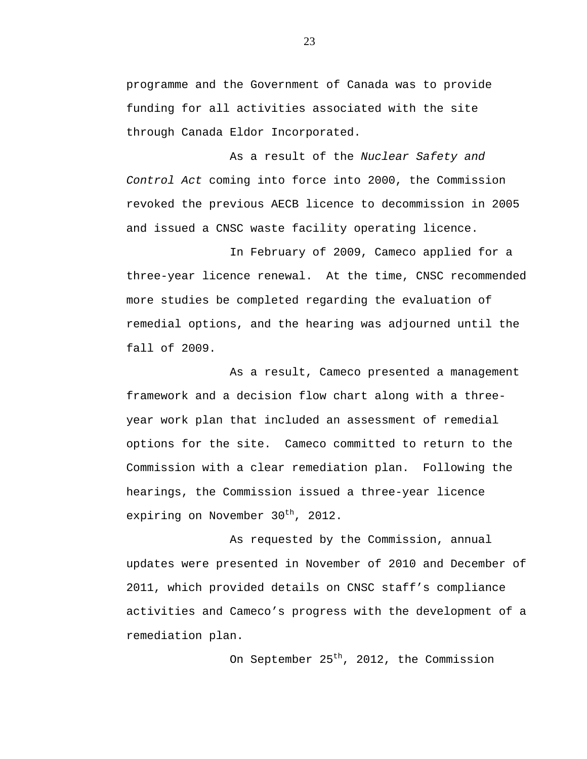programme and the Government of Canada was to provide funding for all activities associated with the site through Canada Eldor Incorporated.

As a result of the *Nuclear Safety and Control Act* coming into force into 2000, the Commission revoked the previous AECB licence to decommission in 2005 and issued a CNSC waste facility operating licence.

In February of 2009, Cameco applied for a three-year licence renewal. At the time, CNSC recommended more studies be completed regarding the evaluation of remedial options, and the hearing was adjourned until the fall of 2009.

As a result, Cameco presented a management framework and a decision flow chart along with a three-year work plan that included an assessment of remedial options for the site. Cameco committed to return to the Commission with a clear remediation plan. Following the hearings, the Commission issued a three-year licence expiring on November 30th, 2012.

As requested by the Commission, annual updates were presented in November of 2010 and December of 2011, which provided details on CNSC staff's compliance activities and Cameco's progress with the development of a remediation plan.

On September 25th, 2012, the Commission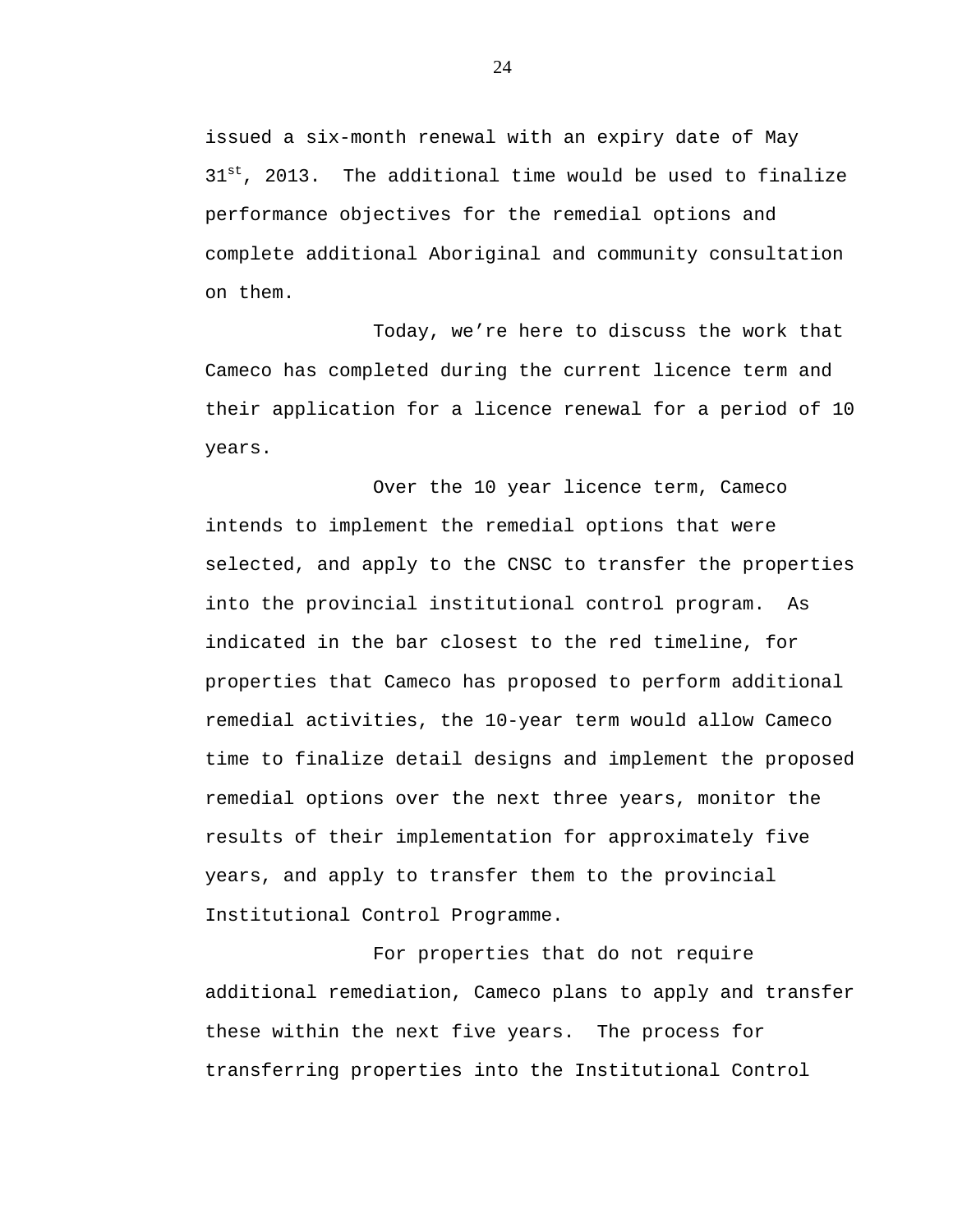issued a six-month renewal with an expiry date of May 31st, 2013. The additional time would be used to finalize performance objectives for the remedial options and complete additional Aboriginal and community consultation on them.

Today, we're here to discuss the work that Cameco has completed during the current licence term and their application for a licence renewal for a period of 10 years.

Over the 10 year licence term, Cameco intends to implement the remedial options that were selected, and apply to the CNSC to transfer the properties into the provincial institutional control program. As indicated in the bar closest to the red timeline, for properties that Cameco has proposed to perform additional remedial activities, the 10-year term would allow Cameco time to finalize detail designs and implement the proposed remedial options over the next three years, monitor the results of their implementation for approximately five years, and apply to transfer them to the provincial Institutional Control Programme.

For properties that do not require additional remediation, Cameco plans to apply and transfer these within the next five years. The process for transferring properties into the Institutional Control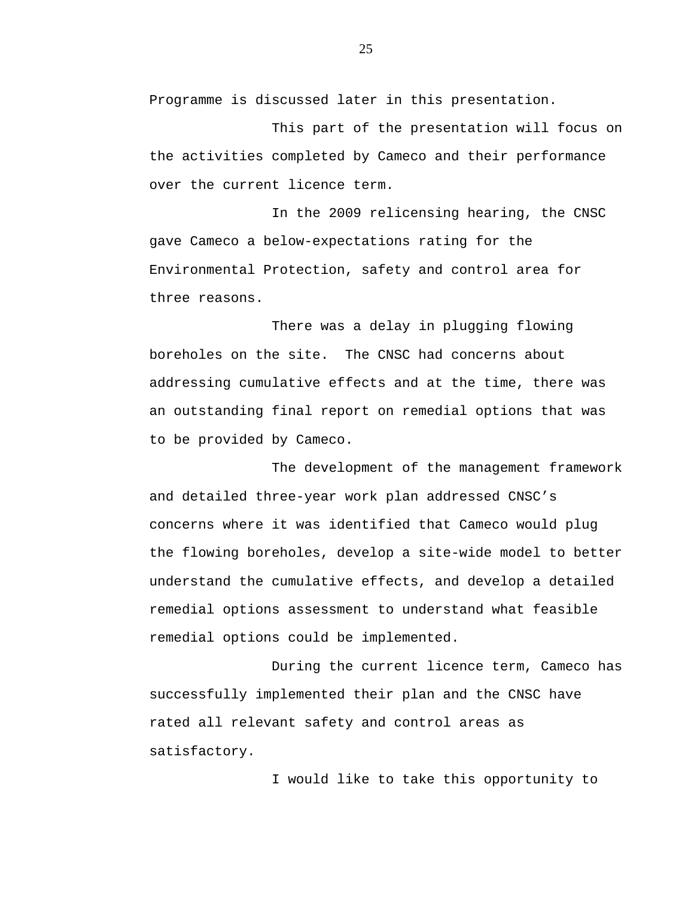Programme is discussed later in this presentation.

This part of the presentation will focus on the activities completed by Cameco and their performance over the current licence term.

In the 2009 relicensing hearing, the CNSC gave Cameco a below-expectations rating for the Environmental Protection, safety and control area for three reasons.

There was a delay in plugging flowing boreholes on the site.  The CNSC had concerns about addressing cumulative effects and at the time, there was an outstanding final report on remedial options that was to be provided by Cameco.

The development of the management framework and detailed three-year work plan addressed CNSC's concerns where it was identified that Cameco would plug the flowing boreholes, develop a site-wide model to better understand the cumulative effects, and develop a detailed remedial options assessment to understand what feasible remedial options could be implemented.

During the current licence term, Cameco has successfully implemented their plan and the CNSC have rated all relevant safety and control areas as satisfactory.

I would like to take this opportunity to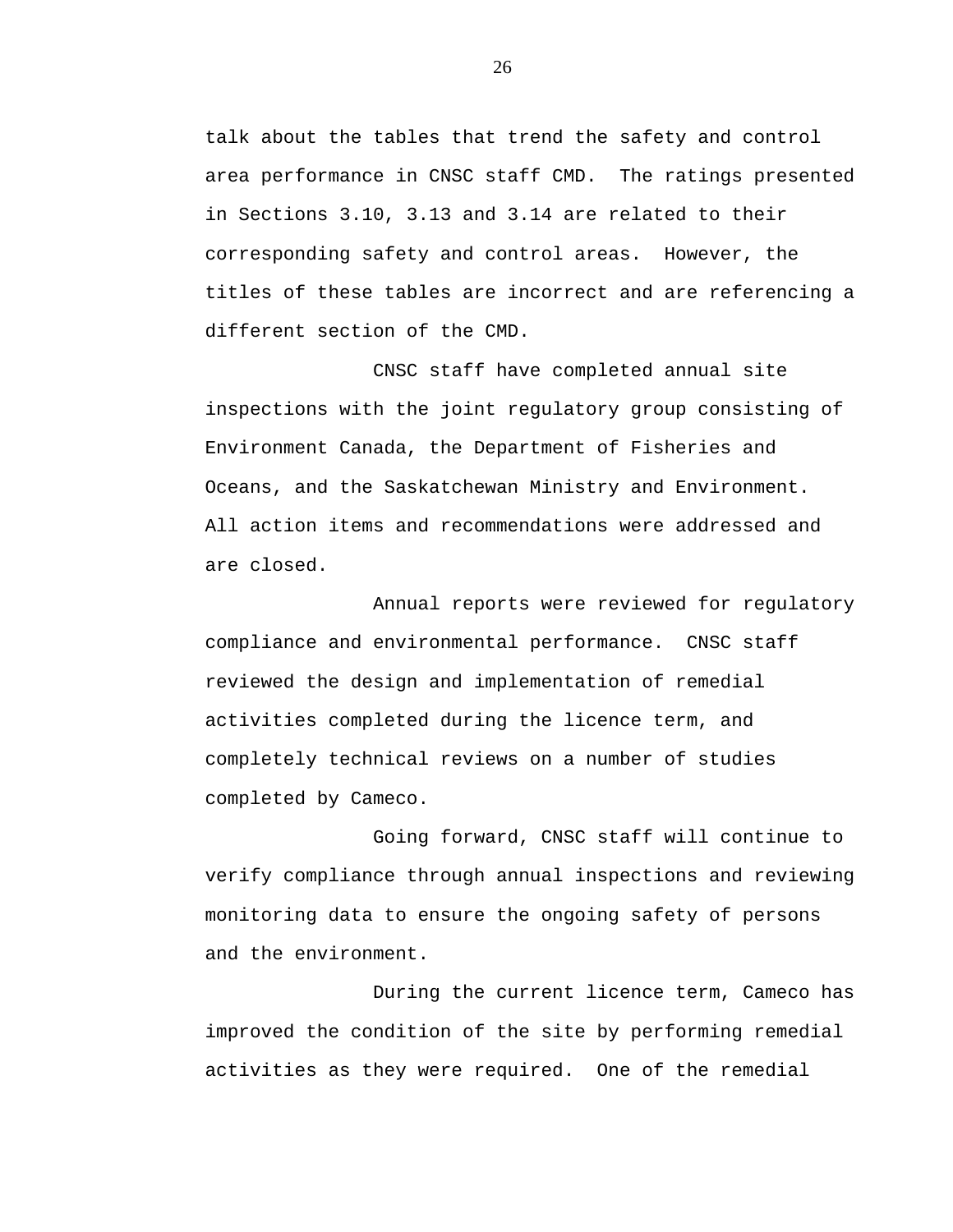talk about the tables that trend the safety and control area performance in CNSC staff CMD. The ratings presented in Sections 3.10, 3.13 and 3.14 are related to their corresponding safety and control areas. However, the titles of these tables are incorrect and are referencing a different section of the CMD.

CNSC staff have completed annual site inspections with the joint regulatory group consisting of Environment Canada, the Department of Fisheries and Oceans, and the Saskatchewan Ministry and Environment. All action items and recommendations were addressed and are closed.

Annual reports were reviewed for regulatory compliance and environmental performance. CNSC staff reviewed the design and implementation of remedial activities completed during the licence term, and completely technical reviews on a number of studies completed by Cameco.

Going forward, CNSC staff will continue to verify compliance through annual inspections and reviewing monitoring data to ensure the ongoing safety of persons and the environment.

During the current licence term, Cameco has improved the condition of the site by performing remedial activities as they were required. One of the remedial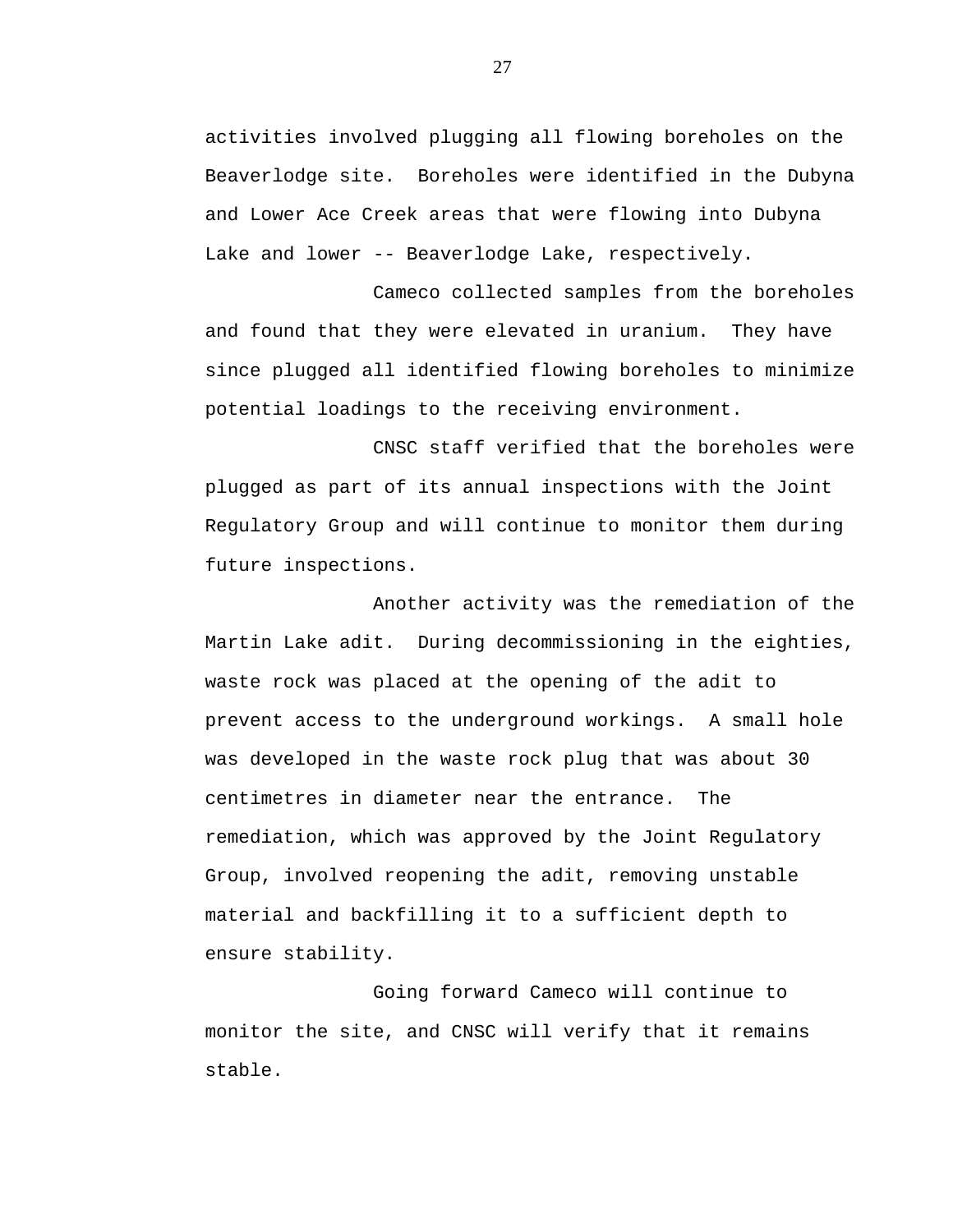activities involved plugging all flowing boreholes on the Beaverlodge site. Boreholes were identified in the Dubyna and Lower Ace Creek areas that were flowing into Dubyna Lake and lower -- Beaverlodge Lake, respectively.

Cameco collected samples from the boreholes and found that they were elevated in uranium. They have since plugged all identified flowing boreholes to minimize potential loadings to the receiving environment.

CNSC staff verified that the boreholes were plugged as part of its annual inspections with the Joint Regulatory Group and will continue to monitor them during future inspections.

Another activity was the remediation of the Martin Lake adit. During decommissioning in the eighties, waste rock was placed at the opening of the adit to prevent access to the underground workings. A small hole was developed in the waste rock plug that was about 30 centimetres in diameter near the entrance. The remediation, which was approved by the Joint Regulatory Group, involved reopening the adit, removing unstable material and backfilling it to a sufficient depth to ensure stability.

Going forward Cameco will continue to monitor the site, and CNSC will verify that it remains stable.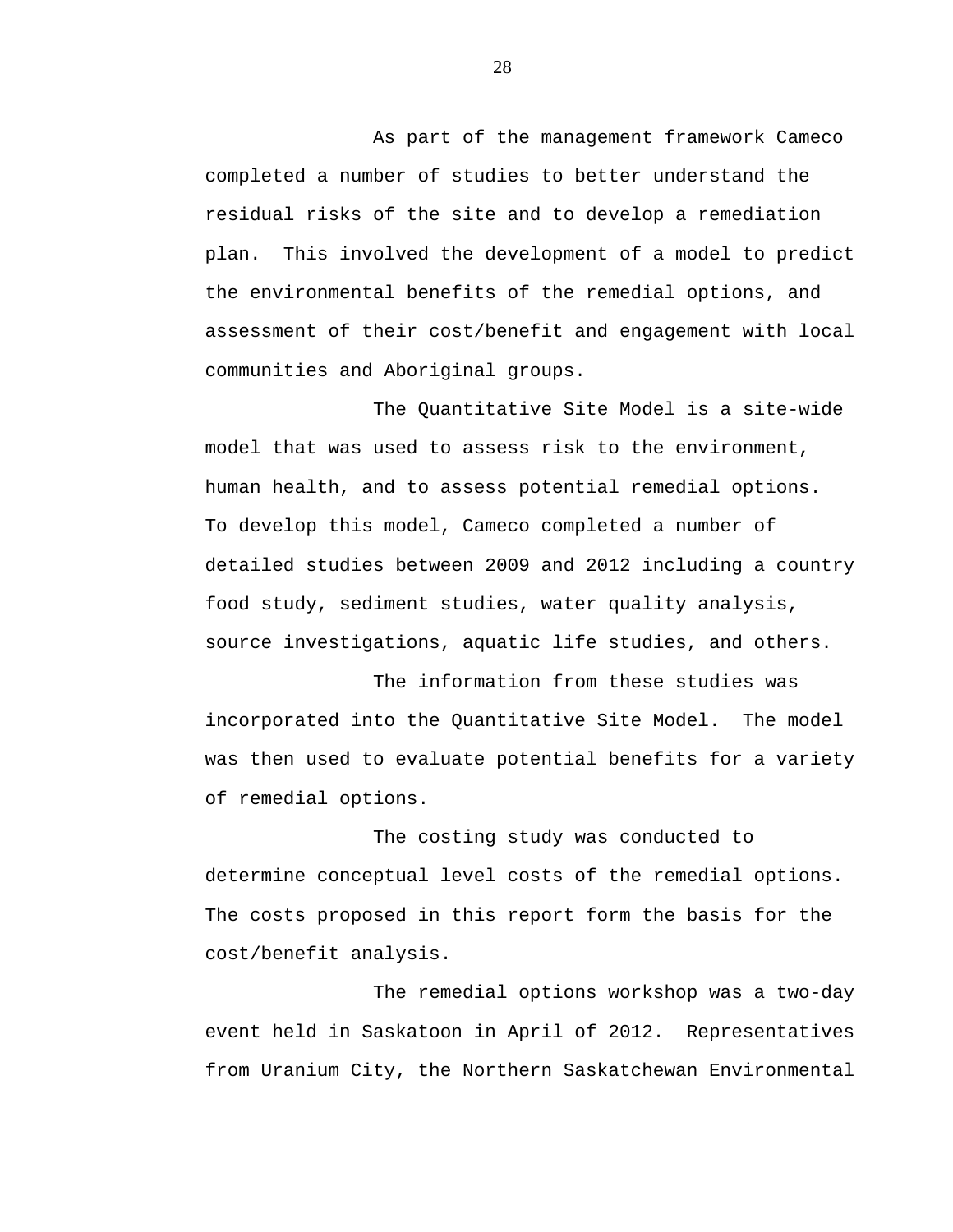As part of the management framework Cameco completed a number of studies to better understand the residual risks of the site and to develop a remediation plan. This involved the development of a model to predict the environmental benefits of the remedial options, and assessment of their cost/benefit and engagement with local communities and Aboriginal groups.

The Quantitative Site Model is a site-wide model that was used to assess risk to the environment, human health, and to assess potential remedial options. To develop this model, Cameco completed a number of detailed studies between 2009 and 2012 including a country food study, sediment studies, water quality analysis, source investigations, aquatic life studies, and others.

The information from these studies was incorporated into the Quantitative Site Model. The model was then used to evaluate potential benefits for a variety of remedial options.

The costing study was conducted to determine conceptual level costs of the remedial options. The costs proposed in this report form the basis for the cost/benefit analysis.

The remedial options workshop was a two-day event held in Saskatoon in April of 2012. Representatives from Uranium City, the Northern Saskatchewan Environmental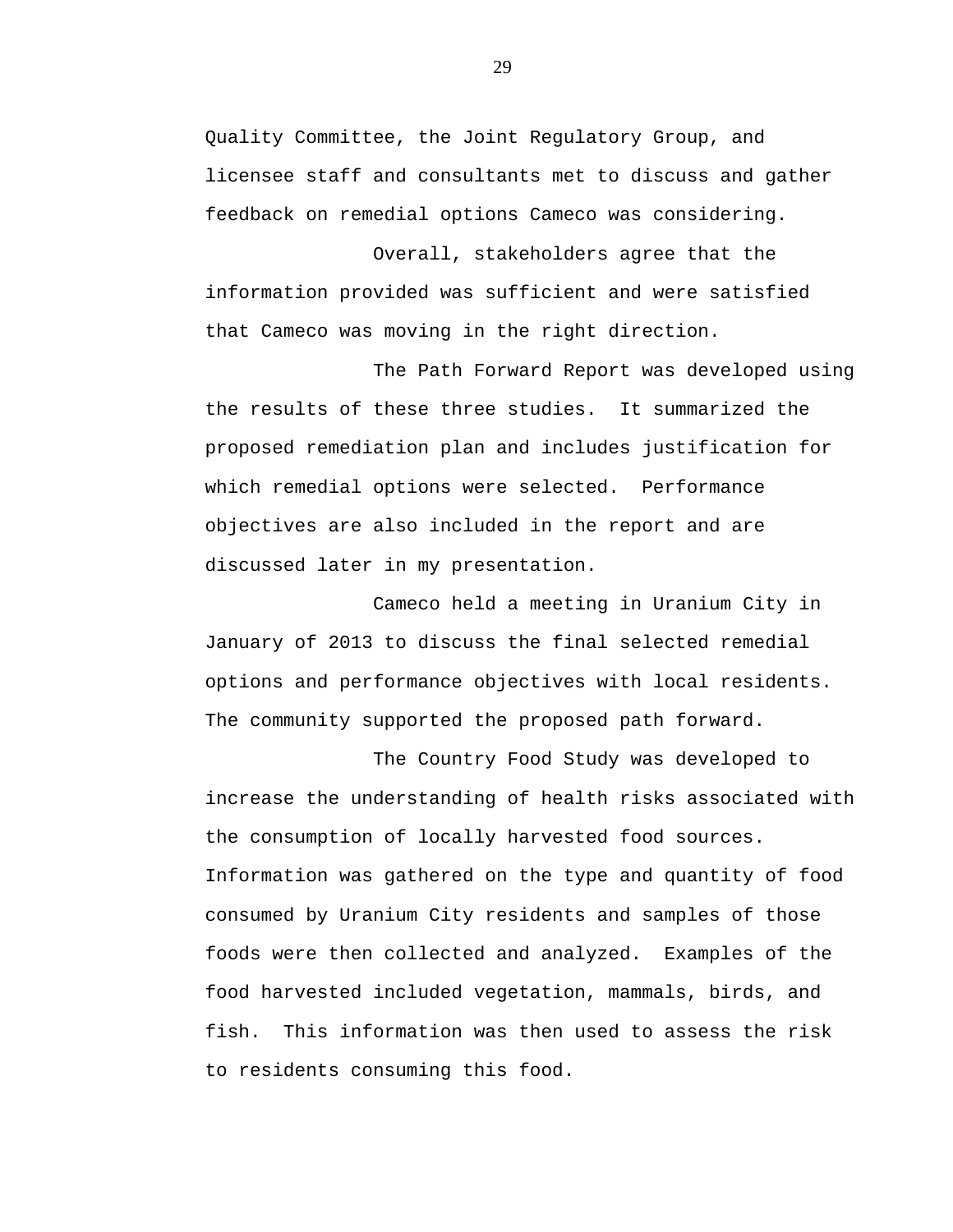Quality Committee, the Joint Regulatory Group, and licensee staff and consultants met to discuss and gather feedback on remedial options Cameco was considering.

Overall, stakeholders agree that the information provided was sufficient and were satisfied that Cameco was moving in the right direction.

The Path Forward Report was developed using the results of these three studies. It summarized the proposed remediation plan and includes justification for which remedial options were selected. Performance objectives are also included in the report and are discussed later in my presentation.

Cameco held a meeting in Uranium City in January of 2013 to discuss the final selected remedial options and performance objectives with local residents. The community supported the proposed path forward.

The Country Food Study was developed to increase the understanding of health risks associated with the consumption of locally harvested food sources. Information was gathered on the type and quantity of food consumed by Uranium City residents and samples of those foods were then collected and analyzed. Examples of the food harvested included vegetation, mammals, birds, and fish. This information was then used to assess the risk to residents consuming this food.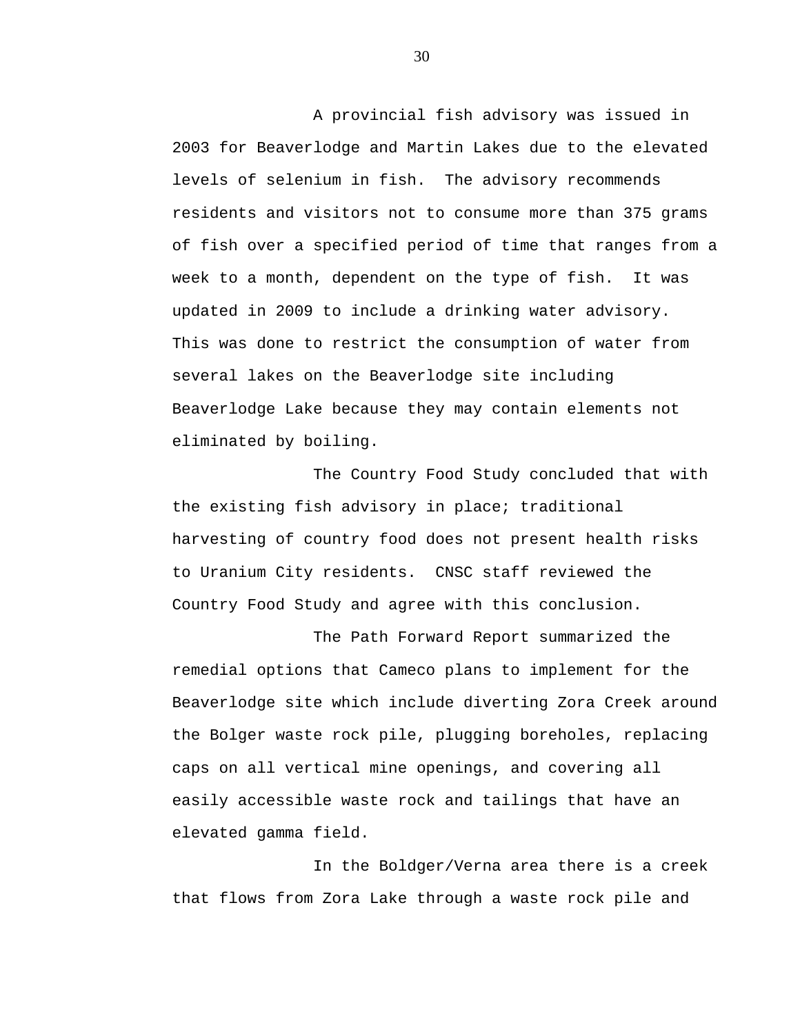A provincial fish advisory was issued in 2003 for Beaverlodge and Martin Lakes due to the elevated levels of selenium in fish. The advisory recommends residents and visitors not to consume more than 375 grams of fish over a specified period of time that ranges from a week to a month, dependent on the type of fish. It was updated in 2009 to include a drinking water advisory. This was done to restrict the consumption of water from several lakes on the Beaverlodge site including Beaverlodge Lake because they may contain elements not eliminated by boiling.

The Country Food Study concluded that with the existing fish advisory in place; traditional harvesting of country food does not present health risks to Uranium City residents. CNSC staff reviewed the Country Food Study and agree with this conclusion.

The Path Forward Report summarized the remedial options that Cameco plans to implement for the Beaverlodge site which include diverting Zora Creek around the Bolger waste rock pile, plugging boreholes, replacing caps on all vertical mine openings, and covering all easily accessible waste rock and tailings that have an elevated gamma field.

In the Boldger/Verna area there is a creek that flows from Zora Lake through a waste rock pile and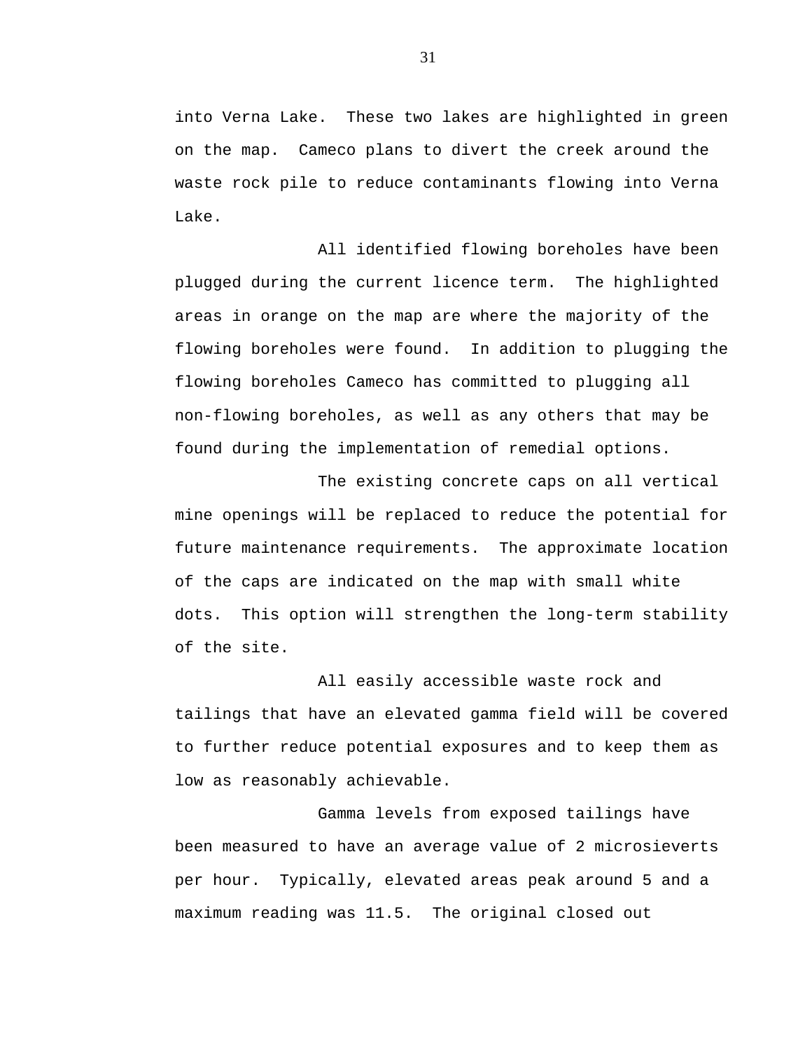into Verna Lake.  These two lakes are highlighted in green on the map.  Cameco plans to divert the creek around the waste rock pile to reduce contaminants flowing into Verna Lake.

All identified flowing boreholes have been plugged during the current licence term.  The highlighted areas in orange on the map are where the majority of the flowing boreholes were found.  In addition to plugging the flowing boreholes Cameco has committed to plugging all non-flowing boreholes, as well as any others that may be found during the implementation of remedial options.

The existing concrete caps on all vertical mine openings will be replaced to reduce the potential for future maintenance requirements.  The approximate location of the caps are indicated on the map with small white dots.  This option will strengthen the long-term stability of the site.

All easily accessible waste rock and tailings that have an elevated gamma field will be covered to further reduce potential exposures and to keep them as low as reasonably achievable.

Gamma levels from exposed tailings have been measured to have an average value of 2 microsieverts per hour.  Typically, elevated areas peak around 5 and a maximum reading was 11.5.  The original closed out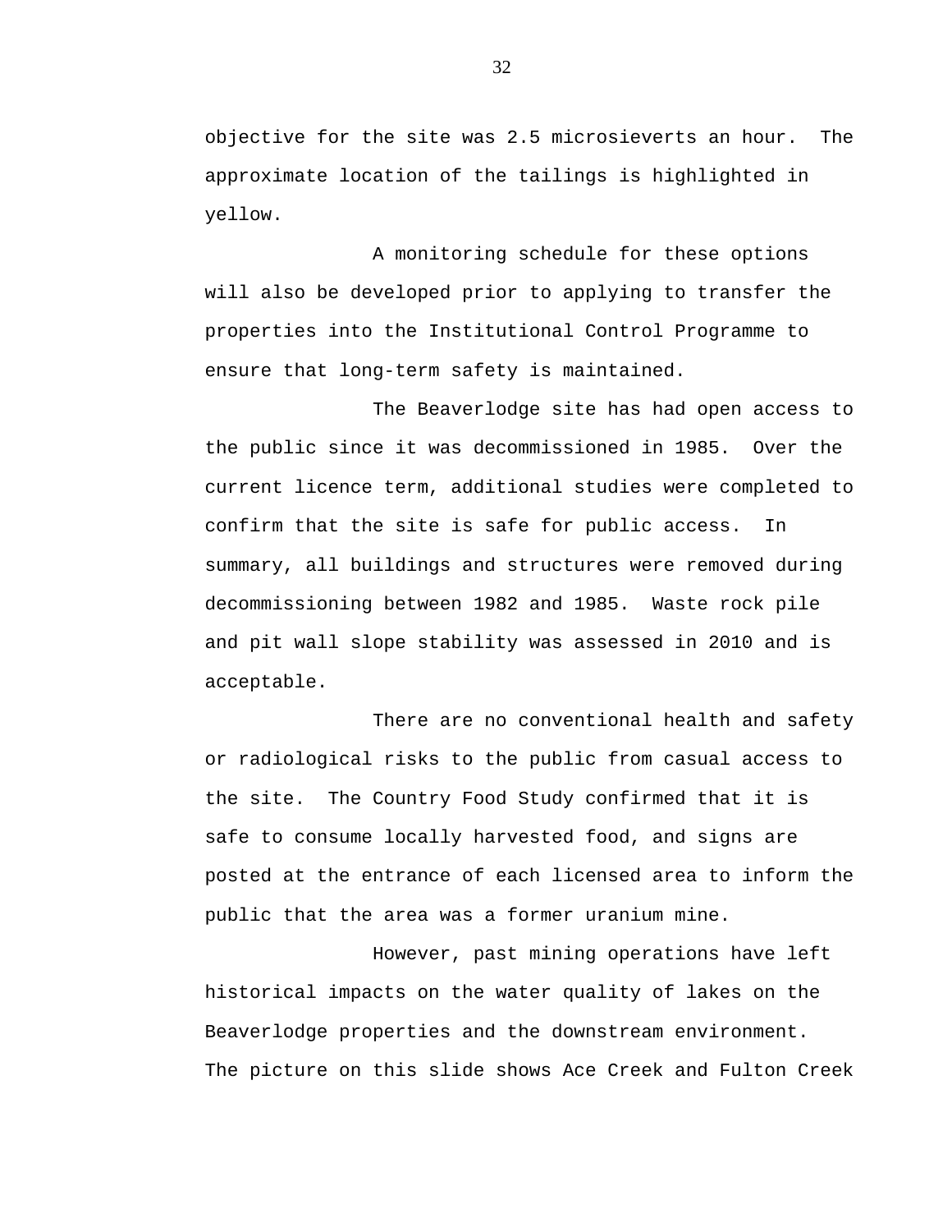objective for the site was 2.5 microsieverts an hour. The approximate location of the tailings is highlighted in yellow.

A monitoring schedule for these options will also be developed prior to applying to transfer the properties into the Institutional Control Programme to ensure that long-term safety is maintained.

The Beaverlodge site has had open access to the public since it was decommissioned in 1985. Over the current licence term, additional studies were completed to confirm that the site is safe for public access. In summary, all buildings and structures were removed during decommissioning between 1982 and 1985. Waste rock pile and pit wall slope stability was assessed in 2010 and is acceptable.

There are no conventional health and safety or radiological risks to the public from casual access to the site. The Country Food Study confirmed that it is safe to consume locally harvested food, and signs are posted at the entrance of each licensed area to inform the public that the area was a former uranium mine.

However, past mining operations have left historical impacts on the water quality of lakes on the Beaverlodge properties and the downstream environment. The picture on this slide shows Ace Creek and Fulton Creek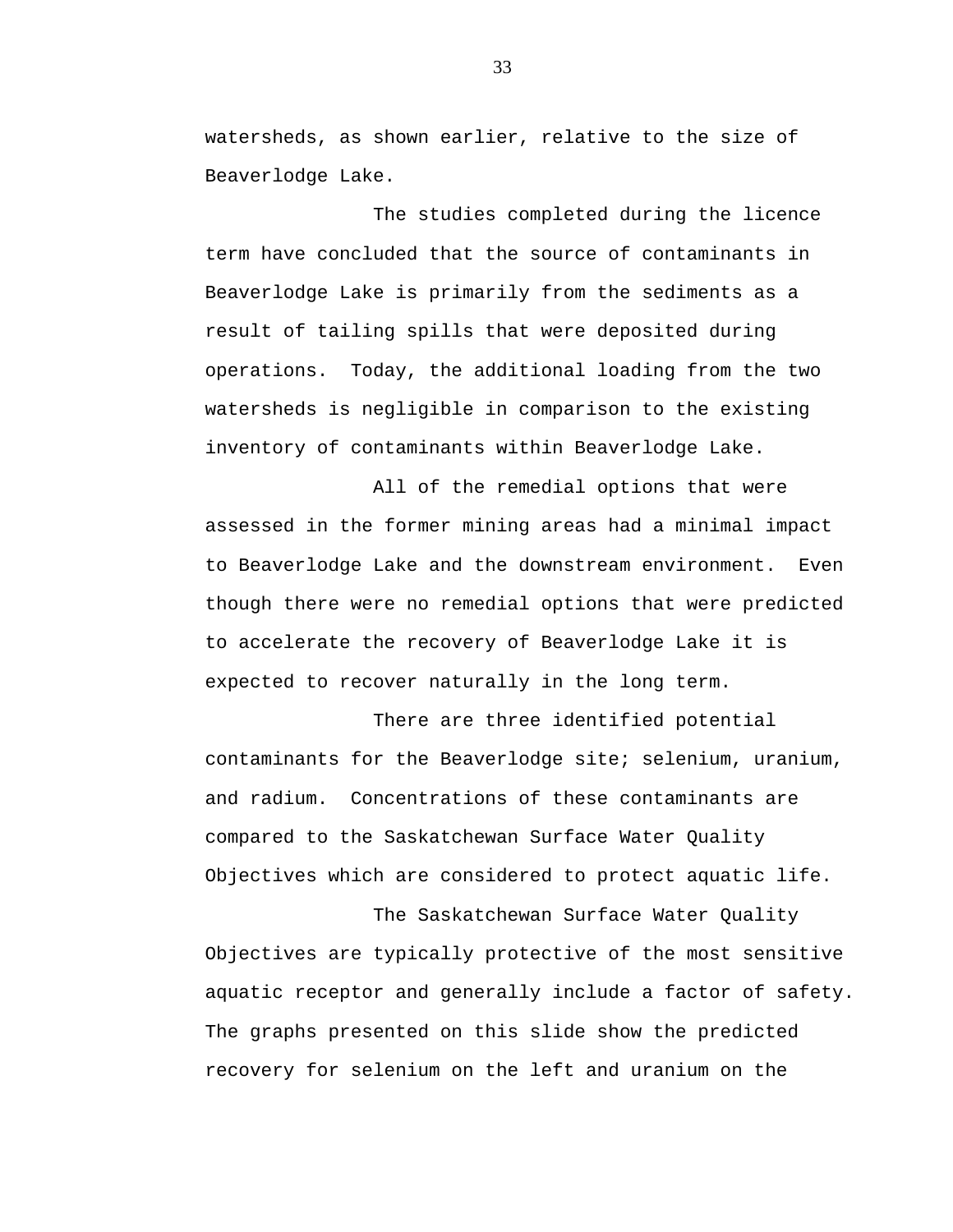watersheds, as shown earlier, relative to the size of Beaverlodge Lake.

The studies completed during the licence term have concluded that the source of contaminants in Beaverlodge Lake is primarily from the sediments as a result of tailing spills that were deposited during operations. Today, the additional loading from the two watersheds is negligible in comparison to the existing inventory of contaminants within Beaverlodge Lake.

All of the remedial options that were assessed in the former mining areas had a minimal impact to Beaverlodge Lake and the downstream environment. Even though there were no remedial options that were predicted to accelerate the recovery of Beaverlodge Lake it is expected to recover naturally in the long term.

There are three identified potential contaminants for the Beaverlodge site; selenium, uranium, and radium. Concentrations of these contaminants are compared to the Saskatchewan Surface Water Quality Objectives which are considered to protect aquatic life.

The Saskatchewan Surface Water Quality Objectives are typically protective of the most sensitive aquatic receptor and generally include a factor of safety. The graphs presented on this slide show the predicted recovery for selenium on the left and uranium on the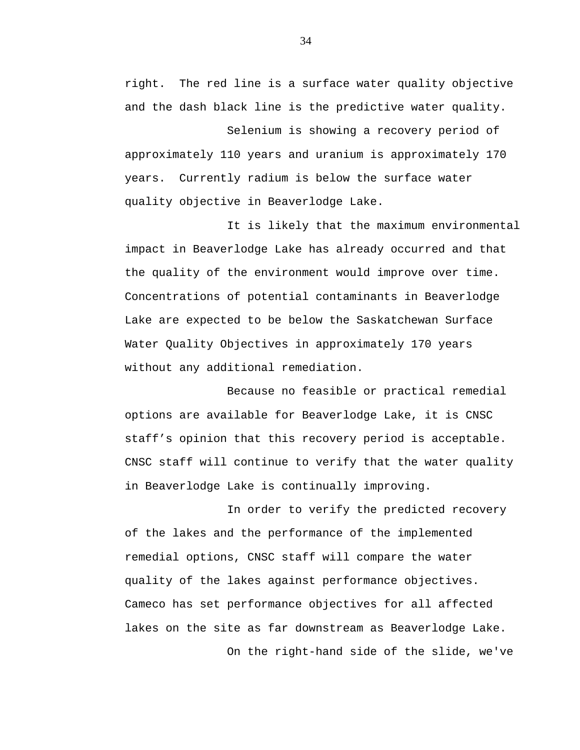right.  The red line is a surface water quality objective and the dash black line is the predictive water quality.

Selenium is showing a recovery period of approximately 110 years and uranium is approximately 170 years.  Currently radium is below the surface water quality objective in Beaverlodge Lake.

It is likely that the maximum environmental impact in Beaverlodge Lake has already occurred and that the quality of the environment would improve over time. Concentrations of potential contaminants in Beaverlodge Lake are expected to be below the Saskatchewan Surface Water Quality Objectives in approximately 170 years without any additional remediation.

Because no feasible or practical remedial options are available for Beaverlodge Lake, it is CNSC staff's opinion that this recovery period is acceptable. CNSC staff will continue to verify that the water quality in Beaverlodge Lake is continually improving.

In order to verify the predicted recovery of the lakes and the performance of the implemented remedial options, CNSC staff will compare the water quality of the lakes against performance objectives. Cameco has set performance objectives for all affected lakes on the site as far downstream as Beaverlodge Lake.

On the right-hand side of the slide, we've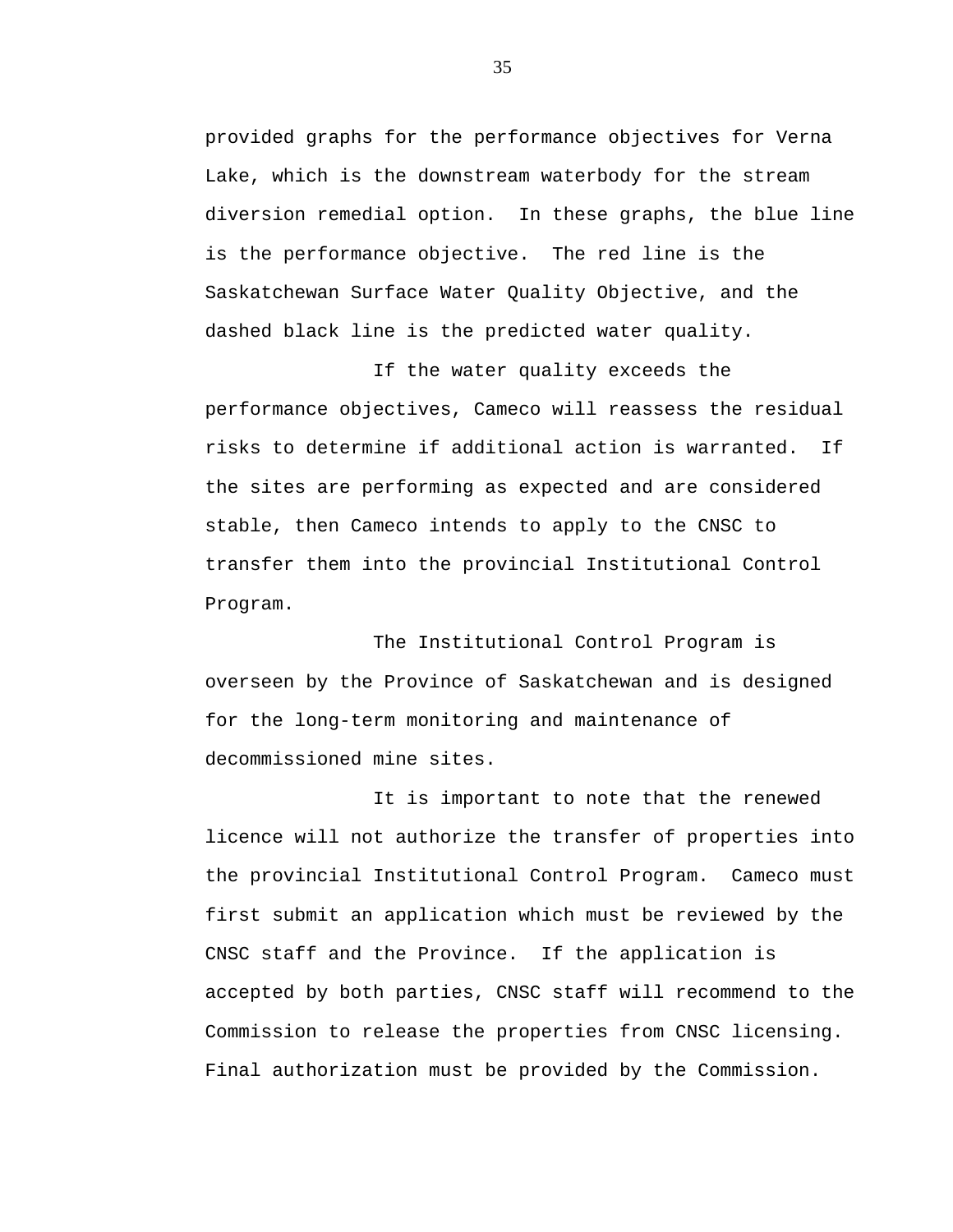provided graphs for the performance objectives for Verna Lake, which is the downstream waterbody for the stream diversion remedial option. In these graphs, the blue line is the performance objective. The red line is the Saskatchewan Surface Water Quality Objective, and the dashed black line is the predicted water quality.

If the water quality exceeds the performance objectives, Cameco will reassess the residual risks to determine if additional action is warranted. If the sites are performing as expected and are considered stable, then Cameco intends to apply to the CNSC to transfer them into the provincial Institutional Control Program.

The Institutional Control Program is overseen by the Province of Saskatchewan and is designed for the long-term monitoring and maintenance of decommissioned mine sites.

It is important to note that the renewed licence will not authorize the transfer of properties into the provincial Institutional Control Program. Cameco must first submit an application which must be reviewed by the CNSC staff and the Province. If the application is accepted by both parties, CNSC staff will recommend to the Commission to release the properties from CNSC licensing. Final authorization must be provided by the Commission.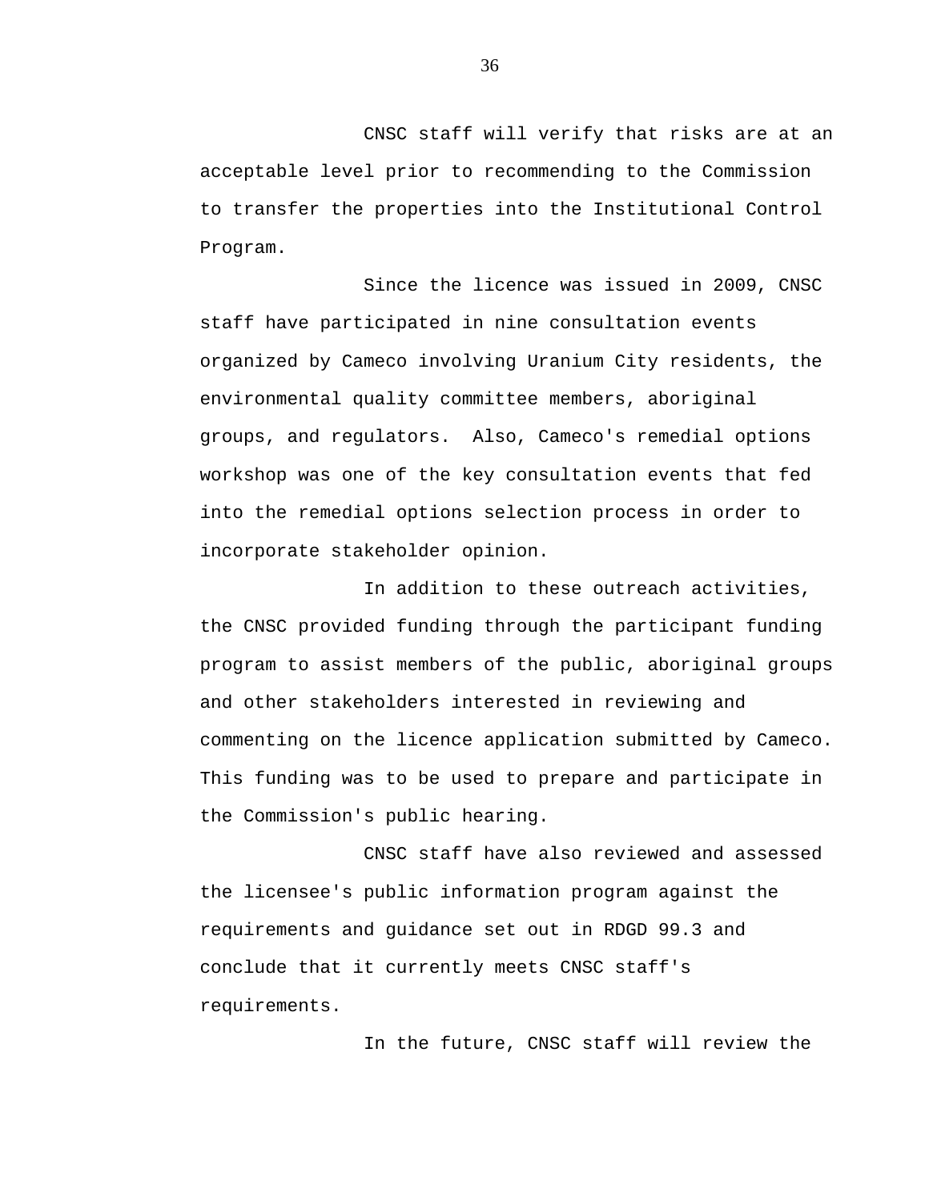CNSC staff will verify that risks are at an acceptable level prior to recommending to the Commission to transfer the properties into the Institutional Control Program.

Since the licence was issued in 2009, CNSC staff have participated in nine consultation events organized by Cameco involving Uranium City residents, the environmental quality committee members, aboriginal groups, and regulators. Also, Cameco's remedial options workshop was one of the key consultation events that fed into the remedial options selection process in order to incorporate stakeholder opinion.

In addition to these outreach activities, the CNSC provided funding through the participant funding program to assist members of the public, aboriginal groups and other stakeholders interested in reviewing and commenting on the licence application submitted by Cameco. This funding was to be used to prepare and participate in the Commission's public hearing.

CNSC staff have also reviewed and assessed the licensee's public information program against the requirements and guidance set out in RDGD 99.3 and conclude that it currently meets CNSC staff's requirements.

In the future, CNSC staff will review the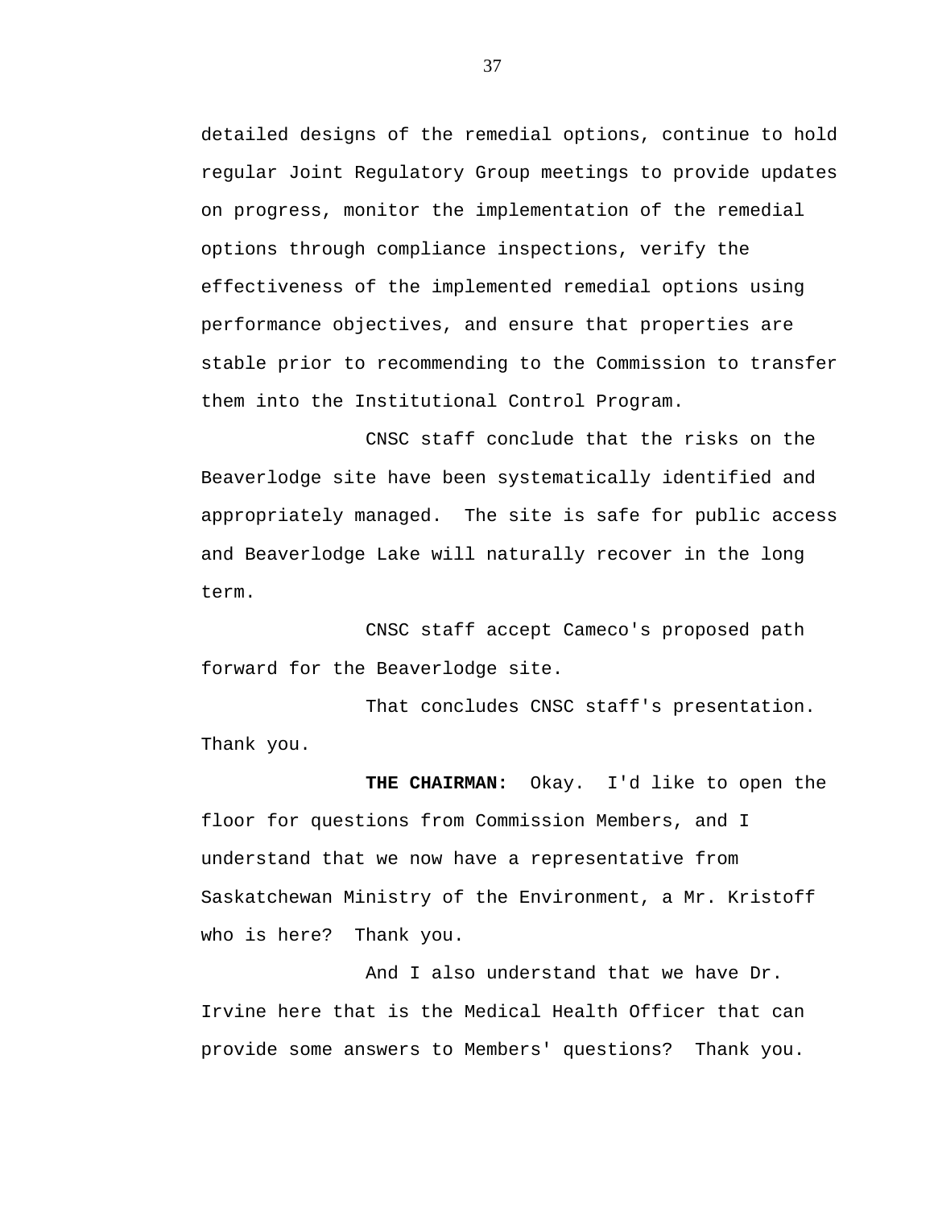detailed designs of the remedial options, continue to hold regular Joint Regulatory Group meetings to provide updates on progress, monitor the implementation of the remedial options through compliance inspections, verify the effectiveness of the implemented remedial options using performance objectives, and ensure that properties are stable prior to recommending to the Commission to transfer them into the Institutional Control Program.

CNSC staff conclude that the risks on the Beaverlodge site have been systematically identified and appropriately managed. The site is safe for public access and Beaverlodge Lake will naturally recover in the long term.

CNSC staff accept Cameco's proposed path forward for the Beaverlodge site.

That concludes CNSC staff's presentation. Thank you.

**THE CHAIRMAN:** Okay. I'd like to open the floor for questions from Commission Members, and I understand that we now have a representative from Saskatchewan Ministry of the Environment, a Mr. Kristoff who is here? Thank you.

And I also understand that we have Dr. Irvine here that is the Medical Health Officer that can provide some answers to Members' questions? Thank you.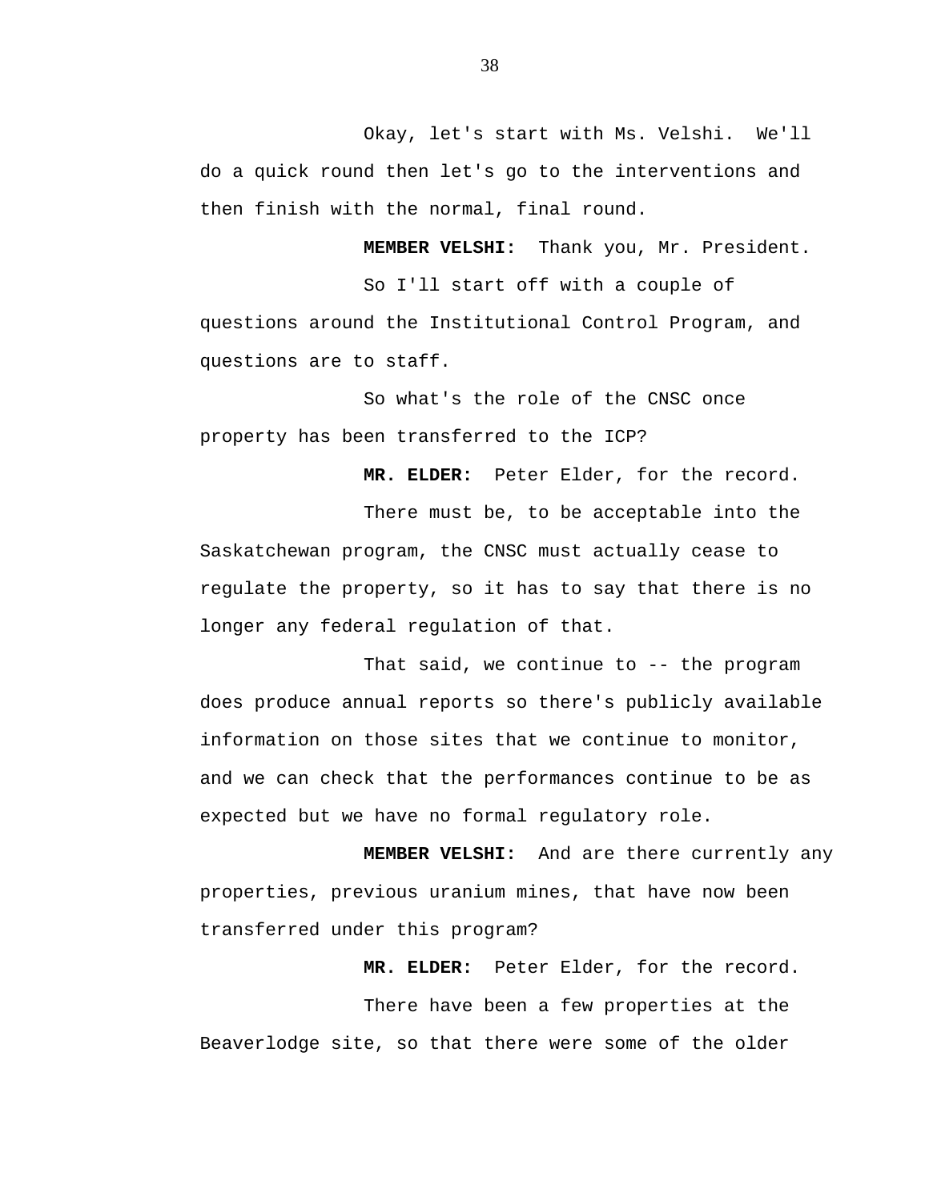Okay, let's start with Ms. Velshi. We'll do a quick round then let's go to the interventions and then finish with the normal, final round.

**MEMBER VELSHI:** Thank you, Mr. President.

So I'll start off with a couple of questions around the Institutional Control Program, and questions are to staff.

So what's the role of the CNSC once property has been transferred to the ICP?

**MR. ELDER:** Peter Elder, for the record.

There must be, to be acceptable into the Saskatchewan program, the CNSC must actually cease to regulate the property, so it has to say that there is no longer any federal regulation of that.

That said, we continue to -- the program does produce annual reports so there's publicly available information on those sites that we continue to monitor, and we can check that the performances continue to be as expected but we have no formal regulatory role.

**MEMBER VELSHI:** And are there currently any properties, previous uranium mines, that have now been transferred under this program?

**MR. ELDER:** Peter Elder, for the record.

There have been a few properties at the Beaverlodge site, so that there were some of the older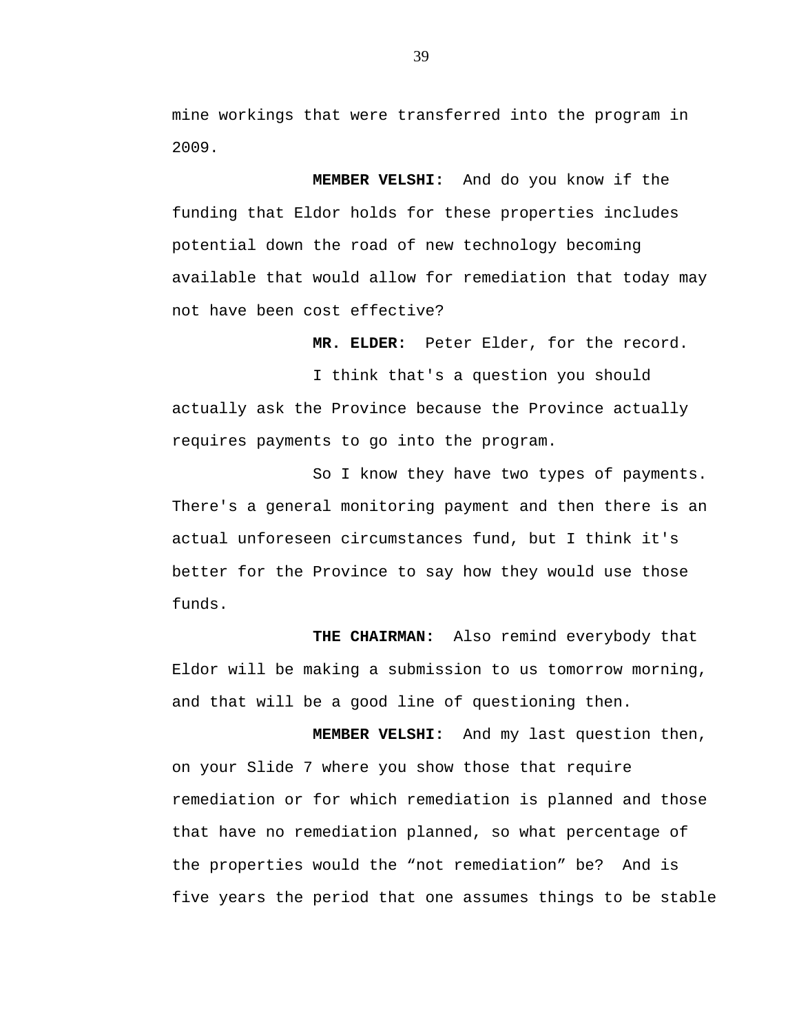mine workings that were transferred into the program in 2009.

**MEMBER VELSHI:** And do you know if the funding that Eldor holds for these properties includes potential down the road of new technology becoming available that would allow for remediation that today may not have been cost effective?

**MR. ELDER:** Peter Elder, for the record.

I think that's a question you should actually ask the Province because the Province actually requires payments to go into the program.

So I know they have two types of payments. There's a general monitoring payment and then there is an actual unforeseen circumstances fund, but I think it's better for the Province to say how they would use those funds.

**THE CHAIRMAN:** Also remind everybody that Eldor will be making a submission to us tomorrow morning, and that will be a good line of questioning then.

**MEMBER VELSHI:** And my last question then, on your Slide 7 where you show those that require remediation or for which remediation is planned and those that have no remediation planned, so what percentage of the properties would the “not remediation” be? And is five years the period that one assumes things to be stable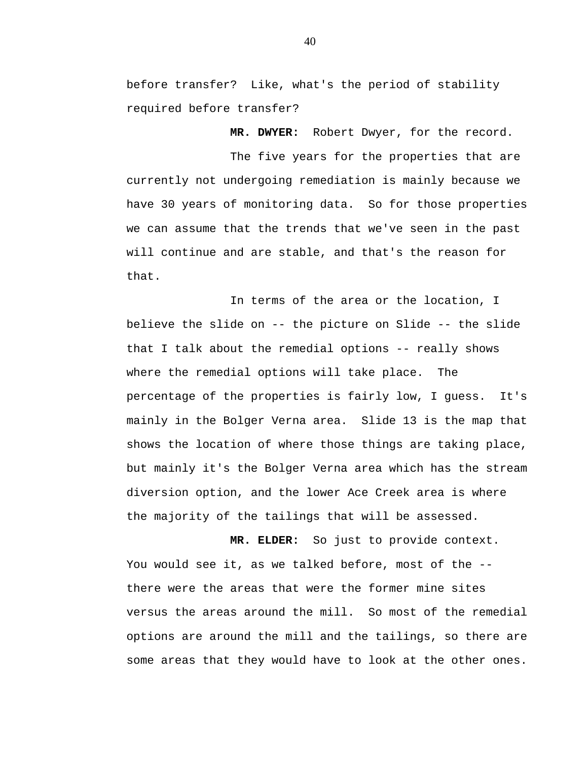before transfer? Like, what's the period of stability required before transfer?

**MR. DWYER:** Robert Dwyer, for the record.

The five years for the properties that are currently not undergoing remediation is mainly because we have 30 years of monitoring data. So for those properties we can assume that the trends that we've seen in the past will continue and are stable, and that's the reason for that.

In terms of the area or the location, I believe the slide on -- the picture on Slide -- the slide that I talk about the remedial options -- really shows where the remedial options will take place. The percentage of the properties is fairly low, I guess. It's mainly in the Bolger Verna area. Slide 13 is the map that shows the location of where those things are taking place, but mainly it's the Bolger Verna area which has the stream diversion option, and the lower Ace Creek area is where the majority of the tailings that will be assessed.

**MR. ELDER:** So just to provide context. You would see it, as we talked before, most of the -- there were the areas that were the former mine sites versus the areas around the mill. So most of the remedial options are around the mill and the tailings, so there are some areas that they would have to look at the other ones.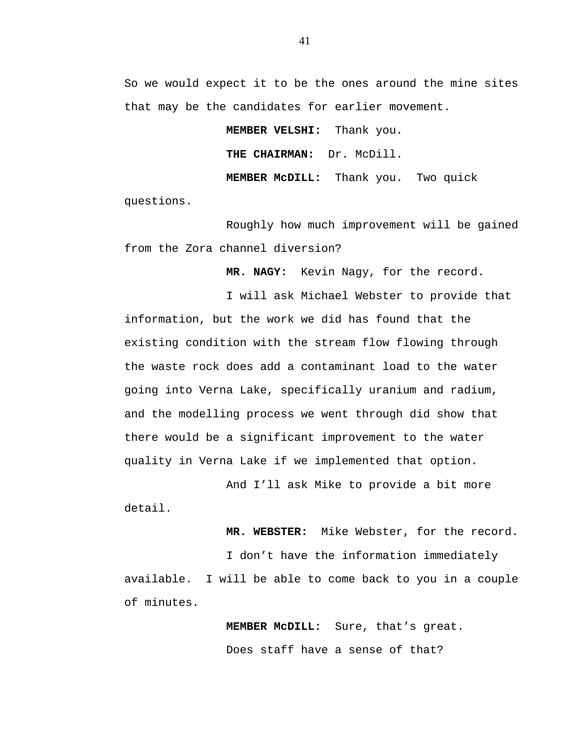So we would expect it to be the ones around the mine sites that may be the candidates for earlier movement.

**MEMBER VELSHI:** Thank you.

**THE CHAIRMAN:** Dr. McDill.

**MEMBER McDILL:** Thank you. Two quick questions.

Roughly how much improvement will be gained from the Zora channel diversion?

**MR. NAGY:** Kevin Nagy, for the record.

I will ask Michael Webster to provide that information, but the work we did has found that the existing condition with the stream flow flowing through the waste rock does add a contaminant load to the water going into Verna Lake, specifically uranium and radium, and the modelling process we went through did show that there would be a significant improvement to the water quality in Verna Lake if we implemented that option.

And I'll ask Mike to provide a bit more detail.

**MR. WEBSTER:** Mike Webster, for the record.

I don't have the information immediately available. I will be able to come back to you in a couple of minutes.

**MEMBER McDILL:** Sure, that's great.

Does staff have a sense of that?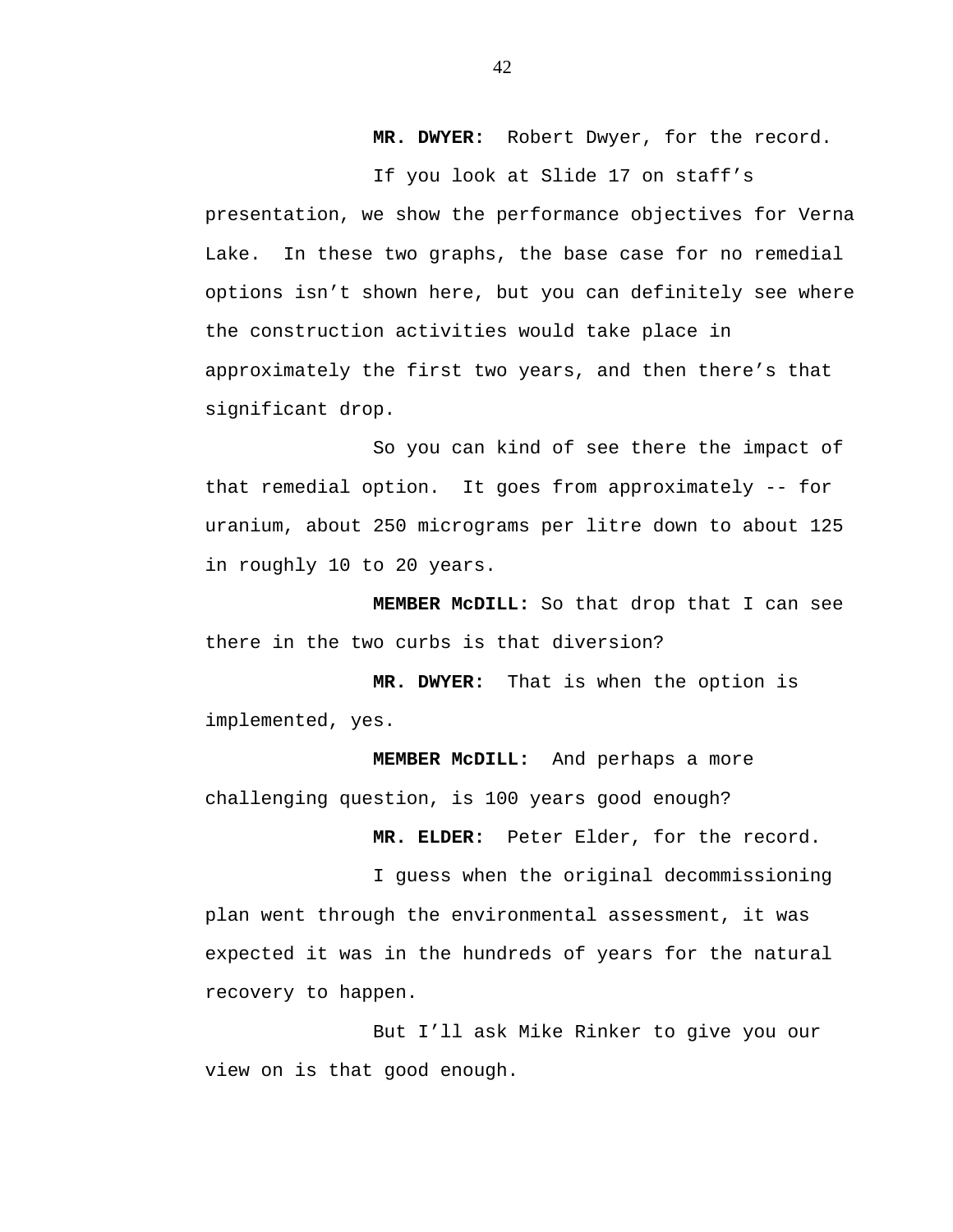**MR. DWYER:** Robert Dwyer, for the record.

If you look at Slide 17 on staff's presentation, we show the performance objectives for Verna Lake. In these two graphs, the base case for no remedial options isn't shown here, but you can definitely see where the construction activities would take place in approximately the first two years, and then there's that significant drop.

So you can kind of see there the impact of that remedial option. It goes from approximately -- for uranium, about 250 micrograms per litre down to about 125 in roughly 10 to 20 years.

**MEMBER McDILL:** So that drop that I can see there in the two curbs is that diversion?

**MR. DWYER:** That is when the option is implemented, yes.

**MEMBER McDILL:** And perhaps a more challenging question, is 100 years good enough?

**MR. ELDER:** Peter Elder, for the record.

I guess when the original decommissioning plan went through the environmental assessment, it was expected it was in the hundreds of years for the natural recovery to happen.

But I'll ask Mike Rinker to give you our view on is that good enough.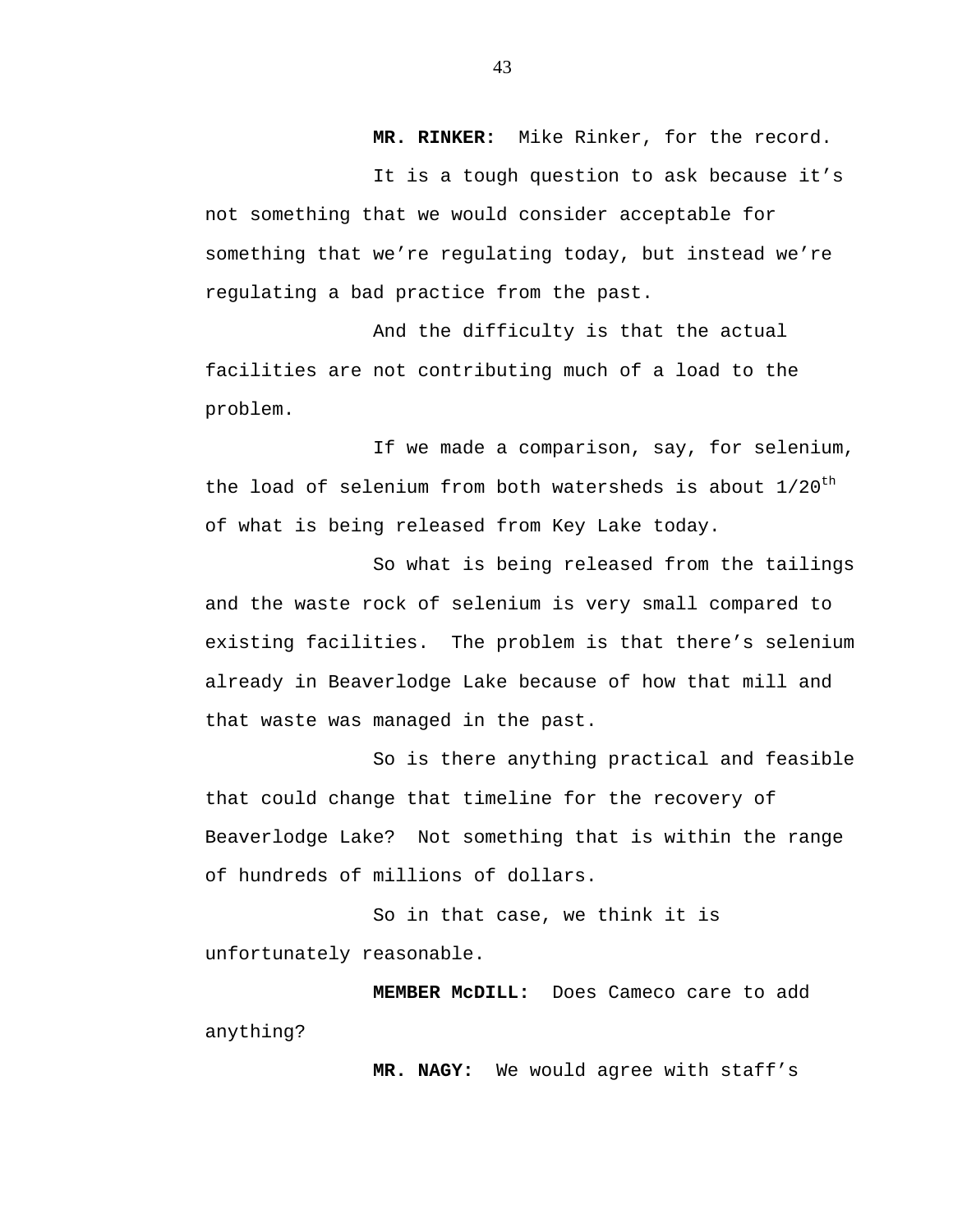**MR. RINKER:** Mike Rinker, for the record.

It is a tough question to ask because it's not something that we would consider acceptable for something that we're regulating today, but instead we're regulating a bad practice from the past.

And the difficulty is that the actual facilities are not contributing much of a load to the problem.

If we made a comparison, say, for selenium, the load of selenium from both watersheds is about 1/20th of what is being released from Key Lake today.

So what is being released from the tailings and the waste rock of selenium is very small compared to existing facilities. The problem is that there's selenium already in Beaverlodge Lake because of how that mill and that waste was managed in the past.

So is there anything practical and feasible that could change that timeline for the recovery of Beaverlodge Lake? Not something that is within the range of hundreds of millions of dollars.

So in that case, we think it is unfortunately reasonable.

**MEMBER McDILL:** Does Cameco care to add anything?

**MR. NAGY:** We would agree with staff's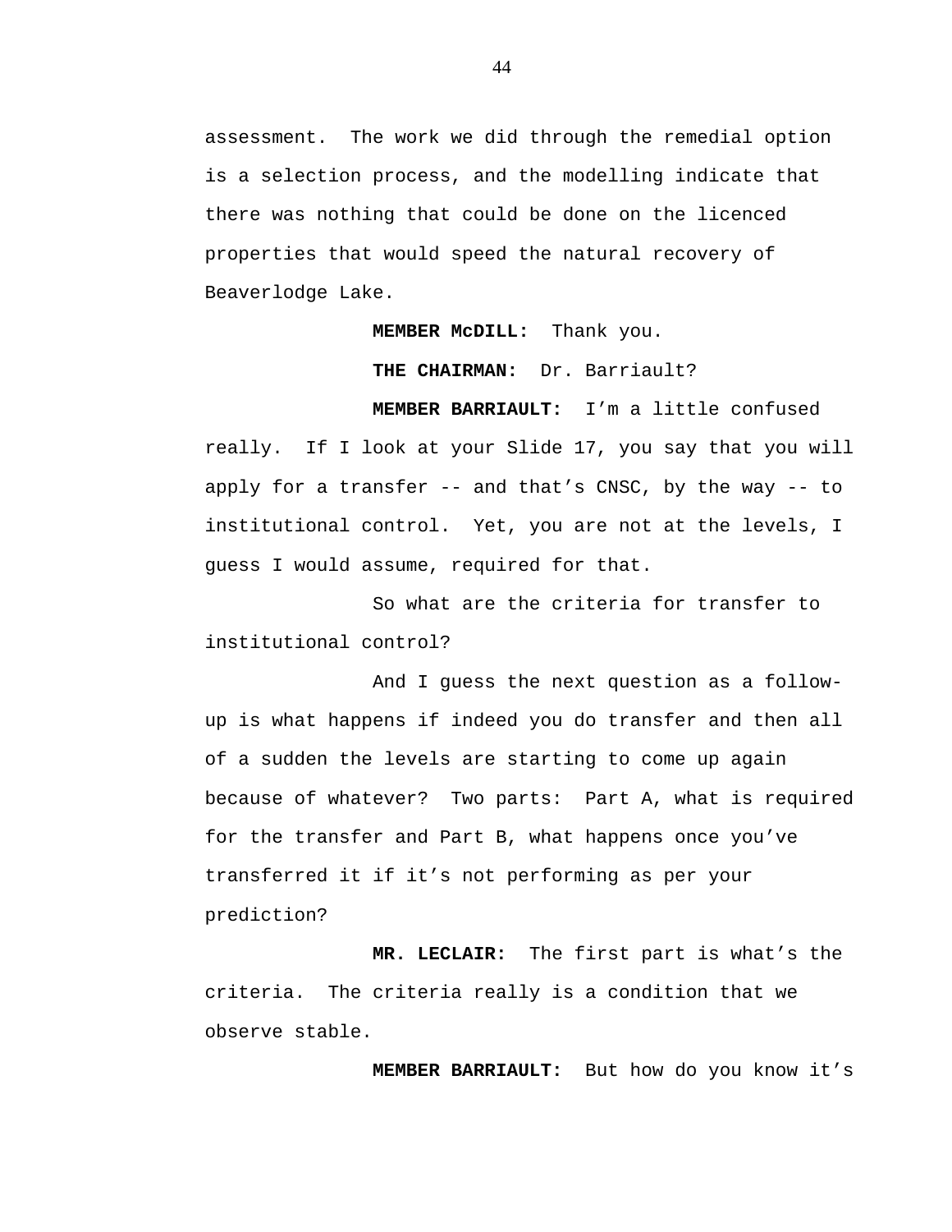assessment. The work we did through the remedial option is a selection process, and the modelling indicate that there was nothing that could be done on the licenced properties that would speed the natural recovery of Beaverlodge Lake.

**MEMBER McDILL:** Thank you.

**THE CHAIRMAN:** Dr. Barriault?

**MEMBER BARRIAULT:** I'm a little confused really. If I look at your Slide 17, you say that you will apply for a transfer -- and that's CNSC, by the way -- to institutional control. Yet, you are not at the levels, I guess I would assume, required for that.

So what are the criteria for transfer to institutional control?

And I guess the next question as a follow-up is what happens if indeed you do transfer and then all of a sudden the levels are starting to come up again because of whatever? Two parts: Part A, what is required for the transfer and Part B, what happens once you've transferred it if it's not performing as per your prediction?

**MR. LECLAIR:** The first part is what's the criteria. The criteria really is a condition that we observe stable.

**MEMBER BARRIAULT:** But how do you know it's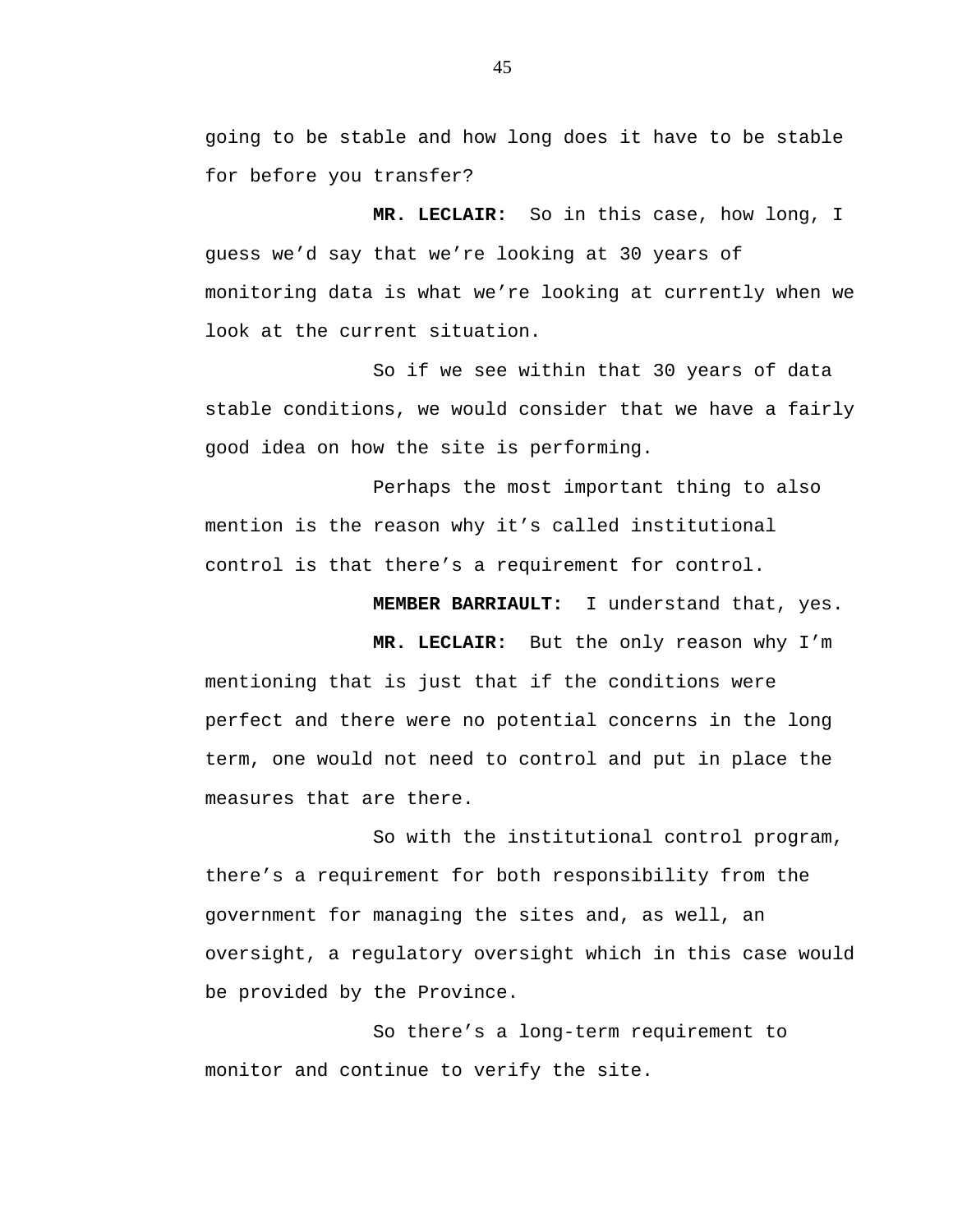going to be stable and how long does it have to be stable for before you transfer?

**MR. LECLAIR:** So in this case, how long, I guess we'd say that we're looking at 30 years of monitoring data is what we're looking at currently when we look at the current situation.

So if we see within that 30 years of data stable conditions, we would consider that we have a fairly good idea on how the site is performing.

Perhaps the most important thing to also mention is the reason why it's called institutional control is that there's a requirement for control.

**MEMBER BARRIAULT:** I understand that, yes.

**MR. LECLAIR:** But the only reason why I'm mentioning that is just that if the conditions were perfect and there were no potential concerns in the long term, one would not need to control and put in place the measures that are there.

So with the institutional control program, there's a requirement for both responsibility from the government for managing the sites and, as well, an oversight, a regulatory oversight which in this case would be provided by the Province.

So there's a long-term requirement to monitor and continue to verify the site.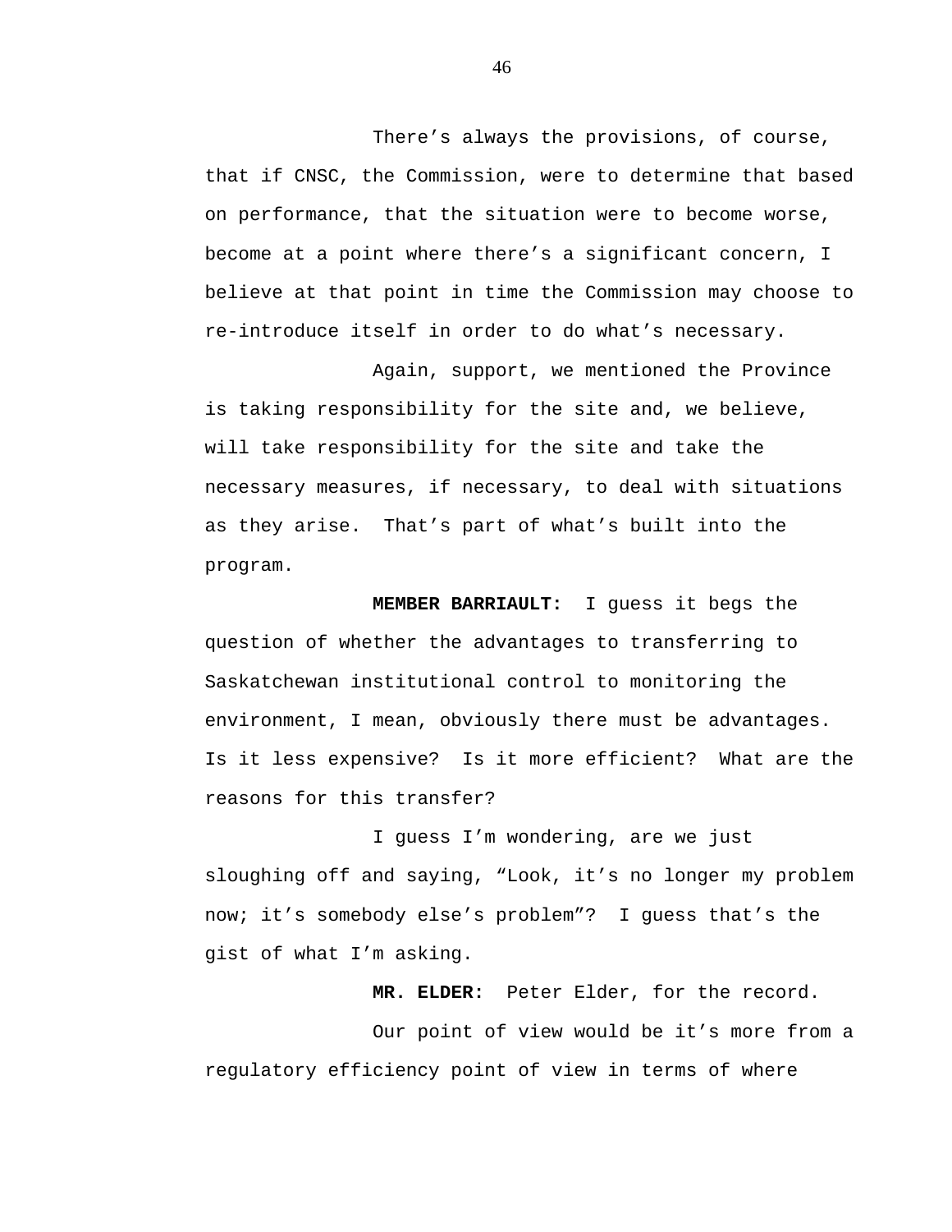There's always the provisions, of course, that if CNSC, the Commission, were to determine that based on performance, that the situation were to become worse, become at a point where there's a significant concern, I believe at that point in time the Commission may choose to re-introduce itself in order to do what's necessary.

Again, support, we mentioned the Province is taking responsibility for the site and, we believe, will take responsibility for the site and take the necessary measures, if necessary, to deal with situations as they arise. That's part of what's built into the program.

**MEMBER BARRIAULT:** I guess it begs the question of whether the advantages to transferring to Saskatchewan institutional control to monitoring the environment, I mean, obviously there must be advantages. Is it less expensive? Is it more efficient? What are the reasons for this transfer?

I guess I'm wondering, are we just sloughing off and saying, "Look, it's no longer my problem now; it's somebody else's problem"? I guess that's the gist of what I'm asking.

**MR. ELDER:** Peter Elder, for the record.

Our point of view would be it's more from a regulatory efficiency point of view in terms of where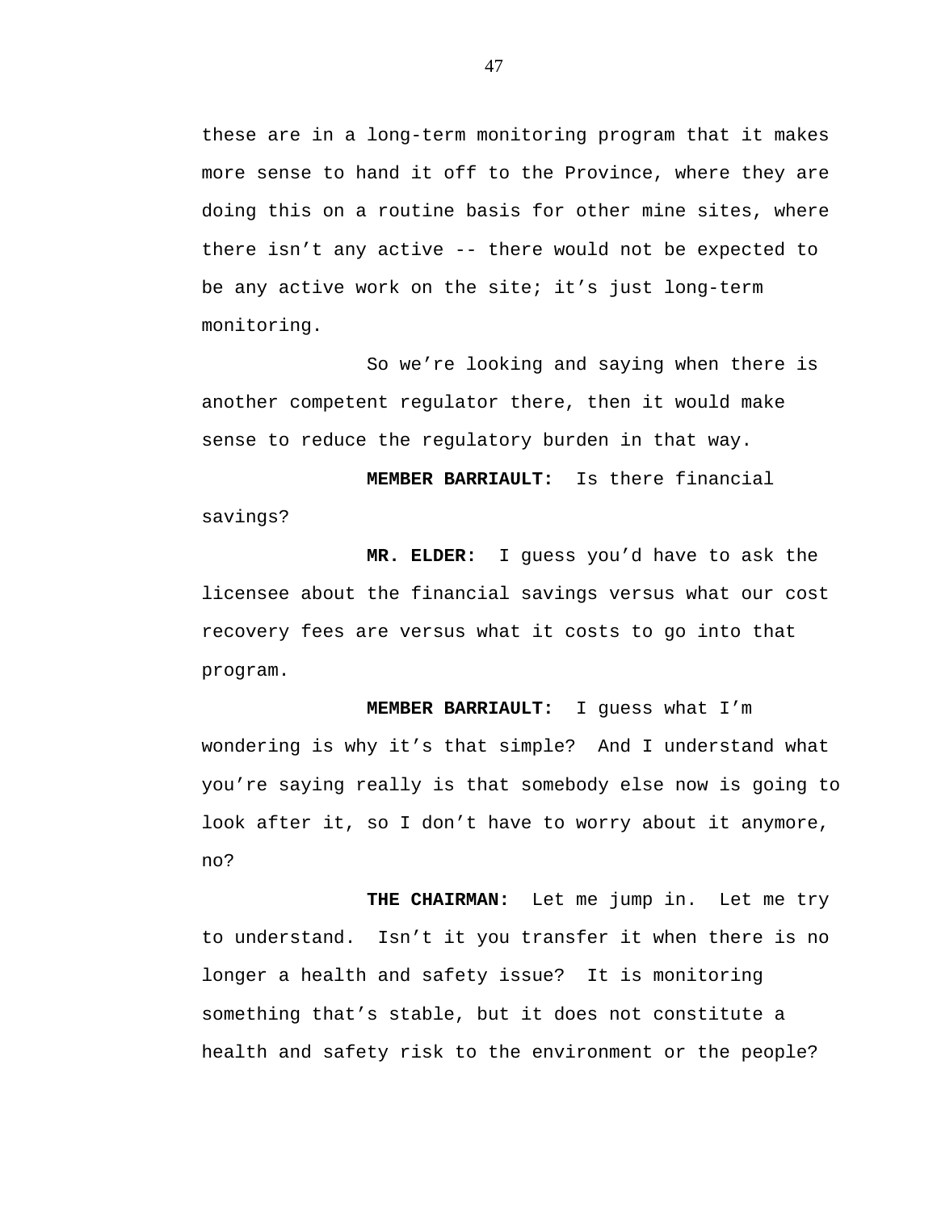these are in a long-term monitoring program that it makes more sense to hand it off to the Province, where they are doing this on a routine basis for other mine sites, where there isn't any active -- there would not be expected to be any active work on the site; it's just long-term monitoring.

So we're looking and saying when there is another competent regulator there, then it would make sense to reduce the regulatory burden in that way.

**MEMBER BARRIAULT:** Is there financial savings?

**MR. ELDER:** I guess you'd have to ask the licensee about the financial savings versus what our cost recovery fees are versus what it costs to go into that program.

**MEMBER BARRIAULT:** I guess what I'm wondering is why it's that simple? And I understand what you're saying really is that somebody else now is going to look after it, so I don't have to worry about it anymore, no?

**THE CHAIRMAN:** Let me jump in. Let me try to understand. Isn't it you transfer it when there is no longer a health and safety issue? It is monitoring something that's stable, but it does not constitute a health and safety risk to the environment or the people?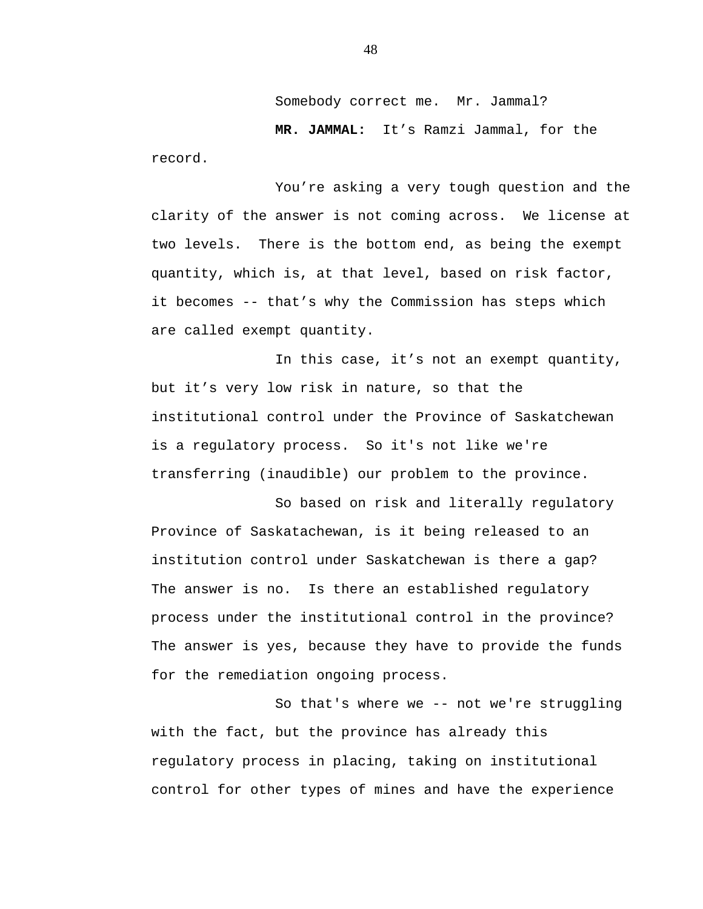Somebody correct me.  Mr. Jammal?

**MR. JAMMAL:**  It's Ramzi Jammal, for the record.

You're asking a very tough question and the clarity of the answer is not coming across.  We license at two levels.  There is the bottom end, as being the exempt quantity, which is, at that level, based on risk factor, it becomes -- that's why the Commission has steps which are called exempt quantity.

In this case, it's not an exempt quantity, but it's very low risk in nature, so that the institutional control under the Province of Saskatchewan is a regulatory process.  So it's not like we're transferring (inaudible) our problem to the province.

So based on risk and literally regulatory Province of Saskatachewan, is it being released to an institution control under Saskatchewan is there a gap? The answer is no.  Is there an established regulatory process under the institutional control in the province? The answer is yes, because they have to provide the funds for the remediation ongoing process.

So that's where we -- not we're struggling with the fact, but the province has already this regulatory process in placing, taking on institutional control for other types of mines and have the experience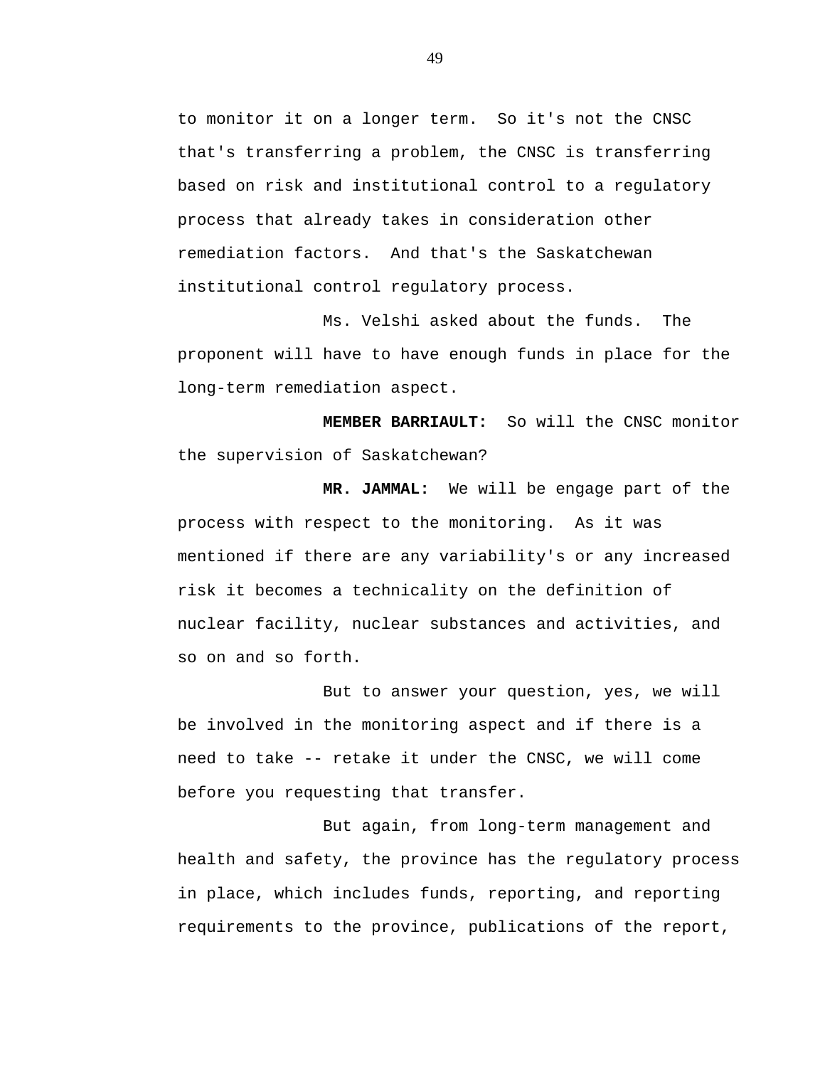to monitor it on a longer term. So it's not the CNSC that's transferring a problem, the CNSC is transferring based on risk and institutional control to a regulatory process that already takes in consideration other remediation factors. And that's the Saskatchewan institutional control regulatory process.

Ms. Velshi asked about the funds. The proponent will have to have enough funds in place for the long-term remediation aspect.

**MEMBER BARRIAULT:** So will the CNSC monitor the supervision of Saskatchewan?

**MR. JAMMAL:** We will be engage part of the process with respect to the monitoring. As it was mentioned if there are any variability's or any increased risk it becomes a technicality on the definition of nuclear facility, nuclear substances and activities, and so on and so forth.

But to answer your question, yes, we will be involved in the monitoring aspect and if there is a need to take -- retake it under the CNSC, we will come before you requesting that transfer.

But again, from long-term management and health and safety, the province has the regulatory process in place, which includes funds, reporting, and reporting requirements to the province, publications of the report,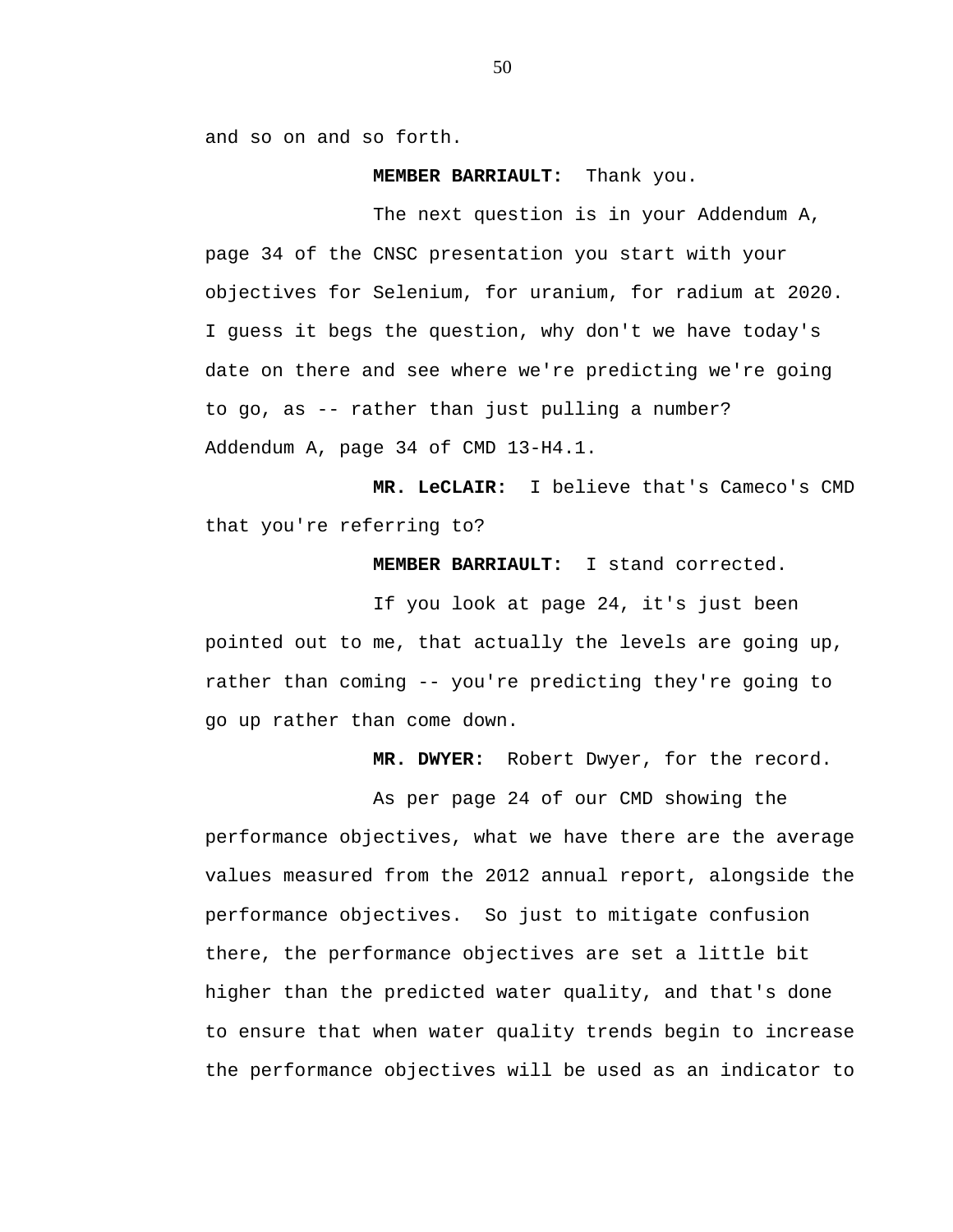and so on and so forth.

**MEMBER BARRIAULT:** Thank you.

The next question is in your Addendum A, page 34 of the CNSC presentation you start with your objectives for Selenium, for uranium, for radium at 2020. I guess it begs the question, why don't we have today's date on there and see where we're predicting we're going to go, as -- rather than just pulling a number? Addendum A, page 34 of CMD 13-H4.1.

**MR. LeCLAIR:** I believe that's Cameco's CMD that you're referring to?

**MEMBER BARRIAULT:** I stand corrected.

If you look at page 24, it's just been pointed out to me, that actually the levels are going up, rather than coming -- you're predicting they're going to go up rather than come down.

**MR. DWYER:** Robert Dwyer, for the record.

As per page 24 of our CMD showing the performance objectives, what we have there are the average values measured from the 2012 annual report, alongside the performance objectives. So just to mitigate confusion there, the performance objectives are set a little bit higher than the predicted water quality, and that's done to ensure that when water quality trends begin to increase the performance objectives will be used as an indicator to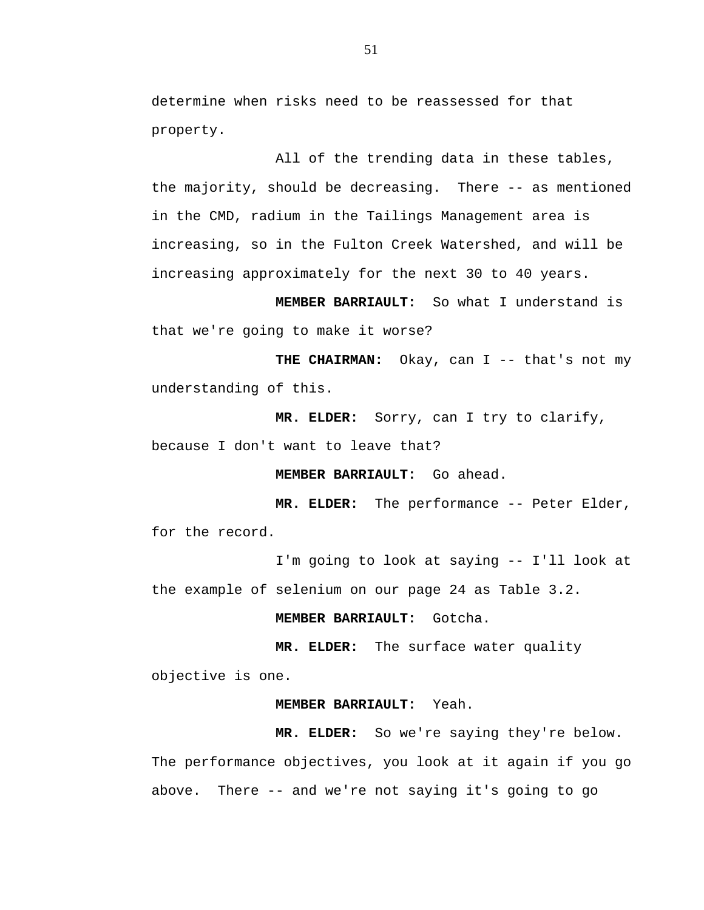determine when risks need to be reassessed for that property.

All of the trending data in these tables, the majority, should be decreasing. There -- as mentioned in the CMD, radium in the Tailings Management area is increasing, so in the Fulton Creek Watershed, and will be increasing approximately for the next 30 to 40 years.

**MEMBER BARRIAULT:** So what I understand is that we're going to make it worse?

**THE CHAIRMAN:** Okay, can I -- that's not my understanding of this.

**MR. ELDER:** Sorry, can I try to clarify, because I don't want to leave that?

**MEMBER BARRIAULT:** Go ahead.

**MR. ELDER:** The performance -- Peter Elder, for the record.

I'm going to look at saying -- I'll look at the example of selenium on our page 24 as Table 3.2.

**MEMBER BARRIAULT:** Gotcha.

**MR. ELDER:** The surface water quality objective is one.

**MEMBER BARRIAULT:** Yeah.

**MR. ELDER:** So we're saying they're below. The performance objectives, you look at it again if you go above. There -- and we're not saying it's going to go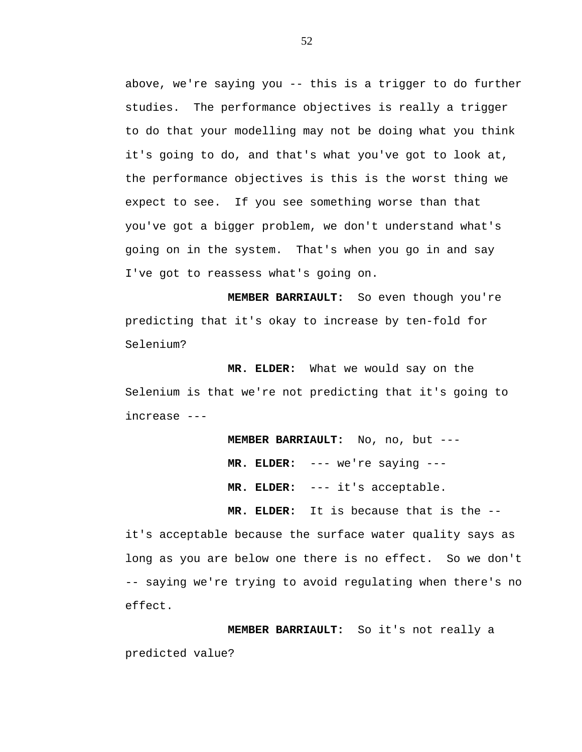above, we're saying you -- this is a trigger to do further studies. The performance objectives is really a trigger to do that your modelling may not be doing what you think it's going to do, and that's what you've got to look at, the performance objectives is this is the worst thing we expect to see. If you see something worse than that you've got a bigger problem, we don't understand what's going on in the system. That's when you go in and say I've got to reassess what's going on.

**MEMBER BARRIAULT:** So even though you're predicting that it's okay to increase by ten-fold for Selenium?

**MR. ELDER:** What we would say on the Selenium is that we're not predicting that it's going to increase ---

**MEMBER BARRIAULT:** No, no, but ---

**MR. ELDER:** --- we're saying ---

**MR. ELDER:** --- it's acceptable.

**MR. ELDER:** It is because that is the -- it's acceptable because the surface water quality says as long as you are below one there is no effect. So we don't -- saying we're trying to avoid regulating when there's no effect.

**MEMBER BARRIAULT:** So it's not really a predicted value?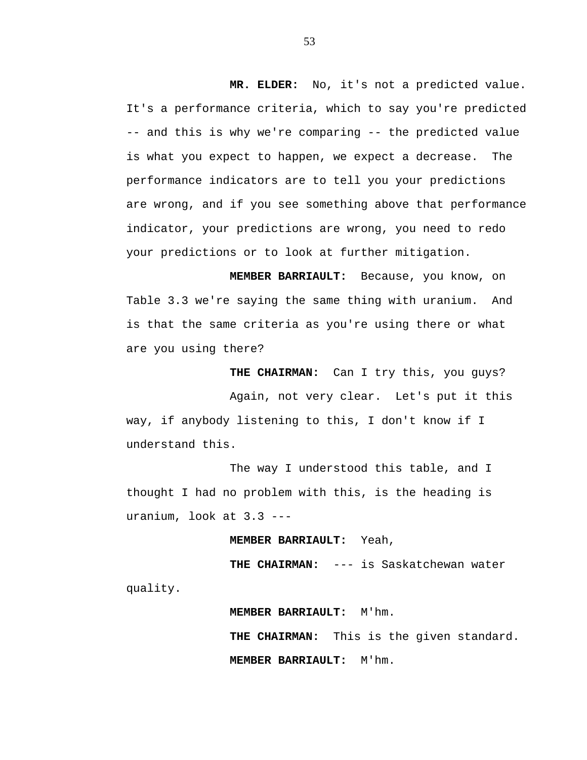**MR. ELDER:** No, it's not a predicted value. It's a performance criteria, which to say you're predicted -- and this is why we're comparing -- the predicted value is what you expect to happen, we expect a decrease. The performance indicators are to tell you your predictions are wrong, and if you see something above that performance indicator, your predictions are wrong, you need to redo your predictions or to look at further mitigation.

**MEMBER BARRIAULT:** Because, you know, on Table 3.3 we're saying the same thing with uranium. And is that the same criteria as you're using there or what are you using there?

**THE CHAIRMAN:** Can I try this, you guys?

Again, not very clear. Let's put it this way, if anybody listening to this, I don't know if I understand this.

The way I understood this table, and I thought I had no problem with this, is the heading is uranium, look at 3.3 ---

**MEMBER BARRIAULT:** Yeah,

**THE CHAIRMAN:** --- is Saskatchewan water quality.

**MEMBER BARRIAULT:** M'hm.

**THE CHAIRMAN:** This is the given standard.

**MEMBER BARRIAULT:** M'hm.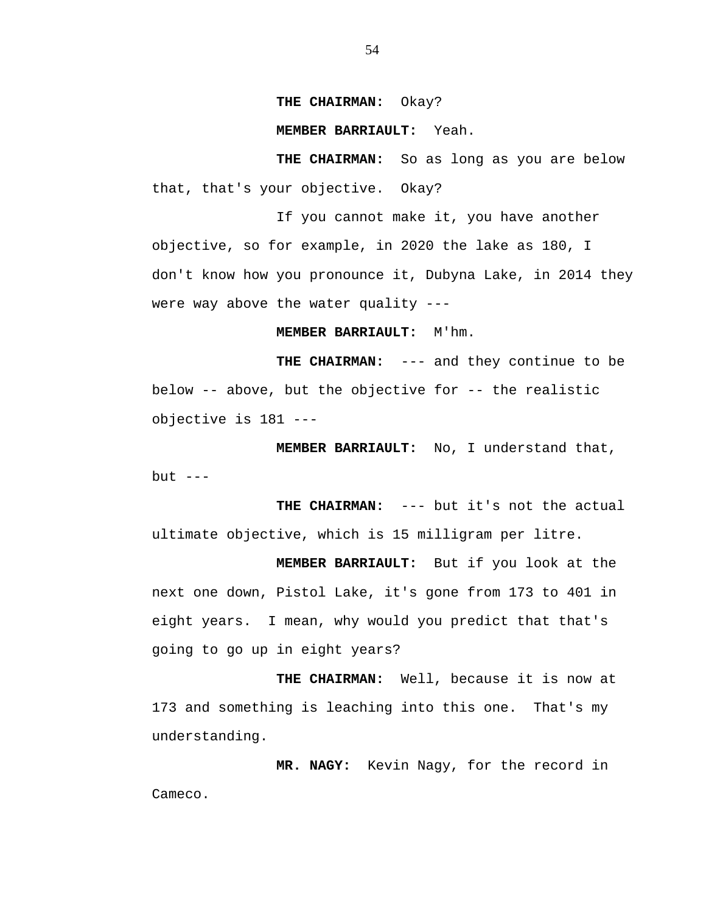**THE CHAIRMAN:** Okay?

**MEMBER BARRIAULT:** Yeah.

**THE CHAIRMAN:** So as long as you are below that, that's your objective. Okay?

If you cannot make it, you have another objective, so for example, in 2020 the lake as 180, I don't know how you pronounce it, Dubyna Lake, in 2014 they were way above the water quality ---

**MEMBER BARRIAULT:** M'hm.

**THE CHAIRMAN:** --- and they continue to be below -- above, but the objective for -- the realistic objective is 181 ---

**MEMBER BARRIAULT:** No, I understand that, but ---

**THE CHAIRMAN:** --- but it's not the actual ultimate objective, which is 15 milligram per litre.

**MEMBER BARRIAULT:** But if you look at the next one down, Pistol Lake, it's gone from 173 to 401 in eight years. I mean, why would you predict that that's going to go up in eight years?

**THE CHAIRMAN:** Well, because it is now at 173 and something is leaching into this one. That's my understanding.

**MR. NAGY:** Kevin Nagy, for the record in Cameco.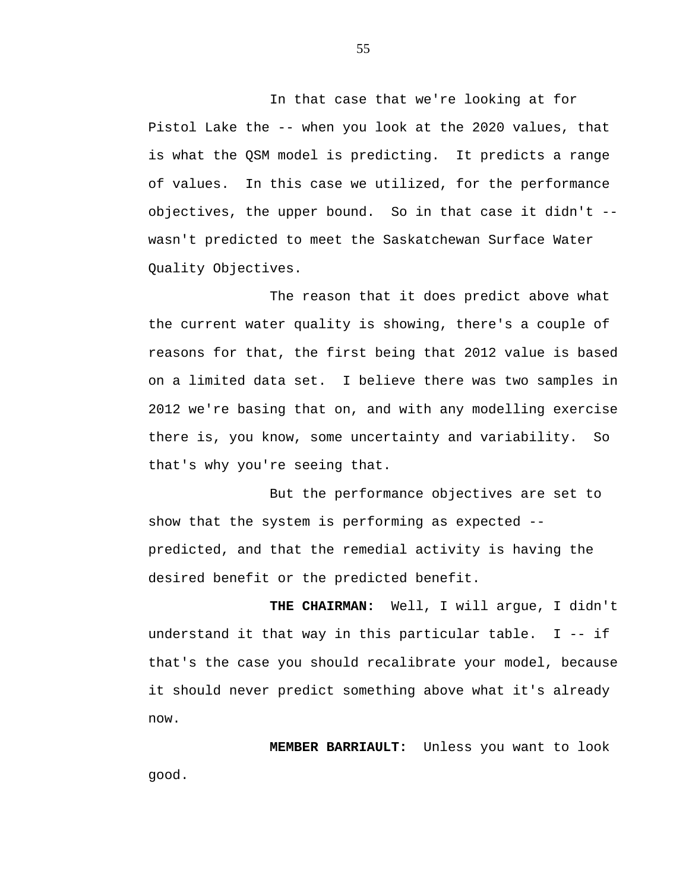In that case that we're looking at for Pistol Lake the -- when you look at the 2020 values, that is what the QSM model is predicting. It predicts a range of values. In this case we utilized, for the performance objectives, the upper bound. So in that case it didn't -- wasn't predicted to meet the Saskatchewan Surface Water Quality Objectives.

The reason that it does predict above what the current water quality is showing, there's a couple of reasons for that, the first being that 2012 value is based on a limited data set. I believe there was two samples in 2012 we're basing that on, and with any modelling exercise there is, you know, some uncertainty and variability. So that's why you're seeing that.

But the performance objectives are set to show that the system is performing as expected -- predicted, and that the remedial activity is having the desired benefit or the predicted benefit.

**THE CHAIRMAN:** Well, I will argue, I didn't understand it that way in this particular table. I -- if that's the case you should recalibrate your model, because it should never predict something above what it's already now.

**MEMBER BARRIAULT:** Unless you want to look good.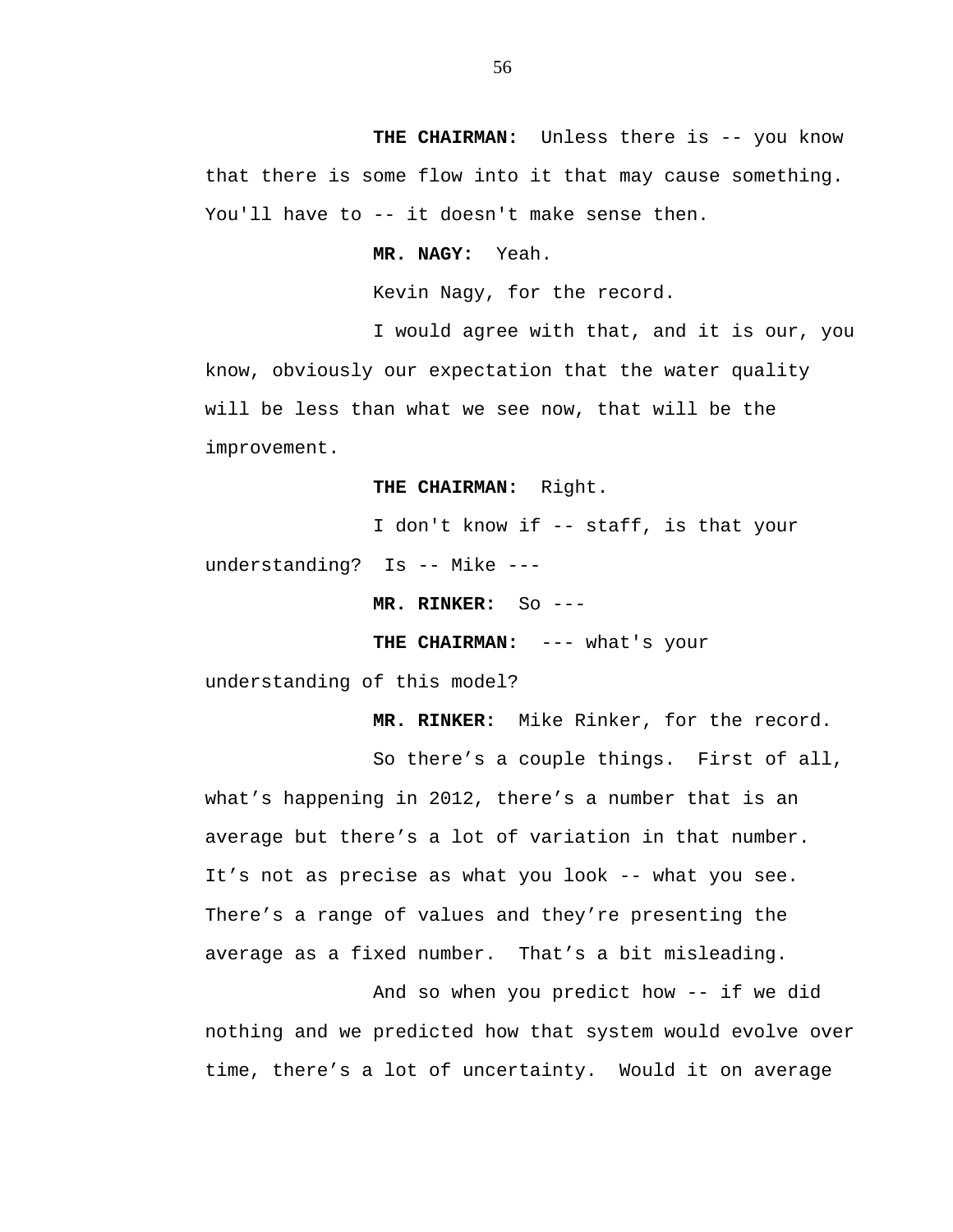**THE CHAIRMAN:** Unless there is -- you know that there is some flow into it that may cause something. You'll have to -- it doesn't make sense then.

**MR. NAGY:** Yeah.

Kevin Nagy, for the record.

I would agree with that, and it is our, you know, obviously our expectation that the water quality will be less than what we see now, that will be the improvement.

**THE CHAIRMAN:** Right.

I don't know if -- staff, is that your understanding? Is -- Mike ---

**MR. RINKER:** So ---

**THE CHAIRMAN:** --- what's your understanding of this model?

**MR. RINKER:** Mike Rinker, for the record.

So there's a couple things. First of all, what's happening in 2012, there's a number that is an average but there's a lot of variation in that number. It's not as precise as what you look -- what you see. There's a range of values and they're presenting the average as a fixed number. That's a bit misleading.

And so when you predict how -- if we did nothing and we predicted how that system would evolve over time, there's a lot of uncertainty. Would it on average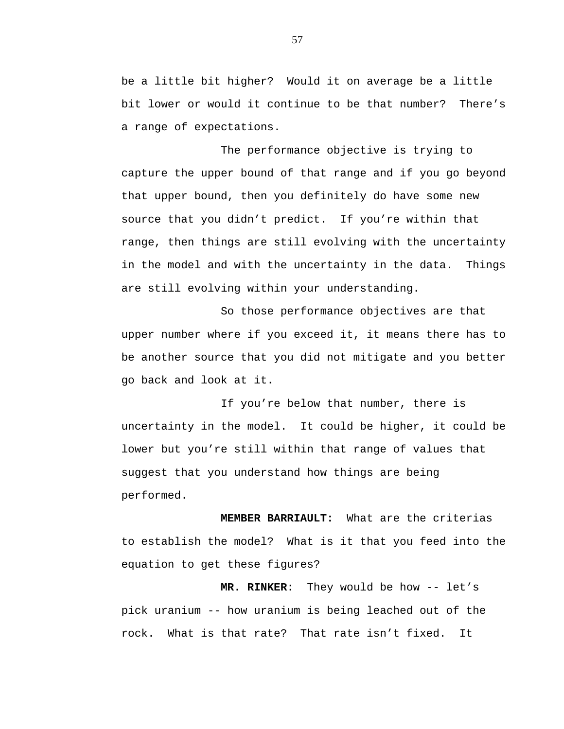be a little bit higher?  Would it on average be a little bit lower or would it continue to be that number?  There's a range of expectations.

The performance objective is trying to capture the upper bound of that range and if you go beyond that upper bound, then you definitely do have some new source that you didn't predict.  If you're within that range, then things are still evolving with the uncertainty in the model and with the uncertainty in the data.  Things are still evolving within your understanding.

So those performance objectives are that upper number where if you exceed it, it means there has to be another source that you did not mitigate and you better go back and look at it.

If you're below that number, there is uncertainty in the model.  It could be higher, it could be lower but you're still within that range of values that suggest that you understand how things are being performed.

**MEMBER BARRIAULT:**  What are the criterias to establish the model?  What is it that you feed into the equation to get these figures?

**MR. RINKER**:  They would be how -- let's pick uranium -- how uranium is being leached out of the rock.  What is that rate?  That rate isn't fixed.  It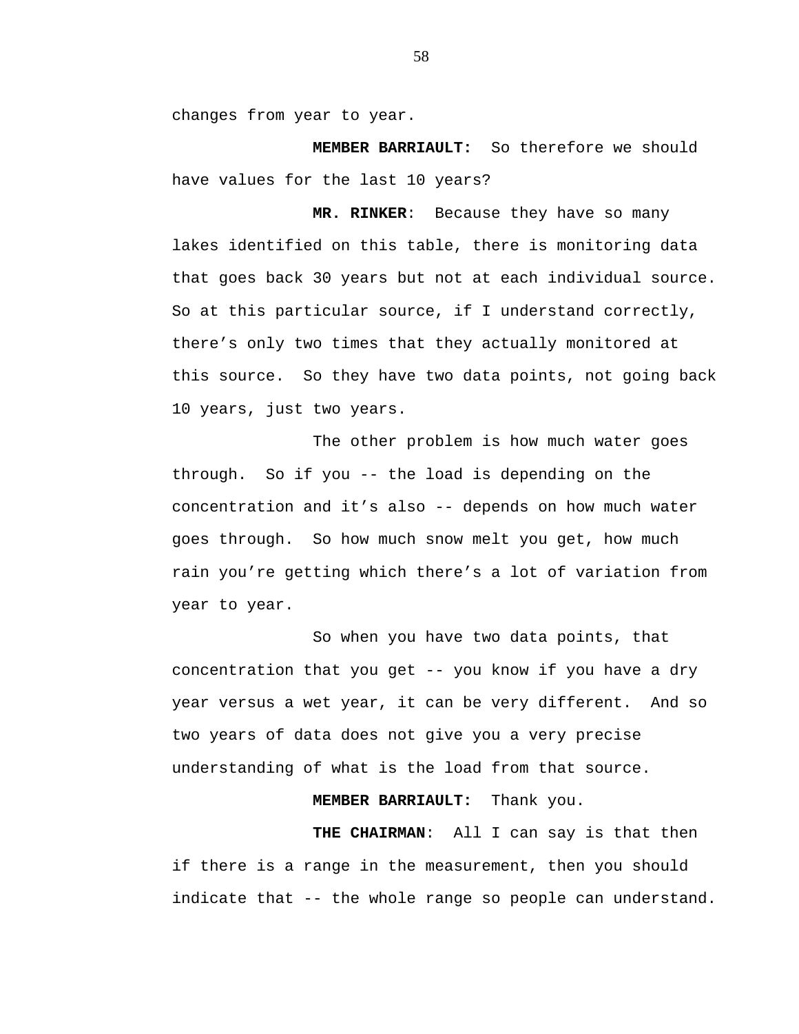changes from year to year.

**MEMBER BARRIAULT:** So therefore we should have values for the last 10 years?

**MR. RINKER**: Because they have so many lakes identified on this table, there is monitoring data that goes back 30 years but not at each individual source. So at this particular source, if I understand correctly, there's only two times that they actually monitored at this source. So they have two data points, not going back 10 years, just two years.

The other problem is how much water goes through. So if you -- the load is depending on the concentration and it's also -- depends on how much water goes through. So how much snow melt you get, how much rain you're getting which there's a lot of variation from year to year.

So when you have two data points, that concentration that you get -- you know if you have a dry year versus a wet year, it can be very different. And so two years of data does not give you a very precise understanding of what is the load from that source.

**MEMBER BARRIAULT:** Thank you.

**THE CHAIRMAN**: All I can say is that then if there is a range in the measurement, then you should indicate that -- the whole range so people can understand.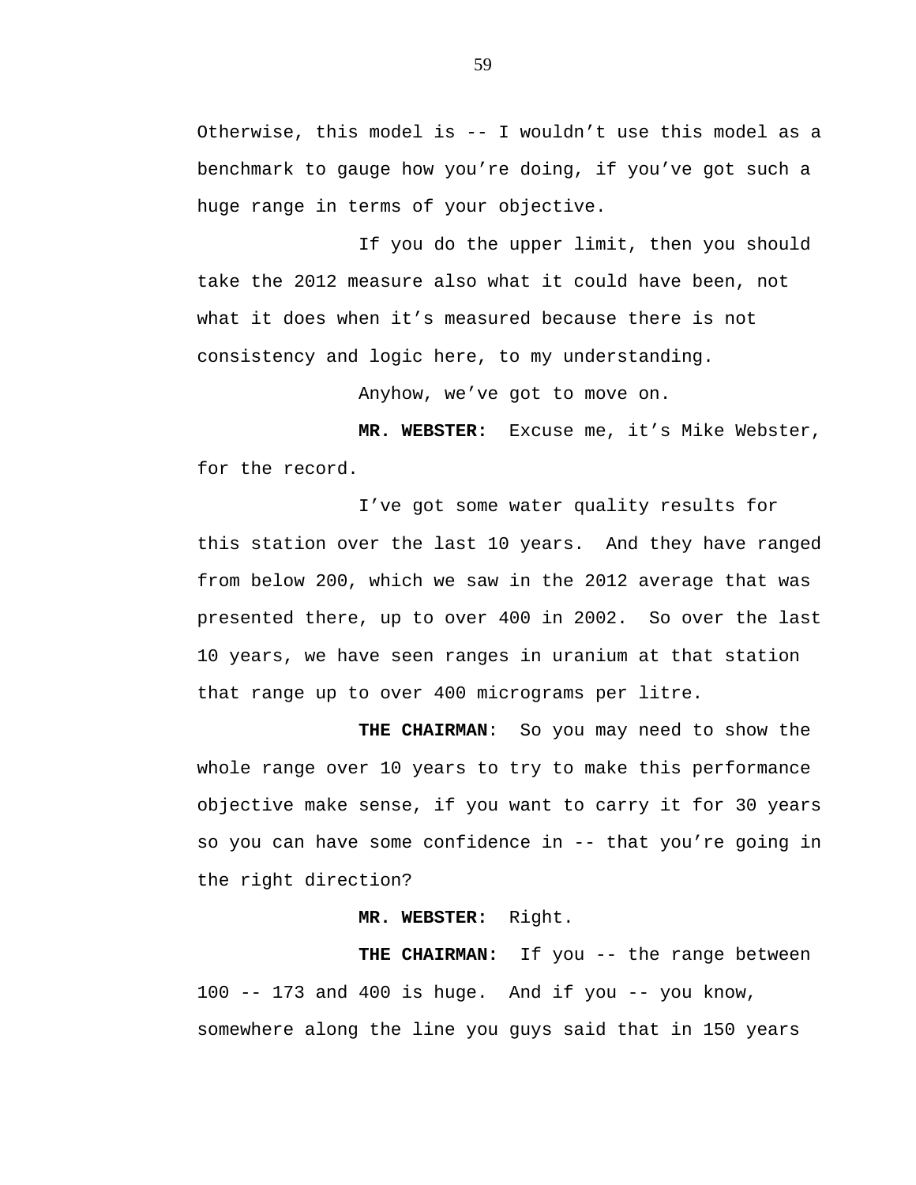Otherwise, this model is -- I wouldn't use this model as a benchmark to gauge how you're doing, if you've got such a huge range in terms of your objective.

If you do the upper limit, then you should take the 2012 measure also what it could have been, not what it does when it's measured because there is not consistency and logic here, to my understanding.

Anyhow, we've got to move on.

**MR. WEBSTER:** Excuse me, it's Mike Webster, for the record.

I've got some water quality results for this station over the last 10 years. And they have ranged from below 200, which we saw in the 2012 average that was presented there, up to over 400 in 2002. So over the last 10 years, we have seen ranges in uranium at that station that range up to over 400 micrograms per litre.

**THE CHAIRMAN**: So you may need to show the whole range over 10 years to try to make this performance objective make sense, if you want to carry it for 30 years so you can have some confidence in -- that you're going in the right direction?

**MR. WEBSTER:** Right.

**THE CHAIRMAN:** If you -- the range between 100 -- 173 and 400 is huge. And if you -- you know, somewhere along the line you guys said that in 150 years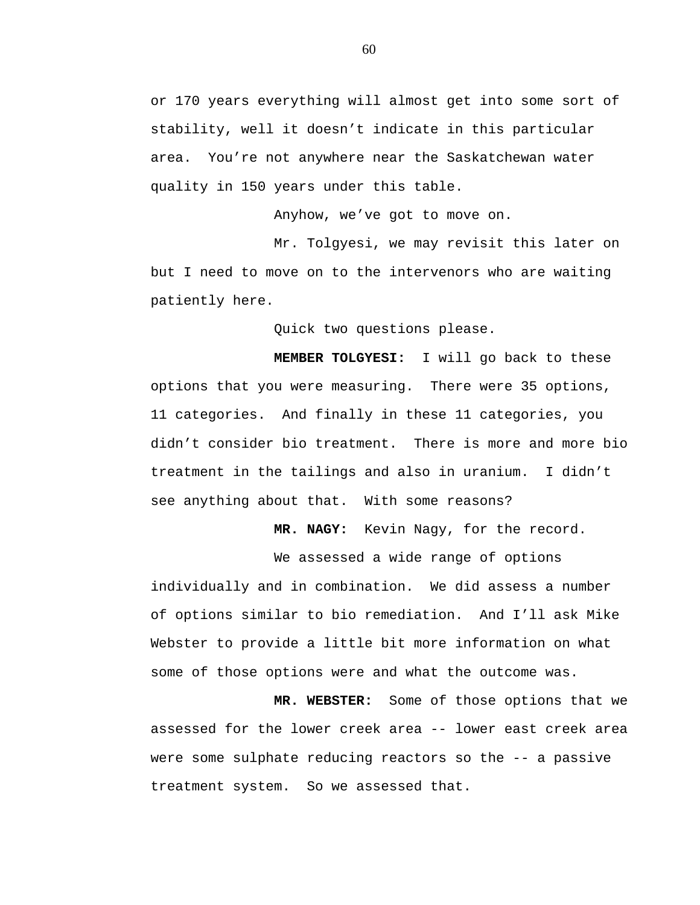or 170 years everything will almost get into some sort of stability, well it doesn't indicate in this particular area. You're not anywhere near the Saskatchewan water quality in 150 years under this table.

Anyhow, we've got to move on.

Mr. Tolgyesi, we may revisit this later on but I need to move on to the intervenors who are waiting patiently here.

Quick two questions please.

**MEMBER TOLGYESI:** I will go back to these options that you were measuring. There were 35 options, 11 categories. And finally in these 11 categories, you didn't consider bio treatment. There is more and more bio treatment in the tailings and also in uranium. I didn't see anything about that. With some reasons?

**MR. NAGY:** Kevin Nagy, for the record.

We assessed a wide range of options individually and in combination. We did assess a number of options similar to bio remediation. And I'll ask Mike Webster to provide a little bit more information on what some of those options were and what the outcome was.

**MR. WEBSTER:** Some of those options that we assessed for the lower creek area -- lower east creek area were some sulphate reducing reactors so the -- a passive treatment system. So we assessed that.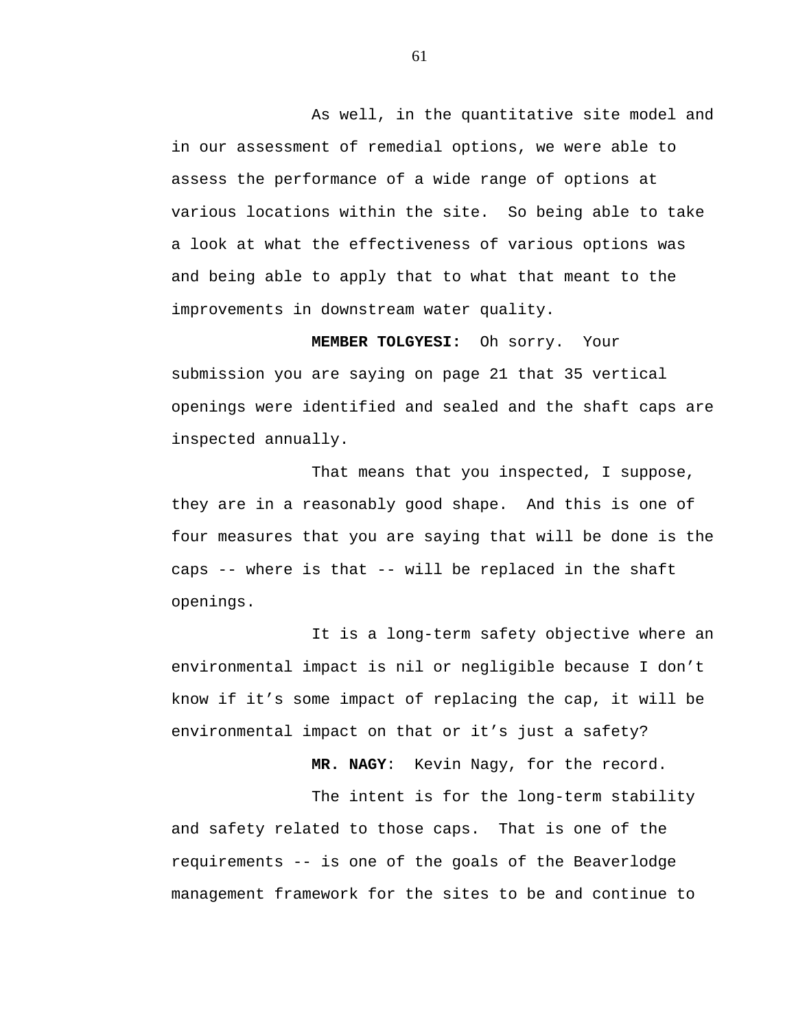As well, in the quantitative site model and in our assessment of remedial options, we were able to assess the performance of a wide range of options at various locations within the site. So being able to take a look at what the effectiveness of various options was and being able to apply that to what that meant to the improvements in downstream water quality.

**MEMBER TOLGYESI:** Oh sorry. Your submission you are saying on page 21 that 35 vertical openings were identified and sealed and the shaft caps are inspected annually.

That means that you inspected, I suppose, they are in a reasonably good shape. And this is one of four measures that you are saying that will be done is the caps -- where is that -- will be replaced in the shaft openings.

It is a long-term safety objective where an environmental impact is nil or negligible because I don't know if it's some impact of replacing the cap, it will be environmental impact on that or it's just a safety?

**MR. NAGY**: Kevin Nagy, for the record.

The intent is for the long-term stability and safety related to those caps. That is one of the requirements -- is one of the goals of the Beaverlodge management framework for the sites to be and continue to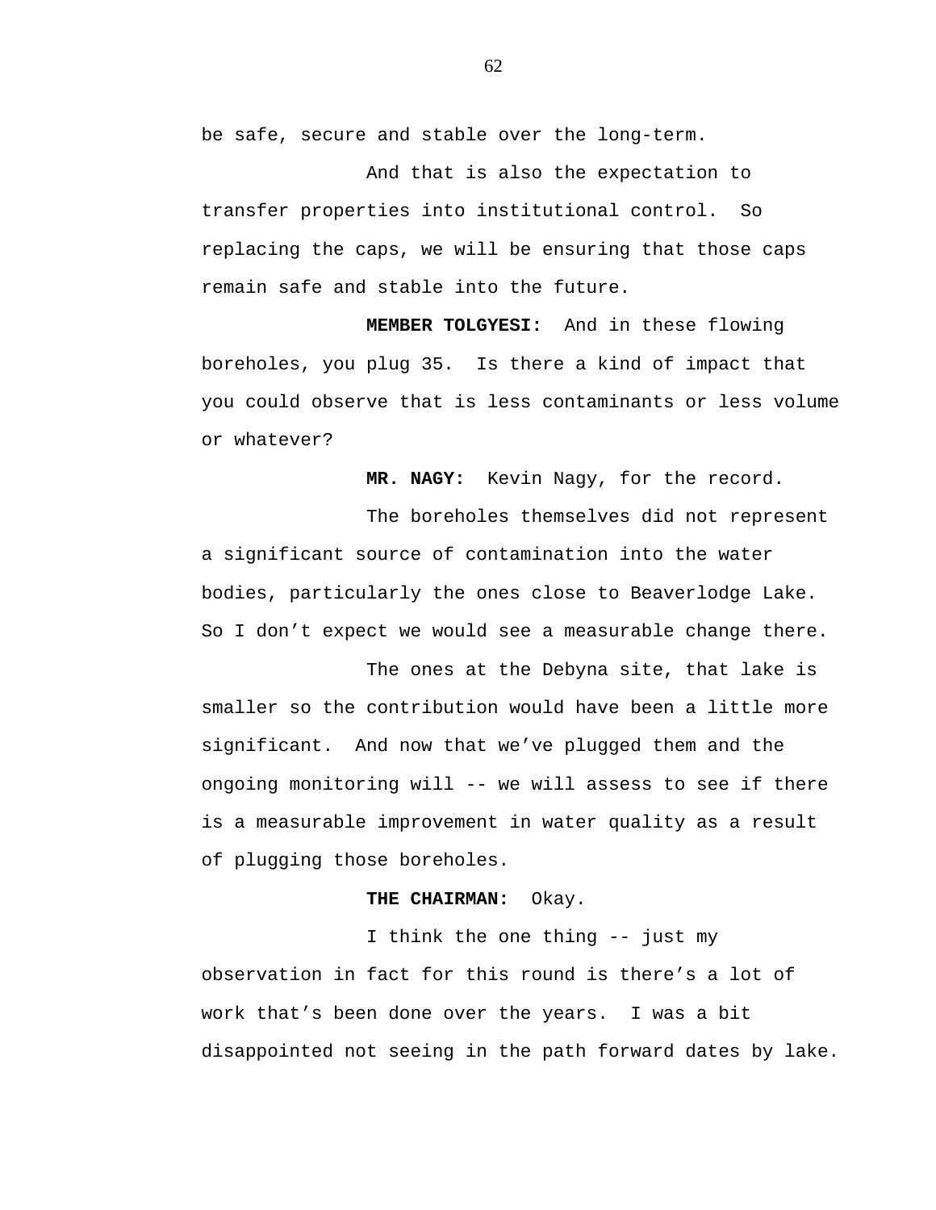be safe, secure and stable over the long-term.

And that is also the expectation to transfer properties into institutional control. So replacing the caps, we will be ensuring that those caps remain safe and stable into the future.

**MEMBER TOLGYESI:** And in these flowing boreholes, you plug 35. Is there a kind of impact that you could observe that is less contaminants or less volume or whatever?

**MR. NAGY:** Kevin Nagy, for the record.

The boreholes themselves did not represent a significant source of contamination into the water bodies, particularly the ones close to Beaverlodge Lake. So I don't expect we would see a measurable change there.

The ones at the Debyna site, that lake is smaller so the contribution would have been a little more significant. And now that we've plugged them and the ongoing monitoring will -- we will assess to see if there is a measurable improvement in water quality as a result of plugging those boreholes.

**THE CHAIRMAN:** Okay.

I think the one thing -- just my observation in fact for this round is there's a lot of work that's been done over the years. I was a bit disappointed not seeing in the path forward dates by lake.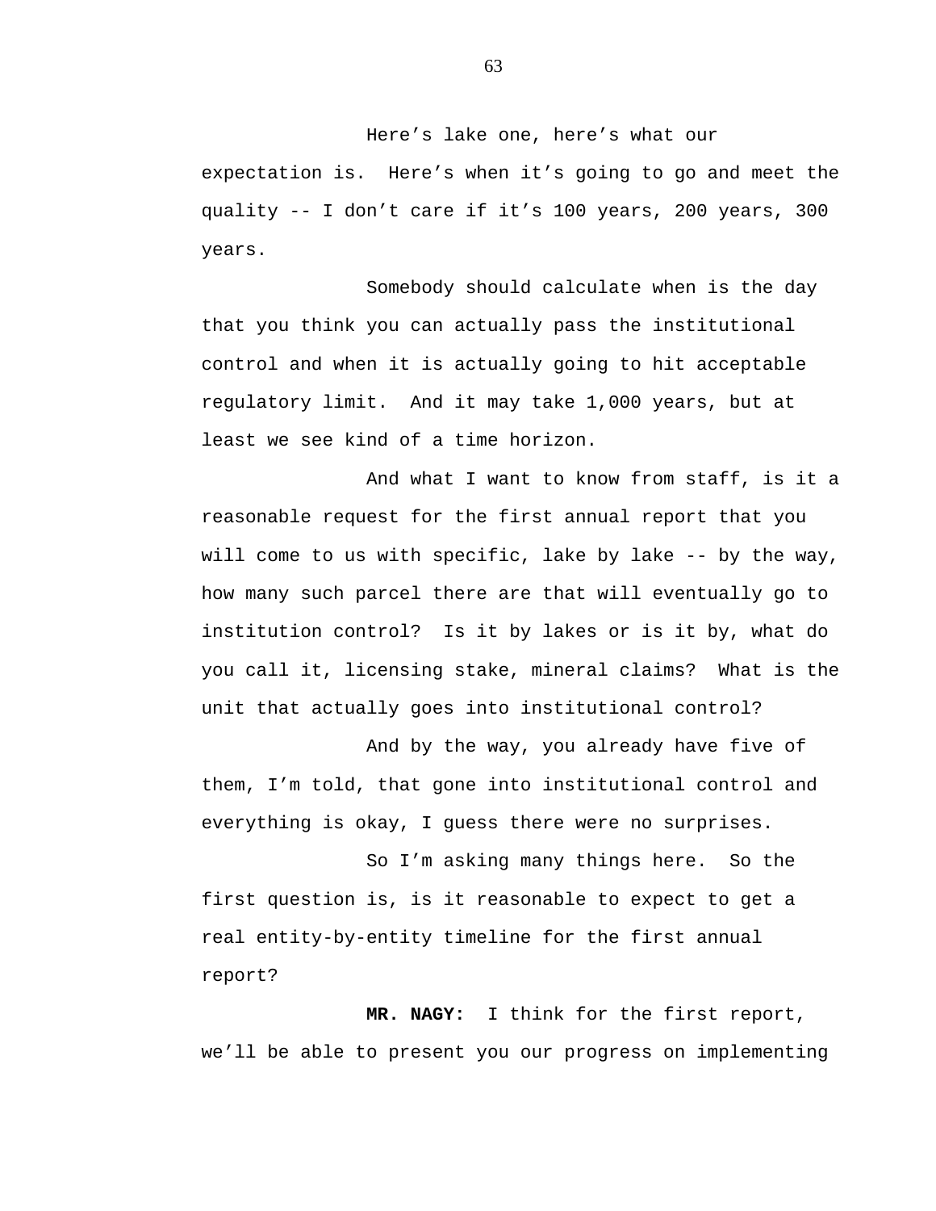Here's lake one, here's what our expectation is. Here's when it's going to go and meet the quality -- I don't care if it's 100 years, 200 years, 300 years.

Somebody should calculate when is the day that you think you can actually pass the institutional control and when it is actually going to hit acceptable regulatory limit. And it may take 1,000 years, but at least we see kind of a time horizon.

And what I want to know from staff, is it a reasonable request for the first annual report that you will come to us with specific, lake by lake -- by the way, how many such parcel there are that will eventually go to institution control? Is it by lakes or is it by, what do you call it, licensing stake, mineral claims? What is the unit that actually goes into institutional control?

And by the way, you already have five of them, I'm told, that gone into institutional control and everything is okay, I guess there were no surprises.

So I'm asking many things here. So the first question is, is it reasonable to expect to get a real entity-by-entity timeline for the first annual report?

**MR. NAGY:** I think for the first report, we'll be able to present you our progress on implementing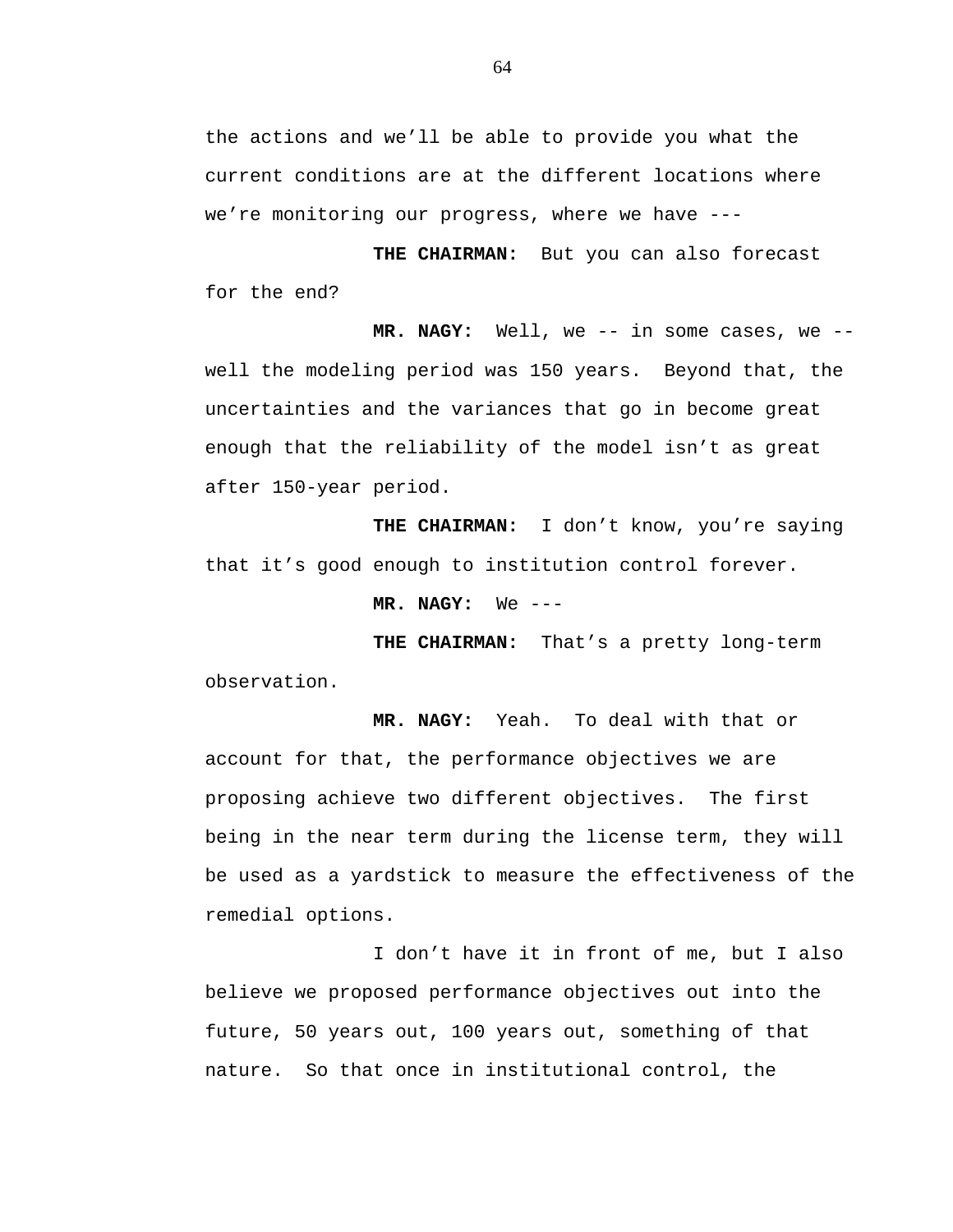the actions and we'll be able to provide you what the current conditions are at the different locations where we're monitoring our progress, where we have ---

**THE CHAIRMAN:** But you can also forecast for the end?

**MR. NAGY:** Well, we -- in some cases, we -- well the modeling period was 150 years. Beyond that, the uncertainties and the variances that go in become great enough that the reliability of the model isn't as great after 150-year period.

**THE CHAIRMAN:** I don't know, you're saying that it's good enough to institution control forever.

**MR. NAGY:** We ---

**THE CHAIRMAN:** That's a pretty long-term observation.

**MR. NAGY:** Yeah. To deal with that or account for that, the performance objectives we are proposing achieve two different objectives. The first being in the near term during the license term, they will be used as a yardstick to measure the effectiveness of the remedial options.

I don't have it in front of me, but I also believe we proposed performance objectives out into the future, 50 years out, 100 years out, something of that nature. So that once in institutional control, the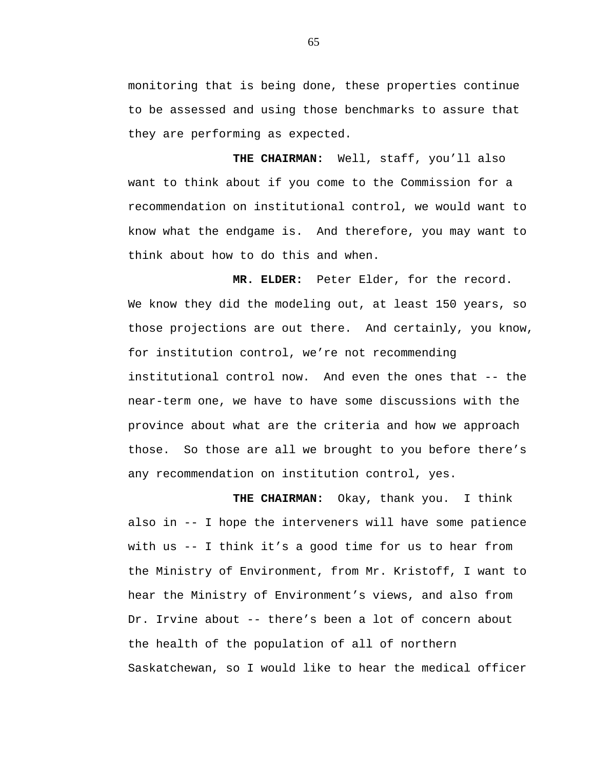monitoring that is being done, these properties continue to be assessed and using those benchmarks to assure that they are performing as expected.

**THE CHAIRMAN:** Well, staff, you'll also want to think about if you come to the Commission for a recommendation on institutional control, we would want to know what the endgame is. And therefore, you may want to think about how to do this and when.

**MR. ELDER:** Peter Elder, for the record. We know they did the modeling out, at least 150 years, so those projections are out there. And certainly, you know, for institution control, we're not recommending institutional control now. And even the ones that -- the near-term one, we have to have some discussions with the province about what are the criteria and how we approach those. So those are all we brought to you before there's any recommendation on institution control, yes.

**THE CHAIRMAN:** Okay, thank you. I think also in -- I hope the interveners will have some patience with us -- I think it's a good time for us to hear from the Ministry of Environment, from Mr. Kristoff, I want to hear the Ministry of Environment's views, and also from Dr. Irvine about -- there's been a lot of concern about the health of the population of all of northern Saskatchewan, so I would like to hear the medical officer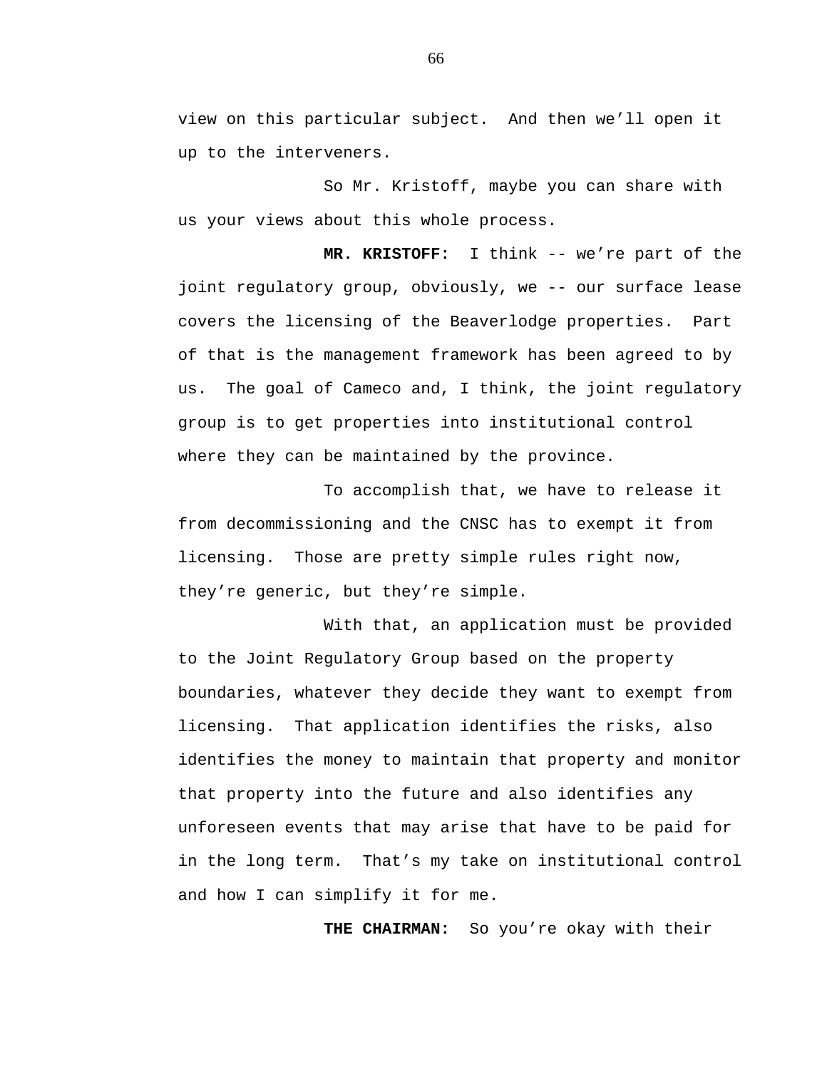view on this particular subject. And then we'll open it up to the interveners.

So Mr. Kristoff, maybe you can share with us your views about this whole process.

**MR. KRISTOFF:** I think -- we're part of the joint regulatory group, obviously, we -- our surface lease covers the licensing of the Beaverlodge properties. Part of that is the management framework has been agreed to by us. The goal of Cameco and, I think, the joint regulatory group is to get properties into institutional control where they can be maintained by the province.

To accomplish that, we have to release it from decommissioning and the CNSC has to exempt it from licensing. Those are pretty simple rules right now, they're generic, but they're simple.

With that, an application must be provided to the Joint Regulatory Group based on the property boundaries, whatever they decide they want to exempt from licensing. That application identifies the risks, also identifies the money to maintain that property and monitor that property into the future and also identifies any unforeseen events that may arise that have to be paid for in the long term. That's my take on institutional control and how I can simplify it for me.

**THE CHAIRMAN:** So you're okay with their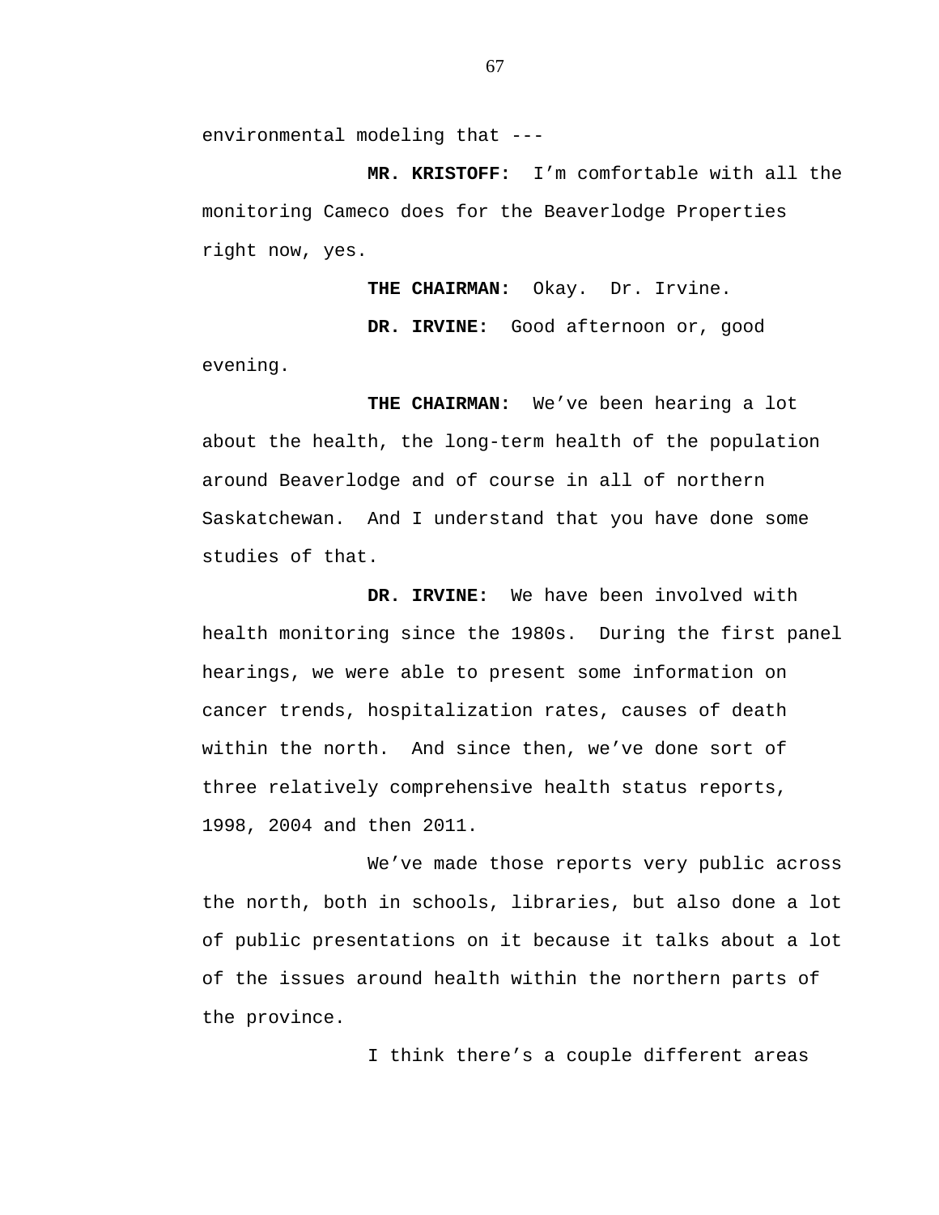environmental modeling that ---

**MR. KRISTOFF:** I'm comfortable with all the monitoring Cameco does for the Beaverlodge Properties right now, yes.

**THE CHAIRMAN:** Okay. Dr. Irvine.

**DR. IRVINE:** Good afternoon or, good evening.

**THE CHAIRMAN:** We've been hearing a lot about the health, the long-term health of the population around Beaverlodge and of course in all of northern Saskatchewan. And I understand that you have done some studies of that.

**DR. IRVINE:** We have been involved with health monitoring since the 1980s. During the first panel hearings, we were able to present some information on cancer trends, hospitalization rates, causes of death within the north. And since then, we've done sort of three relatively comprehensive health status reports, 1998, 2004 and then 2011.

We've made those reports very public across the north, both in schools, libraries, but also done a lot of public presentations on it because it talks about a lot of the issues around health within the northern parts of the province.

I think there's a couple different areas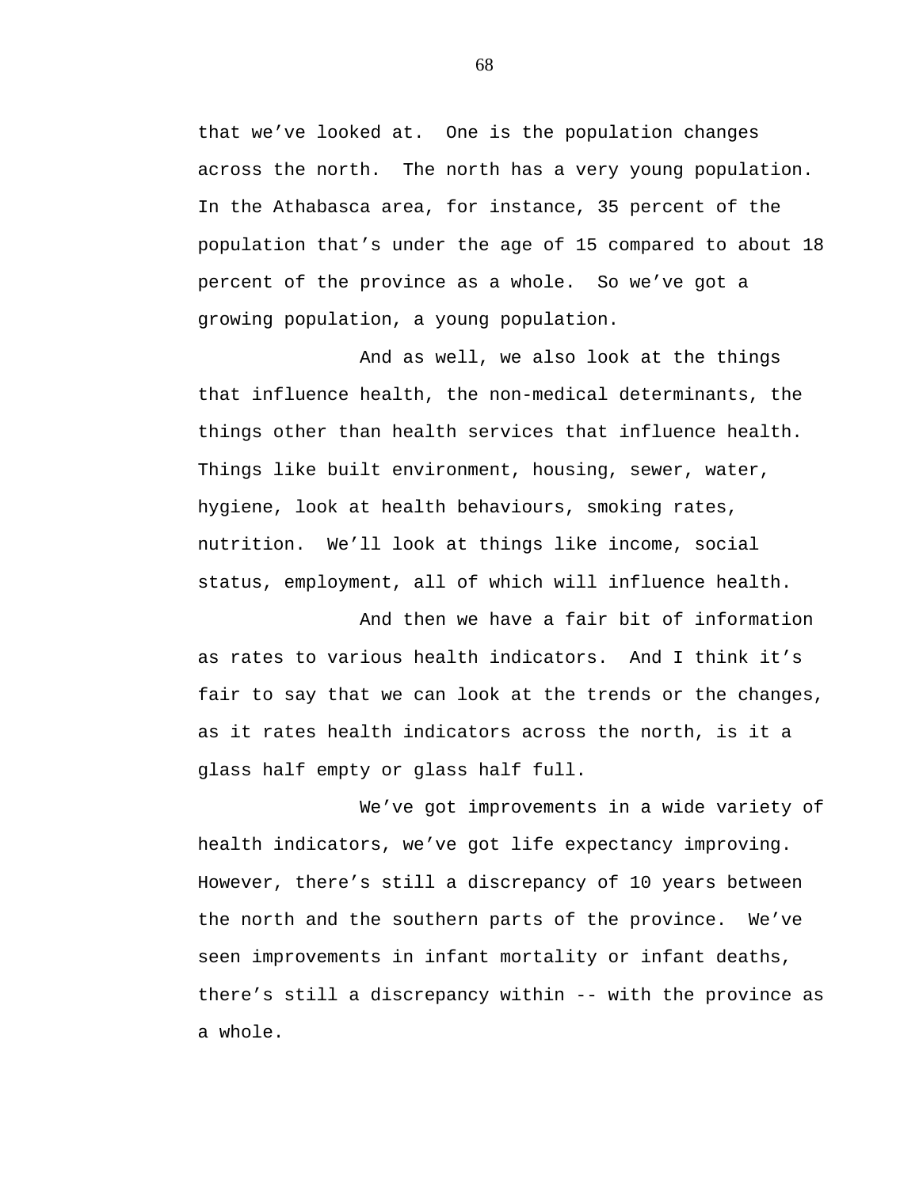that we've looked at. One is the population changes across the north. The north has a very young population. In the Athabasca area, for instance, 35 percent of the population that's under the age of 15 compared to about 18 percent of the province as a whole. So we've got a growing population, a young population.

And as well, we also look at the things that influence health, the non-medical determinants, the things other than health services that influence health. Things like built environment, housing, sewer, water, hygiene, look at health behaviours, smoking rates, nutrition. We'll look at things like income, social status, employment, all of which will influence health.

And then we have a fair bit of information as rates to various health indicators. And I think it's fair to say that we can look at the trends or the changes, as it rates health indicators across the north, is it a glass half empty or glass half full.

We've got improvements in a wide variety of health indicators, we've got life expectancy improving. However, there's still a discrepancy of 10 years between the north and the southern parts of the province. We've seen improvements in infant mortality or infant deaths, there's still a discrepancy within -- with the province as a whole.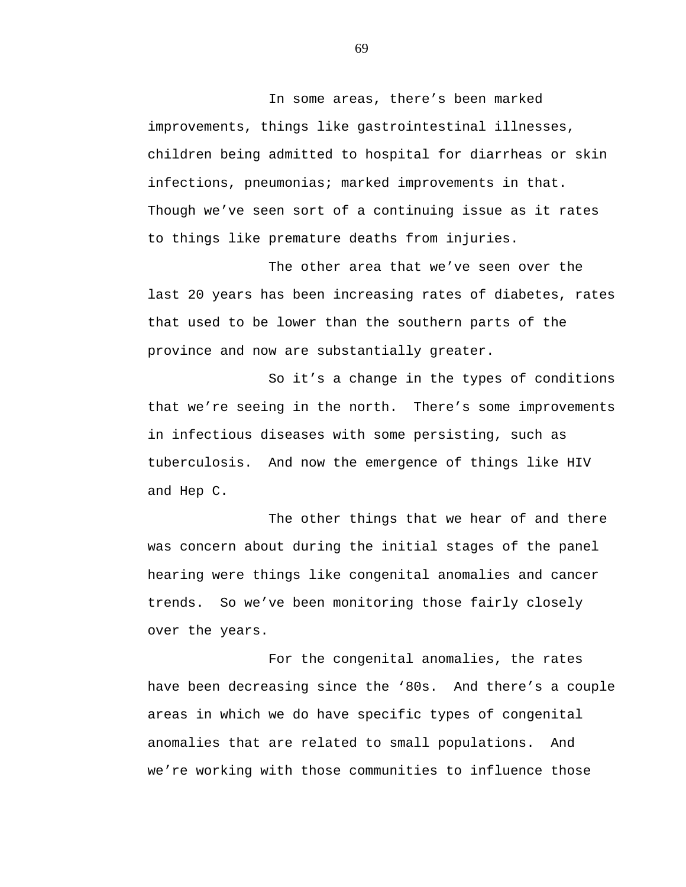In some areas, there's been marked improvements, things like gastrointestinal illnesses, children being admitted to hospital for diarrheas or skin infections, pneumonias; marked improvements in that. Though we've seen sort of a continuing issue as it rates to things like premature deaths from injuries.

The other area that we've seen over the last 20 years has been increasing rates of diabetes, rates that used to be lower than the southern parts of the province and now are substantially greater.

So it's a change in the types of conditions that we're seeing in the north. There's some improvements in infectious diseases with some persisting, such as tuberculosis. And now the emergence of things like HIV and Hep C.

The other things that we hear of and there was concern about during the initial stages of the panel hearing were things like congenital anomalies and cancer trends. So we've been monitoring those fairly closely over the years.

For the congenital anomalies, the rates have been decreasing since the '80s. And there's a couple areas in which we do have specific types of congenital anomalies that are related to small populations. And we're working with those communities to influence those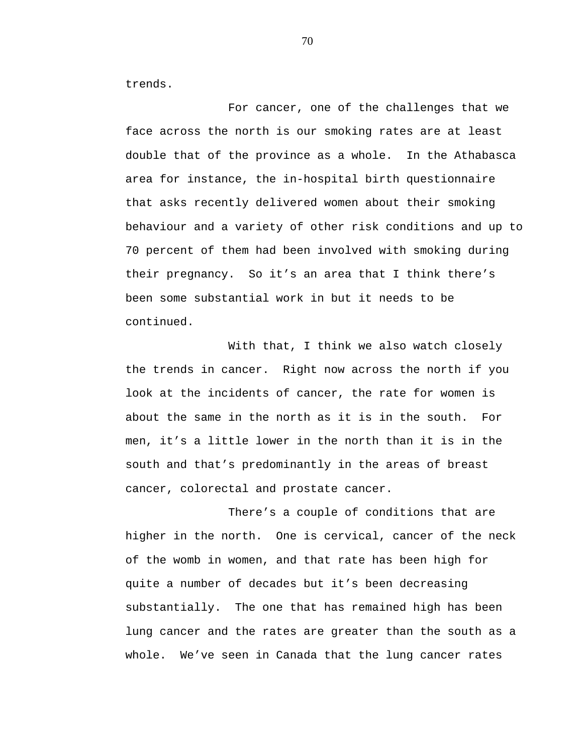trends.

For cancer, one of the challenges that we face across the north is our smoking rates are at least double that of the province as a whole. In the Athabasca area for instance, the in-hospital birth questionnaire that asks recently delivered women about their smoking behaviour and a variety of other risk conditions and up to 70 percent of them had been involved with smoking during their pregnancy. So it's an area that I think there's been some substantial work in but it needs to be continued.

With that, I think we also watch closely the trends in cancer. Right now across the north if you look at the incidents of cancer, the rate for women is about the same in the north as it is in the south. For men, it's a little lower in the north than it is in the south and that's predominantly in the areas of breast cancer, colorectal and prostate cancer.

There's a couple of conditions that are higher in the north. One is cervical, cancer of the neck of the womb in women, and that rate has been high for quite a number of decades but it's been decreasing substantially. The one that has remained high has been lung cancer and the rates are greater than the south as a whole. We've seen in Canada that the lung cancer rates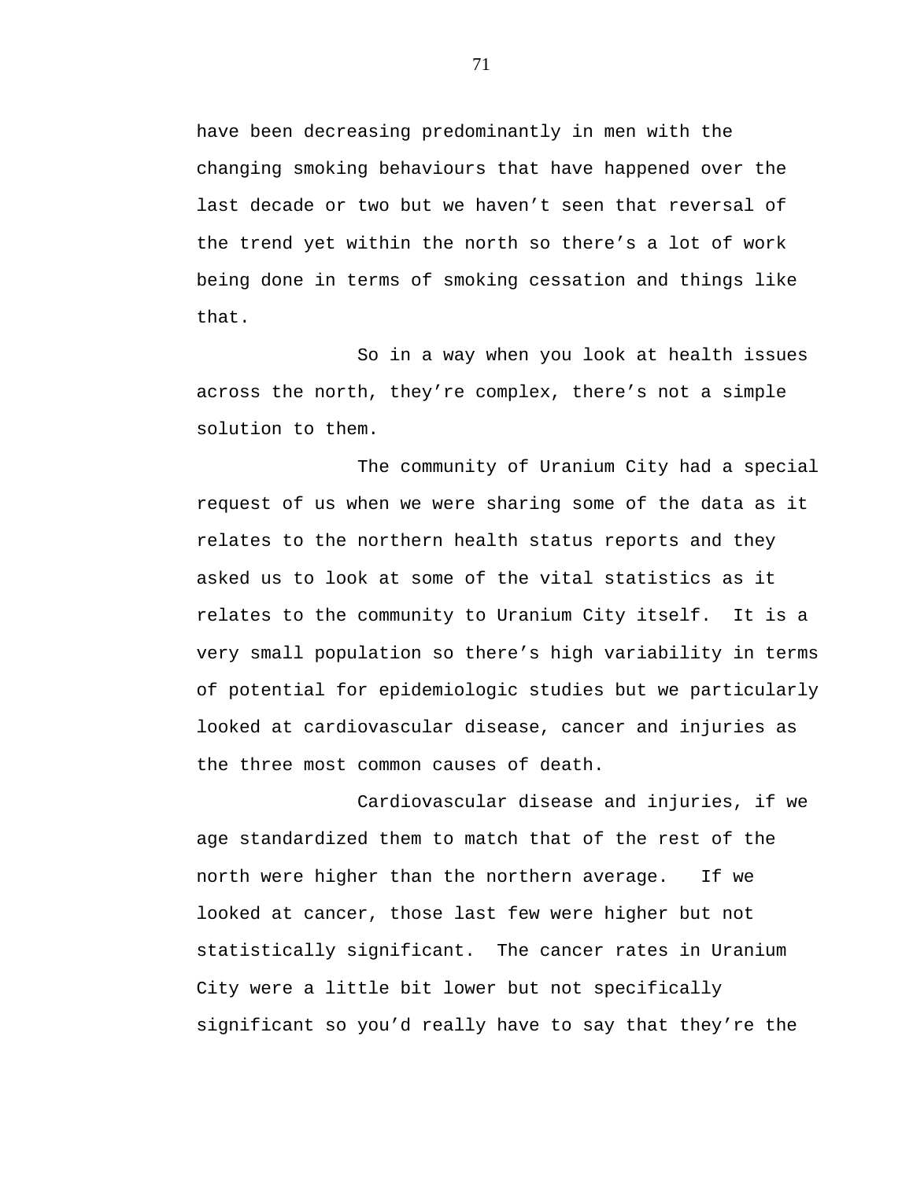have been decreasing predominantly in men with the changing smoking behaviours that have happened over the last decade or two but we haven't seen that reversal of the trend yet within the north so there's a lot of work being done in terms of smoking cessation and things like that.

So in a way when you look at health issues across the north, they're complex, there's not a simple solution to them.

The community of Uranium City had a special request of us when we were sharing some of the data as it relates to the northern health status reports and they asked us to look at some of the vital statistics as it relates to the community to Uranium City itself. It is a very small population so there's high variability in terms of potential for epidemiologic studies but we particularly looked at cardiovascular disease, cancer and injuries as the three most common causes of death.

Cardiovascular disease and injuries, if we age standardized them to match that of the rest of the north were higher than the northern average. If we looked at cancer, those last few were higher but not statistically significant. The cancer rates in Uranium City were a little bit lower but not specifically significant so you'd really have to say that they're the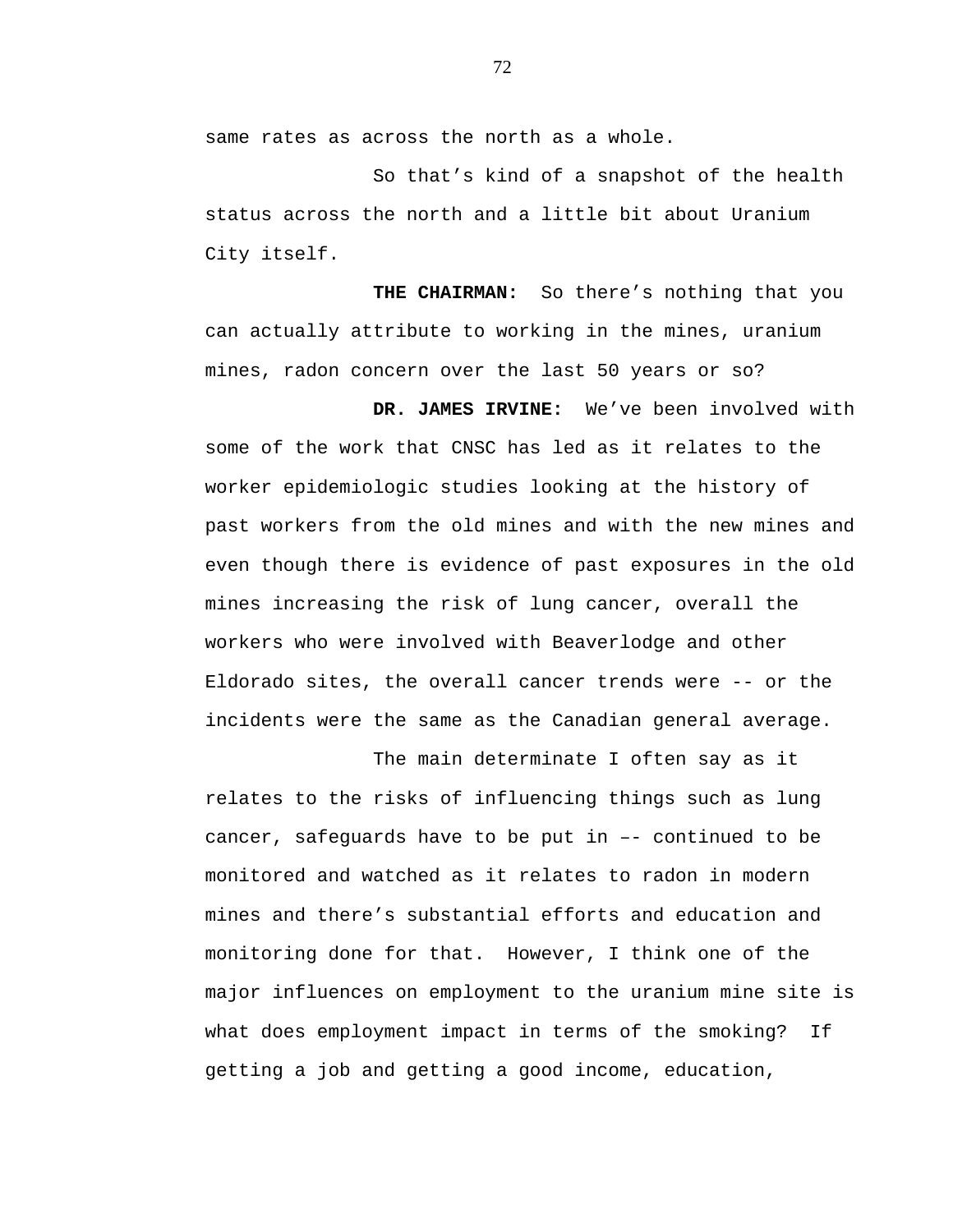same rates as across the north as a whole.

So that’s kind of a snapshot of the health status across the north and a little bit about Uranium City itself.

**THE CHAIRMAN:** So there’s nothing that you can actually attribute to working in the mines, uranium mines, radon concern over the last 50 years or so?

**DR. JAMES IRVINE:** We’ve been involved with some of the work that CNSC has led as it relates to the worker epidemiologic studies looking at the history of past workers from the old mines and with the new mines and even though there is evidence of past exposures in the old mines increasing the risk of lung cancer, overall the workers who were involved with Beaverlodge and other Eldorado sites, the overall cancer trends were -- or the incidents were the same as the Canadian general average.

The main determinate I often say as it relates to the risks of influencing things such as lung cancer, safeguards have to be put in –- continued to be monitored and watched as it relates to radon in modern mines and there’s substantial efforts and education and monitoring done for that. However, I think one of the major influences on employment to the uranium mine site is what does employment impact in terms of the smoking? If getting a job and getting a good income, education,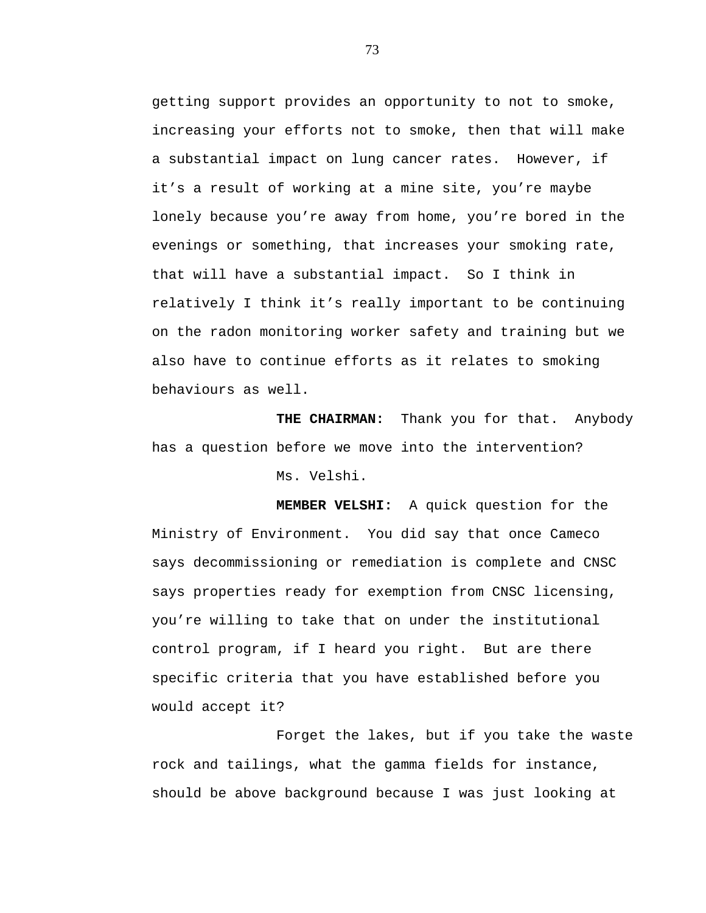getting support provides an opportunity to not to smoke, increasing your efforts not to smoke, then that will make a substantial impact on lung cancer rates. However, if it's a result of working at a mine site, you're maybe lonely because you're away from home, you're bored in the evenings or something, that increases your smoking rate, that will have a substantial impact. So I think in relatively I think it's really important to be continuing on the radon monitoring worker safety and training but we also have to continue efforts as it relates to smoking behaviours as well.

**THE CHAIRMAN:** Thank you for that. Anybody has a question before we move into the intervention?

Ms. Velshi.

**MEMBER VELSHI:** A quick question for the Ministry of Environment. You did say that once Cameco says decommissioning or remediation is complete and CNSC says properties ready for exemption from CNSC licensing, you're willing to take that on under the institutional control program, if I heard you right. But are there specific criteria that you have established before you would accept it?

Forget the lakes, but if you take the waste rock and tailings, what the gamma fields for instance, should be above background because I was just looking at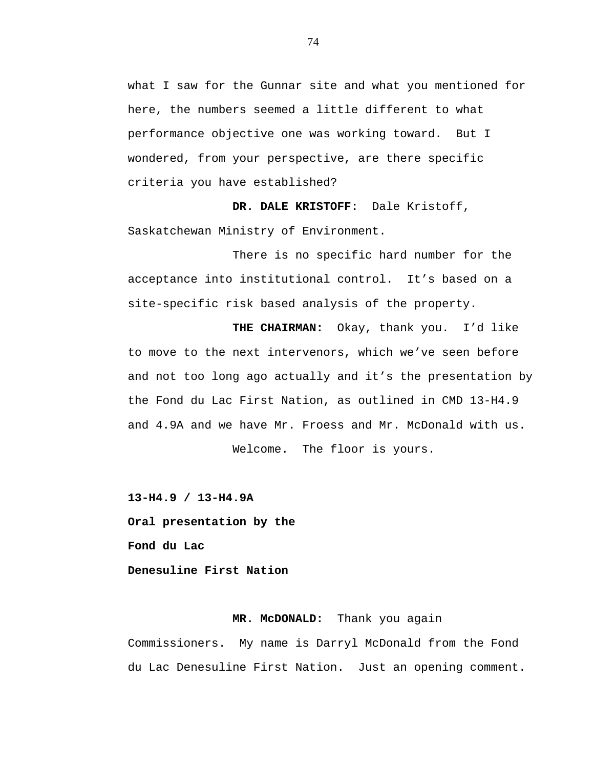what I saw for the Gunnar site and what you mentioned for here, the numbers seemed a little different to what performance objective one was working toward. But I wondered, from your perspective, are there specific criteria you have established?

**DR. DALE KRISTOFF:** Dale Kristoff, Saskatchewan Ministry of Environment.

There is no specific hard number for the acceptance into institutional control. It's based on a site-specific risk based analysis of the property.

**THE CHAIRMAN:** Okay, thank you. I'd like to move to the next intervenors, which we've seen before and not too long ago actually and it's the presentation by the Fond du Lac First Nation, as outlined in CMD 13-H4.9 and 4.9A and we have Mr. Froess and Mr. McDonald with us.

Welcome. The floor is yours.

**13-H4.9 / 13-H4.9A**

**Oral presentation by the**

**Fond du Lac**

**Denesuline First Nation**

**MR. McDONALD:** Thank you again Commissioners. My name is Darryl McDonald from the Fond du Lac Denesuline First Nation. Just an opening comment.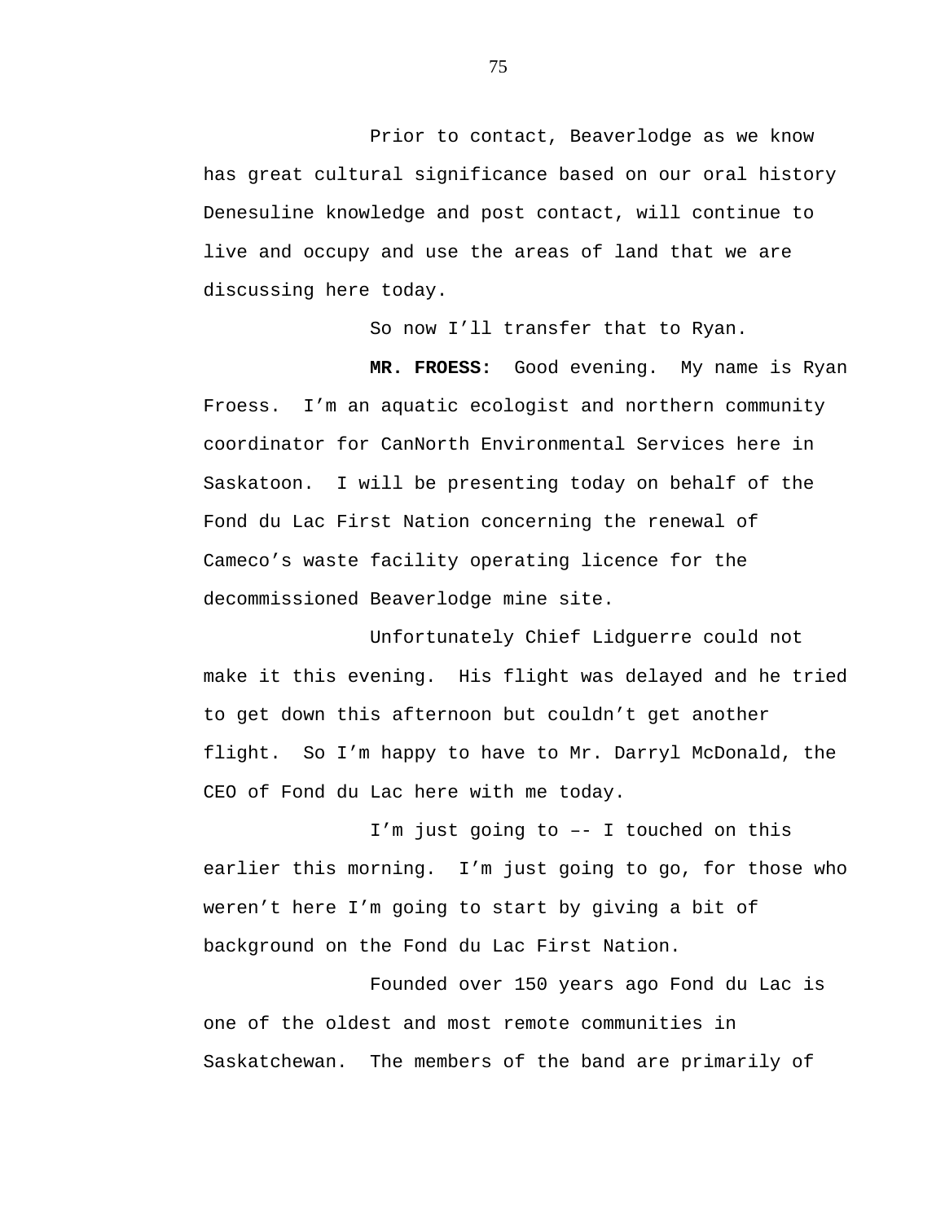Prior to contact, Beaverlodge as we know has great cultural significance based on our oral history Denesuline knowledge and post contact, will continue to live and occupy and use the areas of land that we are discussing here today.

So now I'll transfer that to Ryan.

**MR. FROESS:** Good evening. My name is Ryan Froess. I'm an aquatic ecologist and northern community coordinator for CanNorth Environmental Services here in Saskatoon. I will be presenting today on behalf of the Fond du Lac First Nation concerning the renewal of Cameco's waste facility operating licence for the decommissioned Beaverlodge mine site.

Unfortunately Chief Lidguerre could not make it this evening. His flight was delayed and he tried to get down this afternoon but couldn't get another flight. So I'm happy to have to Mr. Darryl McDonald, the CEO of Fond du Lac here with me today.

I'm just going to –- I touched on this earlier this morning. I'm just going to go, for those who weren't here I'm going to start by giving a bit of background on the Fond du Lac First Nation.

Founded over 150 years ago Fond du Lac is one of the oldest and most remote communities in Saskatchewan. The members of the band are primarily of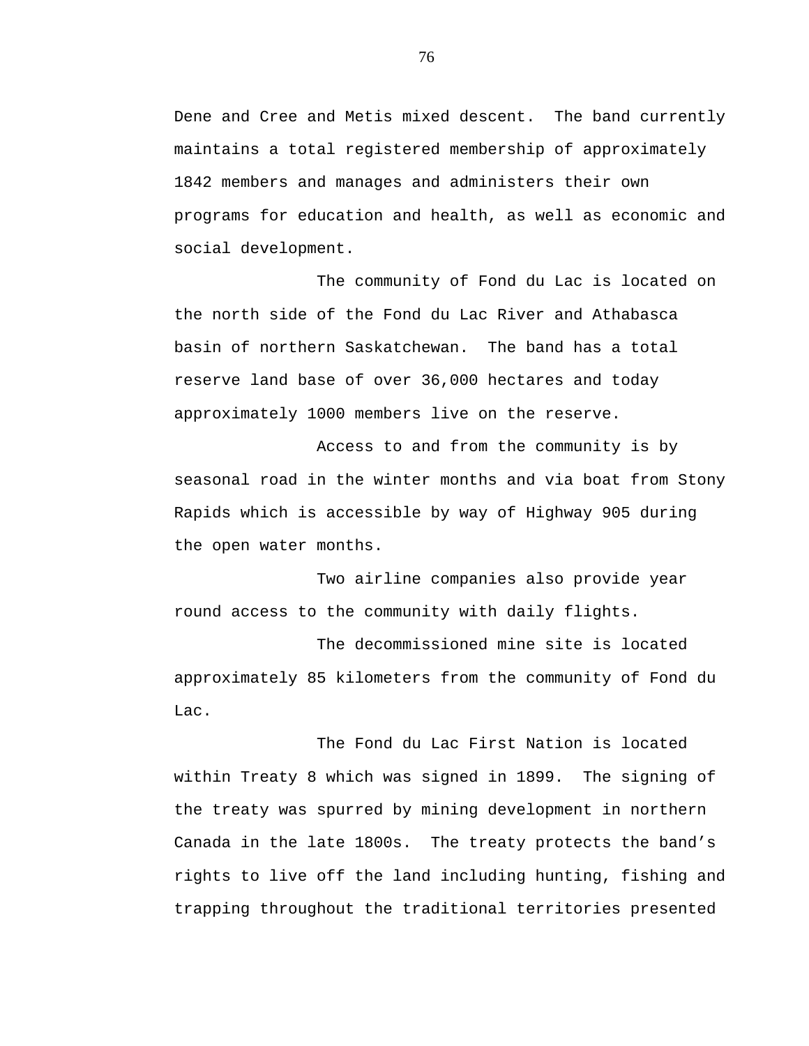Dene and Cree and Metis mixed descent. The band currently maintains a total registered membership of approximately 1842 members and manages and administers their own programs for education and health, as well as economic and social development.

The community of Fond du Lac is located on the north side of the Fond du Lac River and Athabasca basin of northern Saskatchewan. The band has a total reserve land base of over 36,000 hectares and today approximately 1000 members live on the reserve.

Access to and from the community is by seasonal road in the winter months and via boat from Stony Rapids which is accessible by way of Highway 905 during the open water months.

Two airline companies also provide year round access to the community with daily flights.

The decommissioned mine site is located approximately 85 kilometers from the community of Fond du Lac.

The Fond du Lac First Nation is located within Treaty 8 which was signed in 1899. The signing of the treaty was spurred by mining development in northern Canada in the late 1800s. The treaty protects the band's rights to live off the land including hunting, fishing and trapping throughout the traditional territories presented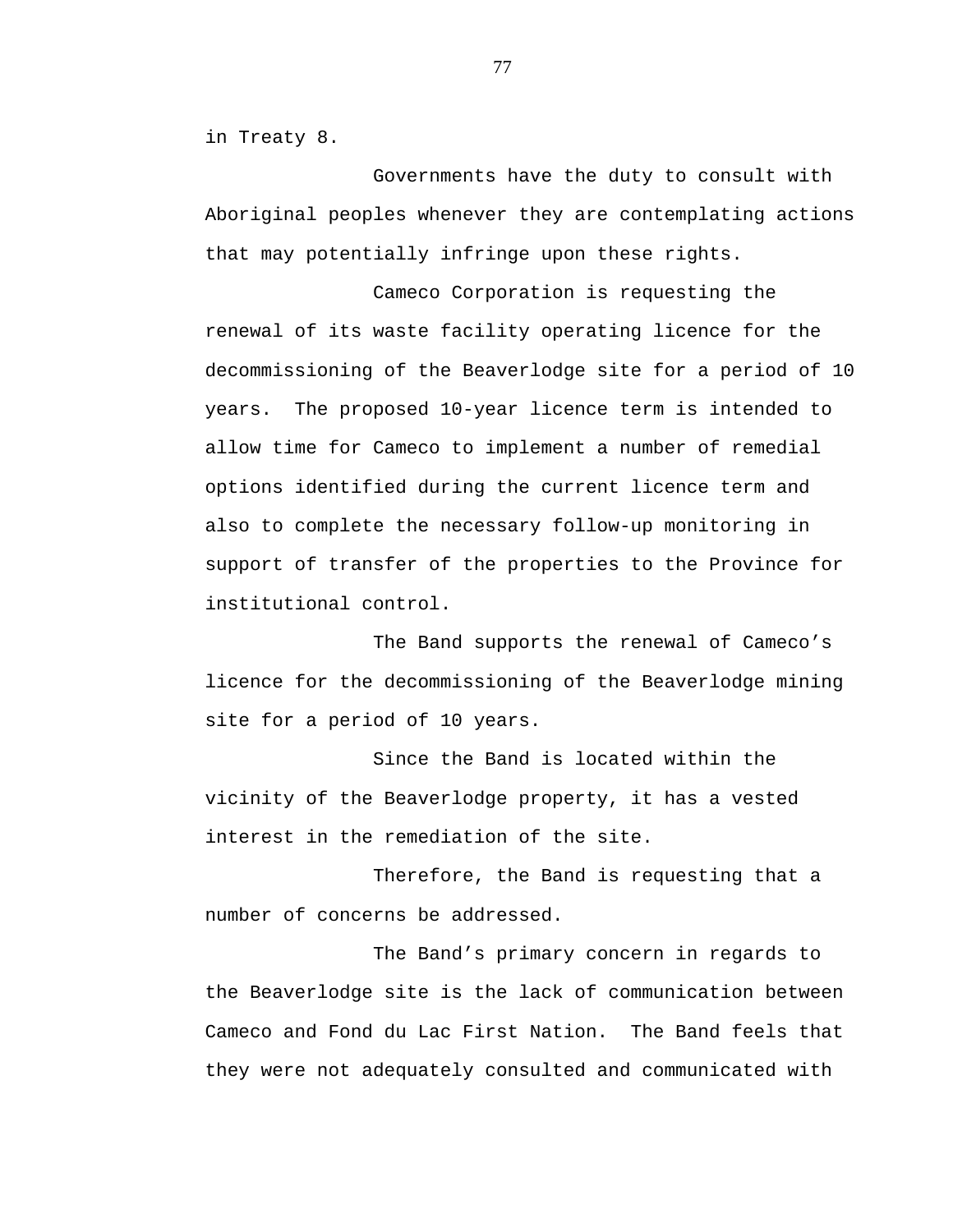in Treaty 8.

Governments have the duty to consult with Aboriginal peoples whenever they are contemplating actions that may potentially infringe upon these rights.

Cameco Corporation is requesting the renewal of its waste facility operating licence for the decommissioning of the Beaverlodge site for a period of 10 years. The proposed 10-year licence term is intended to allow time for Cameco to implement a number of remedial options identified during the current licence term and also to complete the necessary follow-up monitoring in support of transfer of the properties to the Province for institutional control.

The Band supports the renewal of Cameco's licence for the decommissioning of the Beaverlodge mining site for a period of 10 years.

Since the Band is located within the vicinity of the Beaverlodge property, it has a vested interest in the remediation of the site.

Therefore, the Band is requesting that a number of concerns be addressed.

The Band's primary concern in regards to the Beaverlodge site is the lack of communication between Cameco and Fond du Lac First Nation. The Band feels that they were not adequately consulted and communicated with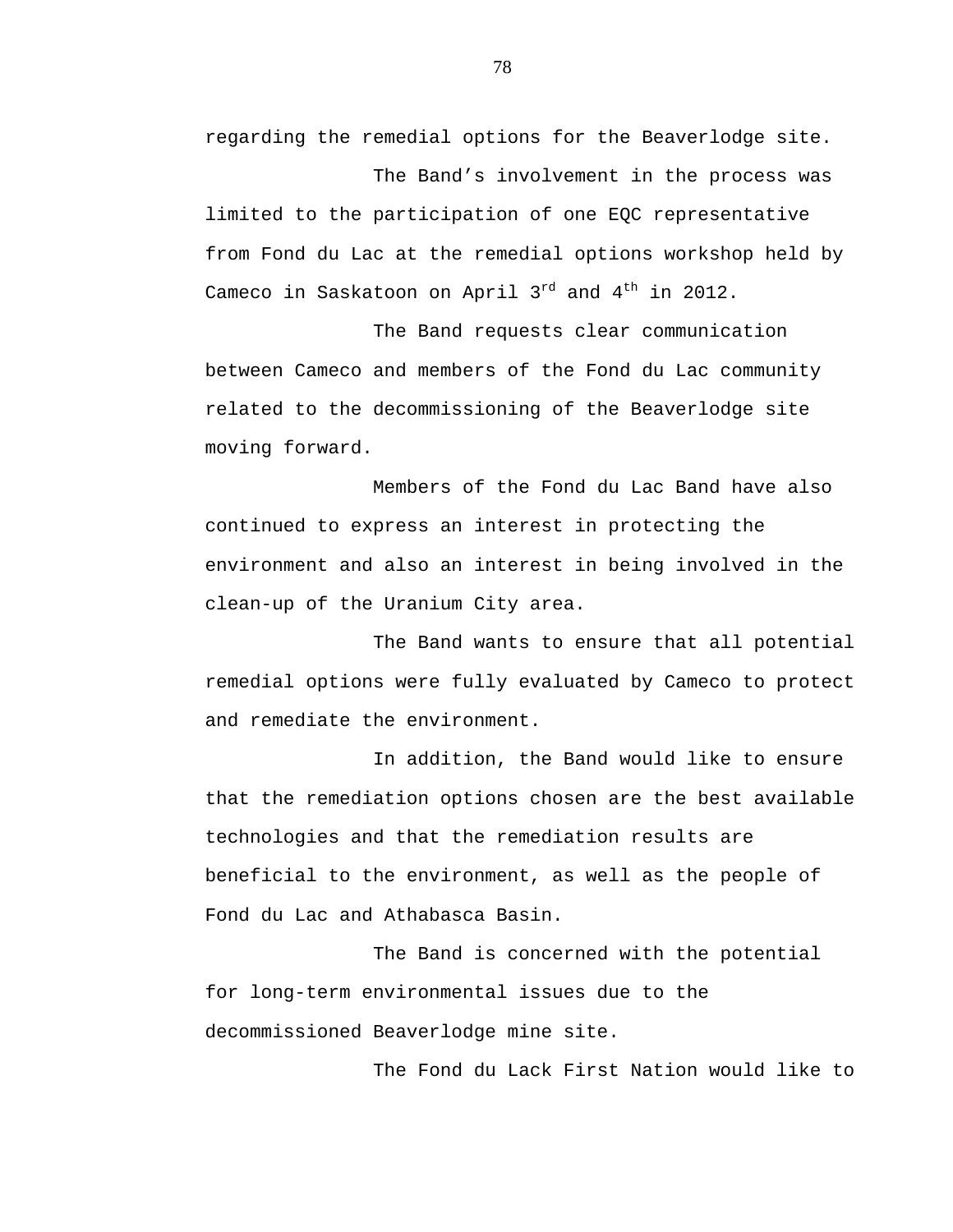regarding the remedial options for the Beaverlodge site.

The Band's involvement in the process was limited to the participation of one EQC representative from Fond du Lac at the remedial options workshop held by Cameco in Saskatoon on April 3rd and 4th in 2012.

The Band requests clear communication between Cameco and members of the Fond du Lac community related to the decommissioning of the Beaverlodge site moving forward.

Members of the Fond du Lac Band have also continued to express an interest in protecting the environment and also an interest in being involved in the clean-up of the Uranium City area.

The Band wants to ensure that all potential remedial options were fully evaluated by Cameco to protect and remediate the environment.

In addition, the Band would like to ensure that the remediation options chosen are the best available technologies and that the remediation results are beneficial to the environment, as well as the people of Fond du Lac and Athabasca Basin.

The Band is concerned with the potential for long-term environmental issues due to the decommissioned Beaverlodge mine site.

The Fond du Lack First Nation would like to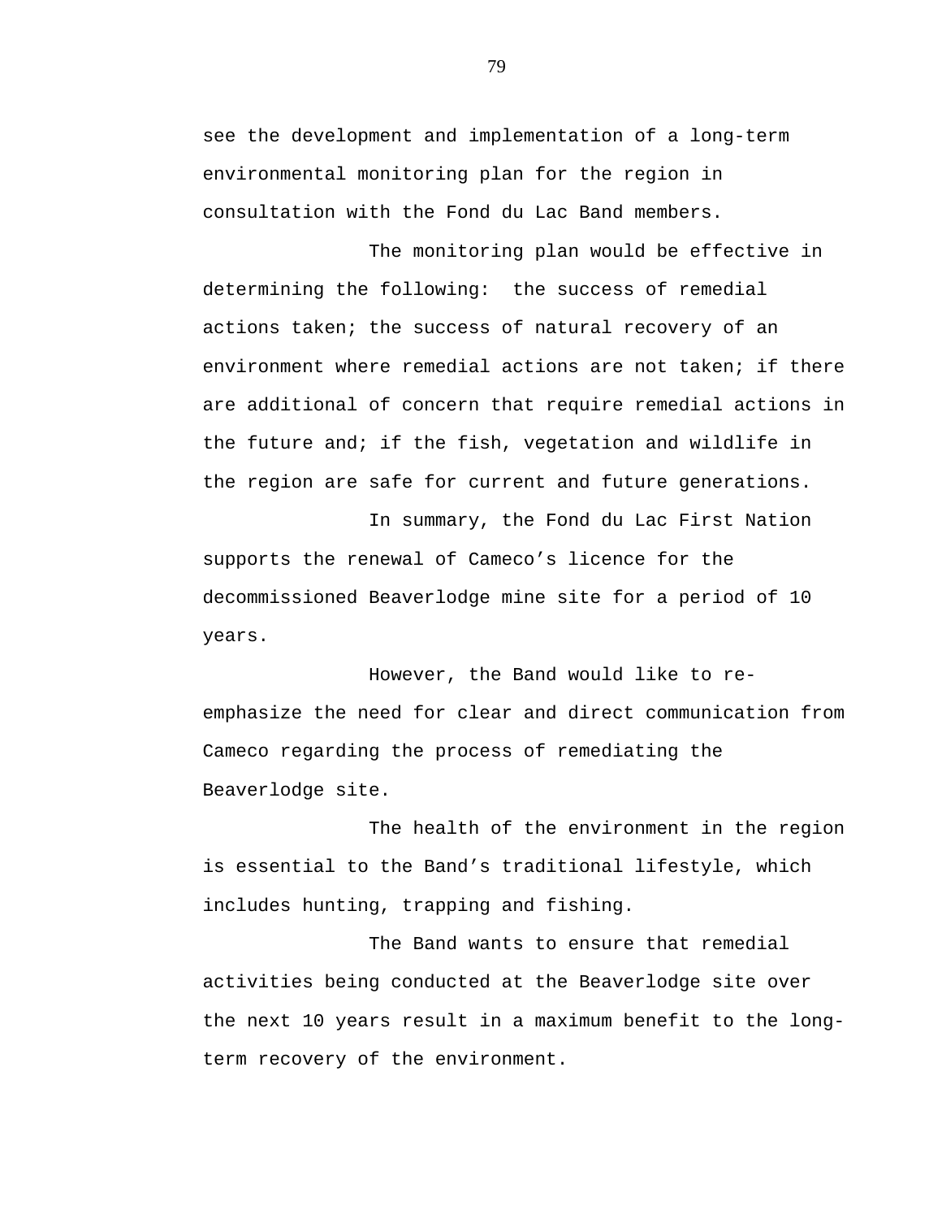see the development and implementation of a long-term environmental monitoring plan for the region in consultation with the Fond du Lac Band members.

The monitoring plan would be effective in determining the following: the success of remedial actions taken; the success of natural recovery of an environment where remedial actions are not taken; if there are additional of concern that require remedial actions in the future and; if the fish, vegetation and wildlife in the region are safe for current and future generations.

In summary, the Fond du Lac First Nation supports the renewal of Cameco's licence for the decommissioned Beaverlodge mine site for a period of 10 years.

However, the Band would like to re-emphasize the need for clear and direct communication from Cameco regarding the process of remediating the Beaverlodge site.

The health of the environment in the region is essential to the Band's traditional lifestyle, which includes hunting, trapping and fishing.

The Band wants to ensure that remedial activities being conducted at the Beaverlodge site over the next 10 years result in a maximum benefit to the long-term recovery of the environment.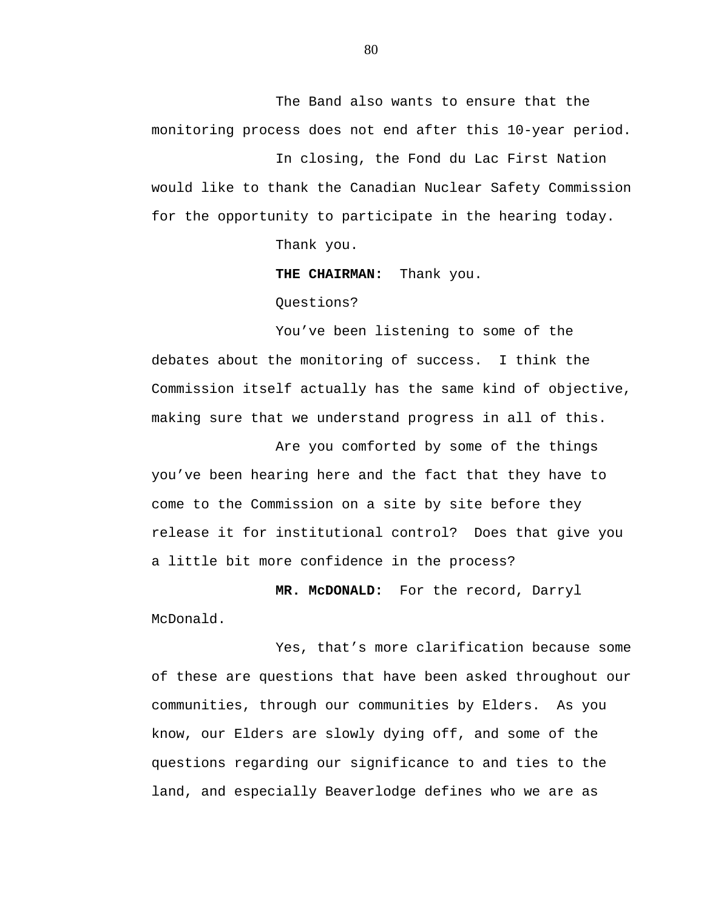The Band also wants to ensure that the monitoring process does not end after this 10-year period.

In closing, the Fond du Lac First Nation would like to thank the Canadian Nuclear Safety Commission for the opportunity to participate in the hearing today.

Thank you.

**THE CHAIRMAN:** Thank you.

Questions?

You've been listening to some of the debates about the monitoring of success. I think the Commission itself actually has the same kind of objective, making sure that we understand progress in all of this.

Are you comforted by some of the things you've been hearing here and the fact that they have to come to the Commission on a site by site before they release it for institutional control? Does that give you a little bit more confidence in the process?

**MR. McDONALD:** For the record, Darryl McDonald.

Yes, that's more clarification because some of these are questions that have been asked throughout our communities, through our communities by Elders. As you know, our Elders are slowly dying off, and some of the questions regarding our significance to and ties to the land, and especially Beaverlodge defines who we are as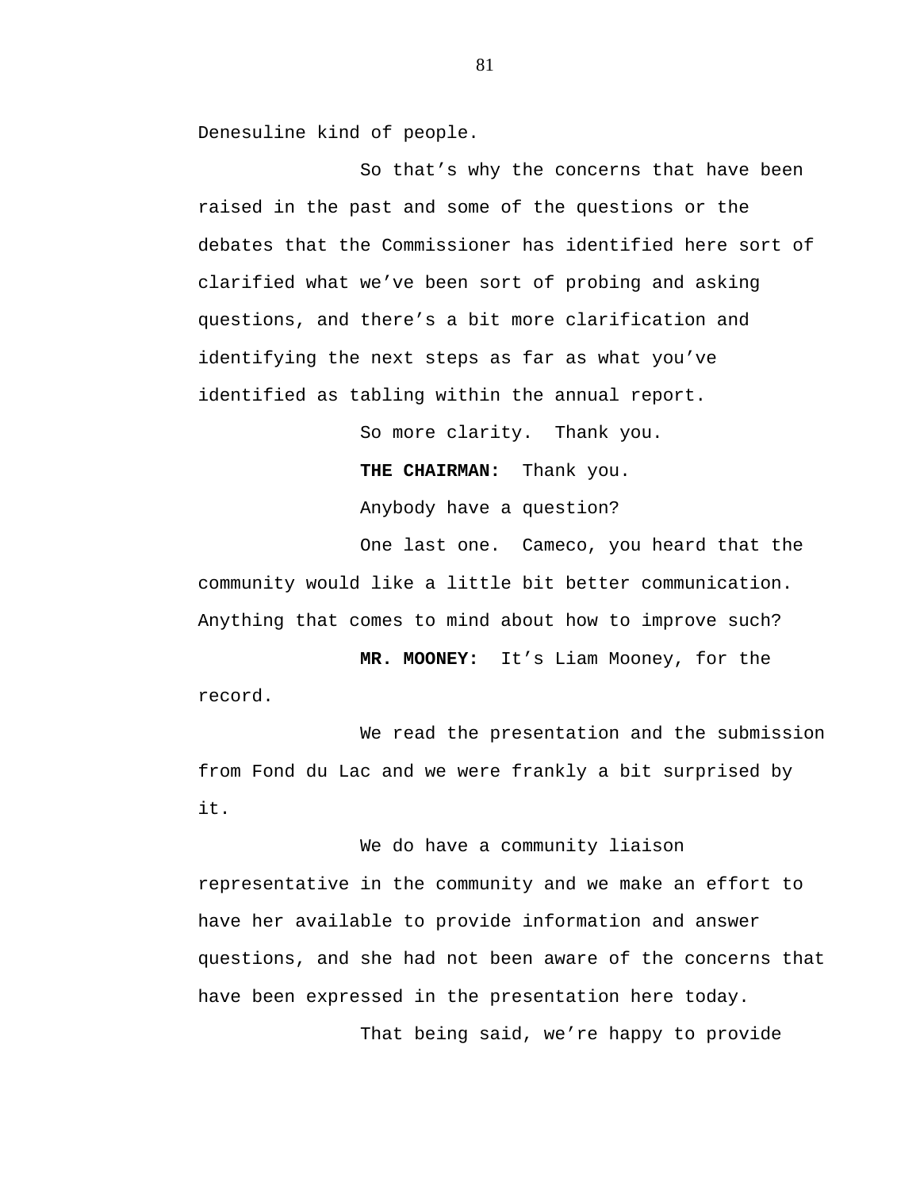Denesuline kind of people.

So that's why the concerns that have been raised in the past and some of the questions or the debates that the Commissioner has identified here sort of clarified what we've been sort of probing and asking questions, and there's a bit more clarification and identifying the next steps as far as what you've identified as tabling within the annual report.

So more clarity. Thank you.

**THE CHAIRMAN:** Thank you.

Anybody have a question?

One last one. Cameco, you heard that the community would like a little bit better communication. Anything that comes to mind about how to improve such?

**MR. MOONEY:** It's Liam Mooney, for the record.

We read the presentation and the submission from Fond du Lac and we were frankly a bit surprised by it.

We do have a community liaison representative in the community and we make an effort to have her available to provide information and answer questions, and she had not been aware of the concerns that have been expressed in the presentation here today.

That being said, we're happy to provide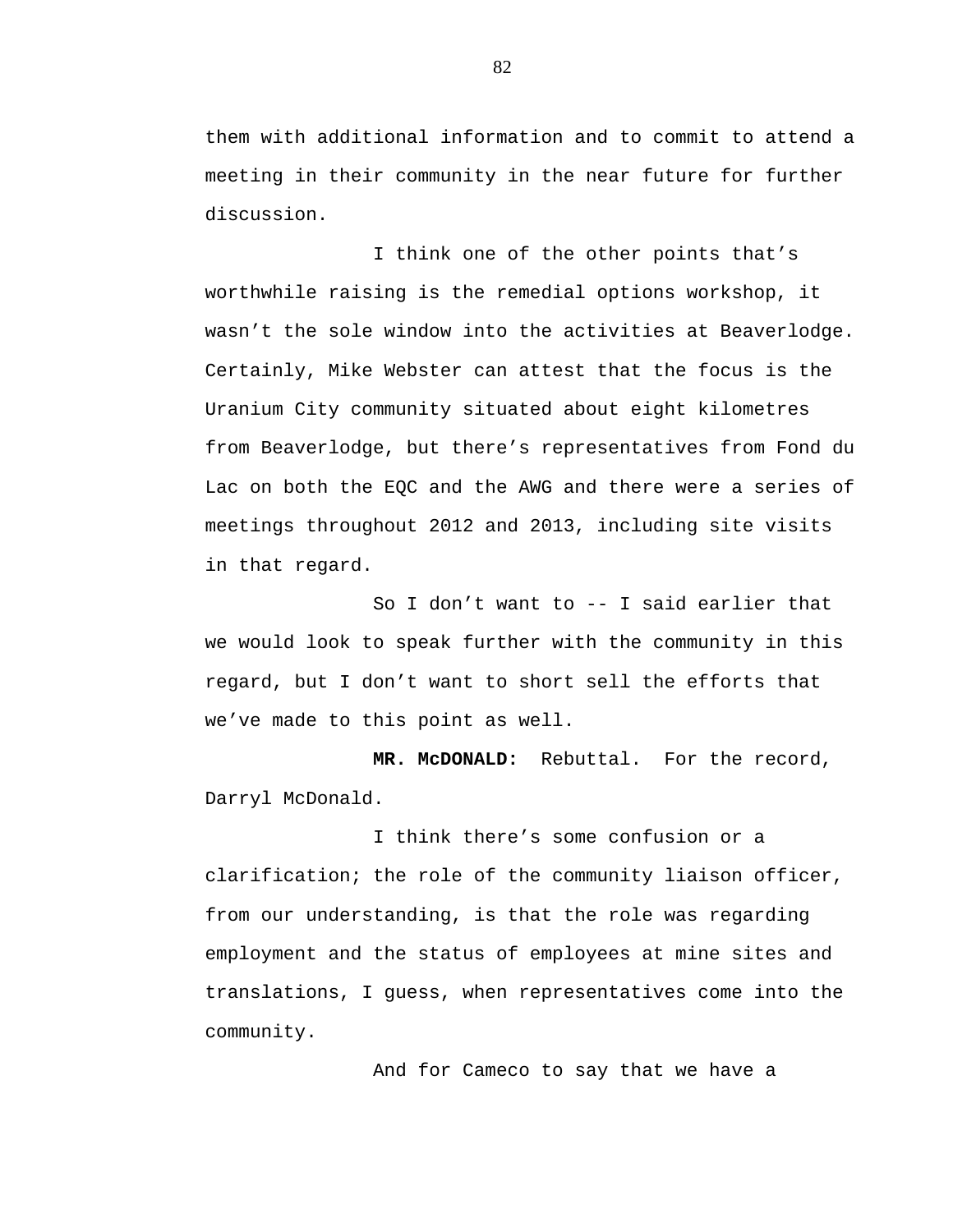them with additional information and to commit to attend a meeting in their community in the near future for further discussion.

I think one of the other points that's worthwhile raising is the remedial options workshop, it wasn't the sole window into the activities at Beaverlodge. Certainly, Mike Webster can attest that the focus is the Uranium City community situated about eight kilometres from Beaverlodge, but there's representatives from Fond du Lac on both the EQC and the AWG and there were a series of meetings throughout 2012 and 2013, including site visits in that regard.

So I don't want to -- I said earlier that we would look to speak further with the community in this regard, but I don't want to short sell the efforts that we've made to this point as well.

**MR. McDONALD:** Rebuttal. For the record, Darryl McDonald.

I think there's some confusion or a clarification; the role of the community liaison officer, from our understanding, is that the role was regarding employment and the status of employees at mine sites and translations, I guess, when representatives come into the community.

And for Cameco to say that we have a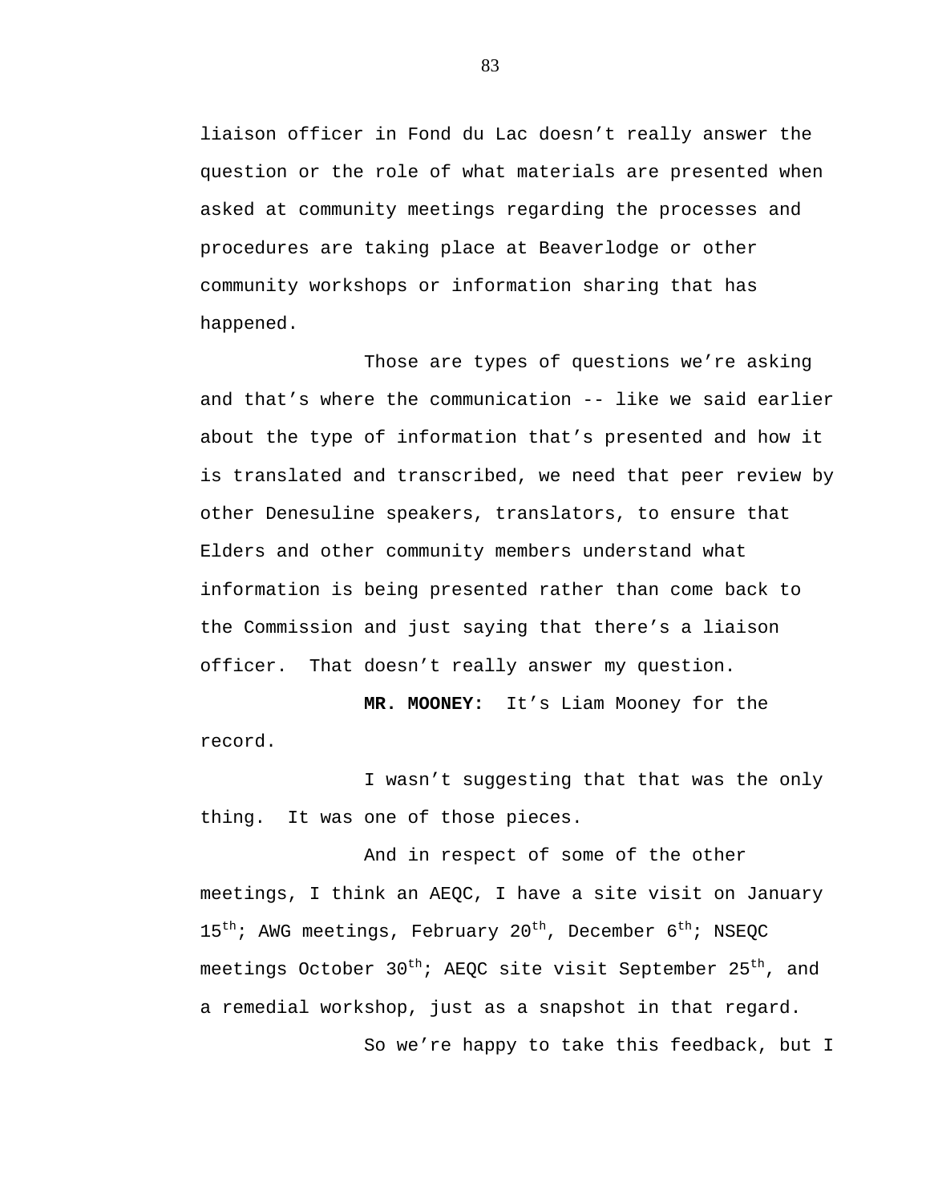liaison officer in Fond du Lac doesn't really answer the question or the role of what materials are presented when asked at community meetings regarding the processes and procedures are taking place at Beaverlodge or other community workshops or information sharing that has happened.

Those are types of questions we're asking and that's where the communication -- like we said earlier about the type of information that's presented and how it is translated and transcribed, we need that peer review by other Denesuline speakers, translators, to ensure that Elders and other community members understand what information is being presented rather than come back to the Commission and just saying that there's a liaison officer. That doesn't really answer my question.

**MR. MOONEY:** It's Liam Mooney for the record.

I wasn't suggesting that that was the only thing. It was one of those pieces.

And in respect of some of the other meetings, I think an AEQC, I have a site visit on January 15th; AWG meetings, February 20th, December 6th; NSEQC meetings October 30th; AEQC site visit September 25th, and a remedial workshop, just as a snapshot in that regard.

So we're happy to take this feedback, but I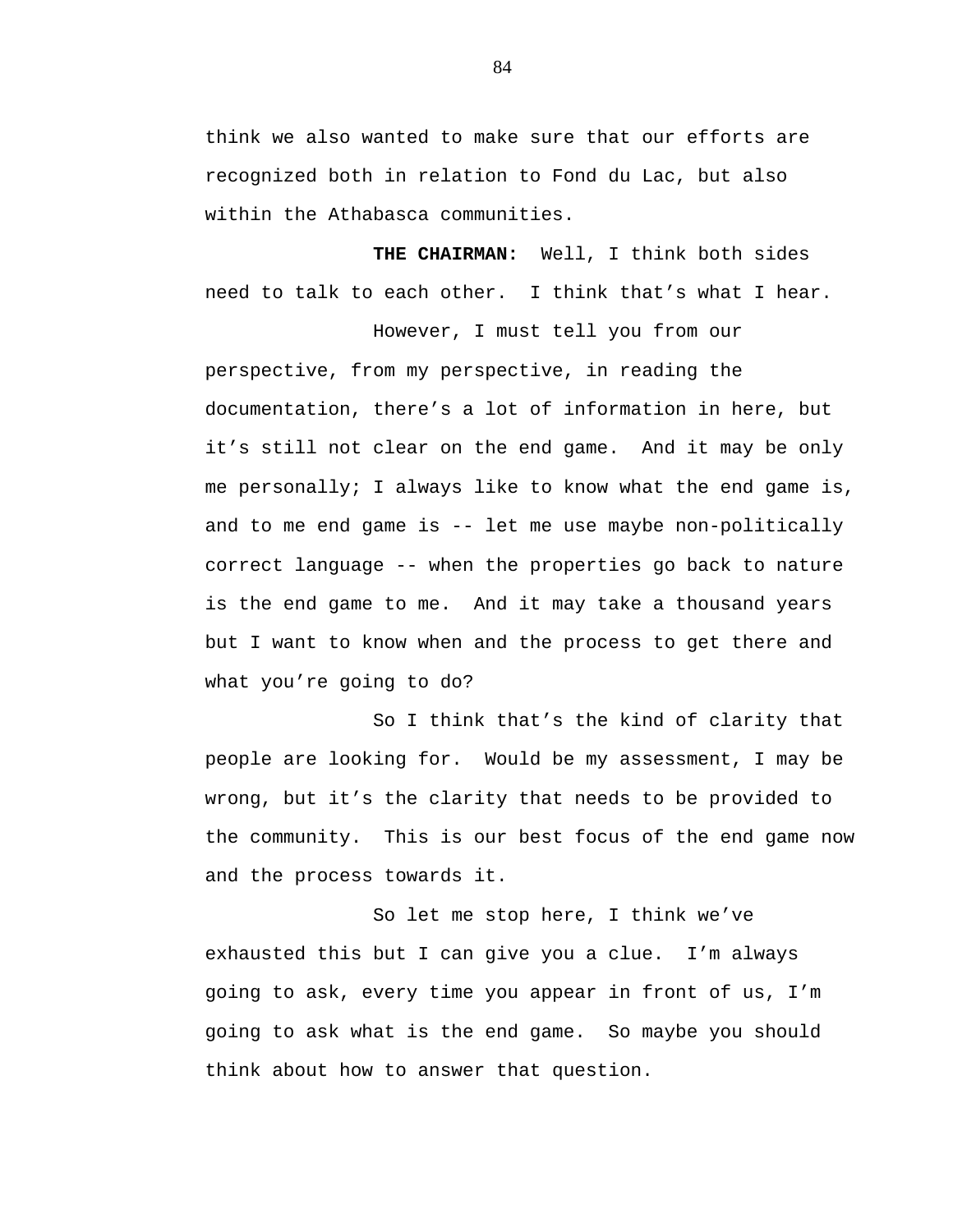think we also wanted to make sure that our efforts are recognized both in relation to Fond du Lac, but also within the Athabasca communities.

**THE CHAIRMAN:** Well, I think both sides need to talk to each other. I think that's what I hear.

However, I must tell you from our perspective, from my perspective, in reading the documentation, there's a lot of information in here, but it's still not clear on the end game. And it may be only me personally; I always like to know what the end game is, and to me end game is -- let me use maybe non-politically correct language -- when the properties go back to nature is the end game to me. And it may take a thousand years but I want to know when and the process to get there and what you're going to do?

So I think that's the kind of clarity that people are looking for. Would be my assessment, I may be wrong, but it's the clarity that needs to be provided to the community. This is our best focus of the end game now and the process towards it.

So let me stop here, I think we've exhausted this but I can give you a clue. I'm always going to ask, every time you appear in front of us, I'm going to ask what is the end game. So maybe you should think about how to answer that question.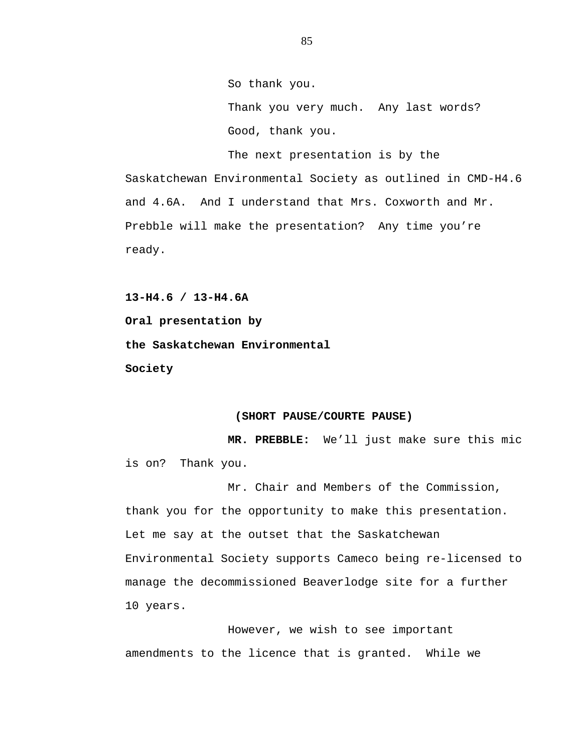So thank you.

Thank you very much.  Any last words?

Good, thank you.

The next presentation is by the Saskatchewan Environmental Society as outlined in CMD-H4.6 and 4.6A.  And I understand that Mrs. Coxworth and Mr. Prebble will make the presentation?  Any time you're ready.

**13-H4.6 / 13-H4.6A**

**Oral presentation by**

**the Saskatchewan Environmental**

**Society**

**(SHORT PAUSE/COURTE PAUSE)**

**MR. PREBBLE:**  We'll just make sure this mic is on?  Thank you.

Mr. Chair and Members of the Commission, thank you for the opportunity to make this presentation.  Let me say at the outset that the Saskatchewan Environmental Society supports Cameco being re-licensed to manage the decommissioned Beaverlodge site for a further 10 years.

However, we wish to see important amendments to the licence that is granted.  While we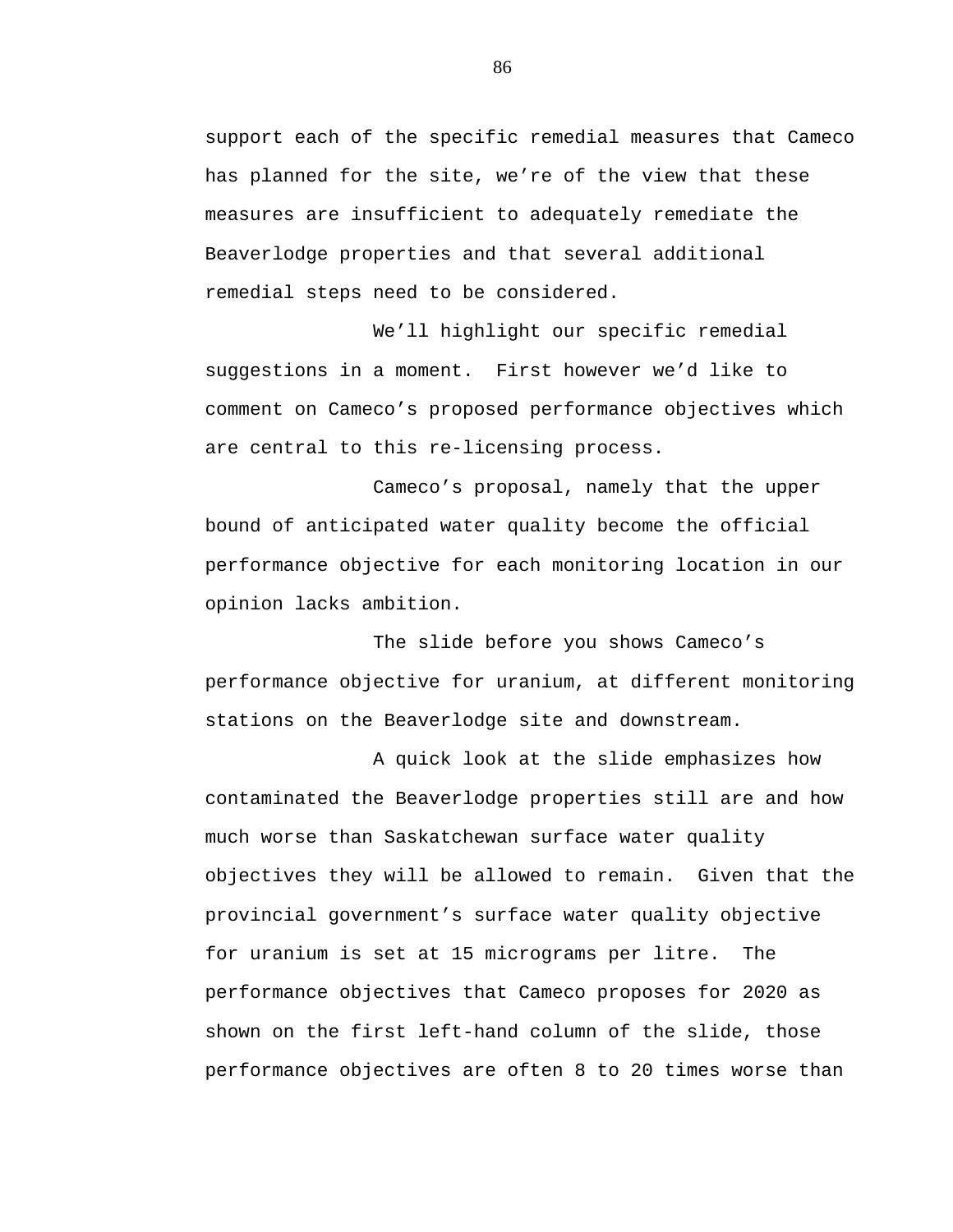support each of the specific remedial measures that Cameco has planned for the site, we're of the view that these measures are insufficient to adequately remediate the Beaverlodge properties and that several additional remedial steps need to be considered.

We'll highlight our specific remedial suggestions in a moment. First however we'd like to comment on Cameco's proposed performance objectives which are central to this re-licensing process.

Cameco's proposal, namely that the upper bound of anticipated water quality become the official performance objective for each monitoring location in our opinion lacks ambition.

The slide before you shows Cameco's performance objective for uranium, at different monitoring stations on the Beaverlodge site and downstream.

A quick look at the slide emphasizes how contaminated the Beaverlodge properties still are and how much worse than Saskatchewan surface water quality objectives they will be allowed to remain. Given that the provincial government's surface water quality objective for uranium is set at 15 micrograms per litre. The performance objectives that Cameco proposes for 2020 as shown on the first left-hand column of the slide, those performance objectives are often 8 to 20 times worse than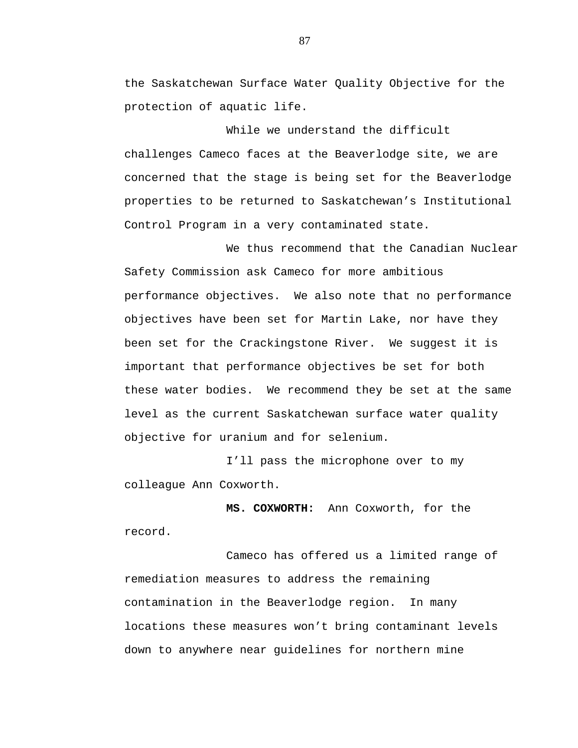the Saskatchewan Surface Water Quality Objective for the protection of aquatic life.

While we understand the difficult challenges Cameco faces at the Beaverlodge site, we are concerned that the stage is being set for the Beaverlodge properties to be returned to Saskatchewan's Institutional Control Program in a very contaminated state.

We thus recommend that the Canadian Nuclear Safety Commission ask Cameco for more ambitious performance objectives.  We also note that no performance objectives have been set for Martin Lake, nor have they been set for the Crackingstone River.  We suggest it is important that performance objectives be set for both these water bodies.  We recommend they be set at the same level as the current Saskatchewan surface water quality objective for uranium and for selenium.

I'll pass the microphone over to my colleague Ann Coxworth.

**MS. COXWORTH:**  Ann Coxworth, for the record.

Cameco has offered us a limited range of remediation measures to address the remaining contamination in the Beaverlodge region.  In many locations these measures won't bring contaminant levels down to anywhere near guidelines for northern mine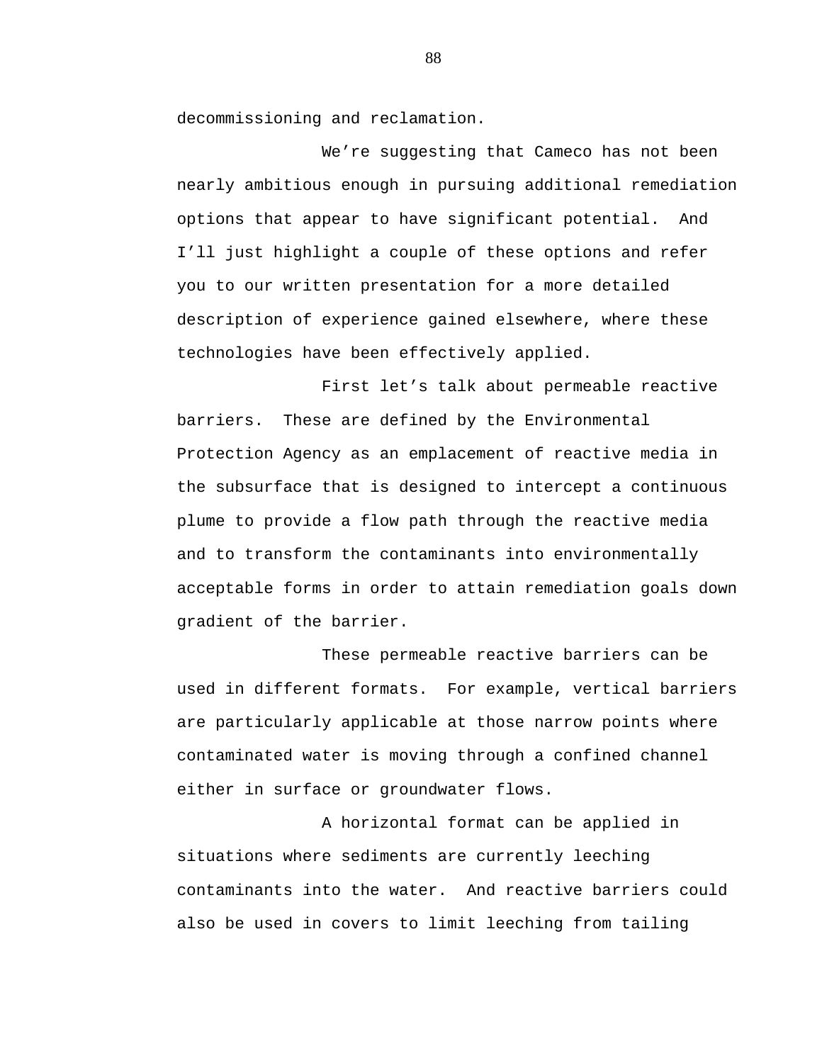decommissioning and reclamation.

We're suggesting that Cameco has not been nearly ambitious enough in pursuing additional remediation options that appear to have significant potential. And I'll just highlight a couple of these options and refer you to our written presentation for a more detailed description of experience gained elsewhere, where these technologies have been effectively applied.

First let's talk about permeable reactive barriers. These are defined by the Environmental Protection Agency as an emplacement of reactive media in the subsurface that is designed to intercept a continuous plume to provide a flow path through the reactive media and to transform the contaminants into environmentally acceptable forms in order to attain remediation goals down gradient of the barrier.

These permeable reactive barriers can be used in different formats. For example, vertical barriers are particularly applicable at those narrow points where contaminated water is moving through a confined channel either in surface or groundwater flows.

A horizontal format can be applied in situations where sediments are currently leeching contaminants into the water. And reactive barriers could also be used in covers to limit leeching from tailing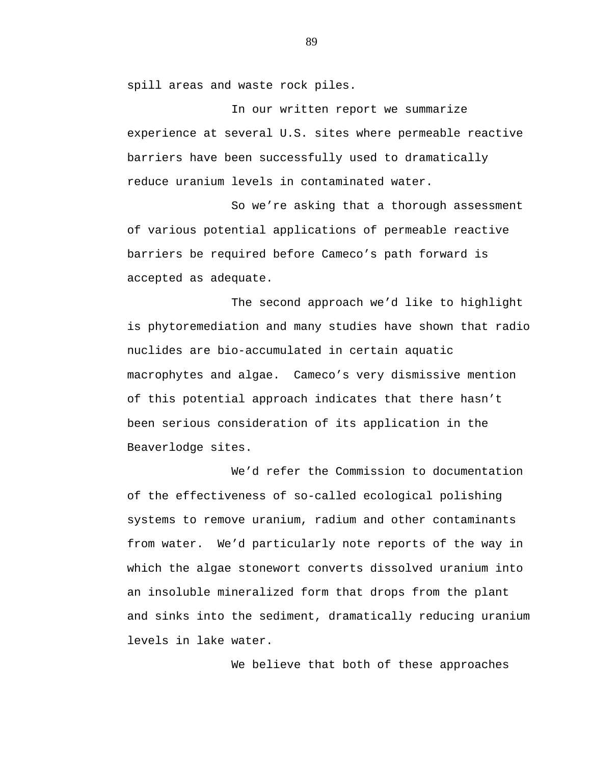spill areas and waste rock piles.

In our written report we summarize experience at several U.S. sites where permeable reactive barriers have been successfully used to dramatically reduce uranium levels in contaminated water.

So we’re asking that a thorough assessment of various potential applications of permeable reactive barriers be required before Cameco’s path forward is accepted as adequate.

The second approach we’d like to highlight is phytoremediation and many studies have shown that radio nuclides are bio-accumulated in certain aquatic macrophytes and algae. Cameco’s very dismissive mention of this potential approach indicates that there hasn’t been serious consideration of its application in the Beaverlodge sites.

We’d refer the Commission to documentation of the effectiveness of so-called ecological polishing systems to remove uranium, radium and other contaminants from water. We’d particularly note reports of the way in which the algae stonewort converts dissolved uranium into an insoluble mineralized form that drops from the plant and sinks into the sediment, dramatically reducing uranium levels in lake water.

We believe that both of these approaches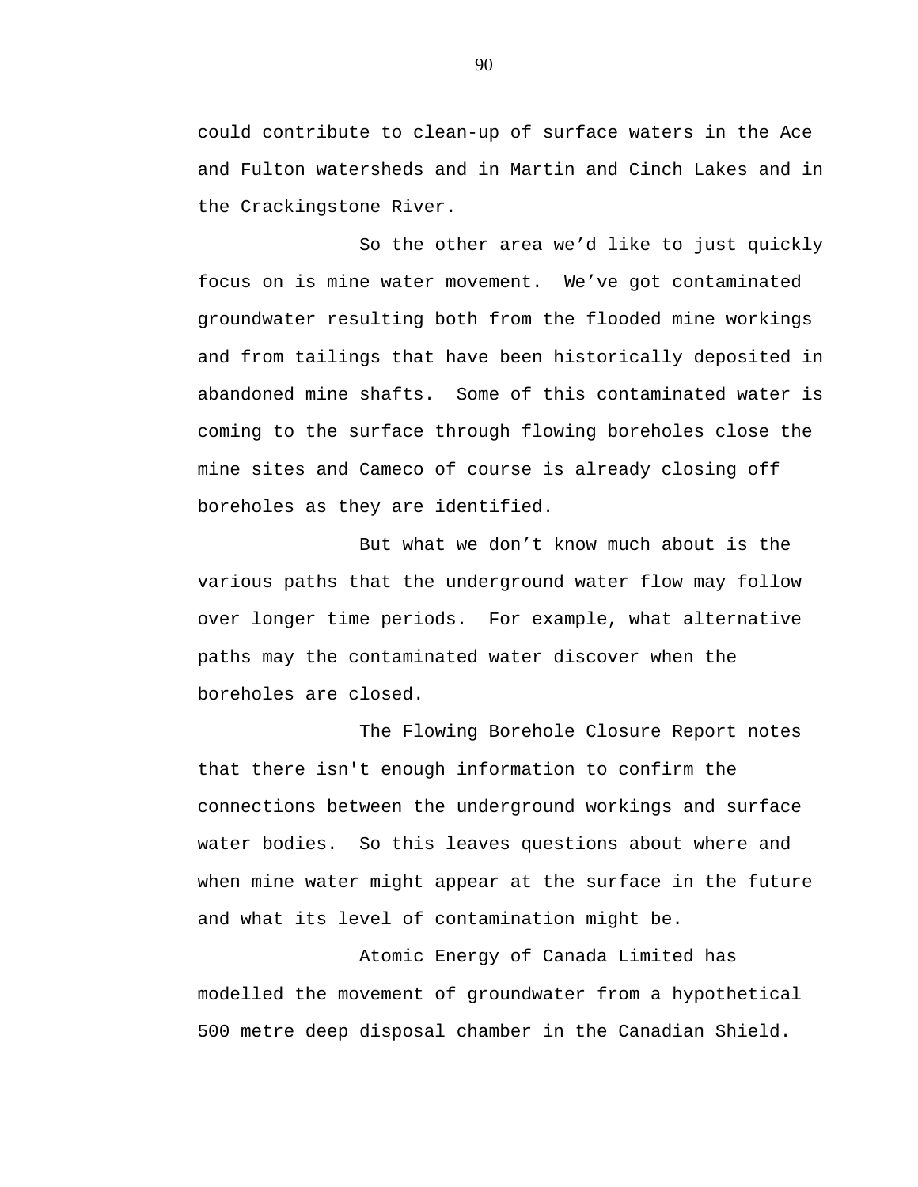could contribute to clean-up of surface waters in the Ace and Fulton watersheds and in Martin and Cinch Lakes and in the Crackingstone River.

So the other area we'd like to just quickly focus on is mine water movement. We've got contaminated groundwater resulting both from the flooded mine workings and from tailings that have been historically deposited in abandoned mine shafts. Some of this contaminated water is coming to the surface through flowing boreholes close the mine sites and Cameco of course is already closing off boreholes as they are identified.

But what we don't know much about is the various paths that the underground water flow may follow over longer time periods. For example, what alternative paths may the contaminated water discover when the boreholes are closed.

The Flowing Borehole Closure Report notes that there isn't enough information to confirm the connections between the underground workings and surface water bodies. So this leaves questions about where and when mine water might appear at the surface in the future and what its level of contamination might be.

Atomic Energy of Canada Limited has modelled the movement of groundwater from a hypothetical 500 metre deep disposal chamber in the Canadian Shield.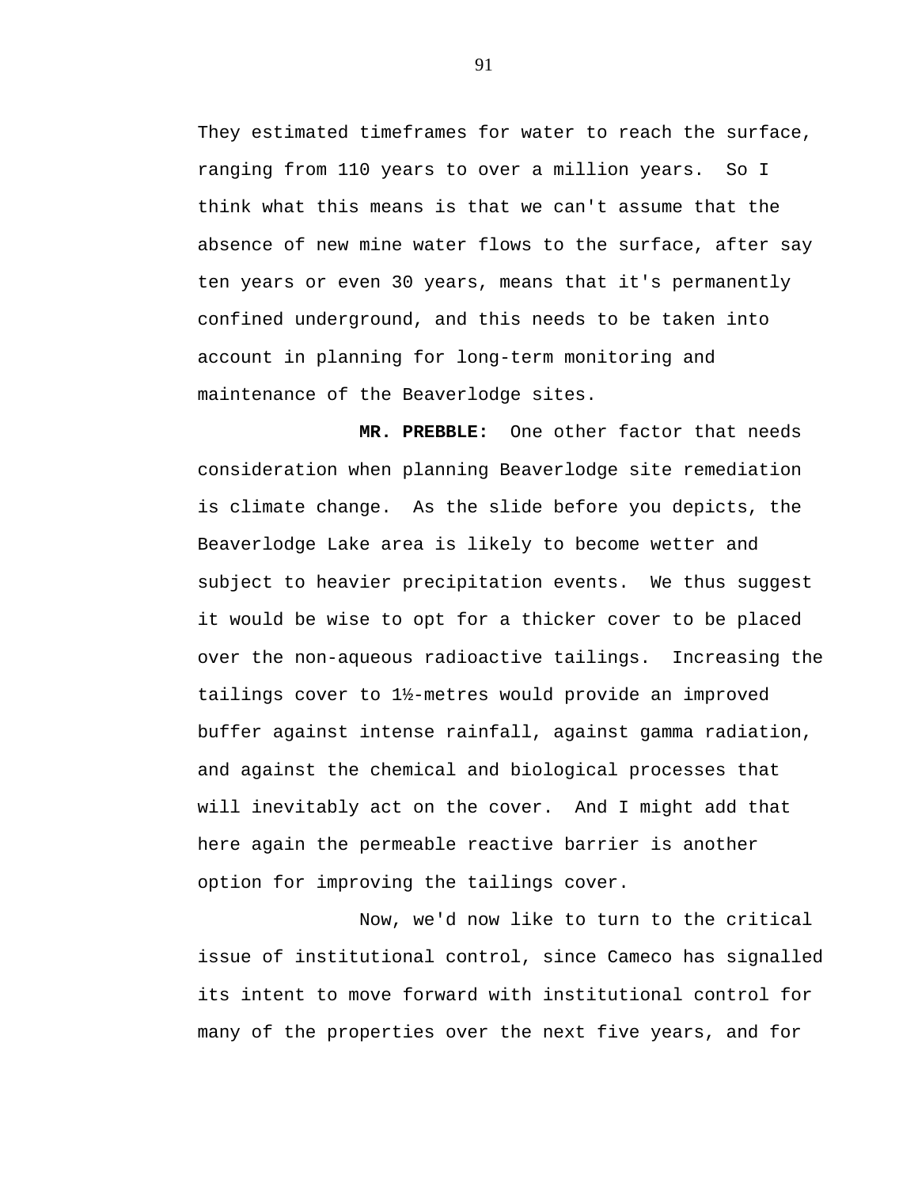They estimated timeframes for water to reach the surface, ranging from 110 years to over a million years. So I think what this means is that we can't assume that the absence of new mine water flows to the surface, after say ten years or even 30 years, means that it's permanently confined underground, and this needs to be taken into account in planning for long-term monitoring and maintenance of the Beaverlodge sites.

**MR. PREBBLE:** One other factor that needs consideration when planning Beaverlodge site remediation is climate change. As the slide before you depicts, the Beaverlodge Lake area is likely to become wetter and subject to heavier precipitation events. We thus suggest it would be wise to opt for a thicker cover to be placed over the non-aqueous radioactive tailings. Increasing the tailings cover to 1½-metres would provide an improved buffer against intense rainfall, against gamma radiation, and against the chemical and biological processes that will inevitably act on the cover. And I might add that here again the permeable reactive barrier is another option for improving the tailings cover.

Now, we'd now like to turn to the critical issue of institutional control, since Cameco has signalled its intent to move forward with institutional control for many of the properties over the next five years, and for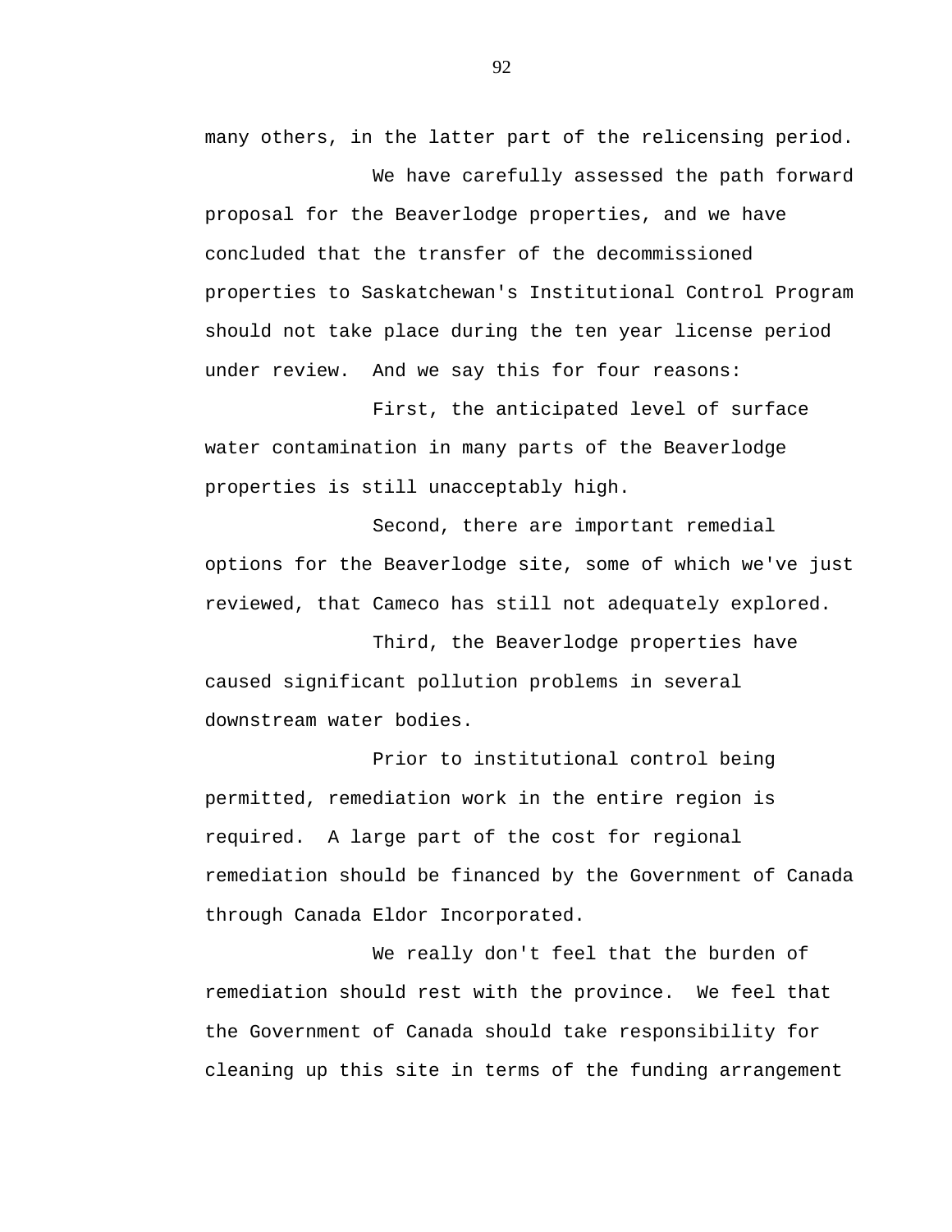many others, in the latter part of the relicensing period.

We have carefully assessed the path forward proposal for the Beaverlodge properties, and we have concluded that the transfer of the decommissioned properties to Saskatchewan's Institutional Control Program should not take place during the ten year license period under review. And we say this for four reasons:

First, the anticipated level of surface water contamination in many parts of the Beaverlodge properties is still unacceptably high.

Second, there are important remedial options for the Beaverlodge site, some of which we've just reviewed, that Cameco has still not adequately explored.

Third, the Beaverlodge properties have caused significant pollution problems in several downstream water bodies.

Prior to institutional control being permitted, remediation work in the entire region is required. A large part of the cost for regional remediation should be financed by the Government of Canada through Canada Eldor Incorporated.

We really don't feel that the burden of remediation should rest with the province. We feel that the Government of Canada should take responsibility for cleaning up this site in terms of the funding arrangement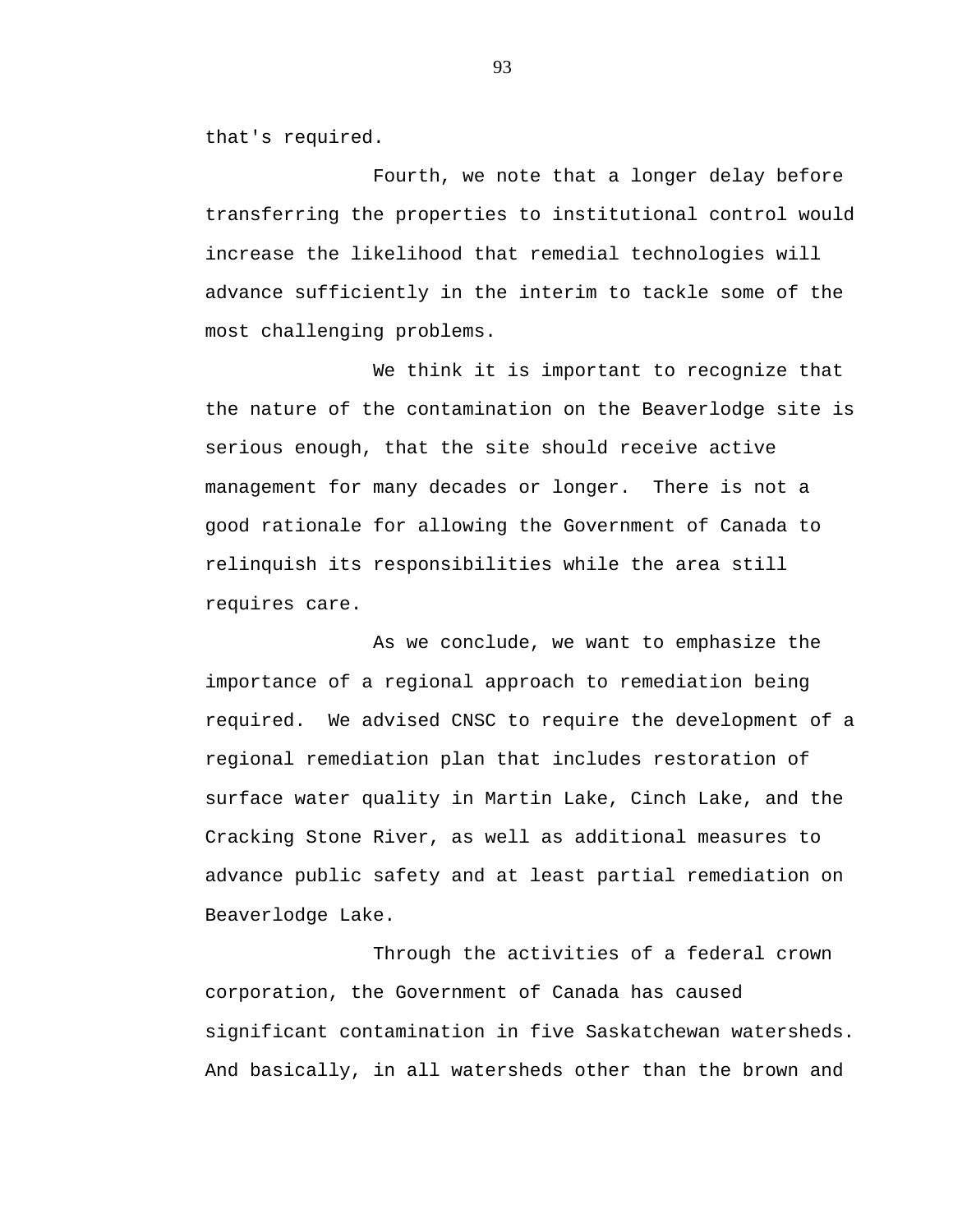that's required.

Fourth, we note that a longer delay before transferring the properties to institutional control would increase the likelihood that remedial technologies will advance sufficiently in the interim to tackle some of the most challenging problems.

We think it is important to recognize that the nature of the contamination on the Beaverlodge site is serious enough, that the site should receive active management for many decades or longer. There is not a good rationale for allowing the Government of Canada to relinquish its responsibilities while the area still requires care.

As we conclude, we want to emphasize the importance of a regional approach to remediation being required. We advised CNSC to require the development of a regional remediation plan that includes restoration of surface water quality in Martin Lake, Cinch Lake, and the Cracking Stone River, as well as additional measures to advance public safety and at least partial remediation on Beaverlodge Lake.

Through the activities of a federal crown corporation, the Government of Canada has caused significant contamination in five Saskatchewan watersheds. And basically, in all watersheds other than the brown and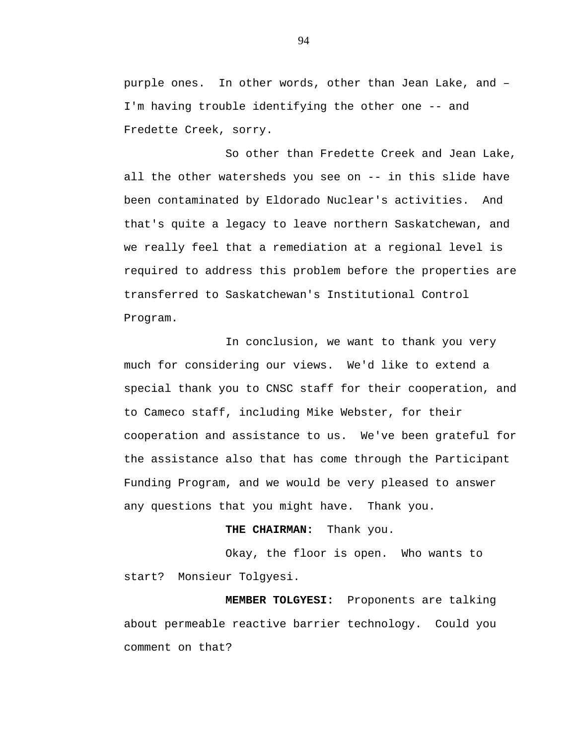purple ones. In other words, other than Jean Lake, and – I'm having trouble identifying the other one -- and Fredette Creek, sorry.

So other than Fredette Creek and Jean Lake, all the other watersheds you see on -- in this slide have been contaminated by Eldorado Nuclear's activities. And that's quite a legacy to leave northern Saskatchewan, and we really feel that a remediation at a regional level is required to address this problem before the properties are transferred to Saskatchewan's Institutional Control Program.

In conclusion, we want to thank you very much for considering our views. We'd like to extend a special thank you to CNSC staff for their cooperation, and to Cameco staff, including Mike Webster, for their cooperation and assistance to us. We've been grateful for the assistance also that has come through the Participant Funding Program, and we would be very pleased to answer any questions that you might have. Thank you.

**THE CHAIRMAN:** Thank you.

Okay, the floor is open. Who wants to start? Monsieur Tolgyesi.

**MEMBER TOLGYESI:** Proponents are talking about permeable reactive barrier technology. Could you comment on that?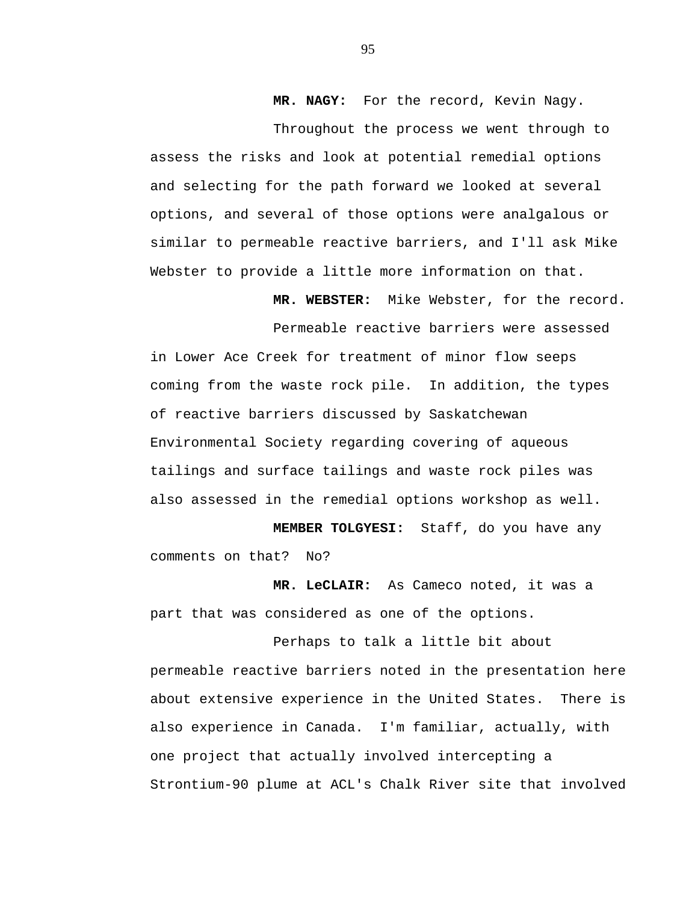**MR. NAGY:** For the record, Kevin Nagy.

Throughout the process we went through to assess the risks and look at potential remedial options and selecting for the path forward we looked at several options, and several of those options were analgalous or similar to permeable reactive barriers, and I'll ask Mike Webster to provide a little more information on that.

**MR. WEBSTER:** Mike Webster, for the record.

Permeable reactive barriers were assessed in Lower Ace Creek for treatment of minor flow seeps coming from the waste rock pile. In addition, the types of reactive barriers discussed by Saskatchewan Environmental Society regarding covering of aqueous tailings and surface tailings and waste rock piles was also assessed in the remedial options workshop as well.

**MEMBER TOLGYESI:** Staff, do you have any comments on that? No?

**MR. LeCLAIR:** As Cameco noted, it was a part that was considered as one of the options.

Perhaps to talk a little bit about permeable reactive barriers noted in the presentation here about extensive experience in the United States. There is also experience in Canada. I'm familiar, actually, with one project that actually involved intercepting a Strontium-90 plume at ACL's Chalk River site that involved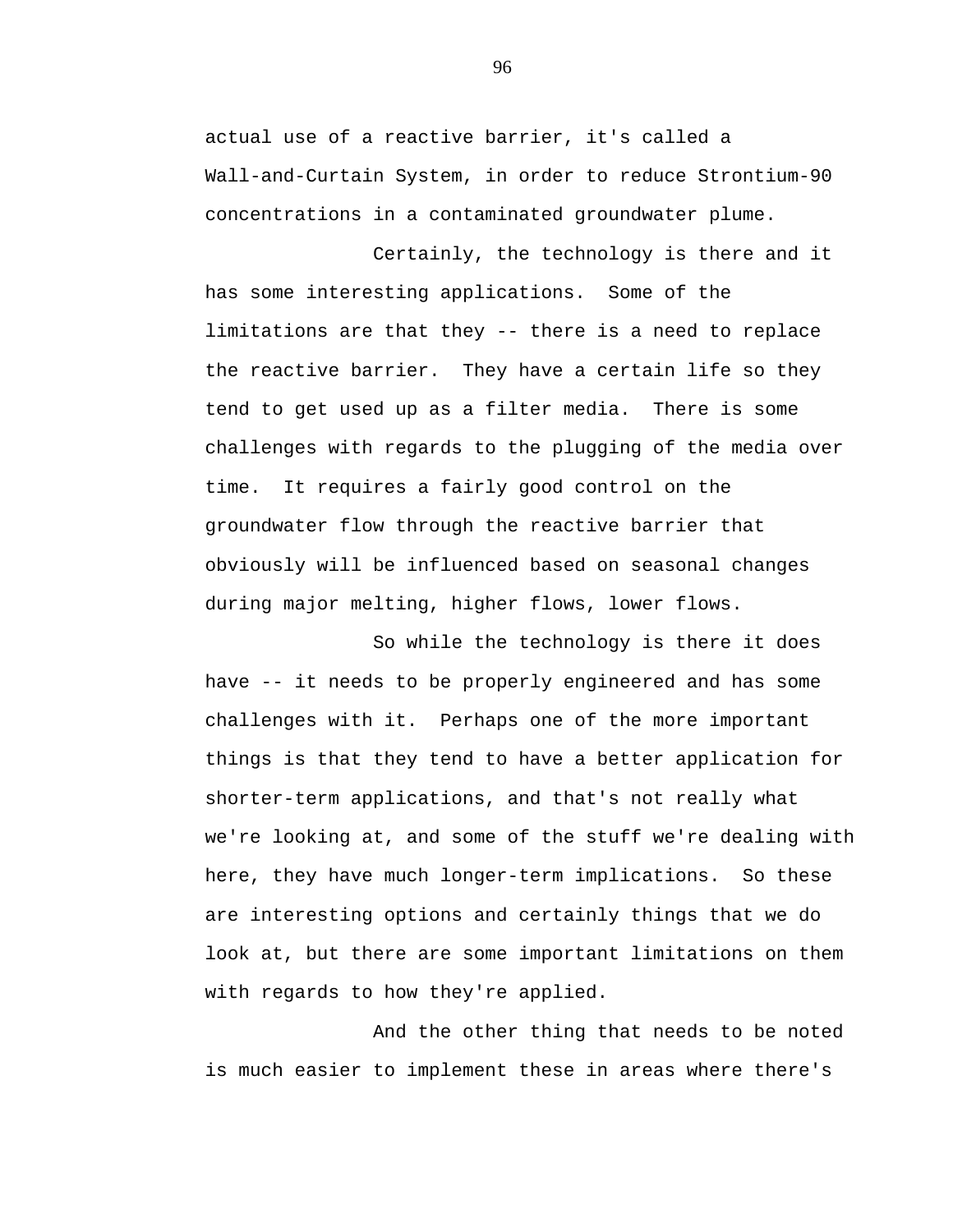actual use of a reactive barrier, it's called a Wall-and-Curtain System, in order to reduce Strontium-90 concentrations in a contaminated groundwater plume.

Certainly, the technology is there and it has some interesting applications. Some of the limitations are that they -- there is a need to replace the reactive barrier. They have a certain life so they tend to get used up as a filter media. There is some challenges with regards to the plugging of the media over time. It requires a fairly good control on the groundwater flow through the reactive barrier that obviously will be influenced based on seasonal changes during major melting, higher flows, lower flows.

So while the technology is there it does have -- it needs to be properly engineered and has some challenges with it. Perhaps one of the more important things is that they tend to have a better application for shorter-term applications, and that's not really what we're looking at, and some of the stuff we're dealing with here, they have much longer-term implications. So these are interesting options and certainly things that we do look at, but there are some important limitations on them with regards to how they're applied.

And the other thing that needs to be noted is much easier to implement these in areas where there's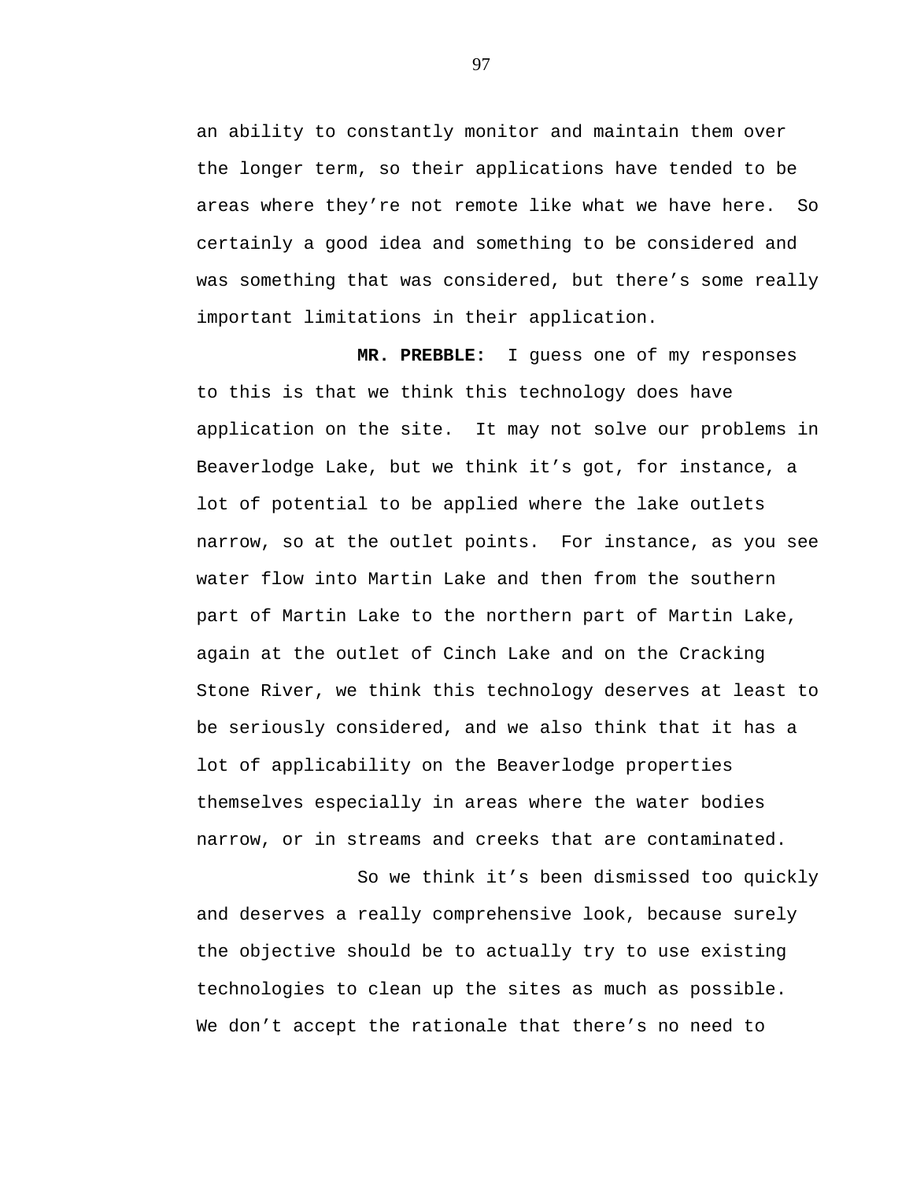an ability to constantly monitor and maintain them over the longer term, so their applications have tended to be areas where they're not remote like what we have here. So certainly a good idea and something to be considered and was something that was considered, but there's some really important limitations in their application.

**MR. PREBBLE:** I guess one of my responses to this is that we think this technology does have application on the site. It may not solve our problems in Beaverlodge Lake, but we think it's got, for instance, a lot of potential to be applied where the lake outlets narrow, so at the outlet points. For instance, as you see water flow into Martin Lake and then from the southern part of Martin Lake to the northern part of Martin Lake, again at the outlet of Cinch Lake and on the Cracking Stone River, we think this technology deserves at least to be seriously considered, and we also think that it has a lot of applicability on the Beaverlodge properties themselves especially in areas where the water bodies narrow, or in streams and creeks that are contaminated.

So we think it's been dismissed too quickly and deserves a really comprehensive look, because surely the objective should be to actually try to use existing technologies to clean up the sites as much as possible. We don't accept the rationale that there's no need to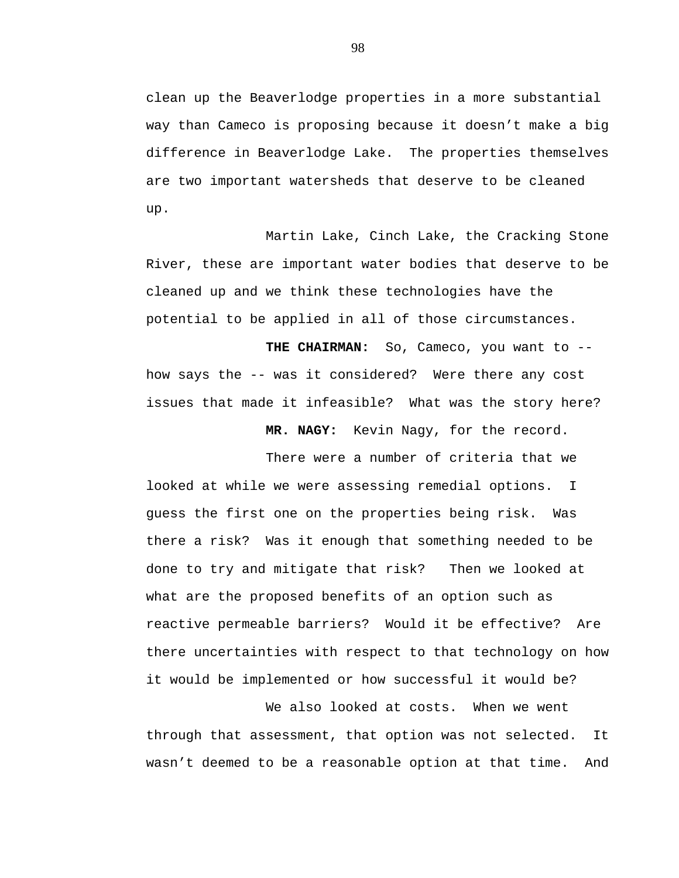clean up the Beaverlodge properties in a more substantial way than Cameco is proposing because it doesn't make a big difference in Beaverlodge Lake.  The properties themselves are two important watersheds that deserve to be cleaned up.

Martin Lake, Cinch Lake, the Cracking Stone River, these are important water bodies that deserve to be cleaned up and we think these technologies have the potential to be applied in all of those circumstances.

**THE CHAIRMAN:** So, Cameco, you want to -- how says the -- was it considered?  Were there any cost issues that made it infeasible?  What was the story here?

**MR. NAGY:** Kevin Nagy, for the record.

There were a number of criteria that we looked at while we were assessing remedial options.  I guess the first one on the properties being risk.  Was there a risk?  Was it enough that something needed to be done to try and mitigate that risk?   Then we looked at what are the proposed benefits of an option such as reactive permeable barriers?  Would it be effective?  Are there uncertainties with respect to that technology on how it would be implemented or how successful it would be?

We also looked at costs.  When we went through that assessment, that option was not selected.  It wasn't deemed to be a reasonable option at that time.  And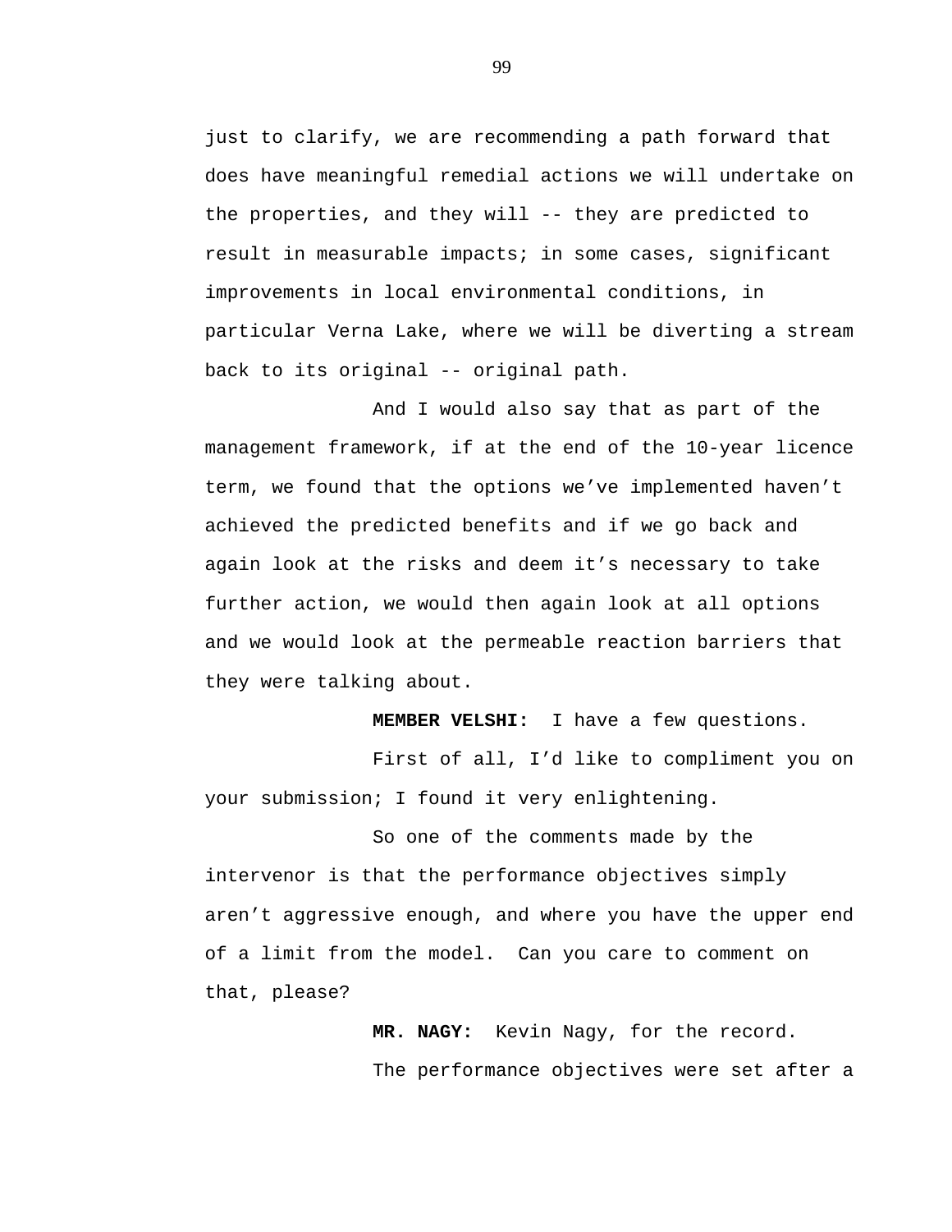just to clarify, we are recommending a path forward that does have meaningful remedial actions we will undertake on the properties, and they will -- they are predicted to result in measurable impacts; in some cases, significant improvements in local environmental conditions, in particular Verna Lake, where we will be diverting a stream back to its original -- original path.

And I would also say that as part of the management framework, if at the end of the 10-year licence term, we found that the options we've implemented haven't achieved the predicted benefits and if we go back and again look at the risks and deem it's necessary to take further action, we would then again look at all options and we would look at the permeable reaction barriers that they were talking about.

**MEMBER VELSHI:** I have a few questions.

First of all, I'd like to compliment you on your submission; I found it very enlightening.

So one of the comments made by the intervenor is that the performance objectives simply aren't aggressive enough, and where you have the upper end of a limit from the model. Can you care to comment on that, please?

**MR. NAGY:** Kevin Nagy, for the record.

The performance objectives were set after a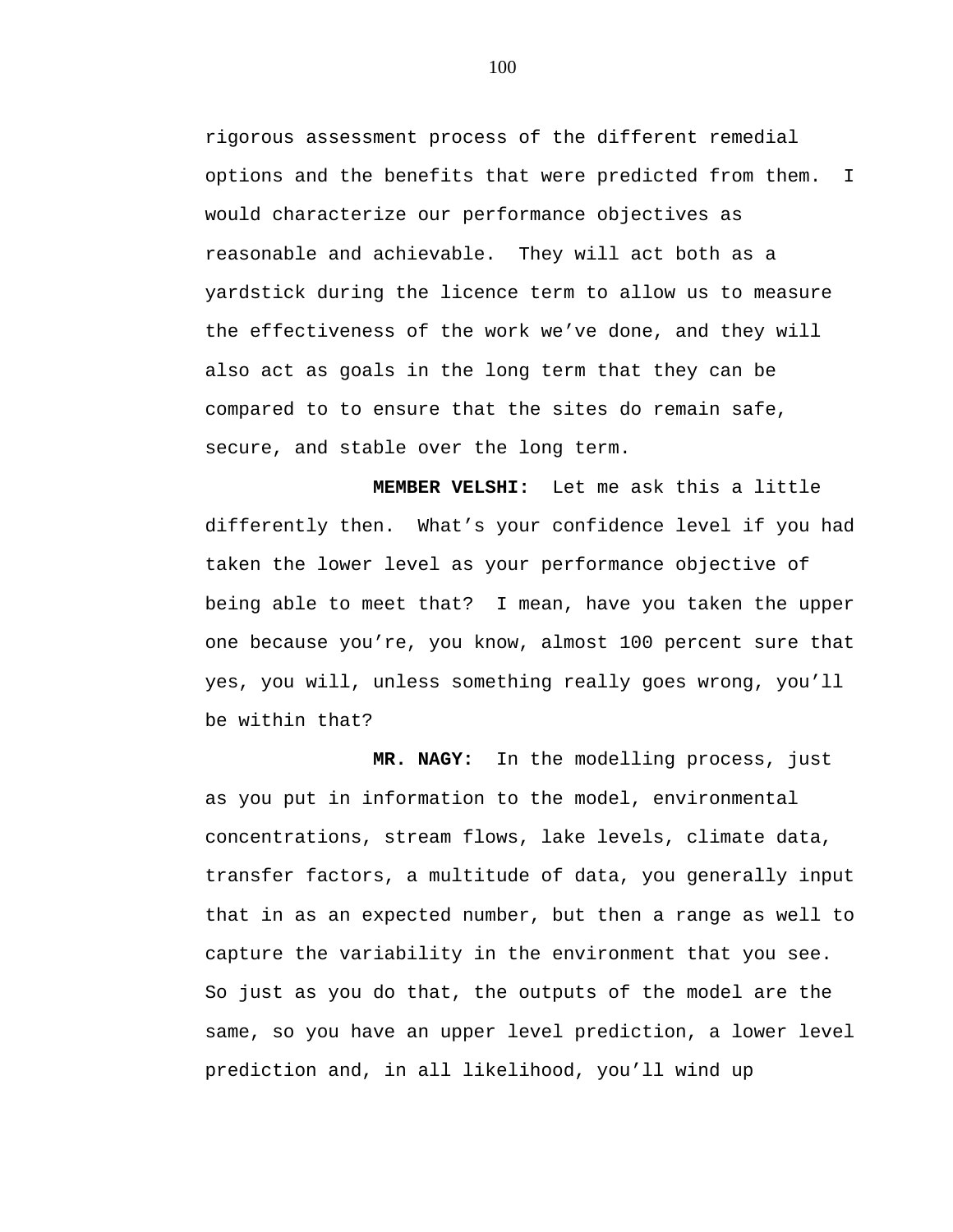rigorous assessment process of the different remedial options and the benefits that were predicted from them. I would characterize our performance objectives as reasonable and achievable. They will act both as a yardstick during the licence term to allow us to measure the effectiveness of the work we've done, and they will also act as goals in the long term that they can be compared to to ensure that the sites do remain safe, secure, and stable over the long term.

**MEMBER VELSHI:** Let me ask this a little differently then. What's your confidence level if you had taken the lower level as your performance objective of being able to meet that? I mean, have you taken the upper one because you're, you know, almost 100 percent sure that yes, you will, unless something really goes wrong, you'll be within that?

**MR. NAGY:** In the modelling process, just as you put in information to the model, environmental concentrations, stream flows, lake levels, climate data, transfer factors, a multitude of data, you generally input that in as an expected number, but then a range as well to capture the variability in the environment that you see. So just as you do that, the outputs of the model are the same, so you have an upper level prediction, a lower level prediction and, in all likelihood, you'll wind up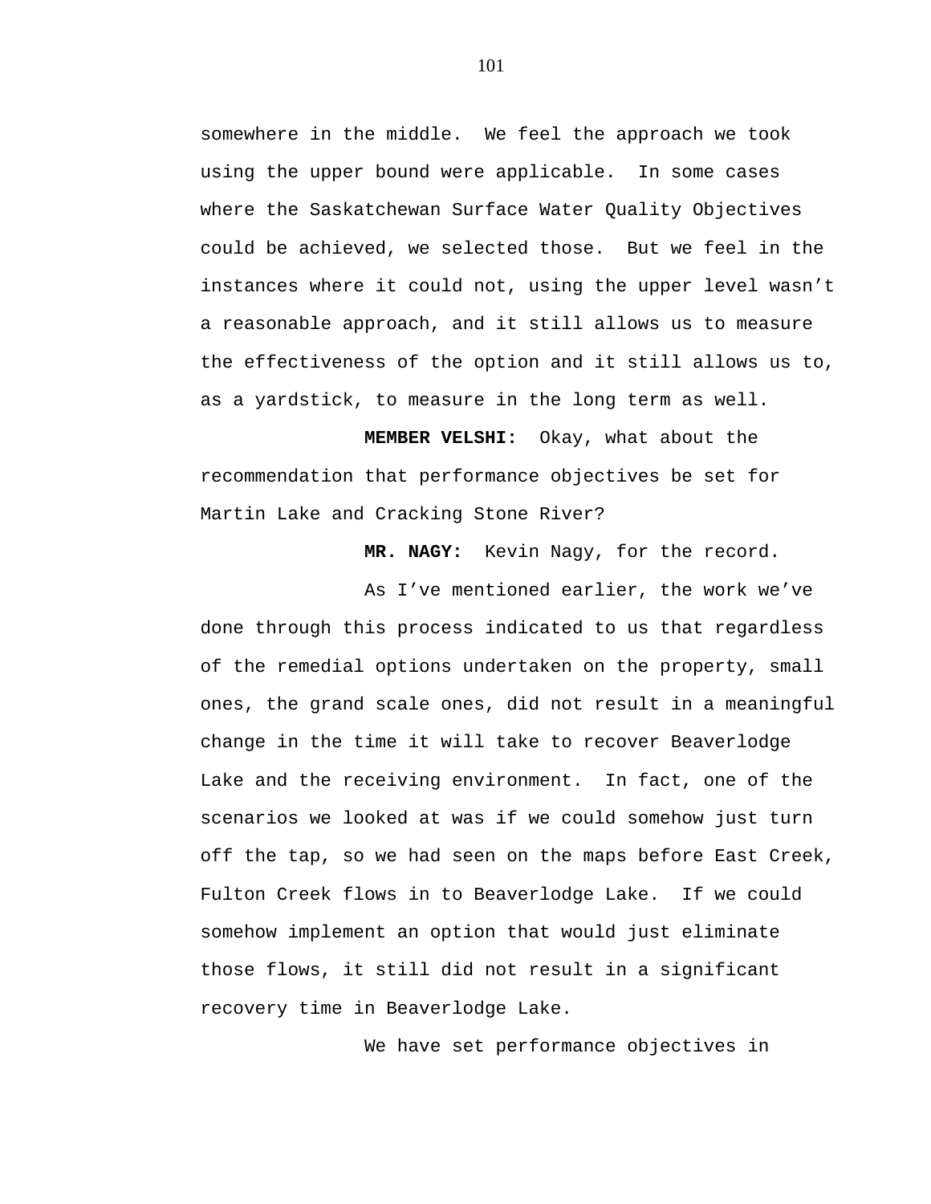somewhere in the middle. We feel the approach we took using the upper bound were applicable. In some cases where the Saskatchewan Surface Water Quality Objectives could be achieved, we selected those. But we feel in the instances where it could not, using the upper level wasn't a reasonable approach, and it still allows us to measure the effectiveness of the option and it still allows us to, as a yardstick, to measure in the long term as well.

**MEMBER VELSHI:** Okay, what about the recommendation that performance objectives be set for Martin Lake and Cracking Stone River?

**MR. NAGY:** Kevin Nagy, for the record.

As I've mentioned earlier, the work we've done through this process indicated to us that regardless of the remedial options undertaken on the property, small ones, the grand scale ones, did not result in a meaningful change in the time it will take to recover Beaverlodge Lake and the receiving environment. In fact, one of the scenarios we looked at was if we could somehow just turn off the tap, so we had seen on the maps before East Creek, Fulton Creek flows in to Beaverlodge Lake. If we could somehow implement an option that would just eliminate those flows, it still did not result in a significant recovery time in Beaverlodge Lake.

We have set performance objectives in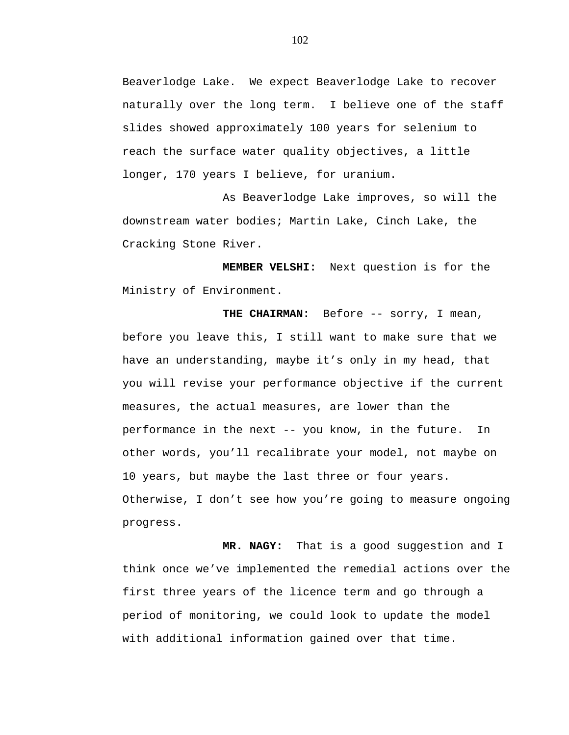Beaverlodge Lake. We expect Beaverlodge Lake to recover naturally over the long term. I believe one of the staff slides showed approximately 100 years for selenium to reach the surface water quality objectives, a little longer, 170 years I believe, for uranium.

As Beaverlodge Lake improves, so will the downstream water bodies; Martin Lake, Cinch Lake, the Cracking Stone River.

**MEMBER VELSHI:** Next question is for the Ministry of Environment.

**THE CHAIRMAN:** Before -- sorry, I mean, before you leave this, I still want to make sure that we have an understanding, maybe it's only in my head, that you will revise your performance objective if the current measures, the actual measures, are lower than the performance in the next -- you know, in the future. In other words, you'll recalibrate your model, not maybe on 10 years, but maybe the last three or four years. Otherwise, I don't see how you're going to measure ongoing progress.

**MR. NAGY:** That is a good suggestion and I think once we've implemented the remedial actions over the first three years of the licence term and go through a period of monitoring, we could look to update the model with additional information gained over that time.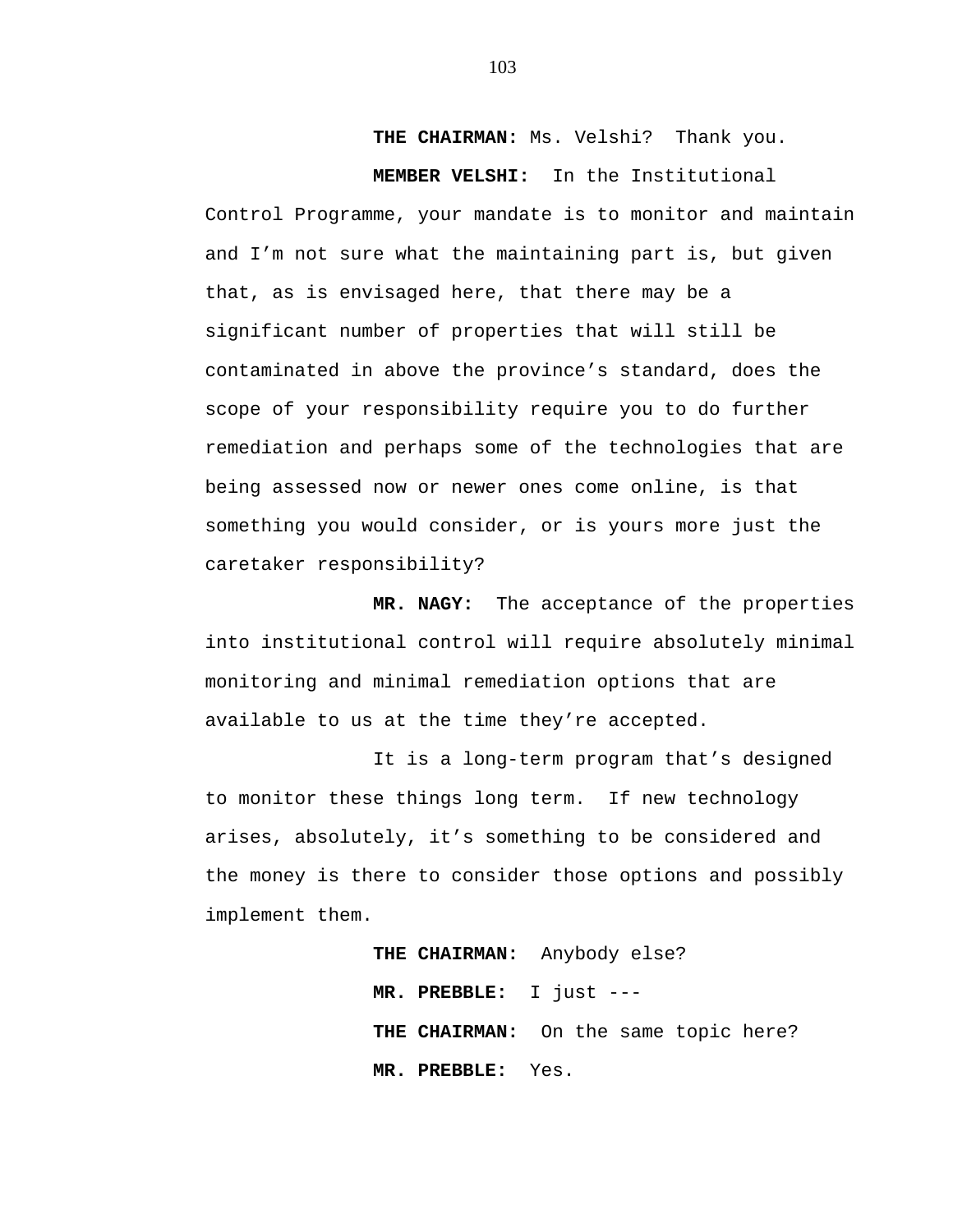**THE CHAIRMAN:** Ms. Velshi? Thank you.

**MEMBER VELSHI:** In the Institutional Control Programme, your mandate is to monitor and maintain and I'm not sure what the maintaining part is, but given that, as is envisaged here, that there may be a significant number of properties that will still be contaminated in above the province's standard, does the scope of your responsibility require you to do further remediation and perhaps some of the technologies that are being assessed now or newer ones come online, is that something you would consider, or is yours more just the caretaker responsibility?

**MR. NAGY:** The acceptance of the properties into institutional control will require absolutely minimal monitoring and minimal remediation options that are available to us at the time they're accepted.

It is a long-term program that's designed to monitor these things long term. If new technology arises, absolutely, it's something to be considered and the money is there to consider those options and possibly implement them.

**THE CHAIRMAN:** Anybody else?

**MR. PREBBLE:** I just ---

**THE CHAIRMAN:** On the same topic here?

**MR. PREBBLE:** Yes.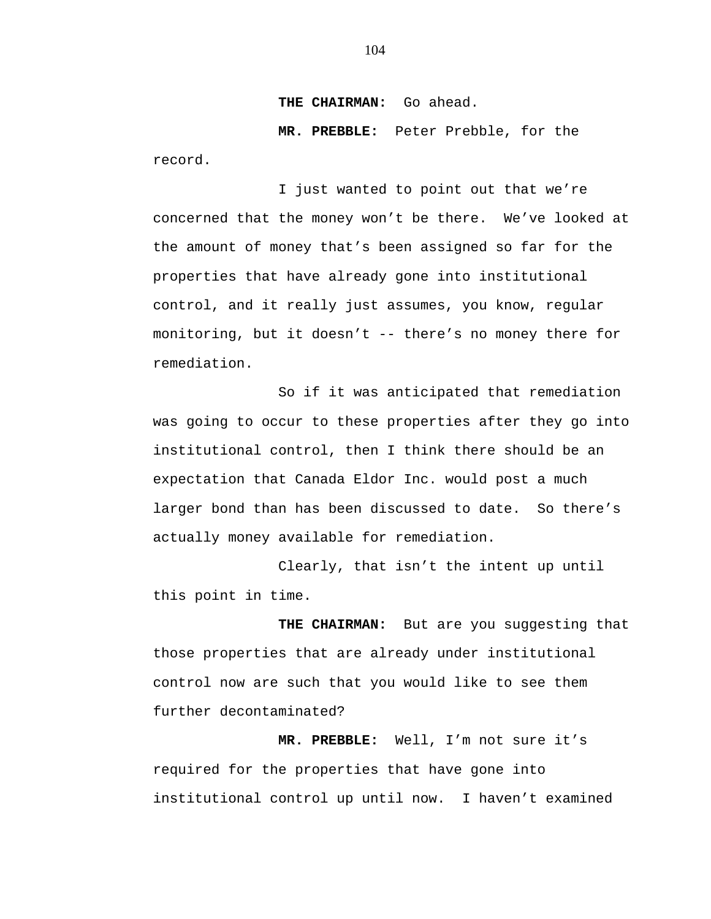**THE CHAIRMAN:** Go ahead.

**MR. PREBBLE:** Peter Prebble, for the record.

I just wanted to point out that we're concerned that the money won't be there. We've looked at the amount of money that's been assigned so far for the properties that have already gone into institutional control, and it really just assumes, you know, regular monitoring, but it doesn't -- there's no money there for remediation.

So if it was anticipated that remediation was going to occur to these properties after they go into institutional control, then I think there should be an expectation that Canada Eldor Inc. would post a much larger bond than has been discussed to date. So there's actually money available for remediation.

Clearly, that isn't the intent up until this point in time.

**THE CHAIRMAN:** But are you suggesting that those properties that are already under institutional control now are such that you would like to see them further decontaminated?

**MR. PREBBLE:** Well, I'm not sure it's required for the properties that have gone into institutional control up until now. I haven't examined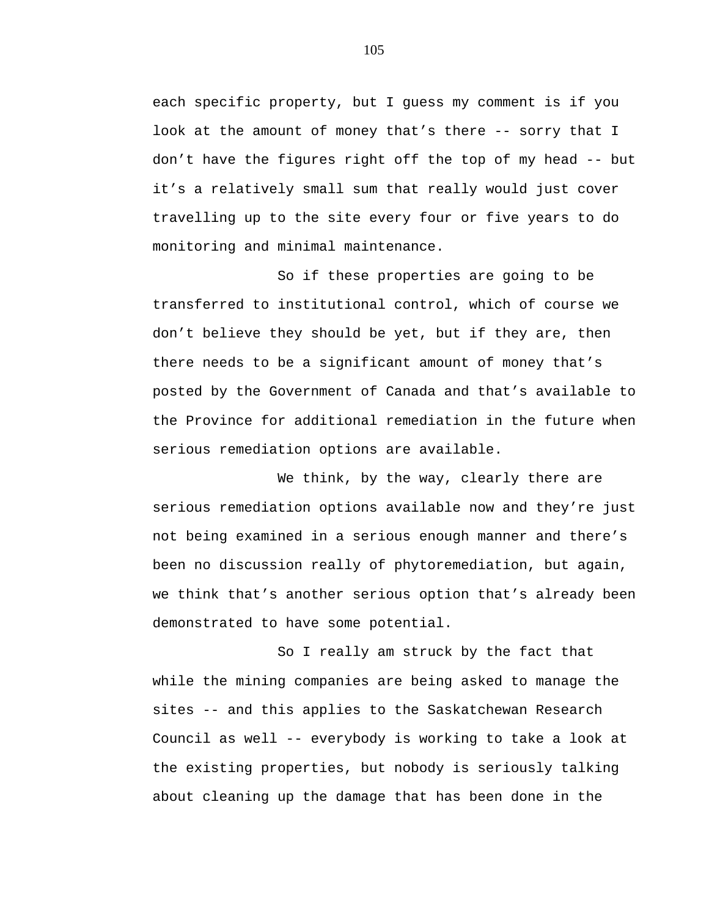each specific property, but I guess my comment is if you look at the amount of money that's there -- sorry that I don't have the figures right off the top of my head -- but it's a relatively small sum that really would just cover travelling up to the site every four or five years to do monitoring and minimal maintenance.

So if these properties are going to be transferred to institutional control, which of course we don't believe they should be yet, but if they are, then there needs to be a significant amount of money that's posted by the Government of Canada and that's available to the Province for additional remediation in the future when serious remediation options are available.

We think, by the way, clearly there are serious remediation options available now and they're just not being examined in a serious enough manner and there's been no discussion really of phytoremediation, but again, we think that's another serious option that's already been demonstrated to have some potential.

So I really am struck by the fact that while the mining companies are being asked to manage the sites -- and this applies to the Saskatchewan Research Council as well -- everybody is working to take a look at the existing properties, but nobody is seriously talking about cleaning up the damage that has been done in the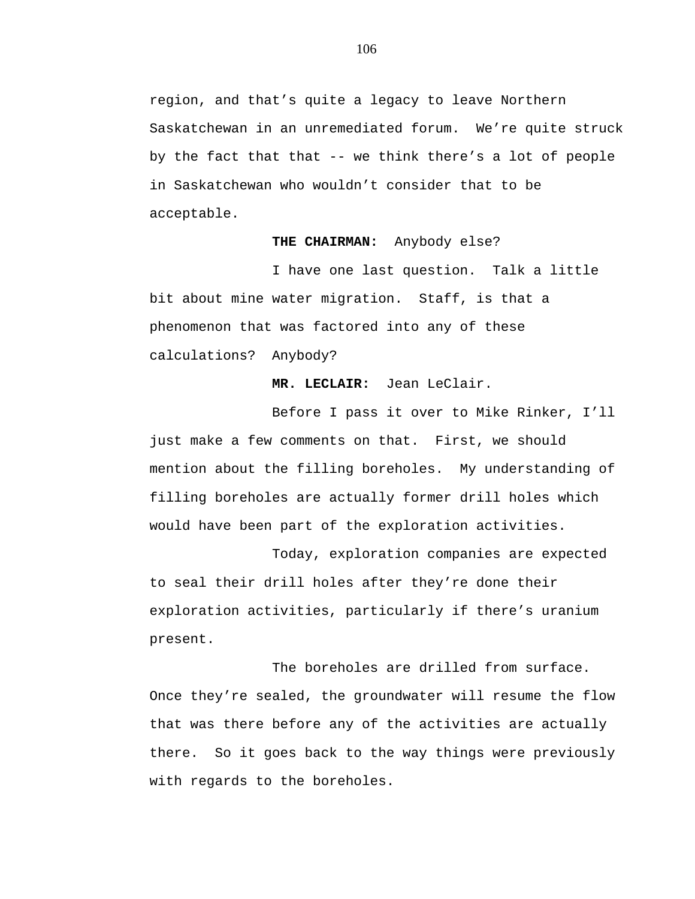region, and that’s quite a legacy to leave Northern Saskatchewan in an unremediated forum.  We’re quite struck by the fact that that -- we think there’s a lot of people in Saskatchewan who wouldn’t consider that to be acceptable.

**THE CHAIRMAN:**  Anybody else?

I have one last question.  Talk a little bit about mine water migration.  Staff, is that a phenomenon that was factored into any of these calculations?  Anybody?

**MR. LECLAIR:**  Jean LeClair.

Before I pass it over to Mike Rinker, I’ll just make a few comments on that.  First, we should mention about the filling boreholes.  My understanding of filling boreholes are actually former drill holes which would have been part of the exploration activities.

Today, exploration companies are expected to seal their drill holes after they’re done their exploration activities, particularly if there’s uranium present.

The boreholes are drilled from surface. Once they’re sealed, the groundwater will resume the flow that was there before any of the activities are actually there.  So it goes back to the way things were previously with regards to the boreholes.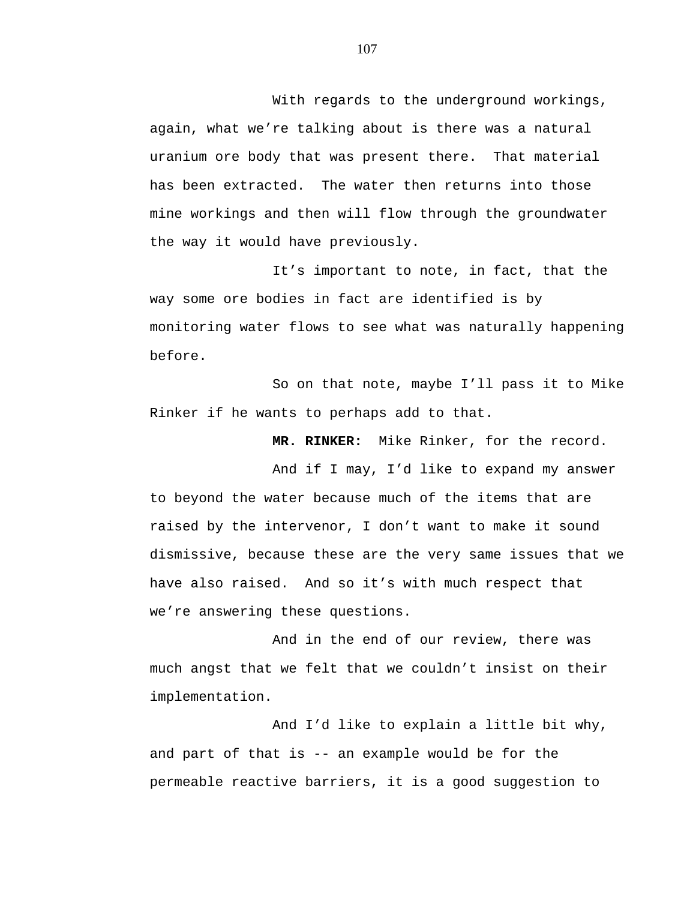With regards to the underground workings, again, what we're talking about is there was a natural uranium ore body that was present there. That material has been extracted. The water then returns into those mine workings and then will flow through the groundwater the way it would have previously.

It's important to note, in fact, that the way some ore bodies in fact are identified is by monitoring water flows to see what was naturally happening before.

So on that note, maybe I'll pass it to Mike Rinker if he wants to perhaps add to that.

**MR. RINKER:** Mike Rinker, for the record.

And if I may, I'd like to expand my answer to beyond the water because much of the items that are raised by the intervenor, I don't want to make it sound dismissive, because these are the very same issues that we have also raised. And so it's with much respect that we're answering these questions.

And in the end of our review, there was much angst that we felt that we couldn't insist on their implementation.

And I'd like to explain a little bit why, and part of that is -- an example would be for the permeable reactive barriers, it is a good suggestion to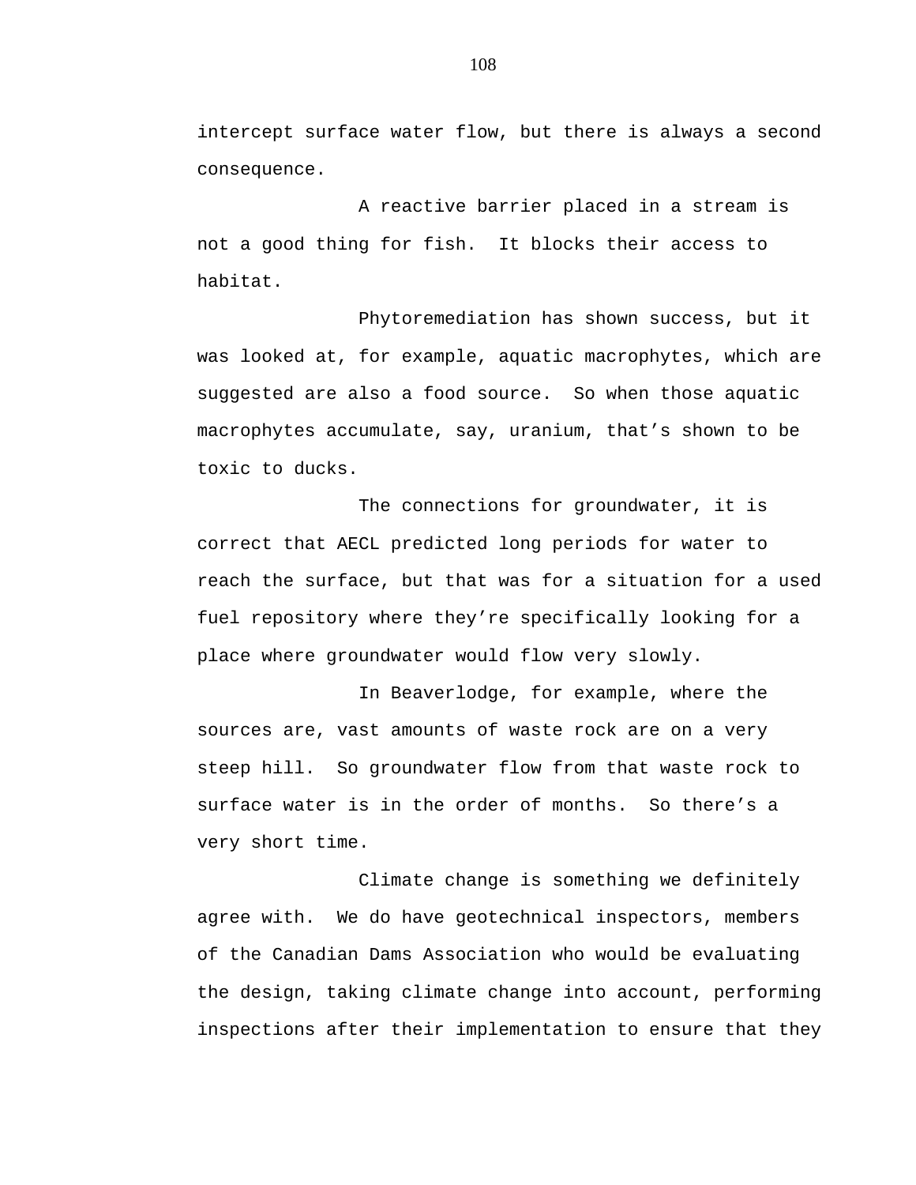intercept surface water flow, but there is always a second consequence.

A reactive barrier placed in a stream is not a good thing for fish. It blocks their access to habitat.

Phytoremediation has shown success, but it was looked at, for example, aquatic macrophytes, which are suggested are also a food source. So when those aquatic macrophytes accumulate, say, uranium, that's shown to be toxic to ducks.

The connections for groundwater, it is correct that AECL predicted long periods for water to reach the surface, but that was for a situation for a used fuel repository where they're specifically looking for a place where groundwater would flow very slowly.

In Beaverlodge, for example, where the sources are, vast amounts of waste rock are on a very steep hill. So groundwater flow from that waste rock to surface water is in the order of months. So there's a very short time.

Climate change is something we definitely agree with. We do have geotechnical inspectors, members of the Canadian Dams Association who would be evaluating the design, taking climate change into account, performing inspections after their implementation to ensure that they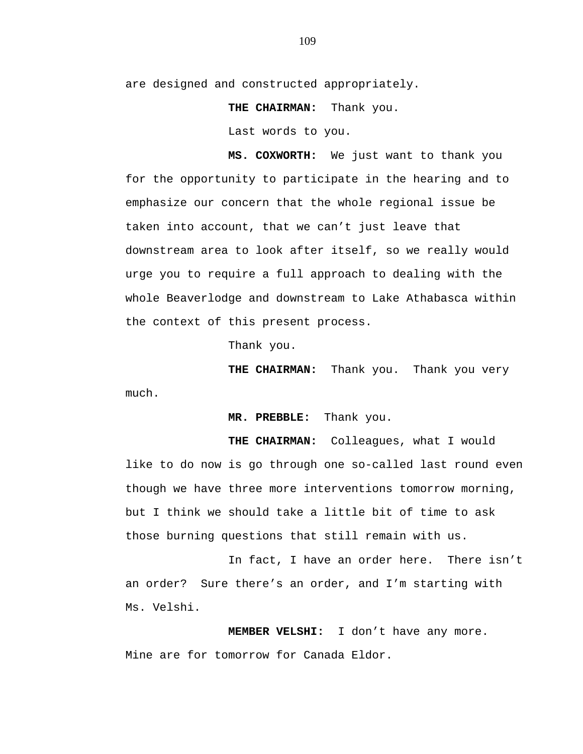are designed and constructed appropriately.

**THE CHAIRMAN:** Thank you.

Last words to you.

**MS. COXWORTH:** We just want to thank you for the opportunity to participate in the hearing and to emphasize our concern that the whole regional issue be taken into account, that we can't just leave that downstream area to look after itself, so we really would urge you to require a full approach to dealing with the whole Beaverlodge and downstream to Lake Athabasca within the context of this present process.

Thank you.

**THE CHAIRMAN:** Thank you. Thank you very much.

**MR. PREBBLE:** Thank you.

**THE CHAIRMAN:** Colleagues, what I would like to do now is go through one so-called last round even though we have three more interventions tomorrow morning, but I think we should take a little bit of time to ask those burning questions that still remain with us.

In fact, I have an order here. There isn't an order? Sure there's an order, and I'm starting with Ms. Velshi.

**MEMBER VELSHI:** I don't have any more. Mine are for tomorrow for Canada Eldor.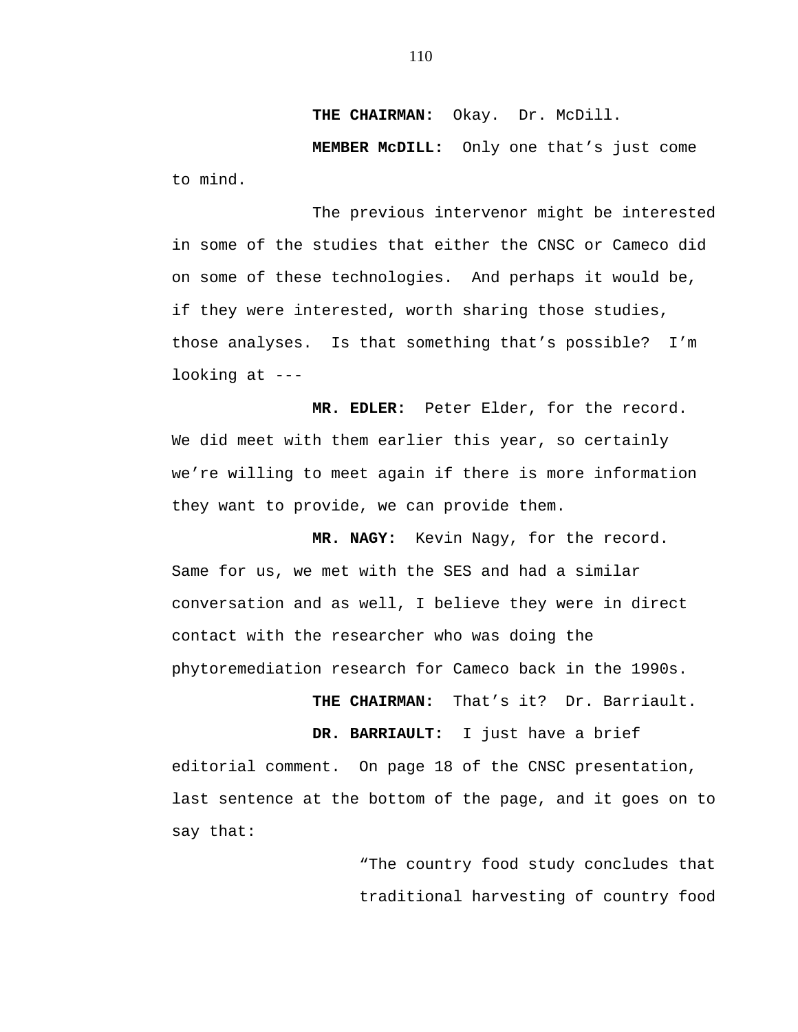**THE CHAIRMAN:** Okay. Dr. McDill.

**MEMBER McDILL:** Only one that's just come to mind.

The previous intervenor might be interested in some of the studies that either the CNSC or Cameco did on some of these technologies. And perhaps it would be, if they were interested, worth sharing those studies, those analyses. Is that something that's possible? I'm looking at ---

**MR. EDLER:** Peter Elder, for the record. We did meet with them earlier this year, so certainly we're willing to meet again if there is more information they want to provide, we can provide them.

**MR. NAGY:** Kevin Nagy, for the record. Same for us, we met with the SES and had a similar conversation and as well, I believe they were in direct contact with the researcher who was doing the phytoremediation research for Cameco back in the 1990s.

**THE CHAIRMAN:** That's it? Dr. Barriault.

**DR. BARRIAULT:** I just have a brief editorial comment. On page 18 of the CNSC presentation, last sentence at the bottom of the page, and it goes on to say that:

> "The country food study concludes that traditional harvesting of country food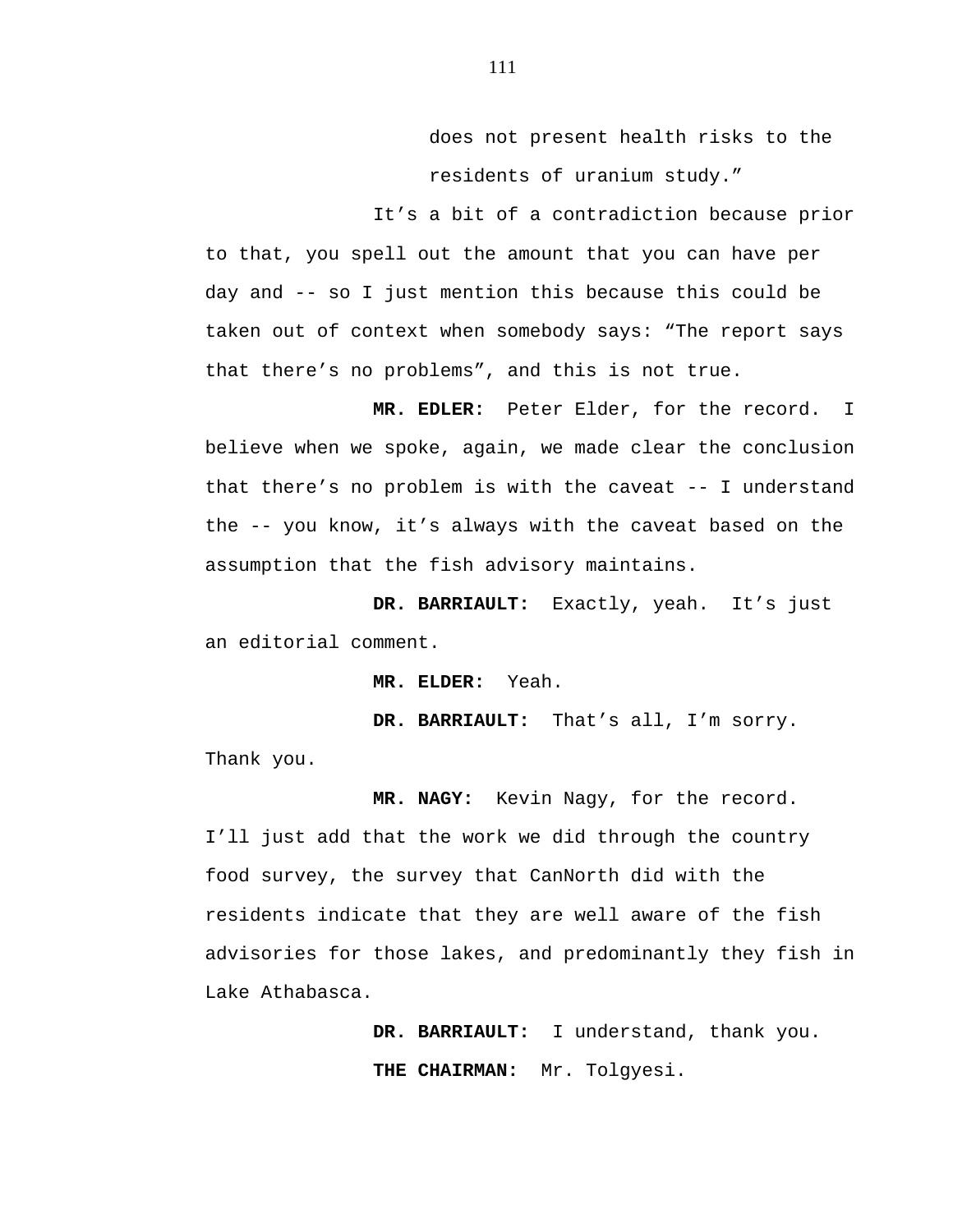does not present health risks to the residents of uranium study."

It's a bit of a contradiction because prior to that, you spell out the amount that you can have per day and -- so I just mention this because this could be taken out of context when somebody says: "The report says that there's no problems", and this is not true.

**MR. EDLER:** Peter Elder, for the record. I believe when we spoke, again, we made clear the conclusion that there's no problem is with the caveat -- I understand the -- you know, it's always with the caveat based on the assumption that the fish advisory maintains.

**DR. BARRIAULT:** Exactly, yeah. It's just an editorial comment.

**MR. ELDER:** Yeah.

**DR. BARRIAULT:** That's all, I'm sorry. Thank you.

**MR. NAGY:** Kevin Nagy, for the record. I'll just add that the work we did through the country food survey, the survey that CanNorth did with the residents indicate that they are well aware of the fish advisories for those lakes, and predominantly they fish in Lake Athabasca.

**DR. BARRIAULT:** I understand, thank you.

**THE CHAIRMAN:** Mr. Tolgyesi.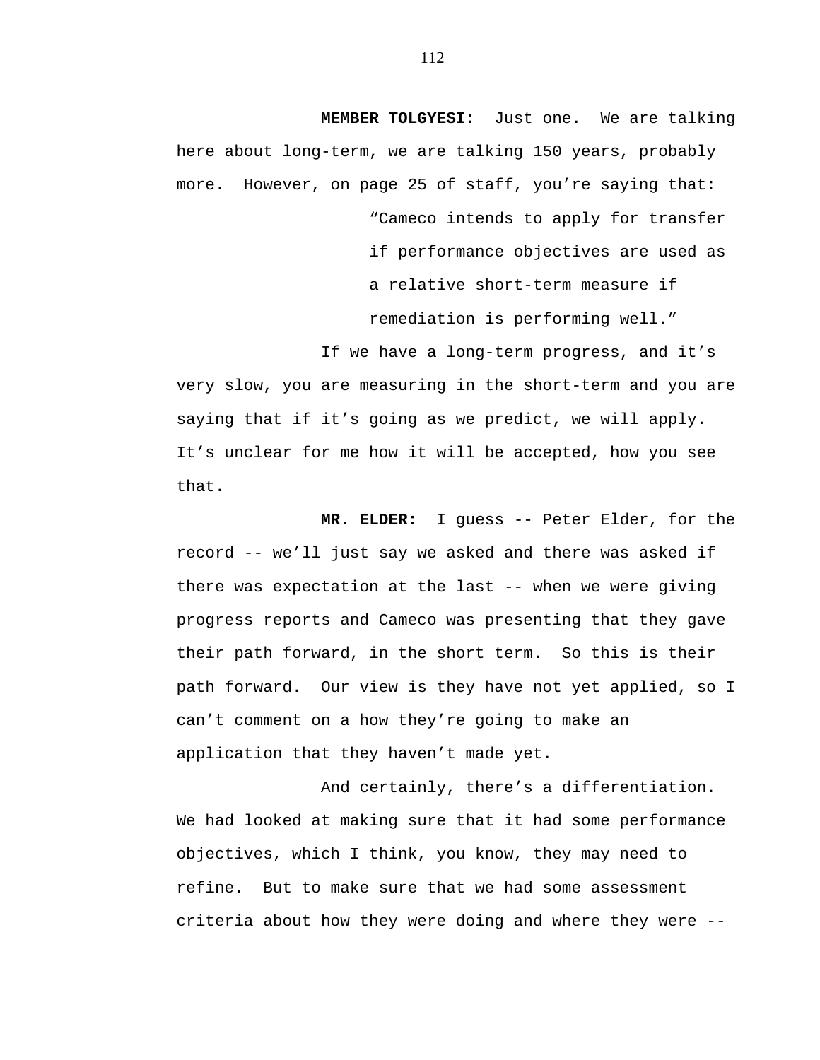**MEMBER TOLGYESI:** Just one. We are talking here about long-term, we are talking 150 years, probably more. However, on page 25 of staff, you're saying that:

> "Cameco intends to apply for transfer if performance objectives are used as a relative short-term measure if remediation is performing well."

If we have a long-term progress, and it's very slow, you are measuring in the short-term and you are saying that if it's going as we predict, we will apply. It's unclear for me how it will be accepted, how you see that.

**MR. ELDER:** I guess -- Peter Elder, for the record -- we'll just say we asked and there was asked if there was expectation at the last -- when we were giving progress reports and Cameco was presenting that they gave their path forward, in the short term. So this is their path forward. Our view is they have not yet applied, so I can't comment on a how they're going to make an application that they haven't made yet.

And certainly, there's a differentiation. We had looked at making sure that it had some performance objectives, which I think, you know, they may need to refine. But to make sure that we had some assessment criteria about how they were doing and where they were --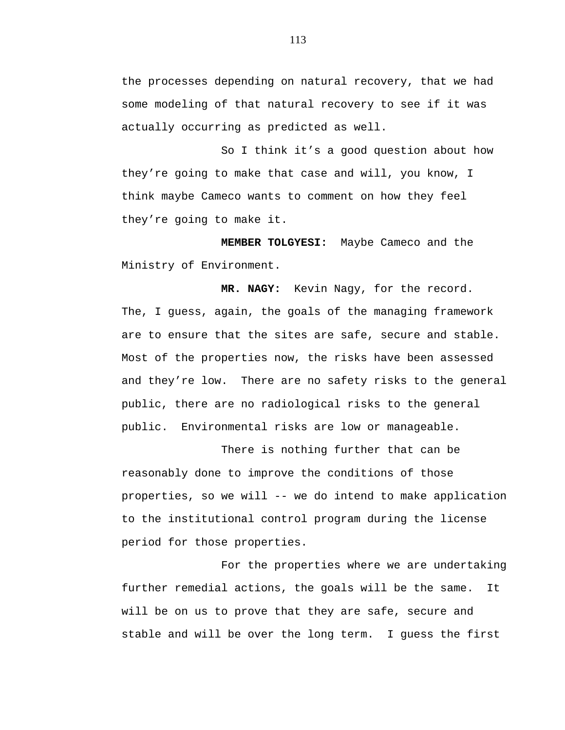the processes depending on natural recovery, that we had some modeling of that natural recovery to see if it was actually occurring as predicted as well.

So I think it's a good question about how they're going to make that case and will, you know, I think maybe Cameco wants to comment on how they feel they're going to make it.

**MEMBER TOLGYESI:** Maybe Cameco and the Ministry of Environment.

**MR. NAGY:** Kevin Nagy, for the record. The, I guess, again, the goals of the managing framework are to ensure that the sites are safe, secure and stable. Most of the properties now, the risks have been assessed and they're low. There are no safety risks to the general public, there are no radiological risks to the general public. Environmental risks are low or manageable.

There is nothing further that can be reasonably done to improve the conditions of those properties, so we will -- we do intend to make application to the institutional control program during the license period for those properties.

For the properties where we are undertaking further remedial actions, the goals will be the same. It will be on us to prove that they are safe, secure and stable and will be over the long term. I guess the first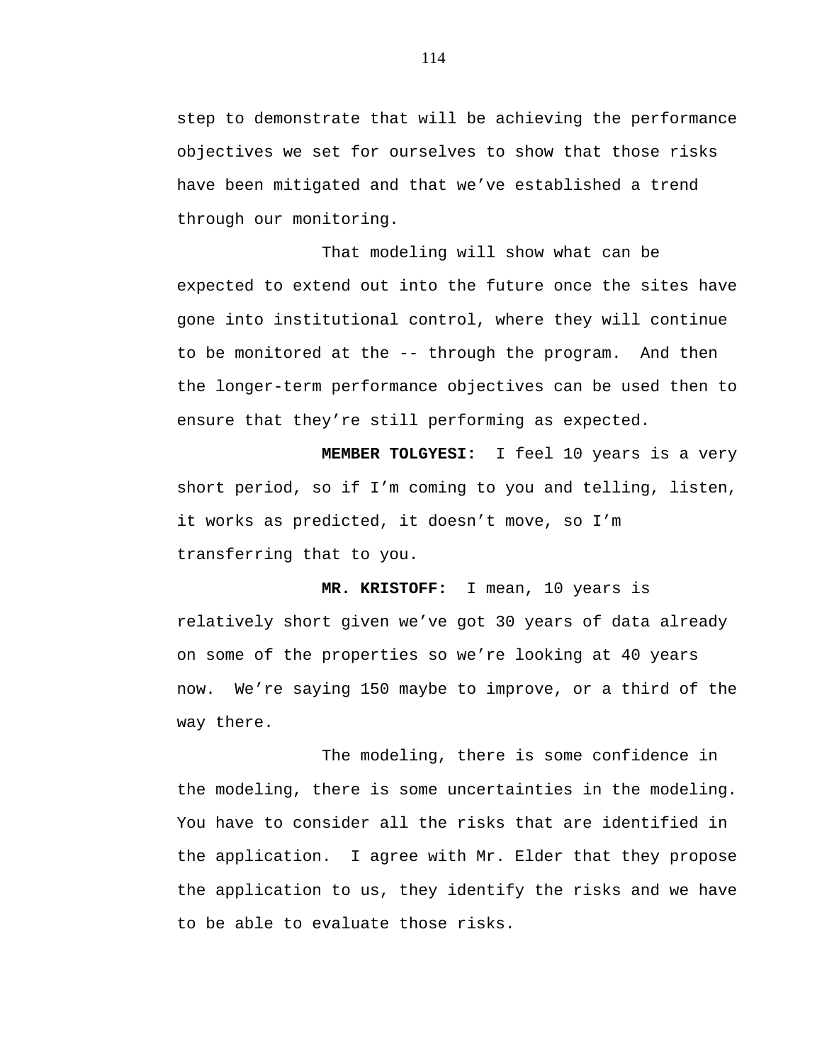step to demonstrate that will be achieving the performance objectives we set for ourselves to show that those risks have been mitigated and that we've established a trend through our monitoring.

That modeling will show what can be expected to extend out into the future once the sites have gone into institutional control, where they will continue to be monitored at the -- through the program. And then the longer-term performance objectives can be used then to ensure that they're still performing as expected.

**MEMBER TOLGYESI:** I feel 10 years is a very short period, so if I'm coming to you and telling, listen, it works as predicted, it doesn't move, so I'm transferring that to you.

**MR. KRISTOFF:** I mean, 10 years is relatively short given we've got 30 years of data already on some of the properties so we're looking at 40 years now. We're saying 150 maybe to improve, or a third of the way there.

The modeling, there is some confidence in the modeling, there is some uncertainties in the modeling. You have to consider all the risks that are identified in the application. I agree with Mr. Elder that they propose the application to us, they identify the risks and we have to be able to evaluate those risks.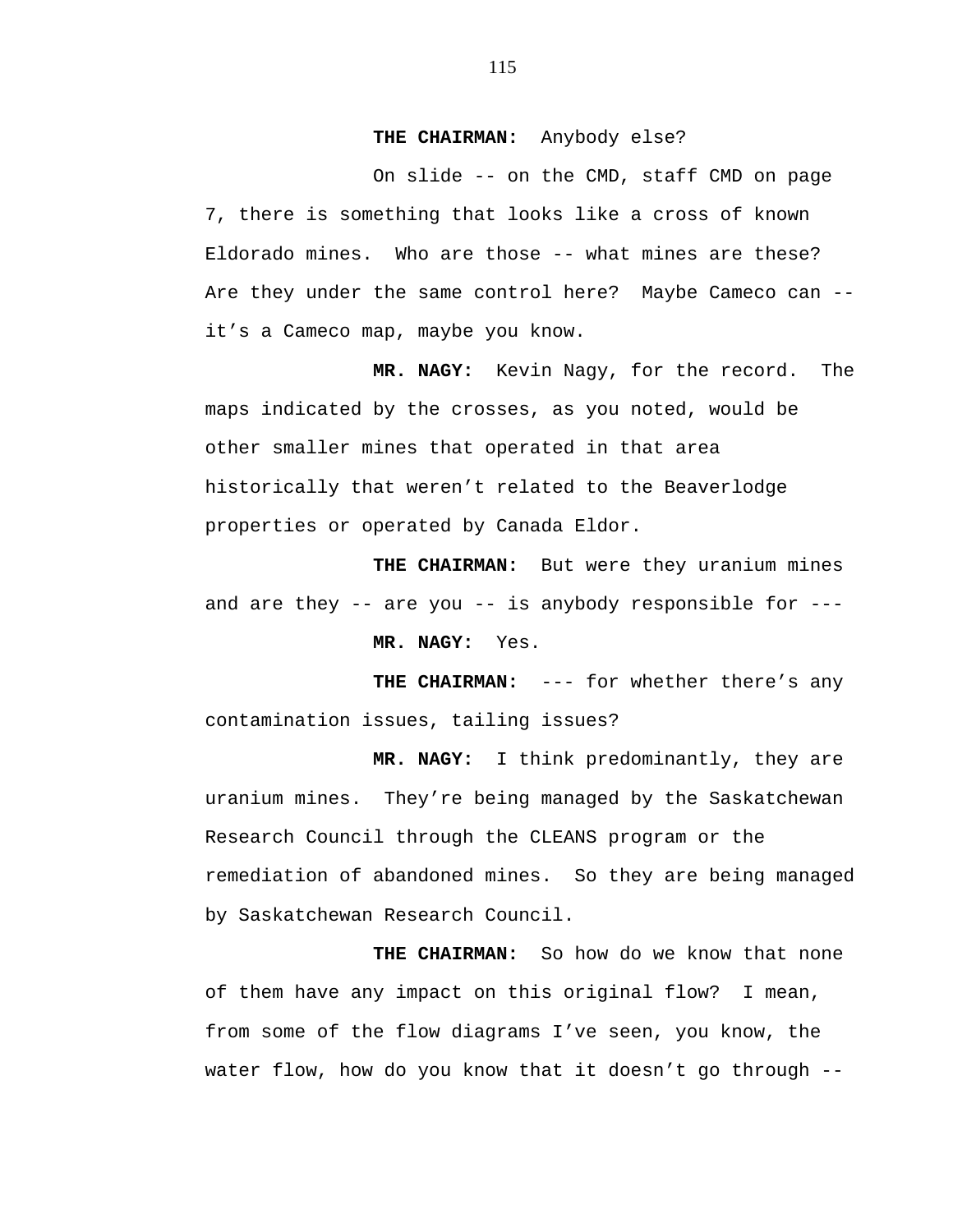**THE CHAIRMAN:** Anybody else?

On slide -- on the CMD, staff CMD on page 7, there is something that looks like a cross of known Eldorado mines. Who are those -- what mines are these? Are they under the same control here? Maybe Cameco can -- it's a Cameco map, maybe you know.

**MR. NAGY:** Kevin Nagy, for the record. The maps indicated by the crosses, as you noted, would be other smaller mines that operated in that area historically that weren't related to the Beaverlodge properties or operated by Canada Eldor.

**THE CHAIRMAN:** But were they uranium mines and are they -- are you -- is anybody responsible for ---

**MR. NAGY:** Yes.

**THE CHAIRMAN:** --- for whether there's any contamination issues, tailing issues?

**MR. NAGY:** I think predominantly, they are uranium mines. They're being managed by the Saskatchewan Research Council through the CLEANS program or the remediation of abandoned mines. So they are being managed by Saskatchewan Research Council.

**THE CHAIRMAN:** So how do we know that none of them have any impact on this original flow? I mean, from some of the flow diagrams I've seen, you know, the water flow, how do you know that it doesn't go through --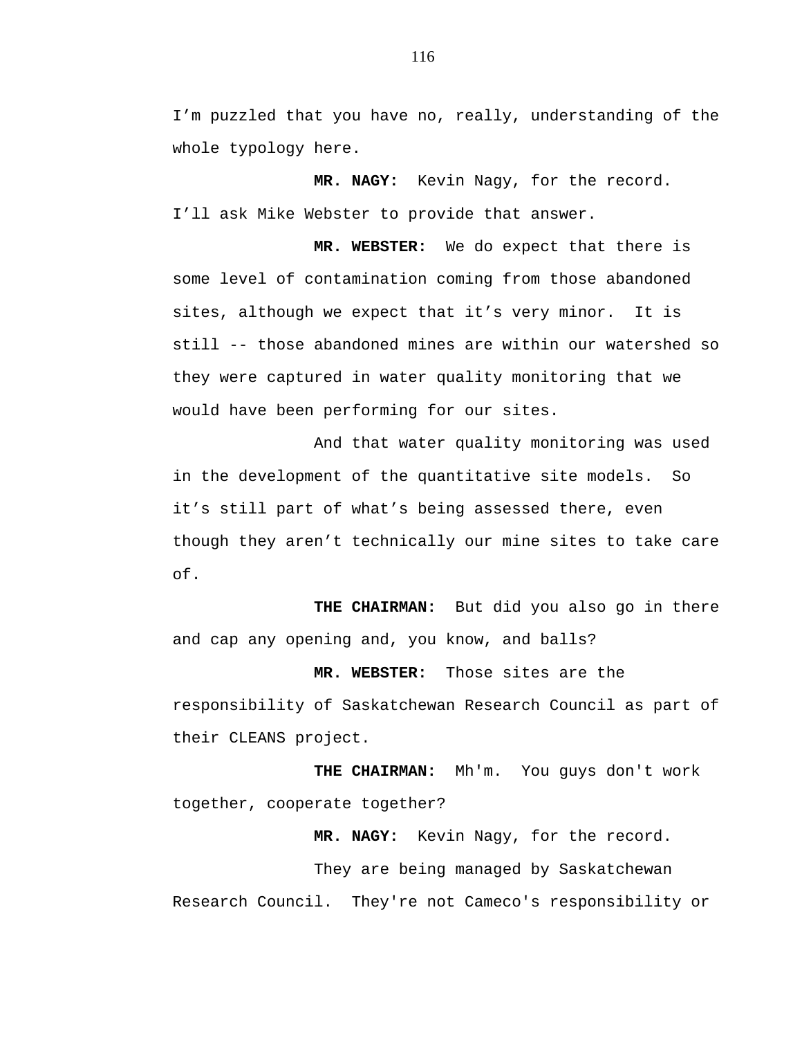I'm puzzled that you have no, really, understanding of the whole typology here.

**MR. NAGY:** Kevin Nagy, for the record. I'll ask Mike Webster to provide that answer.

**MR. WEBSTER:** We do expect that there is some level of contamination coming from those abandoned sites, although we expect that it's very minor. It is still -- those abandoned mines are within our watershed so they were captured in water quality monitoring that we would have been performing for our sites.

And that water quality monitoring was used in the development of the quantitative site models. So it's still part of what's being assessed there, even though they aren't technically our mine sites to take care of.

**THE CHAIRMAN:** But did you also go in there and cap any opening and, you know, and balls?

**MR. WEBSTER:** Those sites are the responsibility of Saskatchewan Research Council as part of their CLEANS project.

**THE CHAIRMAN:** Mh'm. You guys don't work together, cooperate together?

**MR. NAGY:** Kevin Nagy, for the record.

They are being managed by Saskatchewan Research Council. They're not Cameco's responsibility or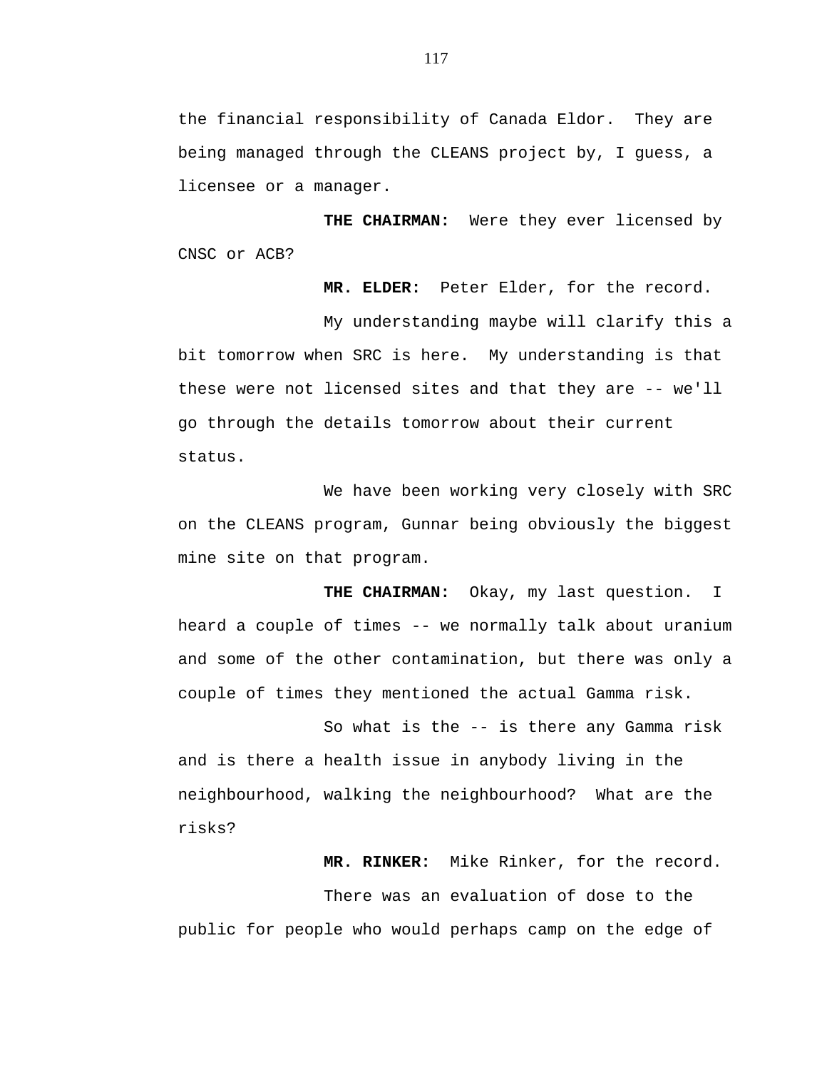the financial responsibility of Canada Eldor. They are being managed through the CLEANS project by, I guess, a licensee or a manager.

**THE CHAIRMAN:** Were they ever licensed by CNSC or ACB?

**MR. ELDER:** Peter Elder, for the record.

My understanding maybe will clarify this a bit tomorrow when SRC is here. My understanding is that these were not licensed sites and that they are -- we'll go through the details tomorrow about their current status.

We have been working very closely with SRC on the CLEANS program, Gunnar being obviously the biggest mine site on that program.

**THE CHAIRMAN:** Okay, my last question. I heard a couple of times -- we normally talk about uranium and some of the other contamination, but there was only a couple of times they mentioned the actual Gamma risk.

So what is the -- is there any Gamma risk and is there a health issue in anybody living in the neighbourhood, walking the neighbourhood? What are the risks?

**MR. RINKER:** Mike Rinker, for the record.

There was an evaluation of dose to the public for people who would perhaps camp on the edge of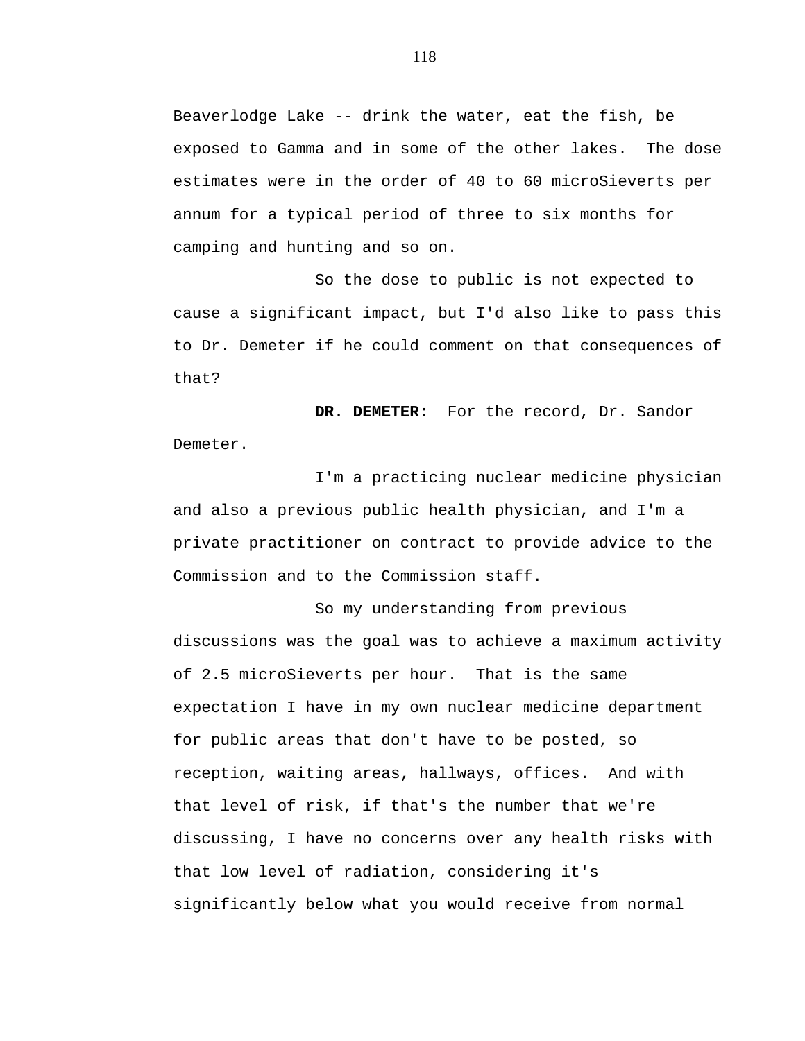Beaverlodge Lake -- drink the water, eat the fish, be exposed to Gamma and in some of the other lakes. The dose estimates were in the order of 40 to 60 microSieverts per annum for a typical period of three to six months for camping and hunting and so on.

So the dose to public is not expected to cause a significant impact, but I'd also like to pass this to Dr. Demeter if he could comment on that consequences of that?

**DR. DEMETER:** For the record, Dr. Sandor Demeter.

I'm a practicing nuclear medicine physician and also a previous public health physician, and I'm a private practitioner on contract to provide advice to the Commission and to the Commission staff.

So my understanding from previous discussions was the goal was to achieve a maximum activity of 2.5 microSieverts per hour. That is the same expectation I have in my own nuclear medicine department for public areas that don't have to be posted, so reception, waiting areas, hallways, offices. And with that level of risk, if that's the number that we're discussing, I have no concerns over any health risks with that low level of radiation, considering it's significantly below what you would receive from normal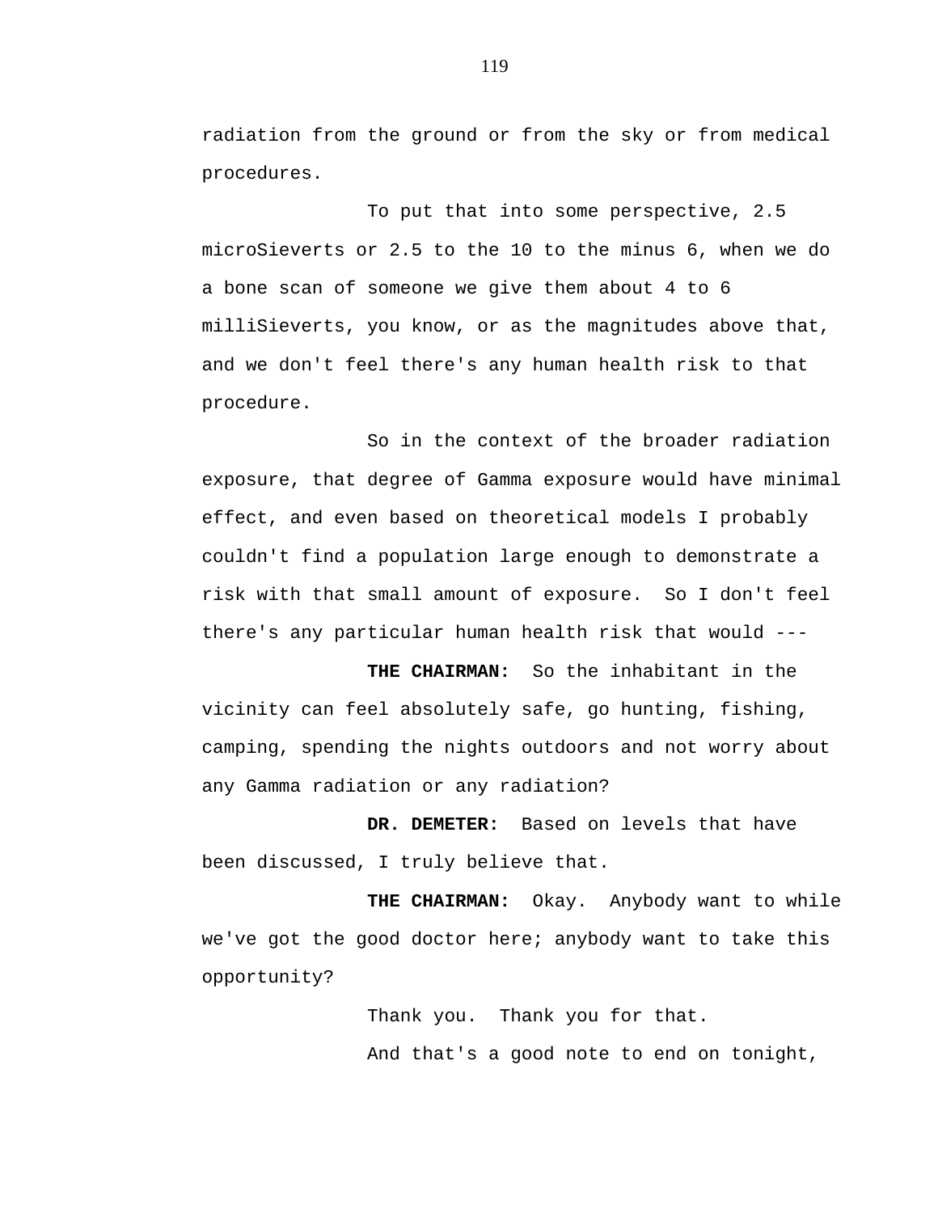radiation from the ground or from the sky or from medical procedures.

To put that into some perspective, 2.5 microSieverts or 2.5 to the 10 to the minus 6, when we do a bone scan of someone we give them about 4 to 6 milliSieverts, you know, or as the magnitudes above that, and we don't feel there's any human health risk to that procedure.

So in the context of the broader radiation exposure, that degree of Gamma exposure would have minimal effect, and even based on theoretical models I probably couldn't find a population large enough to demonstrate a risk with that small amount of exposure. So I don't feel there's any particular human health risk that would ---

**THE CHAIRMAN:** So the inhabitant in the vicinity can feel absolutely safe, go hunting, fishing, camping, spending the nights outdoors and not worry about any Gamma radiation or any radiation?

**DR. DEMETER:** Based on levels that have been discussed, I truly believe that.

**THE CHAIRMAN:** Okay. Anybody want to while we've got the good doctor here; anybody want to take this opportunity?

Thank you. Thank you for that.

And that's a good note to end on tonight,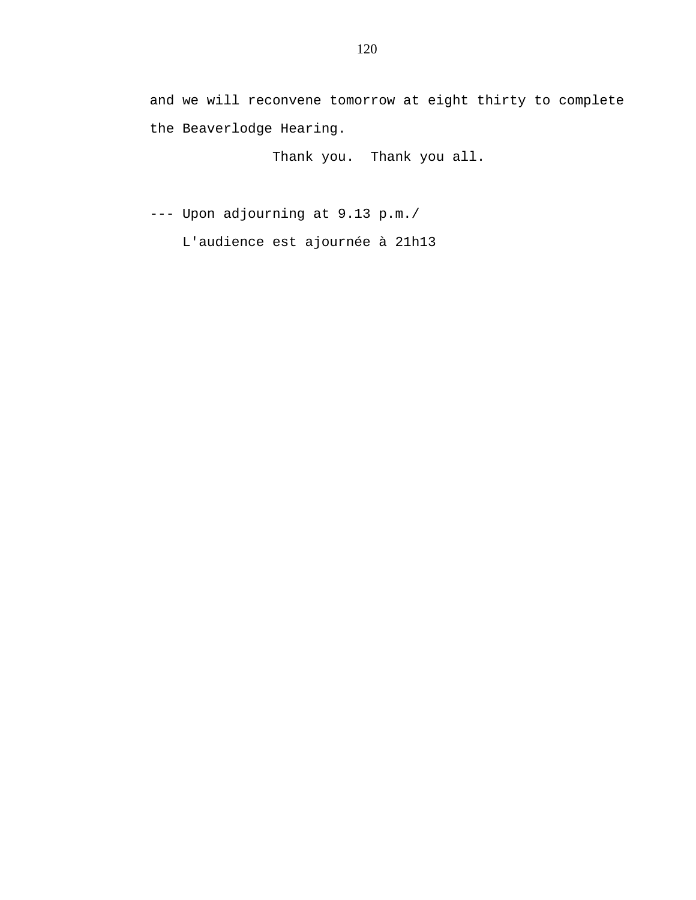and we will reconvene tomorrow at eight thirty to complete the Beaverlodge Hearing.

Thank you. Thank you all.

--- Upon adjourning at 9.13 p.m./
L'audience est ajournée à 21h13